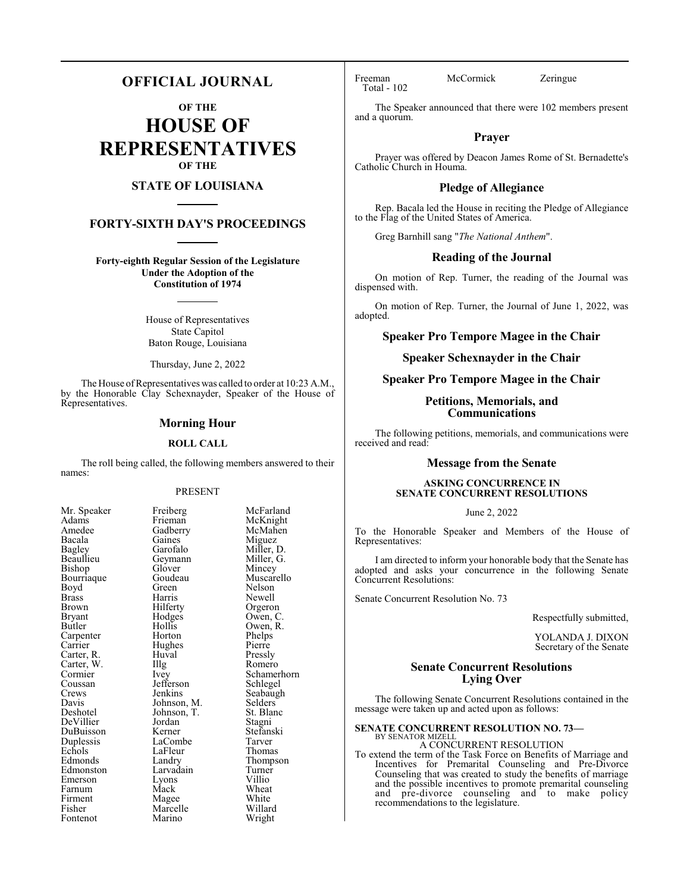# OFFICIAL JOURNAL

## OF THE

# HOUSE OF REPRESENTATIVES

## OF THE

## STATE OF LOUISIANA

## FORTY-SIXTH DAY'S PROCEEDINGS

**Forty-eighth Regular Session of the Legislature Under the Adoption of the Constitution of 1974**

House of Representatives
State Capitol
Baton Rouge, Louisiana

Thursday, June 2, 2022

The House of Representatives was called to order at 10:23 A.M., by the Honorable Clay Schexnayder, Speaker of the House of Representatives.

## Morning Hour

### ROLL CALL

The roll being called, the following members answered to their names:

PRESENT

| | | |
|---|---|---|
| Mr. Speaker | Freiberg | McFarland |
| Adams | Frieman | McKnight |
| Amedee | Gadberry | McMahen |
| Bacala | Gaines | Miguez |
| Bagley | Garofalo | Miller, D. |
| Beaullieu | Geymann | Miller, G. |
| Bishop | Glover | Mincey |
| Bourriaque | Goudeau | Muscarello |
| Boyd | Green | Nelson |
| Brass | Harris | Newell |
| Brown | Hilferty | Orgeron |
| Bryant | Hodges | Owen, C. |
| Butler | Hollis | Owen, R. |
| Carpenter | Horton | Phelps |
| Carrier | Hughes | Pierre |
| Carter, R. | Huval | Pressly |
| Carter, W. | Illg | Romero |
| Cormier | Ivey | Schamerhorn |
| Coussan | Jefferson | Schlegel |
| Crews | Jenkins | Seabaugh |
| Davis | Johnson, M. | Selders |
| Deshotel | Johnson, T. | St. Blanc |
| DeVillier | Jordan | Stagni |
| DuBuisson | Kerner | Stefanski |
| Duplessis | LaCombe | Tarver |
| Echols | LaFleur | Thomas |
| Edmonds | Landry | Thompson |
| Edmonston | Larvadain | Turner |
| Emerson | Lyons | Villio |
| Farnum | Mack | Wheat |
| Firment | Magee | White |
| Fisher | Marcelle | Willard |
| Fontenot | Marino | Wright |
| Freeman | McCormick | Zeringue |

Total - 102

The Speaker announced that there were 102 members present and a quorum.

## Prayer

Prayer was offered by Deacon James Rome of St. Bernadette's Catholic Church in Houma.

## Pledge of Allegiance

Rep. Bacala led the House in reciting the Pledge of Allegiance to the Flag of the United States of America.

Greg Barnhill sang "*The National Anthem*".

## Reading of the Journal

On motion of Rep. Turner, the reading of the Journal was dispensed with.

On motion of Rep. Turner, the Journal of June 1, 2022, was adopted.

## Speaker Pro Tempore Magee in the Chair

## Speaker Schexnayder in the Chair

## Speaker Pro Tempore Magee in the Chair

## Petitions, Memorials, and Communications

The following petitions, memorials, and communications were received and read:

## Message from the Senate

### ASKING CONCURRENCE IN SENATE CONCURRENT RESOLUTIONS

June 2, 2022

To the Honorable Speaker and Members of the House of Representatives:

I am directed to inform your honorable body that the Senate has adopted and asks your concurrence in the following Senate Concurrent Resolutions:

Senate Concurrent Resolution No. 73

Respectfully submitted,

YOLANDA J. DIXON
Secretary of the Senate

## Senate Concurrent Resolutions Lying Over

The following Senate Concurrent Resolutions contained in the message were taken up and acted upon as follows:

**SENATE CONCURRENT RESOLUTION NO. 73—**
BY SENATOR MIZELL

A CONCURRENT RESOLUTION

To extend the term of the Task Force on Benefits of Marriage and Incentives for Premarital Counseling and Pre-Divorce Counseling that was created to study the benefits of marriage and the possible incentives to promote premarital counseling and pre-divorce counseling and to make policy recommendations to the legislature.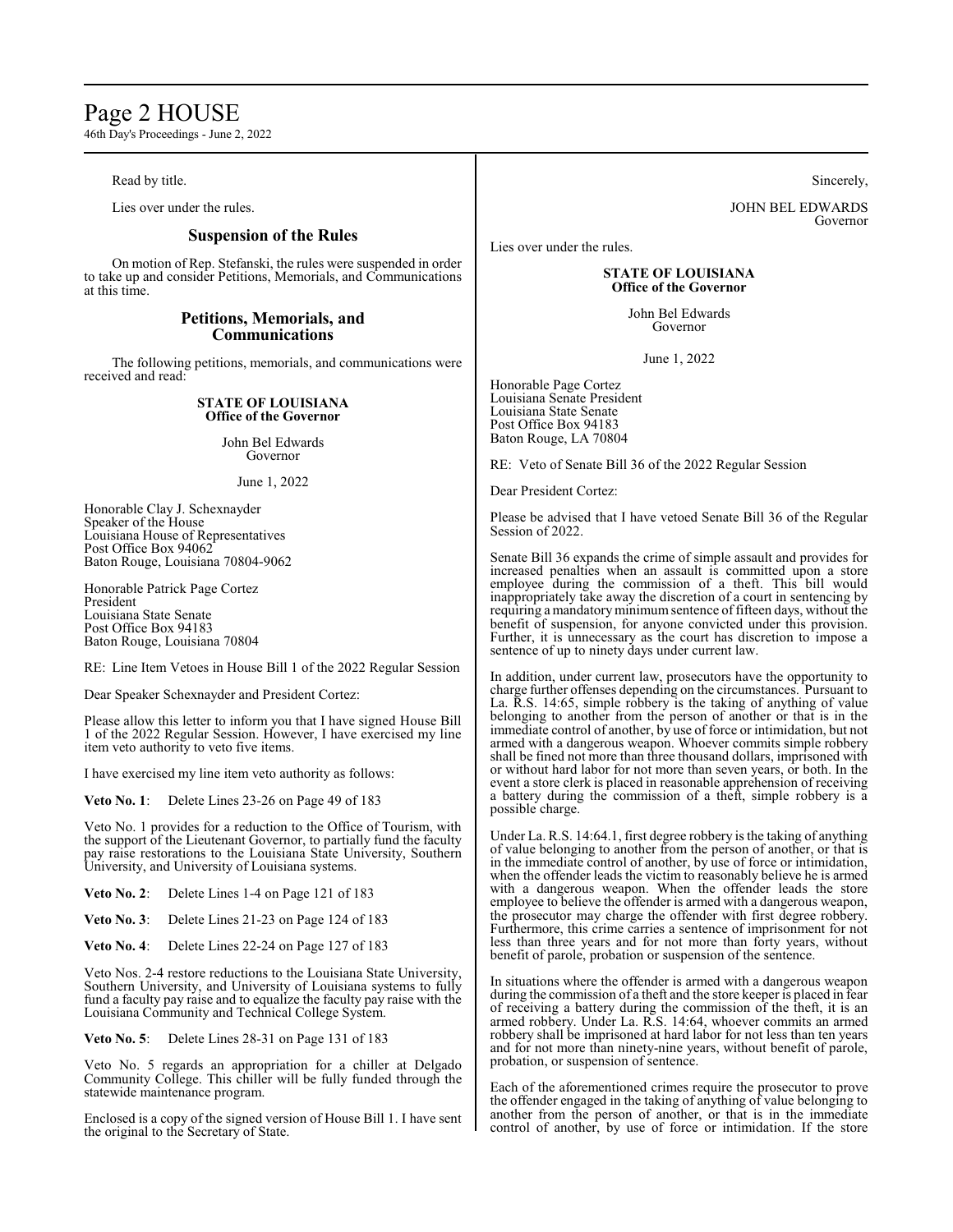Read by title.

Lies over under the rules.

## Suspension of the Rules

On motion of Rep. Stefanski, the rules were suspended in order to take up and consider Petitions, Memorials, and Communications at this time.

## Petitions, Memorials, and Communications

The following petitions, memorials, and communications were received and read:

**STATE OF LOUISIANA**
**Office of the Governor**

John Bel Edwards
Governor

June 1, 2022

Honorable Clay J. Schexnayder
Speaker of the House
Louisiana House of Representatives
Post Office Box 94062
Baton Rouge, Louisiana 70804-9062

Honorable Patrick Page Cortez
President
Louisiana State Senate
Post Office Box 94183
Baton Rouge, Louisiana 70804

RE: Line Item Vetoes in House Bill 1 of the 2022 Regular Session

Dear Speaker Schexnayder and President Cortez:

Please allow this letter to inform you that I have signed House Bill 1 of the 2022 Regular Session. However, I have exercised my line item veto authority to veto five items.

I have exercised my line item veto authority as follows:

**Veto No. 1**: Delete Lines 23-26 on Page 49 of 183

Veto No. 1 provides for a reduction to the Office of Tourism, with the support of the Lieutenant Governor, to partially fund the faculty pay raise restorations to the Louisiana State University, Southern University, and University of Louisiana systems.

**Veto No. 2**: Delete Lines 1-4 on Page 121 of 183

**Veto No. 3**: Delete Lines 21-23 on Page 124 of 183

**Veto No. 4**: Delete Lines 22-24 on Page 127 of 183

Veto Nos. 2-4 restore reductions to the Louisiana State University, Southern University, and University of Louisiana systems to fully fund a faculty pay raise and to equalize the faculty pay raise with the Louisiana Community and Technical College System.

**Veto No. 5**: Delete Lines 28-31 on Page 131 of 183

Veto No. 5 regards an appropriation for a chiller at Delgado Community College. This chiller will be fully funded through the statewide maintenance program.

Enclosed is a copy of the signed version of House Bill 1. I have sent the original to the Secretary of State.

Sincerely,

JOHN BEL EDWARDS
Governor

Lies over under the rules.

**STATE OF LOUISIANA**
**Office of the Governor**

John Bel Edwards
Governor

June 1, 2022

Honorable Page Cortez
Louisiana Senate President
Louisiana State Senate
Post Office Box 94183
Baton Rouge, LA 70804

RE: Veto of Senate Bill 36 of the 2022 Regular Session

Dear President Cortez:

Please be advised that I have vetoed Senate Bill 36 of the Regular Session of 2022.

Senate Bill 36 expands the crime of simple assault and provides for increased penalties when an assault is committed upon a store employee during the commission of a theft. This bill would inappropriately take away the discretion of a court in sentencing by requiring a mandatory minimum sentence of fifteen days, without the benefit of suspension, for anyone convicted under this provision. Further, it is unnecessary as the court has discretion to impose a sentence of up to ninety days under current law.

In addition, under current law, prosecutors have the opportunity to charge further offenses depending on the circumstances. Pursuant to La. R.S. 14:65, simple robbery is the taking of anything of value belonging to another from the person of another or that is in the immediate control of another, by use of force or intimidation, but not armed with a dangerous weapon. Whoever commits simple robbery shall be fined not more than three thousand dollars, imprisoned with or without hard labor for not more than seven years, or both. In the event a store clerk is placed in reasonable apprehension of receiving a battery during the commission of a theft, simple robbery is a possible charge.

Under La. R.S. 14:64.1, first degree robbery is the taking of anything of value belonging to another from the person of another, or that is in the immediate control of another, by use of force or intimidation, when the offender leads the victim to reasonably believe he is armed with a dangerous weapon. When the offender leads the store employee to believe the offender is armed with a dangerous weapon, the prosecutor may charge the offender with first degree robbery. Furthermore, this crime carries a sentence of imprisonment for not less than three years and for not more than forty years, without benefit of parole, probation or suspension of the sentence.

In situations where the offender is armed with a dangerous weapon during the commission of a theft and the store keeper is placed in fear of receiving a battery during the commission of the theft, it is an armed robbery. Under La. R.S. 14:64, whoever commits an armed robbery shall be imprisoned at hard labor for not less than ten years and for not more than ninety-nine years, without benefit of parole, probation, or suspension of sentence.

Each of the aforementioned crimes require the prosecutor to prove the offender engaged in the taking of anything of value belonging to another from the person of another, or that is in the immediate control of another, by use of force or intimidation. If the store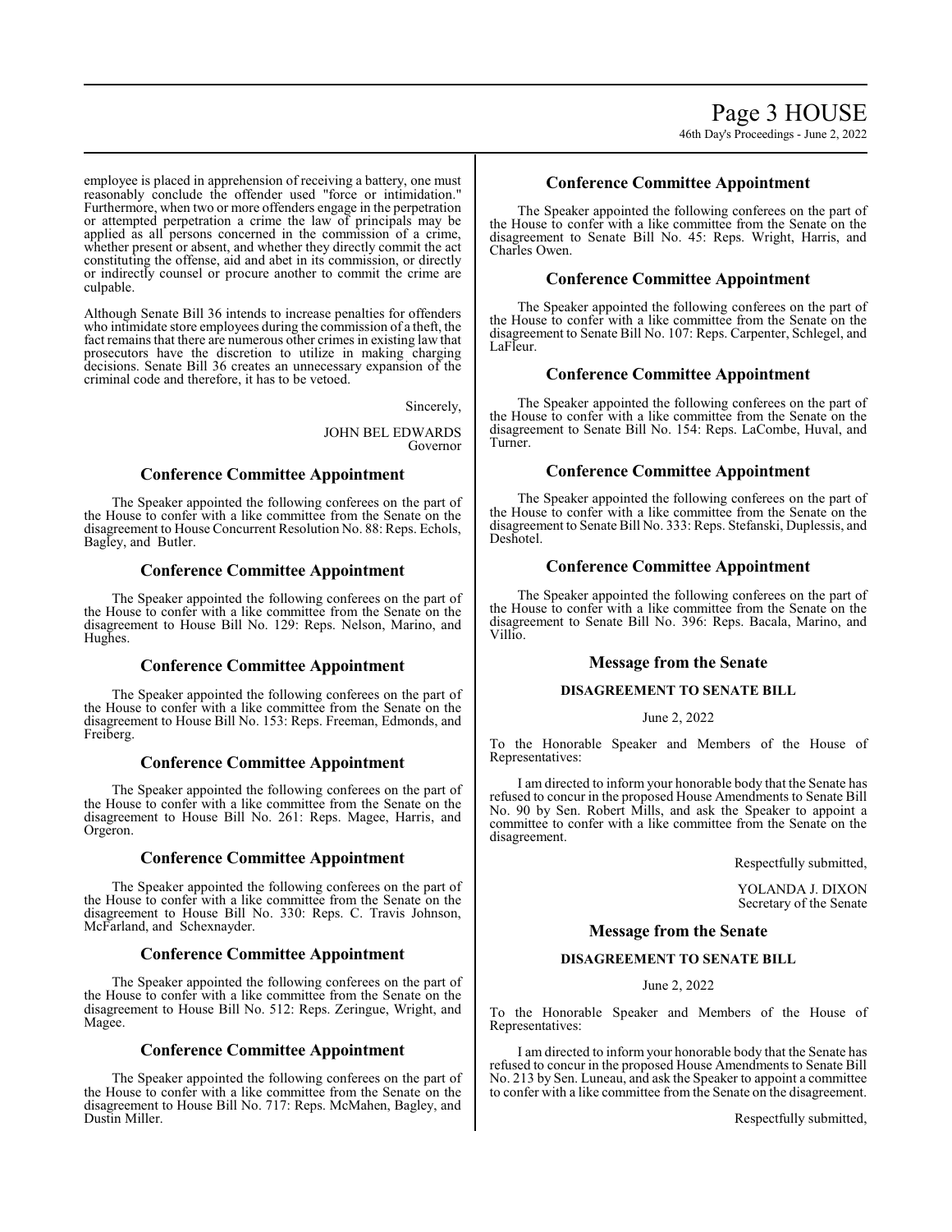employee is placed in apprehension of receiving a battery, one must reasonably conclude the offender used "force or intimidation." Furthermore, when two or more offenders engage in the perpetration or attempted perpetration a crime the law of principals may be applied as all persons concerned in the commission of a crime, whether present or absent, and whether they directly commit the act constituting the offense, aid and abet in its commission, or directly or indirectly counsel or procure another to commit the crime are culpable.

Although Senate Bill 36 intends to increase penalties for offenders who intimidate store employees during the commission of a theft, the fact remains that there are numerous other crimes in existing law that prosecutors have the discretion to utilize in making charging decisions. Senate Bill 36 creates an unnecessary expansion of the criminal code and therefore, it has to be vetoed.

Sincerely,

JOHN BEL EDWARDS
Governor

## Conference Committee Appointment

The Speaker appointed the following conferees on the part of the House to confer with a like committee from the Senate on the disagreement to House Concurrent Resolution No. 88: Reps. Echols, Bagley, and Butler.

## Conference Committee Appointment

The Speaker appointed the following conferees on the part of the House to confer with a like committee from the Senate on the disagreement to House Bill No. 129: Reps. Nelson, Marino, and Hughes.

## Conference Committee Appointment

The Speaker appointed the following conferees on the part of the House to confer with a like committee from the Senate on the disagreement to House Bill No. 153: Reps. Freeman, Edmonds, and Freiberg.

## Conference Committee Appointment

The Speaker appointed the following conferees on the part of the House to confer with a like committee from the Senate on the disagreement to House Bill No. 261: Reps. Magee, Harris, and Orgeron.

## Conference Committee Appointment

The Speaker appointed the following conferees on the part of the House to confer with a like committee from the Senate on the disagreement to House Bill No. 330: Reps. C. Travis Johnson, McFarland, and Schexnayder.

## Conference Committee Appointment

The Speaker appointed the following conferees on the part of the House to confer with a like committee from the Senate on the disagreement to House Bill No. 512: Reps. Zeringue, Wright, and Magee.

## Conference Committee Appointment

The Speaker appointed the following conferees on the part of the House to confer with a like committee from the Senate on the disagreement to House Bill No. 717: Reps. McMahen, Bagley, and Dustin Miller.

## Conference Committee Appointment

The Speaker appointed the following conferees on the part of the House to confer with a like committee from the Senate on the disagreement to Senate Bill No. 45: Reps. Wright, Harris, and Charles Owen.

## Conference Committee Appointment

The Speaker appointed the following conferees on the part of the House to confer with a like committee from the Senate on the disagreement to Senate Bill No. 107: Reps. Carpenter, Schlegel, and LaFleur.

## Conference Committee Appointment

The Speaker appointed the following conferees on the part of the House to confer with a like committee from the Senate on the disagreement to Senate Bill No. 154: Reps. LaCombe, Huval, and Turner.

## Conference Committee Appointment

The Speaker appointed the following conferees on the part of the House to confer with a like committee from the Senate on the disagreement to Senate Bill No. 333: Reps. Stefanski, Duplessis, and Deshotel.

## Conference Committee Appointment

The Speaker appointed the following conferees on the part of the House to confer with a like committee from the Senate on the disagreement to Senate Bill No. 396: Reps. Bacala, Marino, and Villio.

## Message from the Senate

### DISAGREEMENT TO SENATE BILL

June 2, 2022

To the Honorable Speaker and Members of the House of Representatives:

I am directed to inform your honorable body that the Senate has refused to concur in the proposed House Amendments to Senate Bill No. 90 by Sen. Robert Mills, and ask the Speaker to appoint a committee to confer with a like committee from the Senate on the disagreement.

Respectfully submitted,

YOLANDA J. DIXON
Secretary of the Senate

## Message from the Senate

### DISAGREEMENT TO SENATE BILL

June 2, 2022

To the Honorable Speaker and Members of the House of Representatives:

I am directed to inform your honorable body that the Senate has refused to concur in the proposed House Amendments to Senate Bill No. 213 by Sen. Luneau, and ask the Speaker to appoint a committee to confer with a like committee from the Senate on the disagreement.

Respectfully submitted,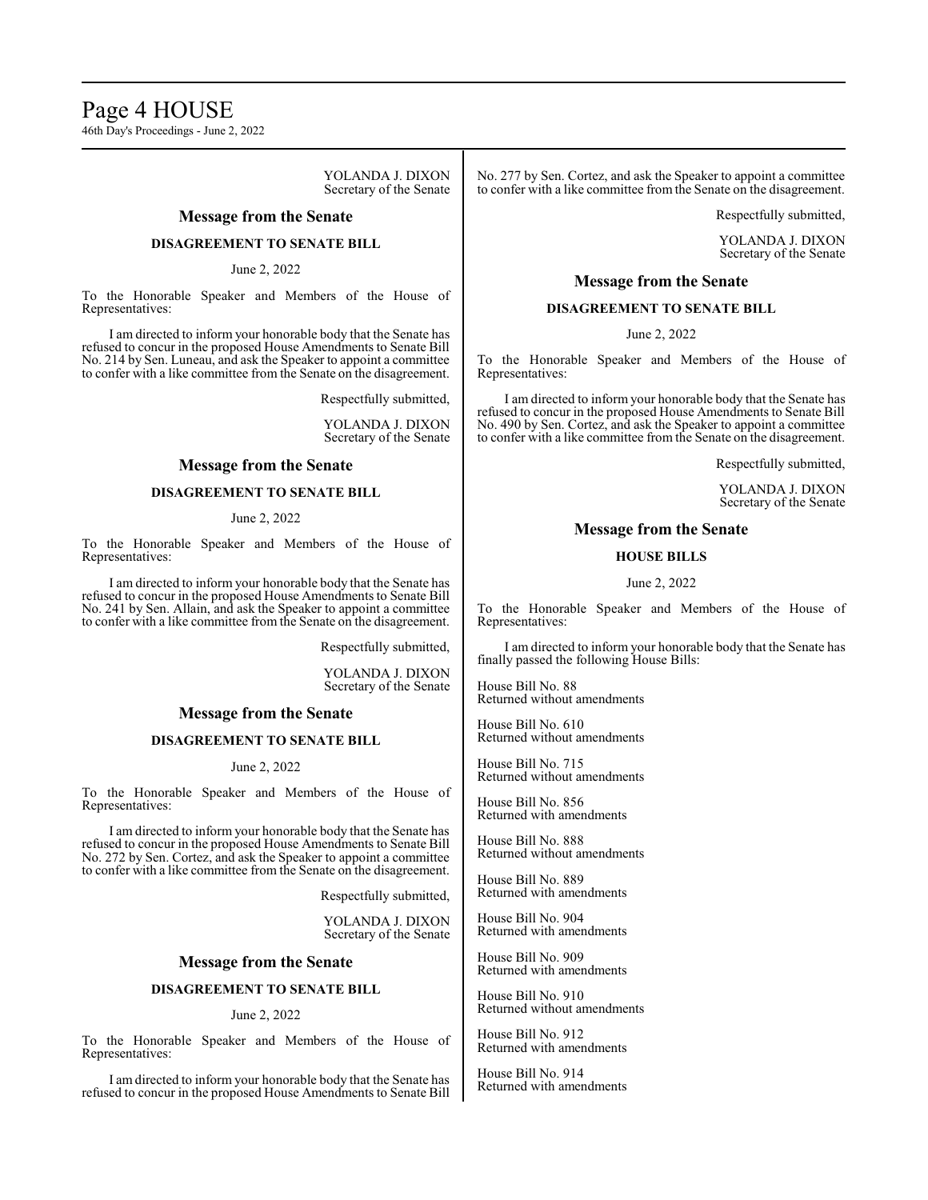YOLANDA J. DIXON
Secretary of the Senate

## Message from the Senate

### DISAGREEMENT TO SENATE BILL

June 2, 2022

To the Honorable Speaker and Members of the House of Representatives:

I am directed to inform your honorable body that the Senate has refused to concur in the proposed House Amendments to Senate Bill No. 214 by Sen. Luneau, and ask the Speaker to appoint a committee to confer with a like committee from the Senate on the disagreement.

Respectfully submitted,

YOLANDA J. DIXON
Secretary of the Senate

## Message from the Senate

### DISAGREEMENT TO SENATE BILL

June 2, 2022

To the Honorable Speaker and Members of the House of Representatives:

I am directed to inform your honorable body that the Senate has refused to concur in the proposed House Amendments to Senate Bill No. 241 by Sen. Allain, and ask the Speaker to appoint a committee to confer with a like committee from the Senate on the disagreement.

Respectfully submitted,

YOLANDA J. DIXON
Secretary of the Senate

## Message from the Senate

### DISAGREEMENT TO SENATE BILL

June 2, 2022

To the Honorable Speaker and Members of the House of Representatives:

I am directed to inform your honorable body that the Senate has refused to concur in the proposed House Amendments to Senate Bill No. 272 by Sen. Cortez, and ask the Speaker to appoint a committee to confer with a like committee from the Senate on the disagreement.

Respectfully submitted,

YOLANDA J. DIXON
Secretary of the Senate

## Message from the Senate

### DISAGREEMENT TO SENATE BILL

June 2, 2022

To the Honorable Speaker and Members of the House of Representatives:

I am directed to inform your honorable body that the Senate has refused to concur in the proposed House Amendments to Senate Bill No. 277 by Sen. Cortez, and ask the Speaker to appoint a committee to confer with a like committee from the Senate on the disagreement.

Respectfully submitted,

YOLANDA J. DIXON
Secretary of the Senate

## Message from the Senate

### DISAGREEMENT TO SENATE BILL

June 2, 2022

To the Honorable Speaker and Members of the House of Representatives:

I am directed to inform your honorable body that the Senate has refused to concur in the proposed House Amendments to Senate Bill No. 490 by Sen. Cortez, and ask the Speaker to appoint a committee to confer with a like committee from the Senate on the disagreement.

Respectfully submitted,

YOLANDA J. DIXON
Secretary of the Senate

## Message from the Senate

### HOUSE BILLS

June 2, 2022

To the Honorable Speaker and Members of the House of Representatives:

I am directed to inform your honorable body that the Senate has finally passed the following House Bills:

House Bill No. 88
Returned without amendments

House Bill No. 610
Returned without amendments

House Bill No. 715
Returned without amendments

House Bill No. 856
Returned with amendments

House Bill No. 888
Returned without amendments

House Bill No. 889
Returned with amendments

House Bill No. 904
Returned with amendments

House Bill No. 909
Returned with amendments

House Bill No. 910
Returned without amendments

House Bill No. 912
Returned with amendments

House Bill No. 914
Returned with amendments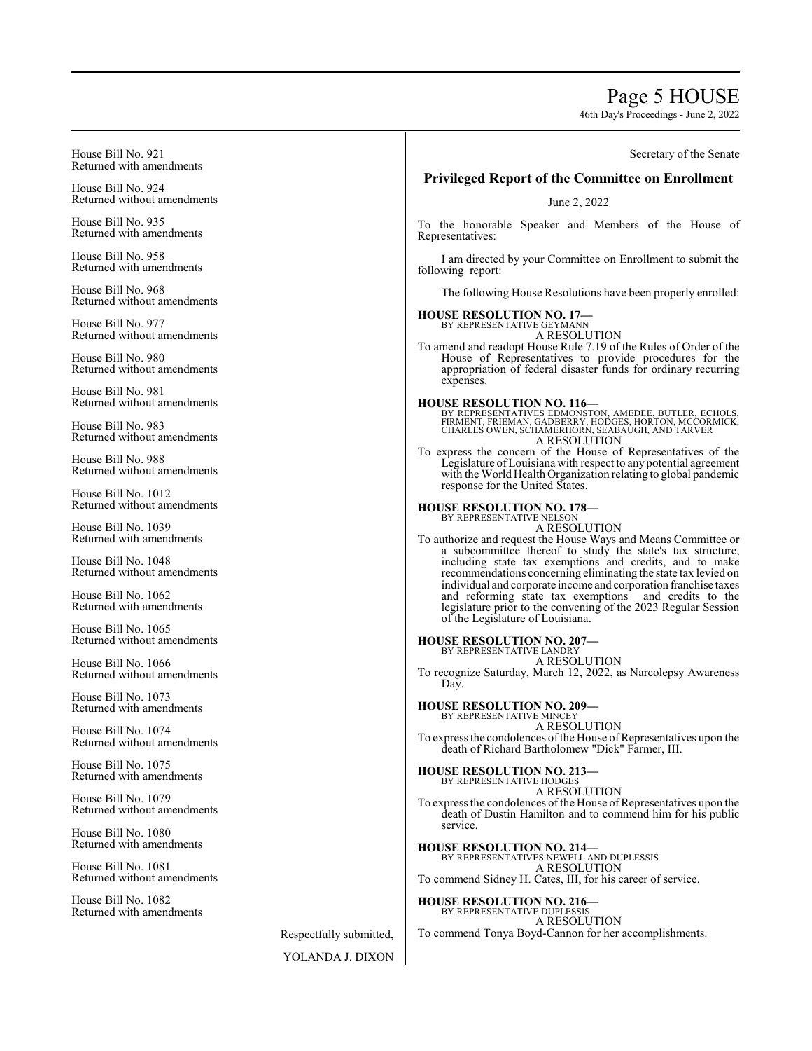House Bill No. 921
Returned with amendments

House Bill No. 924
Returned without amendments

House Bill No. 935
Returned with amendments

House Bill No. 958
Returned with amendments

House Bill No. 968
Returned without amendments

House Bill No. 977
Returned without amendments

House Bill No. 980
Returned without amendments

House Bill No. 981
Returned without amendments

House Bill No. 983
Returned without amendments

House Bill No. 988
Returned without amendments

House Bill No. 1012
Returned without amendments

House Bill No. 1039
Returned with amendments

House Bill No. 1048
Returned without amendments

House Bill No. 1062
Returned with amendments

House Bill No. 1065
Returned without amendments

House Bill No. 1066
Returned without amendments

House Bill No. 1073
Returned with amendments

House Bill No. 1074
Returned without amendments

House Bill No. 1075
Returned with amendments

House Bill No. 1079
Returned without amendments

House Bill No. 1080
Returned with amendments

House Bill No. 1081
Returned without amendments

House Bill No. 1082
Returned with amendments

Respectfully submitted,

YOLANDA J. DIXON
Secretary of the Senate

## Privileged Report of the Committee on Enrollment

June 2, 2022

To the honorable Speaker and Members of the House of Representatives:

I am directed by your Committee on Enrollment to submit the following report:

The following House Resolutions have been properly enrolled:

**HOUSE RESOLUTION NO. 17—**
BY REPRESENTATIVE GEYMANN
A RESOLUTION
To amend and readopt House Rule 7.19 of the Rules of Order of the House of Representatives to provide procedures for the appropriation of federal disaster funds for ordinary recurring expenses.

**HOUSE RESOLUTION NO. 116—**
BY REPRESENTATIVES EDMONSTON, AMEDEE, BUTLER, ECHOLS, FIRMENT, FRIEMAN, GADBERRY, HODGES, HORTON, MCCORMICK, CHARLES OWEN, SCHAMERHORN, SEABAUGH, AND TARVER
A RESOLUTION
To express the concern of the House of Representatives of the Legislature of Louisiana with respect to any potential agreement with the World Health Organization relating to global pandemic response for the United States.

**HOUSE RESOLUTION NO. 178—**
BY REPRESENTATIVE NELSON
A RESOLUTION
To authorize and request the House Ways and Means Committee or a subcommittee thereof to study the state's tax structure, including state tax exemptions and credits, and to make recommendations concerning eliminating the state tax levied on individual and corporate income and corporation franchise taxes and reforming state tax exemptions and credits to the legislature prior to the convening of the 2023 Regular Session of the Legislature of Louisiana.

**HOUSE RESOLUTION NO. 207—**
BY REPRESENTATIVE LANDRY
A RESOLUTION
To recognize Saturday, March 12, 2022, as Narcolepsy Awareness Day.

**HOUSE RESOLUTION NO. 209—**
BY REPRESENTATIVE MINCEY
A RESOLUTION
To express the condolences of the House of Representatives upon the death of Richard Bartholomew "Dick" Farmer, III.

**HOUSE RESOLUTION NO. 213—**
BY REPRESENTATIVE HODGES
A RESOLUTION
To express the condolences of the House of Representatives upon the death of Dustin Hamilton and to commend him for his public service.

**HOUSE RESOLUTION NO. 214—**
BY REPRESENTATIVES NEWELL AND DUPLESSIS
A RESOLUTION
To commend Sidney H. Cates, III, for his career of service.

**HOUSE RESOLUTION NO. 216—**
BY REPRESENTATIVE DUPLESSIS
A RESOLUTION
To commend Tonya Boyd-Cannon for her accomplishments.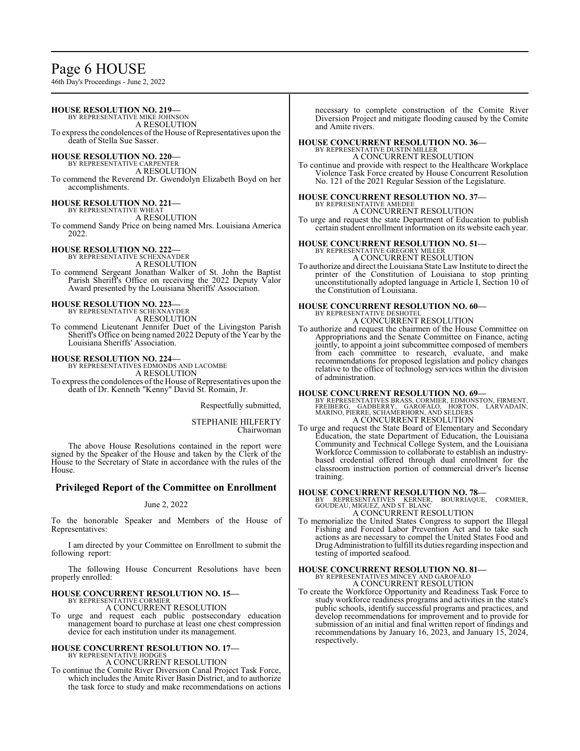**HOUSE RESOLUTION NO. 219—**
BY REPRESENTATIVE MIKE JOHNSON
A RESOLUTION
To express the condolences of the House of Representatives upon the death of Stella Sue Sasser.

**HOUSE RESOLUTION NO. 220—**
BY REPRESENTATIVE CARPENTER
A RESOLUTION
To commend the Reverend Dr. Gwendolyn Elizabeth Boyd on her accomplishments.

**HOUSE RESOLUTION NO. 221—**
BY REPRESENTATIVE WHEAT
A RESOLUTION
To commend Sandy Price on being named Mrs. Louisiana America 2022.

**HOUSE RESOLUTION NO. 222—**
BY REPRESENTATIVE SCHEXNAYDER
A RESOLUTION
To commend Sergeant Jonathan Walker of St. John the Baptist Parish Sheriff's Office on receiving the 2022 Deputy Valor Award presented by the Louisiana Sheriffs' Association.

**HOUSE RESOLUTION NO. 223—**
BY REPRESENTATIVE SCHEXNAYDER
A RESOLUTION
To commend Lieutenant Jennifer Duet of the Livingston Parish Sheriff's Office on being named 2022 Deputy of the Year by the Louisiana Sheriffs' Association.

**HOUSE RESOLUTION NO. 224—**
BY REPRESENTATIVES EDMONDS AND LACOMBE
A RESOLUTION
To express the condolences of the House of Representatives upon the death of Dr. Kenneth "Kenny" David St. Romain, Jr.

Respectfully submitted,

STEPHANIE HILFERTY
Chairwoman

The above House Resolutions contained in the report were signed by the Speaker of the House and taken by the Clerk of the House to the Secretary of State in accordance with the rules of the House.

## Privileged Report of the Committee on Enrollment

June 2, 2022

To the honorable Speaker and Members of the House of Representatives:

I am directed by your Committee on Enrollment to submit the following report:

The following House Concurrent Resolutions have been properly enrolled:

**HOUSE CONCURRENT RESOLUTION NO. 15—**
BY REPRESENTATIVE CORMIER
A CONCURRENT RESOLUTION
To urge and request each public postsecondary education management board to purchase at least one chest compression device for each institution under its management.

**HOUSE CONCURRENT RESOLUTION NO. 17—**
BY REPRESENTATIVE HODGES
A CONCURRENT RESOLUTION
To continue the Comite River Diversion Canal Project Task Force, which includes the Amite River Basin District, and to authorize the task force to study and make recommendations on actions necessary to complete construction of the Comite River Diversion Project and mitigate flooding caused by the Comite and Amite rivers.

**HOUSE CONCURRENT RESOLUTION NO. 36—**
BY REPRESENTATIVE DUSTIN MILLER
A CONCURRENT RESOLUTION
To continue and provide with respect to the Healthcare Workplace Violence Task Force created by House Concurrent Resolution No. 121 of the 2021 Regular Session of the Legislature.

**HOUSE CONCURRENT RESOLUTION NO. 37—**
BY REPRESENTATIVE AMEDEE
A CONCURRENT RESOLUTION
To urge and request the state Department of Education to publish certain student enrollment information on its website each year.

**HOUSE CONCURRENT RESOLUTION NO. 51—**
BY REPRESENTATIVE GREGORY MILLER
A CONCURRENT RESOLUTION
To authorize and direct the Louisiana State Law Institute to direct the printer of the Constitution of Louisiana to stop printing unconstitutionally adopted language in Article I, Section 10 of the Constitution of Louisiana.

**HOUSE CONCURRENT RESOLUTION NO. 60—**
BY REPRESENTATIVE DESHOTEL
A CONCURRENT RESOLUTION
To authorize and request the chairmen of the House Committee on Appropriations and the Senate Committee on Finance, acting jointly, to appoint a joint subcommittee composed of members from each committee to research, evaluate, and make recommendations for proposed legislation and policy changes relative to the office of technology services within the division of administration.

**HOUSE CONCURRENT RESOLUTION NO. 69—**
BY REPRESENTATIVES BRASS, CORMIER, EDMONSTON, FIRMENT, FREIBERG, GADBERRY, GAROFALO, HORTON, LARVADAIN, MARINO, PIERRE, SCHAMERHORN, AND SELDERS
A CONCURRENT RESOLUTION
To urge and request the State Board of Elementary and Secondary Education, the state Department of Education, the Louisiana Community and Technical College System, and the Louisiana Workforce Commission to collaborate to establish an industry-based credential offered through dual enrollment for the classroom instruction portion of commercial driver's license training.

**HOUSE CONCURRENT RESOLUTION NO. 78—**
BY REPRESENTATIVES KERNER, BOURRIAQUE, CORMIER, GOUDEAU, MIGUEZ, AND ST. BLANC
A CONCURRENT RESOLUTION
To memorialize the United States Congress to support the Illegal Fishing and Forced Labor Prevention Act and to take such actions as are necessary to compel the United States Food and Drug Administration to fulfill its duties regarding inspection and testing of imported seafood.

**HOUSE CONCURRENT RESOLUTION NO. 81—**
BY REPRESENTATIVES MINCEY AND GAROFALO
A CONCURRENT RESOLUTION
To create the Workforce Opportunity and Readiness Task Force to study workforce readiness programs and activities in the state's public schools, identify successful programs and practices, and develop recommendations for improvement and to provide for submission of an initial and final written report of findings and recommendations by January 16, 2023, and January 15, 2024, respectively.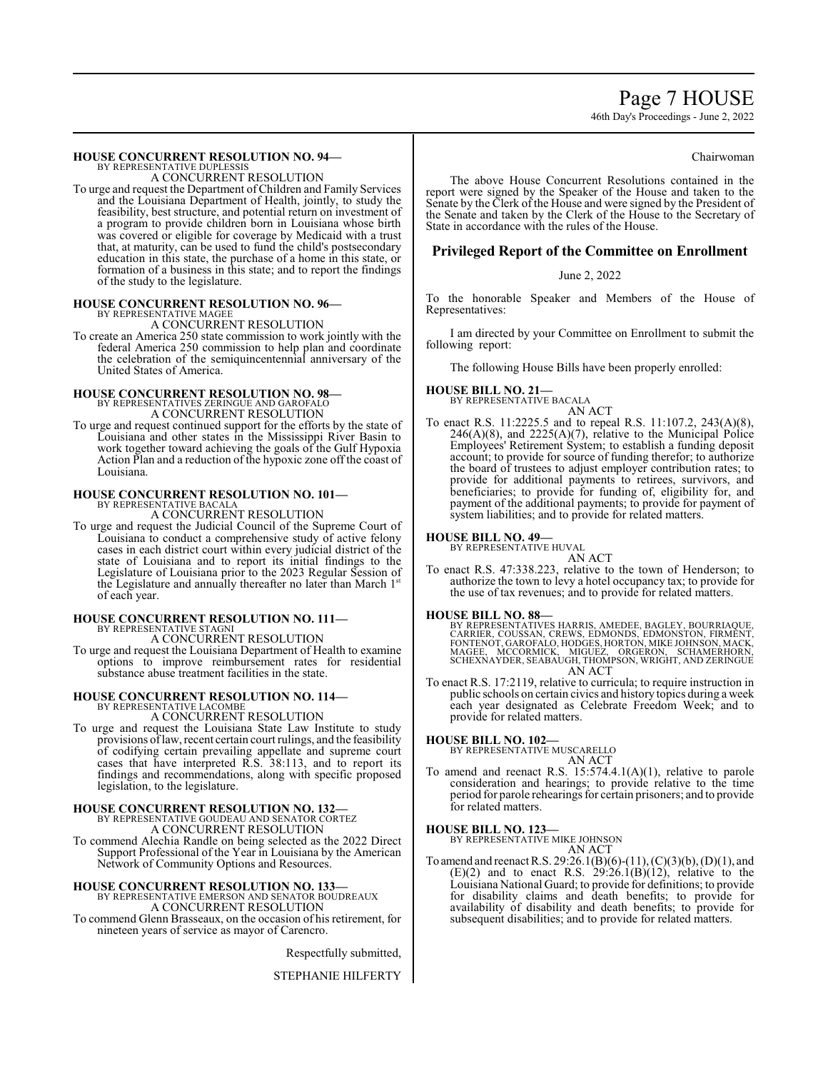**HOUSE CONCURRENT RESOLUTION NO. 94—**
BY REPRESENTATIVE DUPLESSIS
A CONCURRENT RESOLUTION

To urge and request the Department of Children and Family Services and the Louisiana Department of Health, jointly, to study the feasibility, best structure, and potential return on investment of a program to provide children born in Louisiana whose birth was covered or eligible for coverage by Medicaid with a trust that, at maturity, can be used to fund the child's postsecondary education in this state, the purchase of a home in this state, or formation of a business in this state; and to report the findings of the study to the legislature.

**HOUSE CONCURRENT RESOLUTION NO. 96—**
BY REPRESENTATIVE MAGEE
A CONCURRENT RESOLUTION

To create an America 250 state commission to work jointly with the federal America 250 commission to help plan and coordinate the celebration of the semiquincentennial anniversary of the United States of America.

**HOUSE CONCURRENT RESOLUTION NO. 98—**
BY REPRESENTATIVES ZERINGUE AND GAROFALO
A CONCURRENT RESOLUTION

To urge and request continued support for the efforts by the state of Louisiana and other states in the Mississippi River Basin to work together toward achieving the goals of the Gulf Hypoxia Action Plan and a reduction of the hypoxic zone off the coast of Louisiana.

**HOUSE CONCURRENT RESOLUTION NO. 101—**
BY REPRESENTATIVE BACALA
A CONCURRENT RESOLUTION

To urge and request the Judicial Council of the Supreme Court of Louisiana to conduct a comprehensive study of active felony cases in each district court within every judicial district of the state of Louisiana and to report its initial findings to the Legislature of Louisiana prior to the 2023 Regular Session of the Legislature and annually thereafter no later than March 1st of each year.

**HOUSE CONCURRENT RESOLUTION NO. 111—**
BY REPRESENTATIVE STAGNI
A CONCURRENT RESOLUTION

To urge and request the Louisiana Department of Health to examine options to improve reimbursement rates for residential substance abuse treatment facilities in the state.

**HOUSE CONCURRENT RESOLUTION NO. 114—**
BY REPRESENTATIVE LACOMBE
A CONCURRENT RESOLUTION

To urge and request the Louisiana State Law Institute to study provisions of law, recent certain court rulings, and the feasibility of codifying certain prevailing appellate and supreme court cases that have interpreted R.S. 38:113, and to report its findings and recommendations, along with specific proposed legislation, to the legislature.

**HOUSE CONCURRENT RESOLUTION NO. 132—**
BY REPRESENTATIVE GOUDEAU AND SENATOR CORTEZ
A CONCURRENT RESOLUTION

To commend Alechia Randle on being selected as the 2022 Direct Support Professional of the Year in Louisiana by the American Network of Community Options and Resources.

**HOUSE CONCURRENT RESOLUTION NO. 133—**
BY REPRESENTATIVE EMERSON AND SENATOR BOUDREAUX
A CONCURRENT RESOLUTION

To commend Glenn Brasseaux, on the occasion of his retirement, for nineteen years of service as mayor of Carencro.

Respectfully submitted,

STEPHANIE HILFERTY
Chairwoman

The above House Concurrent Resolutions contained in the report were signed by the Speaker of the House and taken to the Senate by the Clerk of the House and were signed by the President of the Senate and taken by the Clerk of the House to the Secretary of State in accordance with the rules of the House.

## Privileged Report of the Committee on Enrollment

June 2, 2022

To the honorable Speaker and Members of the House of Representatives:

I am directed by your Committee on Enrollment to submit the following report:

The following House Bills have been properly enrolled:

**HOUSE BILL NO. 21—**
BY REPRESENTATIVE BACALA
AN ACT

To enact R.S. 11:2225.5 and to repeal R.S. 11:107.2, 243(A)(8), 246(A)(8), and 2225(A)(7), relative to the Municipal Police Employees' Retirement System; to establish a funding deposit account; to provide for source of funding therefor; to authorize the board of trustees to adjust employer contribution rates; to provide for additional payments to retirees, survivors, and beneficiaries; to provide for funding of, eligibility for, and payment of the additional payments; to provide for payment of system liabilities; and to provide for related matters.

**HOUSE BILL NO. 49—**
BY REPRESENTATIVE HUVAL
AN ACT

To enact R.S. 47:338.223, relative to the town of Henderson; to authorize the town to levy a hotel occupancy tax; to provide for the use of tax revenues; and to provide for related matters.

**HOUSE BILL NO. 88—**
BY REPRESENTATIVES HARRIS, AMEDEE, BAGLEY, BOURRIAQUE, CARRIER, COUSSAN, CREWS, EDMONDS, EDMONSTON, FIRMENT, FONTENOT, GAROFALO, HODGES, HORTON, MIKE JOHNSON, MACK, MAGEE, MCCORMICK, MIGUEZ, ORGERON, SCHAMERHORN, SCHEXNAYDER, SEABAUGH, THOMPSON, WRIGHT, AND ZERINGUE
AN ACT

To enact R.S. 17:2119, relative to curricula; to require instruction in public schools on certain civics and history topics during a week each year designated as Celebrate Freedom Week; and to provide for related matters.

**HOUSE BILL NO. 102—**
BY REPRESENTATIVE MUSCARELLO
AN ACT

To amend and reenact R.S. 15:574.4.1(A)(1), relative to parole consideration and hearings; to provide relative to the time period for parole rehearings for certain prisoners; and to provide for related matters.

**HOUSE BILL NO. 123—**
BY REPRESENTATIVE MIKE JOHNSON
AN ACT

To amend and reenact R.S. 29:26.1(B)(6)-(11), (C)(3)(b), (D)(1), and (E)(2) and to enact R.S. 29:26.1(B)(12), relative to the Louisiana National Guard; to provide for definitions; to provide for disability claims and death benefits; to provide for availability of disability and death benefits; to provide for subsequent disabilities; and to provide for related matters.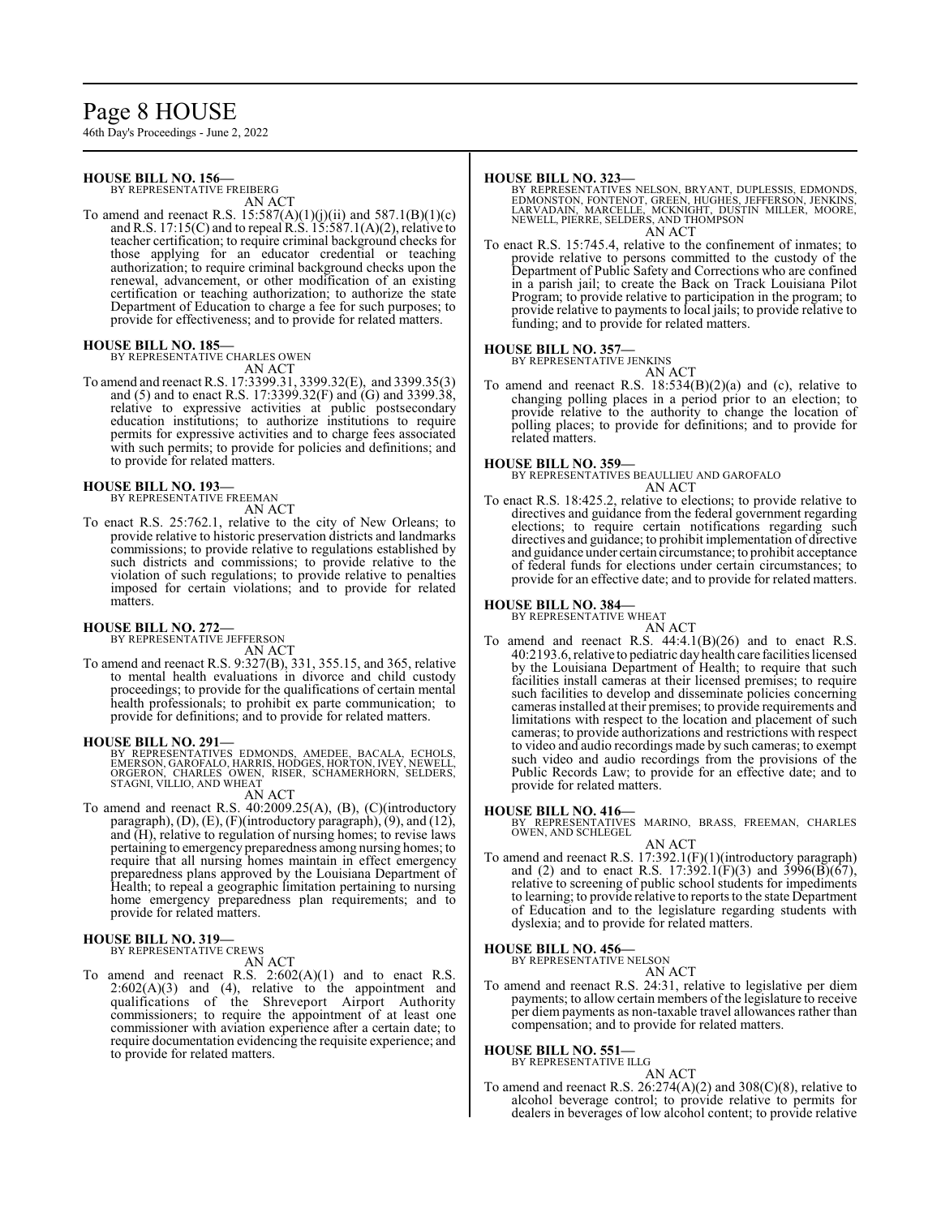**HOUSE BILL NO. 156—**
BY REPRESENTATIVE FREIBERG

AN ACT

To amend and reenact R.S. 15:587(A)(1)(j)(ii) and 587.1(B)(1)(c) and R.S. 17:15(C) and to repeal R.S. 15:587.1(A)(2), relative to teacher certification; to require criminal background checks for those applying for an educator credential or teaching authorization; to require criminal background checks upon the renewal, advancement, or other modification of an existing certification or teaching authorization; to authorize the state Department of Education to charge a fee for such purposes; to provide for effectiveness; and to provide for related matters.

**HOUSE BILL NO. 185—**
BY REPRESENTATIVE CHARLES OWEN

AN ACT

To amend and reenact R.S. 17:3399.31, 3399.32(E), and 3399.35(3) and (5) and to enact R.S. 17:3399.32(F) and (G) and 3399.38, relative to expressive activities at public postsecondary education institutions; to authorize institutions to require permits for expressive activities and to charge fees associated with such permits; to provide for policies and definitions; and to provide for related matters.

**HOUSE BILL NO. 193—**
BY REPRESENTATIVE FREEMAN

AN ACT

To enact R.S. 25:762.1, relative to the city of New Orleans; to provide relative to historic preservation districts and landmarks commissions; to provide relative to regulations established by such districts and commissions; to provide relative to the violation of such regulations; to provide relative to penalties imposed for certain violations; and to provide for related matters.

**HOUSE BILL NO. 272—**
BY REPRESENTATIVE JEFFERSON

AN ACT

To amend and reenact R.S. 9:327(B), 331, 355.15, and 365, relative to mental health evaluations in divorce and child custody proceedings; to provide for the qualifications of certain mental health professionals; to prohibit ex parte communication; to provide for definitions; and to provide for related matters.

**HOUSE BILL NO. 291—**
BY REPRESENTATIVES EDMONDS, AMEDEE, BACALA, ECHOLS, EMERSON, GAROFALO, HARRIS, HODGES, HORTON, IVEY, NEWELL, ORGERON, CHARLES OWEN, RISER, SCHAMERHORN, SELDERS, STAGNI, VILLIO, AND WHEAT

AN ACT

To amend and reenact R.S. 40:2009.25(A), (B), (C)(introductory paragraph), (D), (E), (F)(introductory paragraph), (9), and (12), and (H), relative to regulation of nursing homes; to revise laws pertaining to emergency preparedness among nursing homes; to require that all nursing homes maintain in effect emergency preparedness plans approved by the Louisiana Department of Health; to repeal a geographic limitation pertaining to nursing home emergency preparedness plan requirements; and to provide for related matters.

**HOUSE BILL NO. 319—**
BY REPRESENTATIVE CREWS

AN ACT

To amend and reenact R.S. 2:602(A)(1) and to enact R.S. 2:602(A)(3) and (4), relative to the appointment and qualifications of the Shreveport Airport Authority commissioners; to require the appointment of at least one commissioner with aviation experience after a certain date; to require documentation evidencing the requisite experience; and to provide for related matters.

**HOUSE BILL NO. 323—**
BY REPRESENTATIVES NELSON, BRYANT, DUPLESSIS, EDMONDS, EDMONSTON, FONTENOT, GREEN, HUGHES, JEFFERSON, JENKINS, LARVADAIN, MARCELLE, MCKNIGHT, DUSTIN MILLER, MOORE, NEWELL, PIERRE, SELDERS, AND THOMPSON

AN ACT

To enact R.S. 15:745.4, relative to the confinement of inmates; to provide relative to persons committed to the custody of the Department of Public Safety and Corrections who are confined in a parish jail; to create the Back on Track Louisiana Pilot Program; to provide relative to participation in the program; to provide relative to payments to local jails; to provide relative to funding; and to provide for related matters.

**HOUSE BILL NO. 357—**
BY REPRESENTATIVE JENKINS

AN ACT

To amend and reenact R.S. 18:534(B)(2)(a) and (c), relative to changing polling places in a period prior to an election; to provide relative to the authority to change the location of polling places; to provide for definitions; and to provide for related matters.

**HOUSE BILL NO. 359—**
BY REPRESENTATIVES BEAULLIEU AND GAROFALO

AN ACT

To enact R.S. 18:425.2, relative to elections; to provide relative to directives and guidance from the federal government regarding elections; to require certain notifications regarding such directives and guidance; to prohibit implementation of directive and guidance under certain circumstance; to prohibit acceptance of federal funds for elections under certain circumstances; to provide for an effective date; and to provide for related matters.

**HOUSE BILL NO. 384—**
BY REPRESENTATIVE WHEAT

AN ACT

To amend and reenact R.S. 44:4.1(B)(26) and to enact R.S. 40:2193.6, relative to pediatric day health care facilities licensed by the Louisiana Department of Health; to require that such facilities install cameras at their licensed premises; to require such facilities to develop and disseminate policies concerning cameras installed at their premises; to provide requirements and limitations with respect to the location and placement of such cameras; to provide authorizations and restrictions with respect to video and audio recordings made by such cameras; to exempt such video and audio recordings from the provisions of the Public Records Law; to provide for an effective date; and to provide for related matters.

**HOUSE BILL NO. 416—**
BY REPRESENTATIVES MARINO, BRASS, FREEMAN, CHARLES OWEN, AND SCHLEGEL

AN ACT

To amend and reenact R.S. 17:392.1(F)(1)(introductory paragraph) and (2) and to enact R.S. 17:392.1(F)(3) and 3996(B)(67), relative to screening of public school students for impediments to learning; to provide relative to reports to the state Department of Education and to the legislature regarding students with dyslexia; and to provide for related matters.

**HOUSE BILL NO. 456—**
BY REPRESENTATIVE NELSON

AN ACT

To amend and reenact R.S. 24:31, relative to legislative per diem payments; to allow certain members of the legislature to receive per diem payments as non-taxable travel allowances rather than compensation; and to provide for related matters.

**HOUSE BILL NO. 551—**
BY REPRESENTATIVE ILLG

AN ACT

To amend and reenact R.S. 26:274(A)(2) and 308(C)(8), relative to alcohol beverage control; to provide relative to permits for dealers in beverages of low alcohol content; to provide relative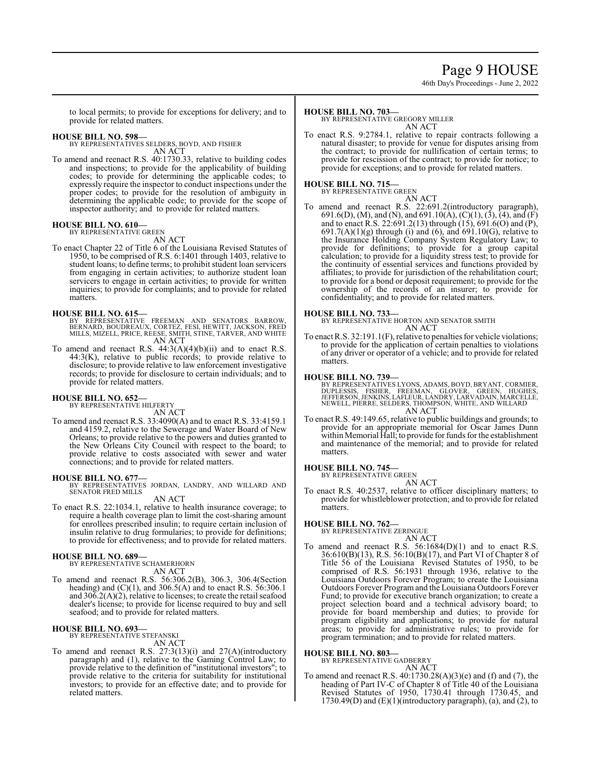to local permits; to provide for exceptions for delivery; and to provide for related matters.

**HOUSE BILL NO. 598—**
BY REPRESENTATIVES SELDERS, BOYD, AND FISHER
AN ACT

To amend and reenact R.S. 40:1730.33, relative to building codes and inspections; to provide for the applicability of building codes; to provide for determining the applicable codes; to expressly require the inspector to conduct inspections under the proper codes; to provide for the resolution of ambiguity in determining the applicable code; to provide for the scope of inspector authority; and to provide for related matters.

**HOUSE BILL NO. 610—**
BY REPRESENTATIVE GREEN
AN ACT

To enact Chapter 22 of Title 6 of the Louisiana Revised Statutes of 1950, to be comprised of R.S. 6:1401 through 1403, relative to student loans; to define terms; to prohibit student loan servicers from engaging in certain activities; to authorize student loan servicers to engage in certain activities; to provide for written inquiries; to provide for complaints; and to provide for related matters.

**HOUSE BILL NO. 615—**
BY REPRESENTATIVE FREEMAN AND SENATORS BARROW, BERNARD, BOUDREAUX, CORTEZ, FESI, HEWITT, JACKSON, FRED MILLS, MIZELL, PRICE, REESE, SMITH, STINE, TARVER, AND WHITE
AN ACT

To amend and reenact R.S. 44:3(A)(4)(b)(ii) and to enact R.S. 44:3(K), relative to public records; to provide relative to disclosure; to provide relative to law enforcement investigative records; to provide for disclosure to certain individuals; and to provide for related matters.

**HOUSE BILL NO. 652—**
BY REPRESENTATIVE HILFERTY
AN ACT

To amend and reenact R.S. 33:4090(A) and to enact R.S. 33:4159.1 and 4159.2, relative to the Sewerage and Water Board of New Orleans; to provide relative to the powers and duties granted to the New Orleans City Council with respect to the board; to provide relative to costs associated with sewer and water connections; and to provide for related matters.

**HOUSE BILL NO. 677—**
BY REPRESENTATIVES JORDAN, LANDRY, AND WILLARD AND SENATOR FRED MILLS
AN ACT

To enact R.S. 22:1034.1, relative to health insurance coverage; to require a health coverage plan to limit the cost-sharing amount for enrollees prescribed insulin; to require certain inclusion of insulin relative to drug formularies; to provide for definitions; to provide for effectiveness; and to provide for related matters.

**HOUSE BILL NO. 689—**
BY REPRESENTATIVE SCHAMERHORN
AN ACT

To amend and reenact R.S. 56:306.2(B), 306.3, 306.4(Section heading) and (C)(1), and 306.5(A) and to enact R.S. 56:306.1 and 306.2(A)(2), relative to licenses; to create the retail seafood dealer's license; to provide for license required to buy and sell seafood; and to provide for related matters.

**HOUSE BILL NO. 693—**
BY REPRESENTATIVE STEFANSKI
AN ACT

To amend and reenact R.S. 27:3(13)(i) and 27(A)(introductory paragraph) and (1), relative to the Gaming Control Law; to provide relative to the definition of "institutional investors"; to provide relative to the criteria for suitability for institutional investors; to provide for an effective date; and to provide for related matters.

**HOUSE BILL NO. 703—**
BY REPRESENTATIVE GREGORY MILLER
AN ACT

To enact R.S. 9:2784.1, relative to repair contracts following a natural disaster; to provide for venue for disputes arising from the contract; to provide for nullification of certain terms; to provide for rescission of the contract; to provide for notice; to provide for exceptions; and to provide for related matters.

**HOUSE BILL NO. 715—**
BY REPRESENTATIVE GREEN
AN ACT

To amend and reenact R.S. 22:691.2(introductory paragraph), 691.6(D), (M), and (N), and 691.10(A), (C)(1), (3), (4), and (F) and to enact R.S. 22:691.2(13) through (15), 691.6(O) and (P), 691.7(A)(1)(g) through (i) and (6), and 691.10(G), relative to the Insurance Holding Company System Regulatory Law; to provide for definitions; to provide for a group capital calculation; to provide for a liquidity stress test; to provide for the continuity of essential services and functions provided by affiliates; to provide for jurisdiction of the rehabilitation court; to provide for a bond or deposit requirement; to provide for the ownership of the records of an insurer; to provide for confidentiality; and to provide for related matters.

**HOUSE BILL NO. 733—**
BY REPRESENTATIVE HORTON AND SENATOR SMITH
AN ACT

To enact R.S. 32:191.1(F), relative to penalties for vehicle violations; to provide for the application of certain penalties to violations of any driver or operator of a vehicle; and to provide for related matters.

**HOUSE BILL NO. 739—**
BY REPRESENTATIVES LYONS, ADAMS, BOYD, BRYANT, CORMIER, DUPLESSIS, FISHER, FREEMAN, GLOVER, GREEN, HUGHES, JEFFERSON, JENKINS, LAFLEUR, LANDRY, LARVADAIN, MARCELLE, NEWELL, PIERRE, SELDERS, THOMPSON, WHITE, AND WILLARD
AN ACT

To enact R.S. 49:149.65, relative to public buildings and grounds; to provide for an appropriate memorial for Oscar James Dunn within Memorial Hall; to provide for funds for the establishment and maintenance of the memorial; and to provide for related matters.

**HOUSE BILL NO. 745—**
BY REPRESENTATIVE GREEN
AN ACT

To enact R.S. 40:2537, relative to officer disciplinary matters; to provide for whistleblower protection; and to provide for related matters.

**HOUSE BILL NO. 762—**
BY REPRESENTATIVE ZERINGUE
AN ACT

To amend and reenact R.S. 56:1684(D)(1) and to enact R.S. 36:610(B)(13), R.S. 56:10(B)(17), and Part VI of Chapter 8 of Title 56 of the Louisiana Revised Statutes of 1950, to be comprised of R.S. 56:1931 through 1936, relative to the Louisiana Outdoors Forever Program; to create the Louisiana Outdoors Forever Program and the Louisiana Outdoors Forever Fund; to provide for executive branch organization; to create a project selection board and a technical advisory board; to provide for board membership and duties; to provide for program eligibility and applications; to provide for natural areas; to provide for administrative rules; to provide for program termination; and to provide for related matters.

**HOUSE BILL NO. 803—**
BY REPRESENTATIVE GADBERRY
AN ACT

To amend and reenact R.S. 40:1730.28(A)(3)(e) and (f) and (7), the heading of Part IV-C of Chapter 8 of Title 40 of the Louisiana Revised Statutes of 1950, 1730.41 through 1730.45, and 1730.49(D) and (E)(1)(introductory paragraph), (a), and (2), to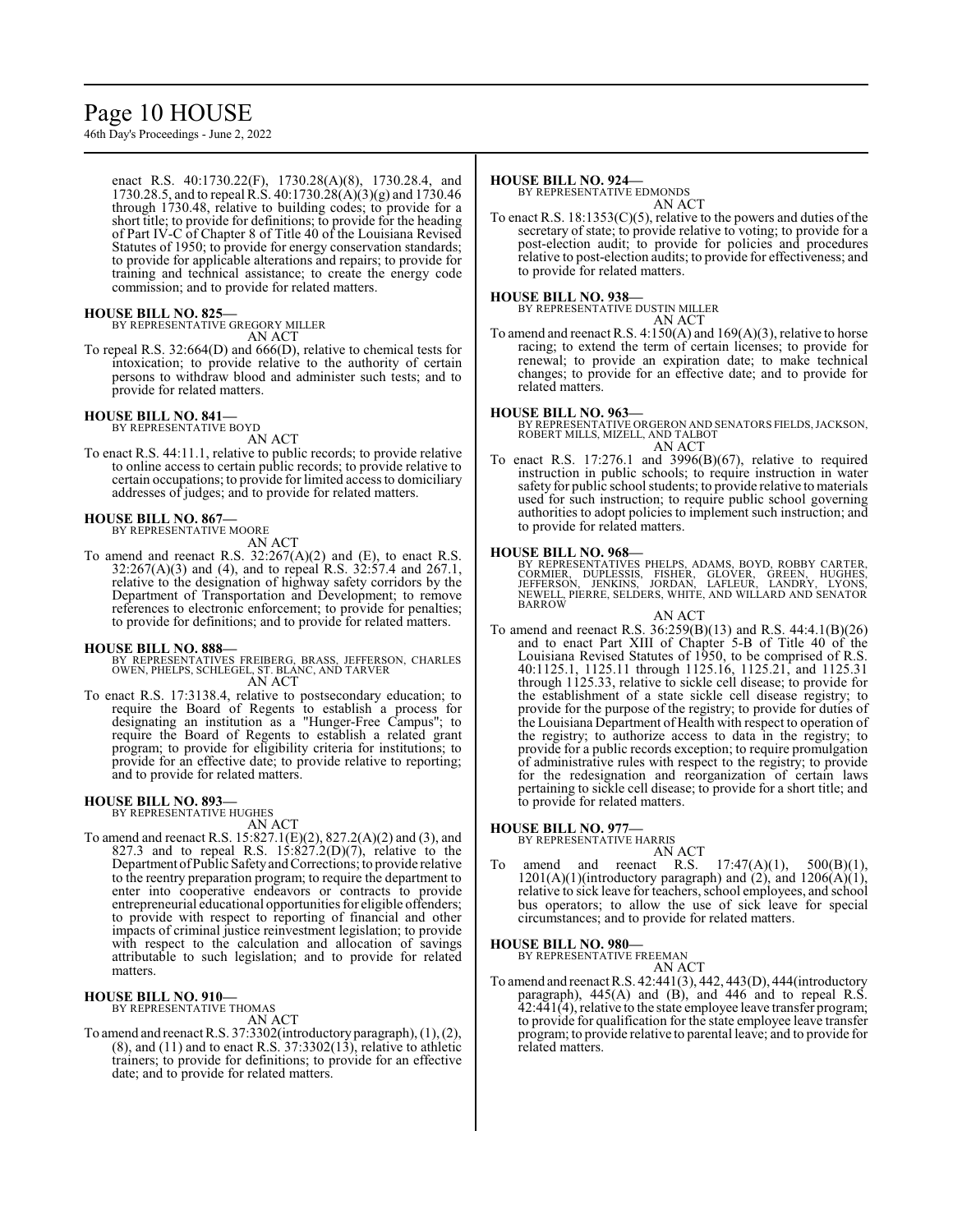enact R.S. 40:1730.22(F), 1730.28(A)(8), 1730.28.4, and 1730.28.5, and to repeal R.S. 40:1730.28(A)(3)(g) and 1730.46 through 1730.48, relative to building codes; to provide for a short title; to provide for definitions; to provide for the heading of Part IV-C of Chapter 8 of Title 40 of the Louisiana Revised Statutes of 1950; to provide for energy conservation standards; to provide for applicable alterations and repairs; to provide for training and technical assistance; to create the energy code commission; and to provide for related matters.

**HOUSE BILL NO. 825—**
BY REPRESENTATIVE GREGORY MILLER
AN ACT
To repeal R.S. 32:664(D) and 666(D), relative to chemical tests for intoxication; to provide relative to the authority of certain persons to withdraw blood and administer such tests; and to provide for related matters.

**HOUSE BILL NO. 841—**
BY REPRESENTATIVE BOYD
AN ACT
To enact R.S. 44:11.1, relative to public records; to provide relative to online access to certain public records; to provide relative to certain occupations; to provide for limited access to domiciliary addresses of judges; and to provide for related matters.

**HOUSE BILL NO. 867—**
BY REPRESENTATIVE MOORE
AN ACT
To amend and reenact R.S. 32:267(A)(2) and (E), to enact R.S. 32:267(A)(3) and (4), and to repeal R.S. 32:57.4 and 267.1, relative to the designation of highway safety corridors by the Department of Transportation and Development; to remove references to electronic enforcement; to provide for penalties; to provide for definitions; and to provide for related matters.

**HOUSE BILL NO. 888—**
BY REPRESENTATIVES FREIBERG, BRASS, JEFFERSON, CHARLES OWEN, PHELPS, SCHLEGEL, ST. BLANC, AND TARVER
AN ACT
To enact R.S. 17:3138.4, relative to postsecondary education; to require the Board of Regents to establish a process for designating an institution as a "Hunger-Free Campus"; to require the Board of Regents to establish a related grant program; to provide for eligibility criteria for institutions; to provide for an effective date; to provide relative to reporting; and to provide for related matters.

**HOUSE BILL NO. 893—**
BY REPRESENTATIVE HUGHES
AN ACT
To amend and reenact R.S. 15:827.1(E)(2), 827.2(A)(2) and (3), and 827.3 and to repeal R.S. 15:827.2(D)(7), relative to the Department of Public Safety and Corrections; to provide relative to the reentry preparation program; to require the department to enter into cooperative endeavors or contracts to provide entrepreneurial educational opportunities for eligible offenders; to provide with respect to reporting of financial and other impacts of criminal justice reinvestment legislation; to provide with respect to the calculation and allocation of savings attributable to such legislation; and to provide for related matters.

**HOUSE BILL NO. 910—**
BY REPRESENTATIVE THOMAS
AN ACT
To amend and reenact R.S. 37:3302(introductory paragraph), (1), (2), (8), and (11) and to enact R.S. 37:3302(13), relative to athletic trainers; to provide for definitions; to provide for an effective date; and to provide for related matters.

**HOUSE BILL NO. 924—**
BY REPRESENTATIVE EDMONDS
AN ACT
To enact R.S. 18:1353(C)(5), relative to the powers and duties of the secretary of state; to provide relative to voting; to provide for a post-election audit; to provide for policies and procedures relative to post-election audits; to provide for effectiveness; and to provide for related matters.

**HOUSE BILL NO. 938—**
BY REPRESENTATIVE DUSTIN MILLER
AN ACT
To amend and reenact R.S. 4:150(A) and 169(A)(3), relative to horse racing; to extend the term of certain licenses; to provide for renewal; to provide an expiration date; to make technical changes; to provide for an effective date; and to provide for related matters.

**HOUSE BILL NO. 963—**
BY REPRESENTATIVE ORGERON AND SENATORS FIELDS, JACKSON, ROBERT MILLS, MIZELL, AND TALBOT
AN ACT
To enact R.S. 17:276.1 and 3996(B)(67), relative to required instruction in public schools; to require instruction in water safety for public school students; to provide relative to materials used for such instruction; to require public school governing authorities to adopt policies to implement such instruction; and to provide for related matters.

**HOUSE BILL NO. 968—**
BY REPRESENTATIVES PHELPS, ADAMS, BOYD, ROBBY CARTER, CORMIER, DUPLESSIS, FISHER, GLOVER, GREEN, HUGHES, JEFFERSON, JENKINS, JORDAN, LAFLEUR, LANDRY, LYONS, NEWELL, PIERRE, SELDERS, WHITE, AND WILLARD AND SENATOR BARROW
AN ACT
To amend and reenact R.S. 36:259(B)(13) and R.S. 44:4.1(B)(26) and to enact Part XIII of Chapter 5-B of Title 40 of the Louisiana Revised Statutes of 1950, to be comprised of R.S. 40:1125.1, 1125.11 through 1125.16, 1125.21, and 1125.31 through 1125.33, relative to sickle cell disease; to provide for the establishment of a state sickle cell disease registry; to provide for the purpose of the registry; to provide for duties of the Louisiana Department of Health with respect to operation of the registry; to authorize access to data in the registry; to provide for a public records exception; to require promulgation of administrative rules with respect to the registry; to provide for the redesignation and reorganization of certain laws pertaining to sickle cell disease; to provide for a short title; and to provide for related matters.

**HOUSE BILL NO. 977—**
BY REPRESENTATIVE HARRIS
AN ACT
To amend and reenact R.S. 17:47(A)(1), 500(B)(1), 1201(A)(1)(introductory paragraph) and (2), and 1206(A)(1), relative to sick leave for teachers, school employees, and school bus operators; to allow the use of sick leave for special circumstances; and to provide for related matters.

**HOUSE BILL NO. 980—**
BY REPRESENTATIVE FREEMAN
AN ACT
To amend and reenact R.S. 42:441(3), 442, 443(D), 444(introductory paragraph), 445(A) and (B), and 446 and to repeal R.S. 42:441(4), relative to the state employee leave transfer program; to provide for qualification for the state employee leave transfer program; to provide relative to parental leave; and to provide for related matters.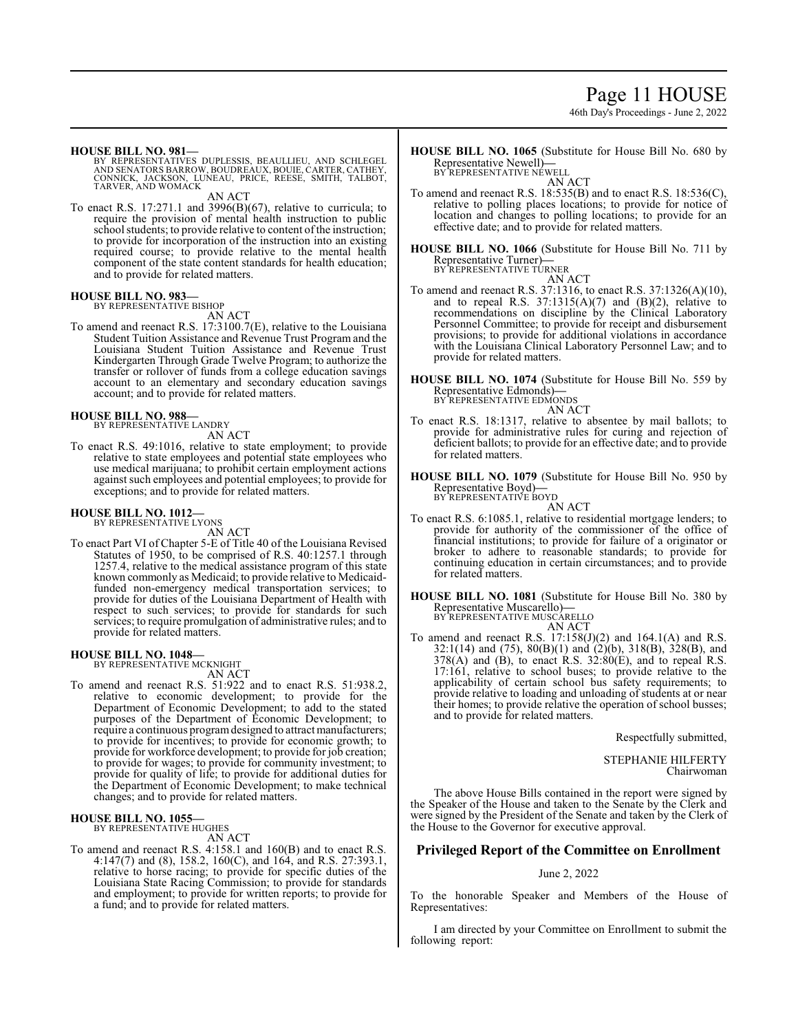**HOUSE BILL NO. 981—**
BY REPRESENTATIVES DUPLESSIS, BEAULLIEU, AND SCHLEGEL AND SENATORS BARROW, BOUDREAUX, BOUIE, CARTER, CATHEY, CONNICK, JACKSON, LUNEAU, PRICE, REESE, SMITH, TALBOT, TARVER, AND WOMACK

AN ACT

To enact R.S. 17:271.1 and 3996(B)(67), relative to curricula; to require the provision of mental health instruction to public school students; to provide relative to content of the instruction; to provide for incorporation of the instruction into an existing required course; to provide relative to the mental health component of the state content standards for health education; and to provide for related matters.

**HOUSE BILL NO. 983—**
BY REPRESENTATIVE BISHOP

AN ACT

To amend and reenact R.S. 17:3100.7(E), relative to the Louisiana Student Tuition Assistance and Revenue Trust Program and the Louisiana Student Tuition Assistance and Revenue Trust Kindergarten Through Grade Twelve Program; to authorize the transfer or rollover of funds from a college education savings account to an elementary and secondary education savings account; and to provide for related matters.

**HOUSE BILL NO. 988—**
BY REPRESENTATIVE LANDRY

AN ACT

To enact R.S. 49:1016, relative to state employment; to provide relative to state employees and potential state employees who use medical marijuana; to prohibit certain employment actions against such employees and potential employees; to provide for exceptions; and to provide for related matters.

**HOUSE BILL NO. 1012—**
BY REPRESENTATIVE LYONS

AN ACT

To enact Part VI of Chapter 5-E of Title 40 of the Louisiana Revised Statutes of 1950, to be comprised of R.S. 40:1257.1 through 1257.4, relative to the medical assistance program of this state known commonly as Medicaid; to provide relative to Medicaid-funded non-emergency medical transportation services; to provide for duties of the Louisiana Department of Health with respect to such services; to provide for standards for such services; to require promulgation of administrative rules; and to provide for related matters.

**HOUSE BILL NO. 1048—**
BY REPRESENTATIVE MCKNIGHT

AN ACT

To amend and reenact R.S. 51:922 and to enact R.S. 51:938.2, relative to economic development; to provide for the Department of Economic Development; to add to the stated purposes of the Department of Economic Development; to require a continuous program designed to attract manufacturers; to provide for incentives; to provide for economic growth; to provide for workforce development; to provide for job creation; to provide for wages; to provide for community investment; to provide for quality of life; to provide for additional duties for the Department of Economic Development; to make technical changes; and to provide for related matters.

**HOUSE BILL NO. 1055—**
BY REPRESENTATIVE HUGHES

AN ACT

To amend and reenact R.S. 4:158.1 and 160(B) and to enact R.S. 4:147(7) and (8), 158.2, 160(C), and 164, and R.S. 27:393.1, relative to horse racing; to provide for specific duties of the Louisiana State Racing Commission; to provide for standards and employment; to provide for written reports; to provide for a fund; and to provide for related matters.

**HOUSE BILL NO. 1065** (Substitute for House Bill No. 680 by Representative Newell)**—**
BY REPRESENTATIVE NEWELL

AN ACT

To amend and reenact R.S. 18:535(B) and to enact R.S. 18:536(C), relative to polling places locations; to provide for notice of location and changes to polling locations; to provide for an effective date; and to provide for related matters.

**HOUSE BILL NO. 1066** (Substitute for House Bill No. 711 by Representative Turner)**—**
BY REPRESENTATIVE TURNER

AN ACT

To amend and reenact R.S. 37:1316, to enact R.S. 37:1326(A)(10), and to repeal R.S. 37:1315(A)(7) and (B)(2), relative to recommendations on discipline by the Clinical Laboratory Personnel Committee; to provide for receipt and disbursement provisions; to provide for additional violations in accordance with the Louisiana Clinical Laboratory Personnel Law; and to provide for related matters.

**HOUSE BILL NO. 1074** (Substitute for House Bill No. 559 by Representative Edmonds)**—**
BY REPRESENTATIVE EDMONDS

AN ACT

To enact R.S. 18:1317, relative to absentee by mail ballots; to provide for administrative rules for curing and rejection of deficient ballots; to provide for an effective date; and to provide for related matters.

**HOUSE BILL NO. 1079** (Substitute for House Bill No. 950 by Representative Boyd)**—**
BY REPRESENTATIVE BOYD

AN ACT

To enact R.S. 6:1085.1, relative to residential mortgage lenders; to provide for authority of the commissioner of the office of financial institutions; to provide for failure of a originator or broker to adhere to reasonable standards; to provide for continuing education in certain circumstances; and to provide for related matters.

**HOUSE BILL NO. 1081** (Substitute for House Bill No. 380 by Representative Muscarello)**—**
BY REPRESENTATIVE MUSCARELLO

AN ACT

To amend and reenact R.S. 17:158(J)(2) and 164.1(A) and R.S. 32:1(14) and (75), 80(B)(1) and (2)(b), 318(B), 328(B), and 378(A) and (B), to enact R.S. 32:80(E), and to repeal R.S. 17:161, relative to school buses; to provide relative to the applicability of certain school bus safety requirements; to provide relative to loading and unloading of students at or near their homes; to provide relative the operation of school busses; and to provide for related matters.

Respectfully submitted,

STEPHANIE HILFERTY
Chairwoman

The above House Bills contained in the report were signed by the Speaker of the House and taken to the Senate by the Clerk and were signed by the President of the Senate and taken by the Clerk of the House to the Governor for executive approval.

## Privileged Report of the Committee on Enrollment

June 2, 2022

To the honorable Speaker and Members of the House of Representatives:

I am directed by your Committee on Enrollment to submit the following report: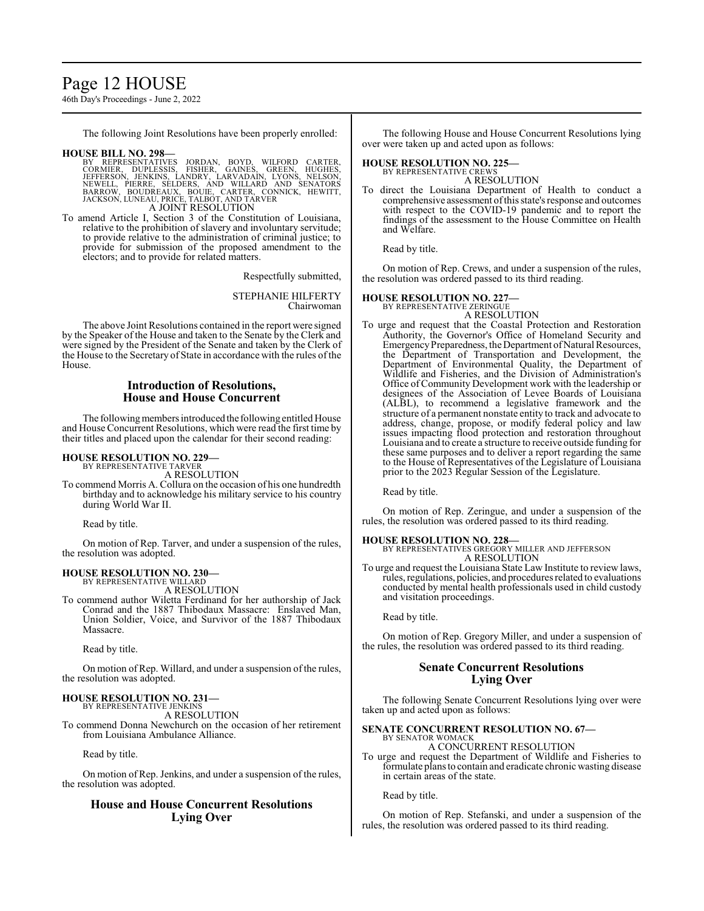The following Joint Resolutions have been properly enrolled:

**HOUSE BILL NO. 298—**
BY REPRESENTATIVES JORDAN, BOYD, WILFORD CARTER, CORMIER, DUPLESSIS, FISHER, GAINES, GREEN, HUGHES, JEFFERSON, JENKINS, LANDRY, LARVADAIN, LYONS, NELSON, NEWELL, PIERRE, SELDERS, AND WILLARD AND SENATORS BARROW, BOUDREAUX, BOUIE, CARTER, CONNICK, HEWITT, JACKSON, LUNEAU, PRICE, TALBOT, AND TARVER

A JOINT RESOLUTION

To amend Article I, Section 3 of the Constitution of Louisiana, relative to the prohibition of slavery and involuntary servitude; to provide relative to the administration of criminal justice; to provide for submission of the proposed amendment to the electors; and to provide for related matters.

Respectfully submitted,

STEPHANIE HILFERTY
Chairwoman

The above Joint Resolutions contained in the report were signed by the Speaker of the House and taken to the Senate by the Clerk and were signed by the President of the Senate and taken by the Clerk of the House to the Secretary of State in accordance with the rules of the House.

## Introduction of Resolutions, House and House Concurrent

The following members introduced the following entitled House and House Concurrent Resolutions, which were read the first time by their titles and placed upon the calendar for their second reading:

**HOUSE RESOLUTION NO. 229—**
BY REPRESENTATIVE TARVER

A RESOLUTION

To commend Morris A. Collura on the occasion of his one hundredth birthday and to acknowledge his military service to his country during World War II.

Read by title.

On motion of Rep. Tarver, and under a suspension of the rules, the resolution was adopted.

**HOUSE RESOLUTION NO. 230—**
BY REPRESENTATIVE WILLARD

A RESOLUTION

To commend author Wiletta Ferdinand for her authorship of Jack Conrad and the 1887 Thibodaux Massacre: Enslaved Man, Union Soldier, Voice, and Survivor of the 1887 Thibodaux Massacre.

Read by title.

On motion of Rep. Willard, and under a suspension of the rules, the resolution was adopted.

**HOUSE RESOLUTION NO. 231—**
BY REPRESENTATIVE JENKINS

A RESOLUTION

To commend Donna Newchurch on the occasion of her retirement from Louisiana Ambulance Alliance.

Read by title.

On motion of Rep. Jenkins, and under a suspension of the rules, the resolution was adopted.

## House and House Concurrent Resolutions Lying Over

The following House and House Concurrent Resolutions lying over were taken up and acted upon as follows:

**HOUSE RESOLUTION NO. 225—**
BY REPRESENTATIVE CREWS

A RESOLUTION

To direct the Louisiana Department of Health to conduct a comprehensive assessment of this state's response and outcomes with respect to the COVID-19 pandemic and to report the findings of the assessment to the House Committee on Health and Welfare.

Read by title.

On motion of Rep. Crews, and under a suspension of the rules, the resolution was ordered passed to its third reading.

**HOUSE RESOLUTION NO. 227—**
BY REPRESENTATIVE ZERINGUE

A RESOLUTION

To urge and request that the Coastal Protection and Restoration Authority, the Governor's Office of Homeland Security and Emergency Preparedness, the Department of Natural Resources, the Department of Transportation and Development, the Department of Environmental Quality, the Department of Wildlife and Fisheries, and the Division of Administration's Office of Community Development work with the leadership or designees of the Association of Levee Boards of Louisiana (ALBL), to recommend a legislative framework and the structure of a permanent nonstate entity to track and advocate to address, change, propose, or modify federal policy and law issues impacting flood protection and restoration throughout Louisiana and to create a structure to receive outside funding for these same purposes and to deliver a report regarding the same to the House of Representatives of the Legislature of Louisiana prior to the 2023 Regular Session of the Legislature.

Read by title.

On motion of Rep. Zeringue, and under a suspension of the rules, the resolution was ordered passed to its third reading.

**HOUSE RESOLUTION NO. 228—**
BY REPRESENTATIVES GREGORY MILLER AND JEFFERSON

A RESOLUTION

To urge and request the Louisiana State Law Institute to review laws, rules, regulations, policies, and procedures related to evaluations conducted by mental health professionals used in child custody and visitation proceedings.

Read by title.

On motion of Rep. Gregory Miller, and under a suspension of the rules, the resolution was ordered passed to its third reading.

## Senate Concurrent Resolutions Lying Over

The following Senate Concurrent Resolutions lying over were taken up and acted upon as follows:

**SENATE CONCURRENT RESOLUTION NO. 67—**
BY SENATOR WOMACK

A CONCURRENT RESOLUTION

To urge and request the Department of Wildlife and Fisheries to formulate plans to contain and eradicate chronic wasting disease in certain areas of the state.

Read by title.

On motion of Rep. Stefanski, and under a suspension of the rules, the resolution was ordered passed to its third reading.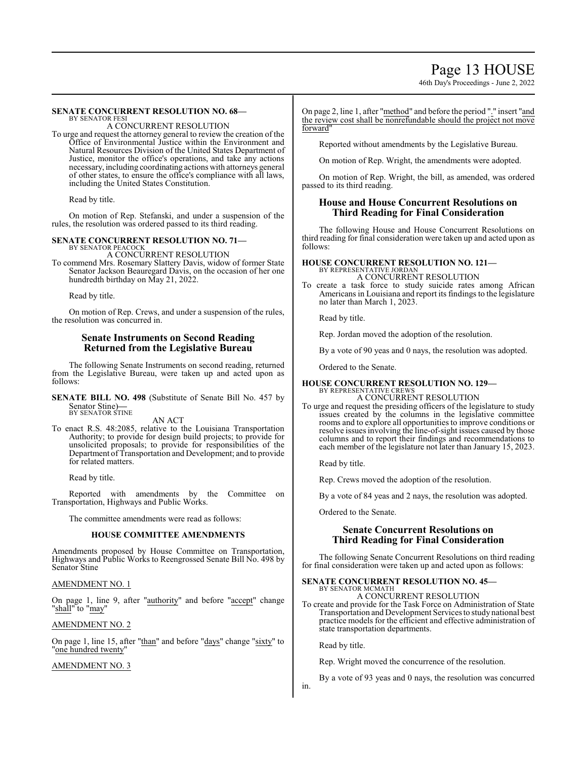**SENATE CONCURRENT RESOLUTION NO. 68—**
BY SENATOR FESI

A CONCURRENT RESOLUTION

To urge and request the attorney general to review the creation of the Office of Environmental Justice within the Environment and Natural Resources Division of the United States Department of Justice, monitor the office's operations, and take any actions necessary, including coordinating actions with attorneys general of other states, to ensure the office's compliance with all laws, including the United States Constitution.

Read by title.

On motion of Rep. Stefanski, and under a suspension of the rules, the resolution was ordered passed to its third reading.

**SENATE CONCURRENT RESOLUTION NO. 71—**
BY SENATOR PEACOCK

A CONCURRENT RESOLUTION

To commend Mrs. Rosemary Slattery Davis, widow of former State Senator Jackson Beauregard Davis, on the occasion of her one hundredth birthday on May 21, 2022.

Read by title.

On motion of Rep. Crews, and under a suspension of the rules, the resolution was concurred in.

## Senate Instruments on Second Reading Returned from the Legislative Bureau

The following Senate Instruments on second reading, returned from the Legislative Bureau, were taken up and acted upon as follows:

**SENATE BILL NO. 498** (Substitute of Senate Bill No. 457 by Senator Stine)**—**
BY SENATOR STINE

AN ACT

To enact R.S. 48:2085, relative to the Louisiana Transportation Authority; to provide for design build projects; to provide for unsolicited proposals; to provide for responsibilities of the Department of Transportation and Development; and to provide for related matters.

Read by title.

Reported with amendments by the Committee on Transportation, Highways and Public Works.

The committee amendments were read as follows:

### HOUSE COMMITTEE AMENDMENTS

Amendments proposed by House Committee on Transportation, Highways and Public Works to Reengrossed Senate Bill No. 498 by Senator Stine

AMENDMENT NO. 1

On page 1, line 9, after "authority" and before "accept" change "shall" to "may"

AMENDMENT NO. 2

On page 1, line 15, after "than" and before "days" change "sixty" to "one hundred twenty"

AMENDMENT NO. 3

On page 2, line 1, after "method" and before the period "." insert "and the review cost shall be nonrefundable should the project not move forward"

Reported without amendments by the Legislative Bureau.

On motion of Rep. Wright, the amendments were adopted.

On motion of Rep. Wright, the bill, as amended, was ordered passed to its third reading.

## House and House Concurrent Resolutions on Third Reading for Final Consideration

The following House and House Concurrent Resolutions on third reading for final consideration were taken up and acted upon as follows:

**HOUSE CONCURRENT RESOLUTION NO. 121—**
BY REPRESENTATIVE JORDAN

A CONCURRENT RESOLUTION

To create a task force to study suicide rates among African Americans in Louisiana and report its findings to the legislature no later than March 1, 2023.

Read by title.

Rep. Jordan moved the adoption of the resolution.

By a vote of 90 yeas and 0 nays, the resolution was adopted.

Ordered to the Senate.

**HOUSE CONCURRENT RESOLUTION NO. 129—**
BY REPRESENTATIVE CREWS

A CONCURRENT RESOLUTION

To urge and request the presiding officers of the legislature to study issues created by the columns in the legislative committee rooms and to explore all opportunities to improve conditions or resolve issues involving the line-of-sight issues caused by those columns and to report their findings and recommendations to each member of the legislature not later than January 15, 2023.

Read by title.

Rep. Crews moved the adoption of the resolution.

By a vote of 84 yeas and 2 nays, the resolution was adopted.

Ordered to the Senate.

## Senate Concurrent Resolutions on Third Reading for Final Consideration

The following Senate Concurrent Resolutions on third reading for final consideration were taken up and acted upon as follows:

**SENATE CONCURRENT RESOLUTION NO. 45—**
BY SENATOR MCMATH

A CONCURRENT RESOLUTION

To create and provide for the Task Force on Administration of State Transportation and Development Services to study national best practice models for the efficient and effective administration of state transportation departments.

Read by title.

Rep. Wright moved the concurrence of the resolution.

By a vote of 93 yeas and 0 nays, the resolution was concurred in.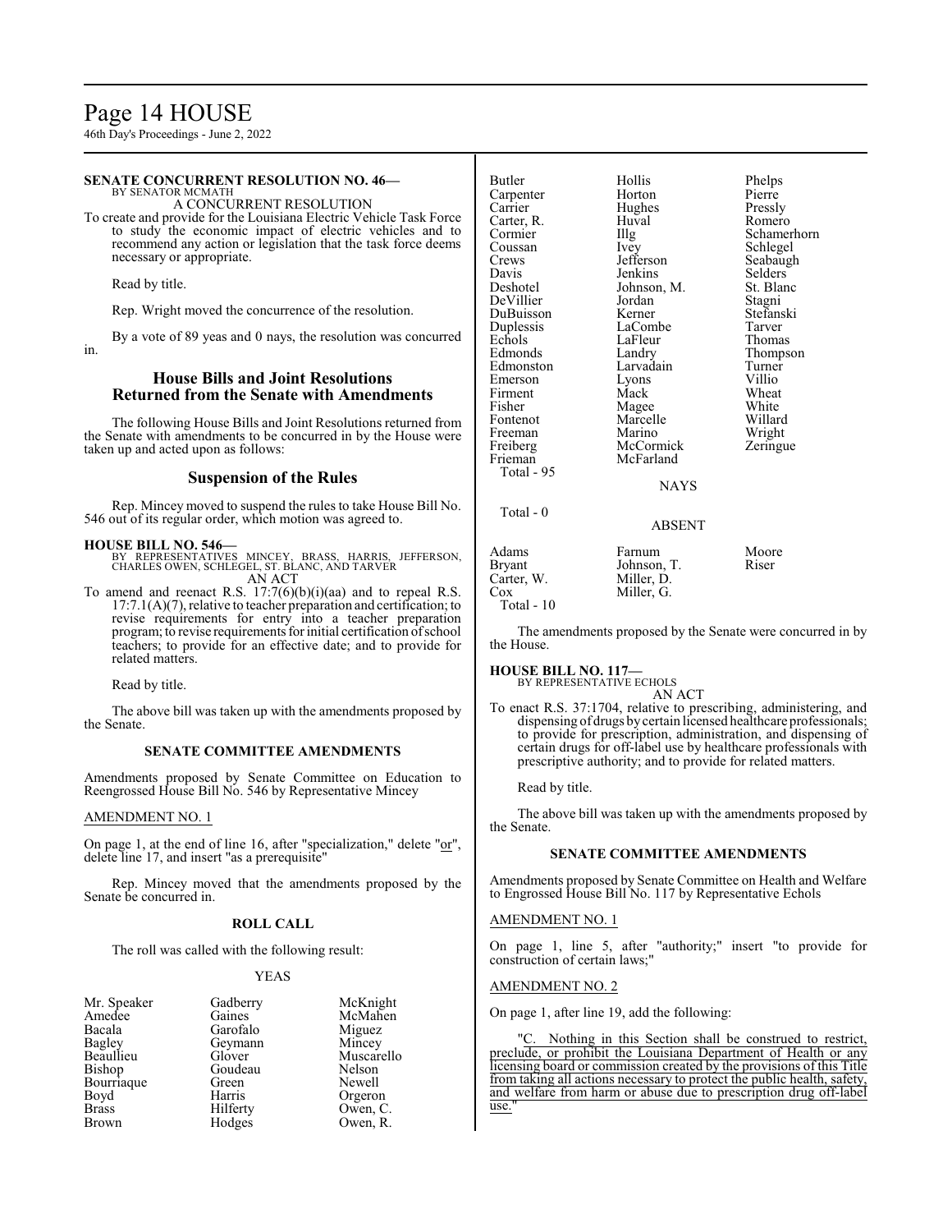### SENATE CONCURRENT RESOLUTION NO. 46—

BY SENATOR MCMATH

A CONCURRENT RESOLUTION

To create and provide for the Louisiana Electric Vehicle Task Force to study the economic impact of electric vehicles and to recommend any action or legislation that the task force deems necessary or appropriate.

Read by title.

Rep. Wright moved the concurrence of the resolution.

By a vote of 89 yeas and 0 nays, the resolution was concurred in.

## House Bills and Joint Resolutions Returned from the Senate with Amendments

The following House Bills and Joint Resolutions returned from the Senate with amendments to be concurred in by the House were taken up and acted upon as follows:

## Suspension of the Rules

Rep. Mincey moved to suspend the rules to take House Bill No. 546 out of its regular order, which motion was agreed to.

### HOUSE BILL NO. 546—

BY REPRESENTATIVES MINCEY, BRASS, HARRIS, JEFFERSON, CHARLES OWEN, SCHLEGEL, ST. BLANC, AND TARVER

AN ACT

To amend and reenact R.S. 17:7(6)(b)(i)(aa) and to repeal R.S. 17:7.1(A)(7), relative to teacher preparation and certification; to revise requirements for entry into a teacher preparation program; to revise requirements for initial certification of school teachers; to provide for an effective date; and to provide for related matters.

Read by title.

The above bill was taken up with the amendments proposed by the Senate.

#### SENATE COMMITTEE AMENDMENTS

Amendments proposed by Senate Committee on Education to Reengrossed House Bill No. 546 by Representative Mincey

AMENDMENT NO. 1

On page 1, at the end of line 16, after "specialization," delete "or", delete line 17, and insert "as a prerequisite"

Rep. Mincey moved that the amendments proposed by the Senate be concurred in.

#### ROLL CALL

The roll was called with the following result:

YEAS

| | | |
|---|---|---|
| Mr. Speaker | Gadberry | McKnight |
| Amedee | Gaines | McMahen |
| Bacala | Garofalo | Miguez |
| Bagley | Geymann | Mincey |
| Beaullieu | Glover | Muscarello |
| Bishop | Goudeau | Nelson |
| Bourriaque | Green | Newell |
| Boyd | Harris | Orgeron |
| Brass | Hilferty | Owen, C. |
| Brown | Hodges | Owen, R. |
| Butler | Hollis | Phelps |
| Carpenter | Horton | Pierre |
| Carrier | Hughes | Pressly |
| Carter, R. | Huval | Romero |
| Cormier | Illg | Schamerhorn |
| Coussan | Ivey | Schlegel |
| Crews | Jefferson | Seabaugh |
| Davis | Jenkins | Selders |
| Deshotel | Johnson, M. | St. Blanc |
| DeVillier | Jordan | Stagni |
| DuBuisson | Kerner | Stefanski |
| Duplessis | LaCombe | Tarver |
| Echols | LaFleur | Thomas |
| Edmonds | Landry | Thompson |
| Edmonston | Larvadain | Turner |
| Emerson | Lyons | Villio |
| Firment | Mack | Wheat |
| Fisher | Magee | White |
| Fontenot | Marcelle | Willard |
| Freeman | Marino | Wright |
| Freiberg | McCormick | Zeringue |
| Frieman | McFarland | |

Total - 95

NAYS

Total - 0

ABSENT

| | | |
|---|---|---|
| Adams | Farnum | Moore |
| Bryant | Johnson, T. | Riser |
| Carter, W. | Miller, D. | |
| Cox | Miller, G. | |

Total - 10

The amendments proposed by the Senate were concurred in by the House.

### HOUSE BILL NO. 117—

BY REPRESENTATIVE ECHOLS

AN ACT

To enact R.S. 37:1704, relative to prescribing, administering, and dispensing of drugs by certain licensed healthcare professionals; to provide for prescription, administration, and dispensing of certain drugs for off-label use by healthcare professionals with prescriptive authority; and to provide for related matters.

Read by title.

The above bill was taken up with the amendments proposed by the Senate.

#### SENATE COMMITTEE AMENDMENTS

Amendments proposed by Senate Committee on Health and Welfare to Engrossed House Bill No. 117 by Representative Echols

AMENDMENT NO. 1

On page 1, line 5, after "authority;" insert "to provide for construction of certain laws;"

AMENDMENT NO. 2

On page 1, after line 19, add the following:

"C. Nothing in this Section shall be construed to restrict, preclude, or prohibit the Louisiana Department of Health or any licensing board or commission created by the provisions of this Title from taking all actions necessary to protect the public health, safety, and welfare from harm or abuse due to prescription drug off-label use."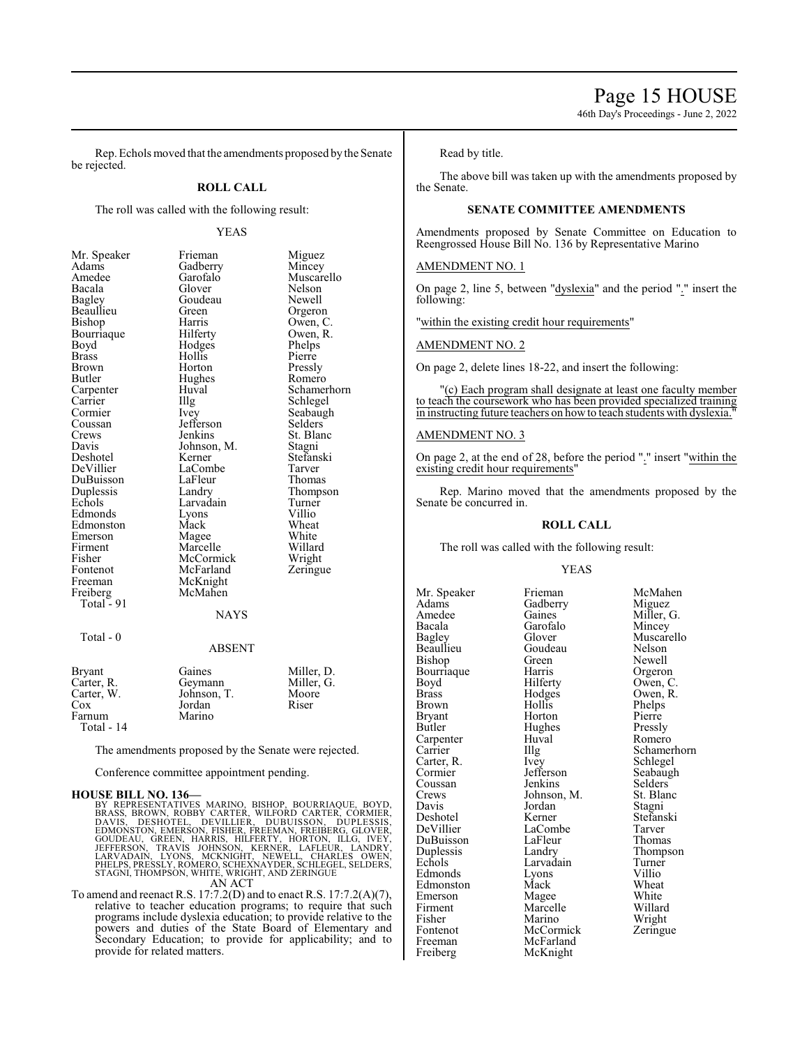Rep. Echols moved that the amendments proposed by the Senate be rejected.

**ROLL CALL**

The roll was called with the following result:

YEAS

| | | |
|---|---|---|
| Mr. Speaker | Frieman | Miguez |
| Adams | Gadberry | Mincey |
| Amedee | Garofalo | Muscarello |
| Bacala | Glover | Nelson |
| Bagley | Goudeau | Newell |
| Beaullieu | Green | Orgeron |
| Bishop | Harris | Owen, C. |
| Bourriaque | Hilferty | Owen, R. |
| Boyd | Hodges | Phelps |
| Brass | Hollis | Pierre |
| Brown | Horton | Pressly |
| Butler | Hughes | Romero |
| Carpenter | Huval | Schamerhorn |
| Carrier | Illg | Schlegel |
| Cormier | Ivey | Seabaugh |
| Coussan | Jefferson | Selders |
| Crews | Jenkins | St. Blanc |
| Davis | Johnson, M. | Stagni |
| Deshotel | Kerner | Stefanski |
| DeVillier | LaCombe | Tarver |
| DuBuisson | LaFleur | Thomas |
| Duplessis | Landry | Thompson |
| Echols | Larvadain | Turner |
| Edmonds | Lyons | Villio |
| Edmonston | Mack | Wheat |
| Emerson | Magee | White |
| Firment | Marcelle | Willard |
| Fisher | McCormick | Wright |
| Fontenot | McFarland | Zeringue |
| Freeman | McKnight | |
| Freiberg | McMahen | |
| Total - 91 | | |

NAYS

Total - 0

ABSENT

| | | |
|---|---|---|
| Bryant | Gaines | Miller, D. |
| Carter, R. | Geymann | Miller, G. |
| Carter, W. | Johnson, T. | Moore |
| Cox | Jordan | Riser |
| Farnum | Marino | |
| Total - 14 | | |

The amendments proposed by the Senate were rejected.

Conference committee appointment pending.

**HOUSE BILL NO. 136—**

BY REPRESENTATIVES MARINO, BISHOP, BOURRIAQUE, BOYD, BRASS, BROWN, ROBBY CARTER, WILFORD CARTER, CORMIER, DAVIS, DESHOTEL, DEVILLIER, DUBUISSON, DUPLESSIS, EDMONSTON, EMERSON, FISHER, FREEMAN, FREIBERG, GLOVER, GOUDEAU, GREEN, HARRIS, HILFERTY, HORTON, ILLG, IVEY, JEFFERSON, TRAVIS JOHNSON, KERNER, LAFLEUR, LANDRY, LARVADAIN, LYONS, MCKNIGHT, NEWELL, CHARLES OWEN, PHELPS, PRESSLY, ROMERO, SCHEXNAYDER, SCHLEGEL, SELDERS, STAGNI, THOMPSON, WHITE, WRIGHT, AND ZERINGUE

AN ACT

To amend and reenact R.S. 17:7.2(D) and to enact R.S. 17:7.2(A)(7), relative to teacher education programs; to require that such programs include dyslexia education; to provide relative to the powers and duties of the State Board of Elementary and Secondary Education; to provide for applicability; and to provide for related matters.

Read by title.

The above bill was taken up with the amendments proposed by the Senate.

**SENATE COMMITTEE AMENDMENTS**

Amendments proposed by Senate Committee on Education to Reengrossed House Bill No. 136 by Representative Marino

AMENDMENT NO. 1

On page 2, line 5, between "dyslexia" and the period "." insert the following:

"within the existing credit hour requirements"

AMENDMENT NO. 2

On page 2, delete lines 18-22, and insert the following:

"(c) Each program shall designate at least one faculty member to teach the coursework who has been provided specialized training in instructing future teachers on how to teach students with dyslexia."

AMENDMENT NO. 3

On page 2, at the end of 28, before the period "." insert "within the existing credit hour requirements"

Rep. Marino moved that the amendments proposed by the Senate be concurred in.

**ROLL CALL**

The roll was called with the following result:

YEAS

| | | |
|---|---|---|
| Mr. Speaker | Frieman | McMahen |
| Adams | Gadberry | Miguez |
| Amedee | Gaines | Miller, G. |
| Bacala | Garofalo | Mincey |
| Bagley | Glover | Muscarello |
| Beaullieu | Goudeau | Nelson |
| Bishop | Green | Newell |
| Bourriaque | Harris | Orgeron |
| Boyd | Hilferty | Owen, C. |
| Brass | Hodges | Owen, R. |
| Brown | Hollis | Phelps |
| Bryant | Horton | Pierre |
| Butler | Hughes | Pressly |
| Carpenter | Huval | Romero |
| Carrier | Illg | Schamerhorn |
| Carter, R. | Ivey | Schlegel |
| Cormier | Jefferson | Seabaugh |
| Coussan | Jenkins | Selders |
| Crews | Johnson, M. | St. Blanc |
| Davis | Jordan | Stagni |
| Deshotel | Kerner | Stefanski |
| DeVillier | LaCombe | Tarver |
| DuBuisson | LaFleur | Thomas |
| Duplessis | Landry | Thompson |
| Echols | Larvadain | Turner |
| Edmonds | Lyons | Villio |
| Edmonston | Mack | Wheat |
| Emerson | Magee | White |
| Firment | Marcelle | Willard |
| Fisher | Marino | Wright |
| Fontenot | McCormick | Zeringue |
| Freeman | McFarland | |
| Freiberg | McKnight | |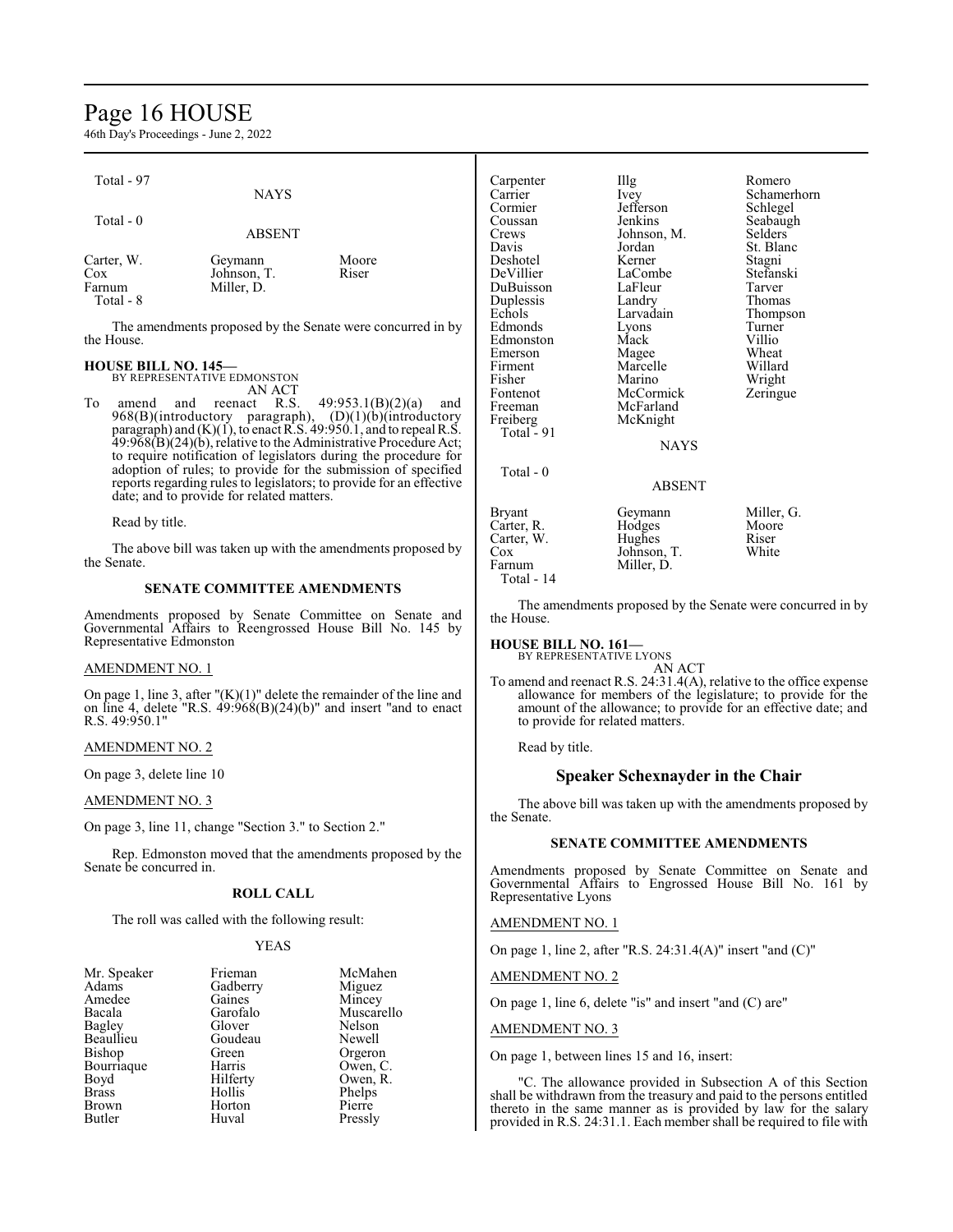Total - 97

NAYS

Total - 0

ABSENT

| | | |
|---|---|---|
| Carter, W. | Geymann | Moore |
| Cox | Johnson, T. | Riser |
| Farnum | Miller, D. | |

Total - 8

The amendments proposed by the Senate were concurred in by the House.

**HOUSE BILL NO. 145—**
BY REPRESENTATIVE EDMONSTON
AN ACT

To amend and reenact R.S. 49:953.1(B)(2)(a) and 968(B)(introductory paragraph), (D)(1)(b)(introductory paragraph) and (K)(1), to enact R.S. 49:950.1, and to repeal R.S. 49:968(B)(24)(b), relative to the Administrative Procedure Act; to require notification of legislators during the procedure for adoption of rules; to provide for the submission of specified reports regarding rules to legislators; to provide for an effective date; and to provide for related matters.

Read by title.

The above bill was taken up with the amendments proposed by the Senate.

**SENATE COMMITTEE AMENDMENTS**

Amendments proposed by Senate Committee on Senate and Governmental Affairs to Reengrossed House Bill No. 145 by Representative Edmonston

AMENDMENT NO. 1

On page 1, line 3, after "(K)(1)" delete the remainder of the line and on line 4, delete "R.S. 49:968(B)(24)(b)" and insert "and to enact R.S. 49:950.1"

AMENDMENT NO. 2

On page 3, delete line 10

AMENDMENT NO. 3

On page 3, line 11, change "Section 3." to Section 2."

Rep. Edmonston moved that the amendments proposed by the Senate be concurred in.

**ROLL CALL**

The roll was called with the following result:

YEAS

| | | |
|---|---|---|
| Mr. Speaker | Frieman | McMahen |
| Adams | Gadberry | Miguez |
| Amedee | Gaines | Mincey |
| Bacala | Garofalo | Muscarello |
| Bagley | Glover | Nelson |
| Beaullieu | Goudeau | Newell |
| Bishop | Green | Orgeron |
| Bourriaque | Harris | Owen, C. |
| Boyd | Hilferty | Owen, R. |
| Brass | Hollis | Phelps |
| Brown | Horton | Pierre |
| Butler | Huval | Pressly |
| Carpenter | Illg | Romero |
| Carrier | Ivey | Schamerhorn |
| Cormier | Jefferson | Schlegel |
| Coussan | Jenkins | Seabaugh |
| Crews | Johnson, M. | Selders |
| Davis | Jordan | St. Blanc |
| Deshotel | Kerner | Stagni |
| DeVillier | LaCombe | Stefanski |
| DuBuisson | LaFleur | Tarver |
| Duplessis | Landry | Thomas |
| Echols | Larvadain | Thompson |
| Edmonds | Lyons | Turner |
| Edmonston | Mack | Villio |
| Emerson | Magee | Wheat |
| Firment | Marcelle | Willard |
| Fisher | Marino | Wright |
| Fontenot | McCormick | Zeringue |
| Freeman | McFarland | |
| Freiberg | McKnight | |

Total - 91

NAYS

Total - 0

ABSENT

| | | |
|---|---|---|
| Bryant | Geymann | Miller, G. |
| Carter, R. | Hodges | Moore |
| Carter, W. | Hughes | Riser |
| Cox | Johnson, T. | White |
| Farnum | Miller, D. | |

Total - 14

The amendments proposed by the Senate were concurred in by the House.

**HOUSE BILL NO. 161—**
BY REPRESENTATIVE LYONS
AN ACT

To amend and reenact R.S. 24:31.4(A), relative to the office expense allowance for members of the legislature; to provide for the amount of the allowance; to provide for an effective date; and to provide for related matters.

Read by title.

## Speaker Schexnayder in the Chair

The above bill was taken up with the amendments proposed by the Senate.

**SENATE COMMITTEE AMENDMENTS**

Amendments proposed by Senate Committee on Senate and Governmental Affairs to Engrossed House Bill No. 161 by Representative Lyons

AMENDMENT NO. 1

On page 1, line 2, after "R.S. 24:31.4(A)" insert "and (C)"

AMENDMENT NO. 2

On page 1, line 6, delete "is" and insert "and (C) are"

AMENDMENT NO. 3

On page 1, between lines 15 and 16, insert:

"C. The allowance provided in Subsection A of this Section shall be withdrawn from the treasury and paid to the persons entitled thereto in the same manner as is provided by law for the salary provided in R.S. 24:31.1. Each member shall be required to file with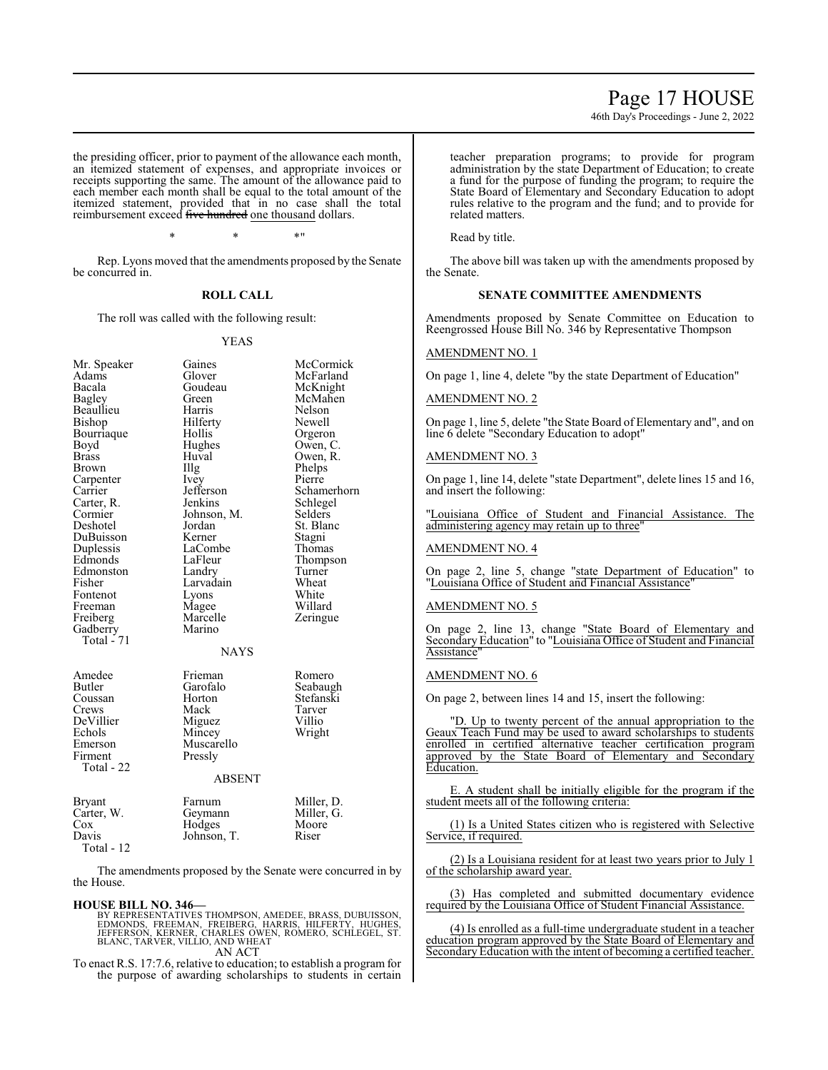the presiding officer, prior to payment of the allowance each month, an itemized statement of expenses, and appropriate invoices or receipts supporting the same. The amount of the allowance paid to each member each month shall be equal to the total amount of the itemized statement, provided that in no case shall the total reimbursement exceed ~~five hundred~~ one thousand dollars.

\* \* \*"

Rep. Lyons moved that the amendments proposed by the Senate be concurred in.

**ROLL CALL**

The roll was called with the following result:

YEAS

| | | |
|---|---|---|
| Mr. Speaker | Gaines | McCormick |
| Adams | Glover | McFarland |
| Bacala | Goudeau | McKnight |
| Bagley | Green | McMahen |
| Beaullieu | Harris | Nelson |
| Bishop | Hilferty | Newell |
| Bourriaque | Hollis | Orgeron |
| Boyd | Hughes | Owen, C. |
| Brass | Huval | Owen, R. |
| Brown | Illg | Phelps |
| Carpenter | Ivey | Pierre |
| Carrier | Jefferson | Schamerhorn |
| Carter, R. | Jenkins | Schlegel |
| Cormier | Johnson, M. | Selders |
| Deshotel | Jordan | St. Blanc |
| DuBuisson | Kerner | Stagni |
| Duplessis | LaCombe | Thomas |
| Edmonds | LaFleur | Thompson |
| Edmonston | Landry | Turner |
| Fisher | Larvadain | Wheat |
| Fontenot | Lyons | White |
| Freeman | Magee | Willard |
| Freiberg | Marcelle | Zeringue |
| Gadberry | Marino | |
| Total - 71 | | |

NAYS

| | | |
|---|---|---|
| Amedee | Frieman | Romero |
| Butler | Garofalo | Seabaugh |
| Coussan | Horton | Stefanski |
| Crews | Mack | Tarver |
| DeVillier | Miguez | Villio |
| Echols | Mincey | Wright |
| Emerson | Muscarello | |
| Firment | Pressly | |
| Total - 22 | | |

ABSENT

| | | |
|---|---|---|
| Bryant | Farnum | Miller, D. |
| Carter, W. | Geymann | Miller, G. |
| Cox | Hodges | Moore |
| Davis | Johnson, T. | Riser |
| Total - 12 | | |

The amendments proposed by the Senate were concurred in by the House.

**HOUSE BILL NO. 346—**
BY REPRESENTATIVES THOMPSON, AMEDEE, BRASS, DUBUISSON, EDMONDS, FREEMAN, FREIBERG, HARRIS, HILFERTY, HUGHES, JEFFERSON, KERNER, CHARLES OWEN, ROMERO, SCHLEGEL, ST. BLANC, TARVER, VILLIO, AND WHEAT

AN ACT

To enact R.S. 17:7.6, relative to education; to establish a program for the purpose of awarding scholarships to students in certain teacher preparation programs; to provide for program administration by the state Department of Education; to create a fund for the purpose of funding the program; to require the State Board of Elementary and Secondary Education to adopt rules relative to the program and the fund; and to provide for related matters.

Read by title.

The above bill was taken up with the amendments proposed by the Senate.

**SENATE COMMITTEE AMENDMENTS**

Amendments proposed by Senate Committee on Education to Reengrossed House Bill No. 346 by Representative Thompson

AMENDMENT NO. 1

On page 1, line 4, delete "by the state Department of Education"

AMENDMENT NO. 2

On page 1, line 5, delete "the State Board of Elementary and", and on line 6 delete "Secondary Education to adopt"

AMENDMENT NO. 3

On page 1, line 14, delete "state Department", delete lines 15 and 16, and insert the following:

"Louisiana Office of Student and Financial Assistance. The administering agency may retain up to three"

AMENDMENT NO. 4

On page 2, line 5, change "state Department of Education" to "Louisiana Office of Student and Financial Assistance"

AMENDMENT NO. 5

On page 2, line 13, change "State Board of Elementary and Secondary Education" to "Louisiana Office of Student and Financial Assistance"

AMENDMENT NO. 6

On page 2, between lines 14 and 15, insert the following:

"D. Up to twenty percent of the annual appropriation to the Geaux Teach Fund may be used to award scholarships to students enrolled in certified alternative teacher certification program approved by the State Board of Elementary and Secondary Education.

E. A student shall be initially eligible for the program if the student meets all of the following criteria:

(1) Is a United States citizen who is registered with Selective Service, if required.

(2) Is a Louisiana resident for at least two years prior to July 1 of the scholarship award year.

(3) Has completed and submitted documentary evidence required by the Louisiana Office of Student Financial Assistance.

(4) Is enrolled as a full-time undergraduate student in a teacher education program approved by the State Board of Elementary and Secondary Education with the intent of becoming a certified teacher.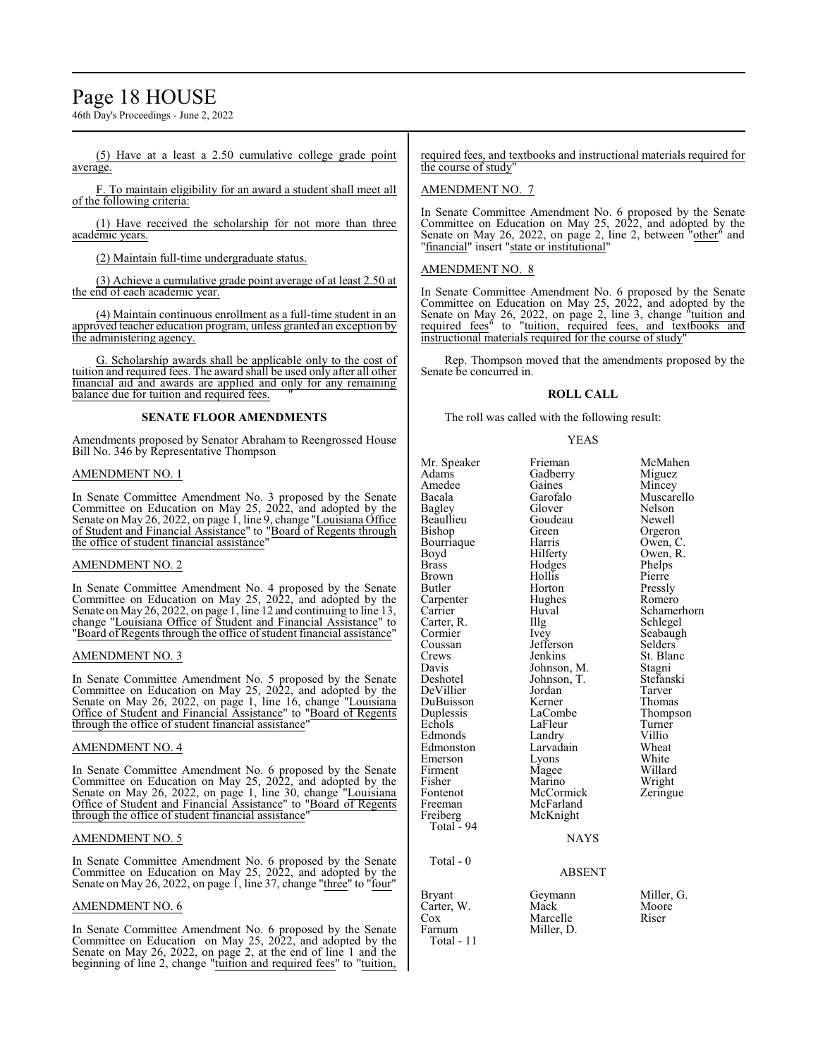(5) Have at a least a 2.50 cumulative college grade point average.

F. To maintain eligibility for an award a student shall meet all of the following criteria:

(1) Have received the scholarship for not more than three academic years.

(2) Maintain full-time undergraduate status.

(3) Achieve a cumulative grade point average of at least 2.50 at the end of each academic year.

(4) Maintain continuous enrollment as a full-time student in an approved teacher education program, unless granted an exception by the administering agency.

G. Scholarship awards shall be applicable only to the cost of tuition and required fees. The award shall be used only after all other financial aid and awards are applied and only for any remaining balance due for tuition and required fees."

### SENATE FLOOR AMENDMENTS

Amendments proposed by Senator Abraham to Reengrossed House Bill No. 346 by Representative Thompson

AMENDMENT NO. 1

In Senate Committee Amendment No. 3 proposed by the Senate Committee on Education on May 25, 2022, and adopted by the Senate on May 26, 2022, on page 1, line 9, change "Louisiana Office of Student and Financial Assistance" to "Board of Regents through the office of student financial assistance"

AMENDMENT NO. 2

In Senate Committee Amendment No. 4 proposed by the Senate Committee on Education on May 25, 2022, and adopted by the Senate on May 26, 2022, on page 1, line 12 and continuing to line 13, change "Louisiana Office of Student and Financial Assistance" to "Board of Regents through the office of student financial assistance"

AMENDMENT NO. 3

In Senate Committee Amendment No. 5 proposed by the Senate Committee on Education on May 25, 2022, and adopted by the Senate on May 26, 2022, on page 1, line 16, change "Louisiana Office of Student and Financial Assistance" to "Board of Regents through the office of student financial assistance"

AMENDMENT NO. 4

In Senate Committee Amendment No. 6 proposed by the Senate Committee on Education on May 25, 2022, and adopted by the Senate on May 26, 2022, on page 1, line 30, change "Louisiana Office of Student and Financial Assistance" to "Board of Regents through the office of student financial assistance"

AMENDMENT NO. 5

In Senate Committee Amendment No. 6 proposed by the Senate Committee on Education on May 25, 2022, and adopted by the Senate on May 26, 2022, on page 1, line 37, change "three" to "four"

AMENDMENT NO. 6

In Senate Committee Amendment No. 6 proposed by the Senate Committee on Education on May 25, 2022, and adopted by the Senate on May 26, 2022, on page 2, at the end of line 1 and the beginning of line 2, change "tuition and required fees" to "tuition, required fees, and textbooks and instructional materials required for the course of study"

AMENDMENT NO. 7

In Senate Committee Amendment No. 6 proposed by the Senate Committee on Education on May 25, 2022, and adopted by the Senate on May 26, 2022, on page 2, line 2, between "other" and "financial" insert "state or institutional"

AMENDMENT NO. 8

In Senate Committee Amendment No. 6 proposed by the Senate Committee on Education on May 25, 2022, and adopted by the Senate on May 26, 2022, on page 2, line 3, change "tuition and required fees" to "tuition, required fees, and textbooks and instructional materials required for the course of study"

Rep. Thompson moved that the amendments proposed by the Senate be concurred in.

### ROLL CALL

The roll was called with the following result:

YEAS

| | | |
|---|---|---|
| Mr. Speaker | Frieman | McMahen |
| Adams | Gadberry | Miguez |
| Amedee | Gaines | Mincey |
| Bacala | Garofalo | Muscarello |
| Bagley | Glover | Nelson |
| Beaullieu | Goudeau | Newell |
| Bishop | Green | Orgeron |
| Bourriaque | Harris | Owen, C. |
| Boyd | Hilferty | Owen, R. |
| Brass | Hodges | Phelps |
| Brown | Hollis | Pierre |
| Butler | Horton | Pressly |
| Carpenter | Hughes | Romero |
| Carrier | Huval | Schamerhorn |
| Carter, R. | Illg | Schlegel |
| Cormier | Ivey | Seabaugh |
| Coussan | Jefferson | Selders |
| Crews | Jenkins | St. Blanc |
| Davis | Johnson, M. | Stagni |
| Deshotel | Johnson, T. | Stefanski |
| DeVillier | Jordan | Tarver |
| DuBuisson | Kerner | Thomas |
| Duplessis | LaCombe | Thompson |
| Echols | LaFleur | Turner |
| Edmonds | Landry | Villio |
| Edmonston | Larvadain | Wheat |
| Emerson | Lyons | White |
| Firment | Magee | Willard |
| Fisher | Marino | Wright |
| Fontenot | McCormick | Zeringue |
| Freeman | McFarland | |
| Freiberg | McKnight | |

Total - 94

NAYS

Total - 0

ABSENT

| | | |
|---|---|---|
| Bryant | Geymann | Miller, G. |
| Carter, W. | Mack | Moore |
| Cox | Marcelle | Riser |
| Farnum | Miller, D. | |

Total - 11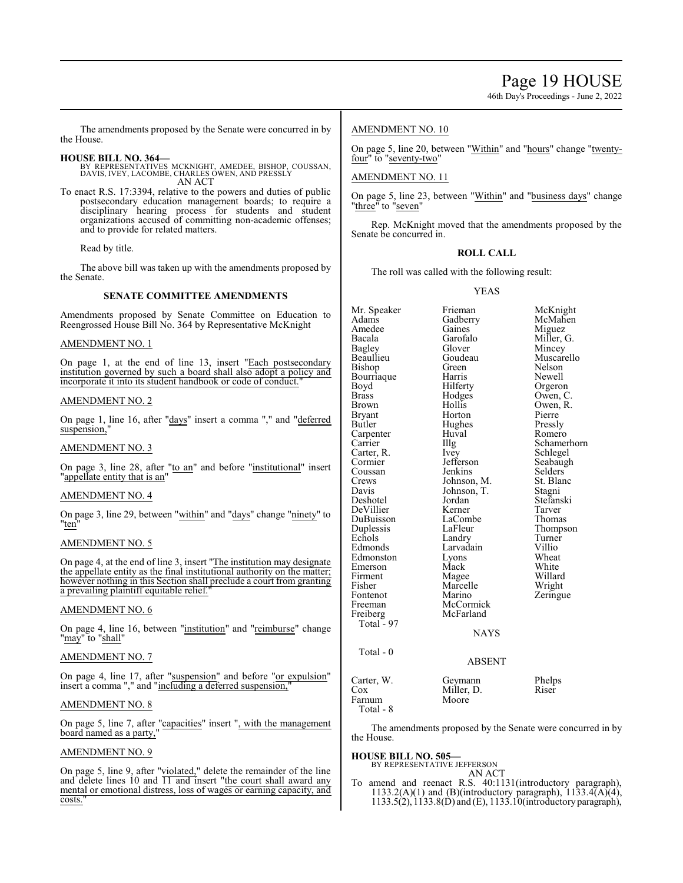The amendments proposed by the Senate were concurred in by the House.

**HOUSE BILL NO. 364—**
BY REPRESENTATIVES MCKNIGHT, AMEDEE, BISHOP, COUSSAN, DAVIS, IVEY, LACOMBE, CHARLES OWEN, AND PRESSLY
AN ACT

To enact R.S. 17:3394, relative to the powers and duties of public postsecondary education management boards; to require a disciplinary hearing process for students and student organizations accused of committing non-academic offenses; and to provide for related matters.

Read by title.

The above bill was taken up with the amendments proposed by the Senate.

### SENATE COMMITTEE AMENDMENTS

Amendments proposed by Senate Committee on Education to Reengrossed House Bill No. 364 by Representative McKnight

AMENDMENT NO. 1

On page 1, at the end of line 13, insert "Each postsecondary institution governed by such a board shall also adopt a policy and incorporate it into its student handbook or code of conduct."

AMENDMENT NO. 2

On page 1, line 16, after "days" insert a comma "," and "deferred suspension,"

AMENDMENT NO. 3

On page 3, line 28, after "to an" and before "institutional" insert "appellate entity that is an"

AMENDMENT NO. 4

On page 3, line 29, between "within" and "days" change "ninety" to "ten"

AMENDMENT NO. 5

On page 4, at the end of line 3, insert "The institution may designate the appellate entity as the final institutional authority on the matter; however nothing in this Section shall preclude a court from granting a prevailing plaintiff equitable relief."

AMENDMENT NO. 6

On page 4, line 16, between "institution" and "reimburse" change "may" to "shall"

AMENDMENT NO. 7

On page 4, line 17, after "suspension" and before "or expulsion" insert a comma "," and "including a deferred suspension,"

AMENDMENT NO. 8

On page 5, line 7, after "capacities" insert ", with the management board named as a party,"

AMENDMENT NO. 9

On page 5, line 9, after "violated," delete the remainder of the line and delete lines 10 and 11 and insert "the court shall award any mental or emotional distress, loss of wages or earning capacity, and costs."

AMENDMENT NO. 10

On page 5, line 20, between "Within" and "hours" change "twenty-four" to "seventy-two"

AMENDMENT NO. 11

On page 5, line 23, between "Within" and "business days" change "three" to "seven"

Rep. McKnight moved that the amendments proposed by the Senate be concurred in.

### ROLL CALL

The roll was called with the following result:

YEAS

| | | |
|---|---|---|
| Mr. Speaker | Frieman | McKnight |
| Adams | Gadberry | McMahen |
| Amedee | Gaines | Miguez |
| Bacala | Garofalo | Miller, G. |
| Bagley | Glover | Mincey |
| Beaullieu | Goudeau | Muscarello |
| Bishop | Green | Nelson |
| Bourriaque | Harris | Newell |
| Boyd | Hilferty | Orgeron |
| Brass | Hodges | Owen, C. |
| Brown | Hollis | Owen, R. |
| Bryant | Horton | Pierre |
| Butler | Hughes | Pressly |
| Carpenter | Huval | Romero |
| Carrier | Illg | Schamerhorn |
| Carter, R. | Ivey | Schlegel |
| Cormier | Jefferson | Seabaugh |
| Coussan | Jenkins | Selders |
| Crews | Johnson, M. | St. Blanc |
| Davis | Johnson, T. | Stagni |
| Deshotel | Jordan | Stefanski |
| DeVillier | Kerner | Tarver |
| DuBuisson | LaCombe | Thomas |
| Duplessis | LaFleur | Thompson |
| Echols | Landry | Turner |
| Edmonds | Larvadain | Villio |
| Edmonston | Lyons | Wheat |
| Emerson | Mack | White |
| Firment | Magee | Willard |
| Fisher | Marcelle | Wright |
| Fontenot | Marino | Zeringue |
| Freeman | McCormick | |
| Freiberg | McFarland | |

Total - 97

NAYS

Total - 0

ABSENT

| | | |
|---|---|---|
| Carter, W. | Geymann | Phelps |
| Cox | Miller, D. | Riser |
| Farnum | Moore | |

Total - 8

The amendments proposed by the Senate were concurred in by the House.

**HOUSE BILL NO. 505—**
BY REPRESENTATIVE JEFFERSON
AN ACT

To amend and reenact R.S. 40:1131(introductory paragraph), 1133.2(A)(1) and (B)(introductory paragraph), 1133.4(A)(4), 1133.5(2), 1133.8(D) and (E), 1133.10(introductory paragraph),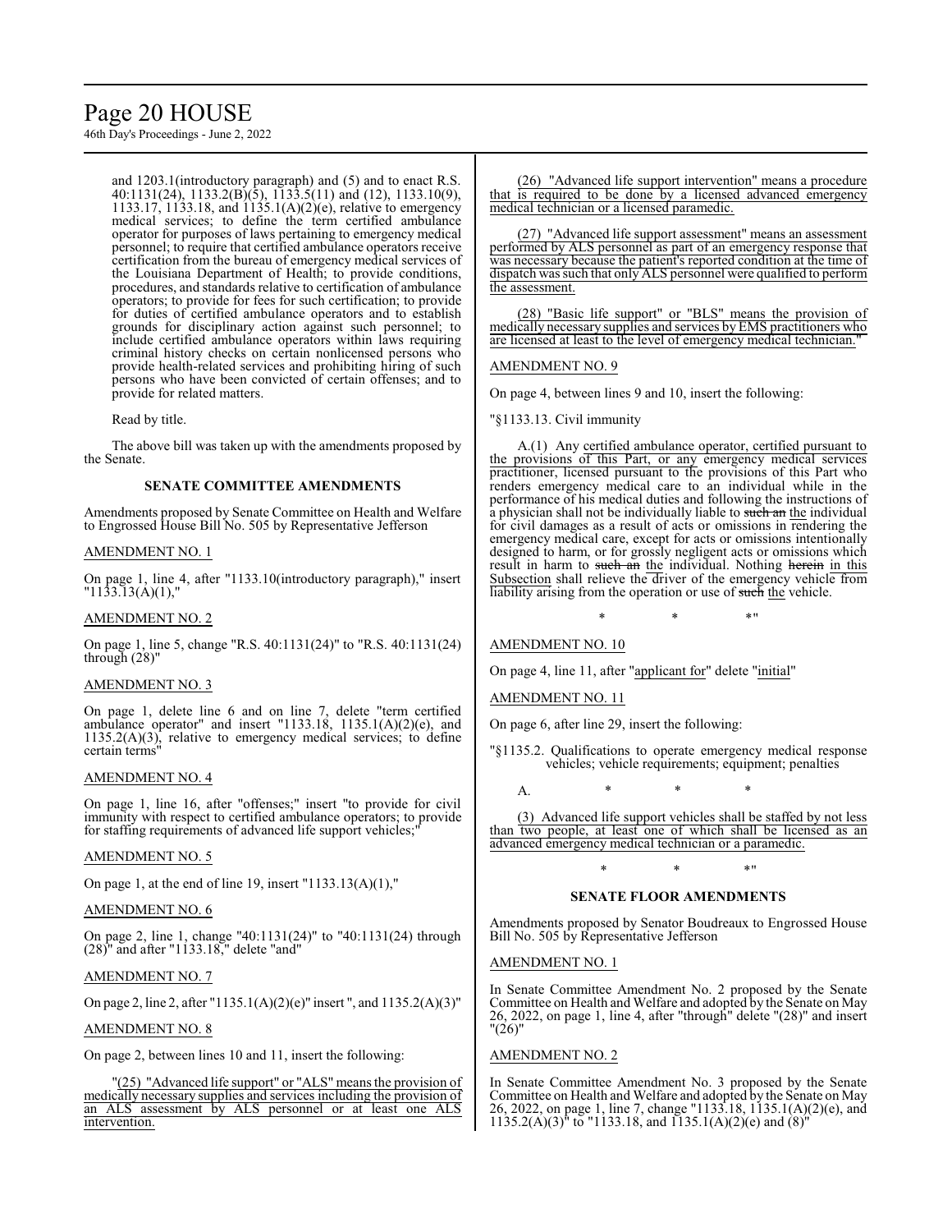and 1203.1(introductory paragraph) and (5) and to enact R.S. 40:1131(24), 1133.2(B)(5), 1133.5(11) and (12), 1133.10(9), 1133.17, 1133.18, and 1135.1(A)(2)(e), relative to emergency medical services; to define the term certified ambulance operator for purposes of laws pertaining to emergency medical personnel; to require that certified ambulance operators receive certification from the bureau of emergency medical services of the Louisiana Department of Health; to provide conditions, procedures, and standards relative to certification of ambulance operators; to provide for fees for such certification; to provide for duties of certified ambulance operators and to establish grounds for disciplinary action against such personnel; to include certified ambulance operators within laws requiring criminal history checks on certain nonlicensed persons who provide health-related services and prohibiting hiring of such persons who have been convicted of certain offenses; and to provide for related matters.

Read by title.

The above bill was taken up with the amendments proposed by the Senate.

## SENATE COMMITTEE AMENDMENTS

Amendments proposed by Senate Committee on Health and Welfare to Engrossed House Bill No. 505 by Representative Jefferson

AMENDMENT NO. 1

On page 1, line 4, after "1133.10(introductory paragraph)," insert "1133.13(A)(1),"

AMENDMENT NO. 2

On page 1, line 5, change "R.S. 40:1131(24)" to "R.S. 40:1131(24) through (28)"

AMENDMENT NO. 3

On page 1, delete line 6 and on line 7, delete "term certified ambulance operator" and insert "1133.18, 1135.1(A)(2)(e), and 1135.2(A)(3), relative to emergency medical services; to define certain terms"

AMENDMENT NO. 4

On page 1, line 16, after "offenses;" insert "to provide for civil immunity with respect to certified ambulance operators; to provide for staffing requirements of advanced life support vehicles;"

AMENDMENT NO. 5

On page 1, at the end of line 19, insert "1133.13(A)(1),"

AMENDMENT NO. 6

On page 2, line 1, change "40:1131(24)" to "40:1131(24) through (28)" and after "1133.18," delete "and"

AMENDMENT NO. 7

On page 2, line 2, after "1135.1(A)(2)(e)" insert ", and 1135.2(A)(3)"

AMENDMENT NO. 8

On page 2, between lines 10 and 11, insert the following:

"(25) "Advanced life support" or "ALS" means the provision of medically necessary supplies and services including the provision of an ALS assessment by ALS personnel or at least one ALS intervention.

(26) "Advanced life support intervention" means a procedure that is required to be done by a licensed advanced emergency medical technician or a licensed paramedic.

(27) "Advanced life support assessment" means an assessment performed by ALS personnel as part of an emergency response that was necessary because the patient's reported condition at the time of dispatch was such that only ALS personnel were qualified to perform the assessment.

(28) "Basic life support" or "BLS" means the provision of medically necessary supplies and services by EMS practitioners who are licensed at least to the level of emergency medical technician."

AMENDMENT NO. 9

On page 4, between lines 9 and 10, insert the following:

"§1133.13. Civil immunity

A.(1) Any certified ambulance operator, certified pursuant to the provisions of this Part, or any emergency medical services practitioner, licensed pursuant to the provisions of this Part who renders emergency medical care to an individual while in the performance of his medical duties and following the instructions of a physician shall not be individually liable to ~~such an~~ the individual for civil damages as a result of acts or omissions in rendering the emergency medical care, except for acts or omissions intentionally designed to harm, or for grossly negligent acts or omissions which result in harm to ~~such an~~ the individual. Nothing ~~herein~~ in this Subsection shall relieve the driver of the emergency vehicle from liability arising from the operation or use of ~~such~~ the vehicle.

\* \* \*"

AMENDMENT NO. 10

On page 4, line 11, after "applicant for" delete "initial"

AMENDMENT NO. 11

On page 6, after line 29, insert the following:

"§1135.2. Qualifications to operate emergency medical response vehicles; vehicle requirements; equipment; penalties

A. \* \* \*

(3) Advanced life support vehicles shall be staffed by not less than two people, at least one of which shall be licensed as an advanced emergency medical technician or a paramedic.

\* \* \*"

## SENATE FLOOR AMENDMENTS

Amendments proposed by Senator Boudreaux to Engrossed House Bill No. 505 by Representative Jefferson

AMENDMENT NO. 1

In Senate Committee Amendment No. 2 proposed by the Senate Committee on Health and Welfare and adopted by the Senate on May 26, 2022, on page 1, line 4, after "through" delete "(28)" and insert "(26)"

AMENDMENT NO. 2

In Senate Committee Amendment No. 3 proposed by the Senate Committee on Health and Welfare and adopted by the Senate on May 26, 2022, on page 1, line 7, change "1133.18, 1135.1(A)(2)(e), and 1135.2(A)(3)" to "1133.18, and 1135.1(A)(2)(e) and (8)"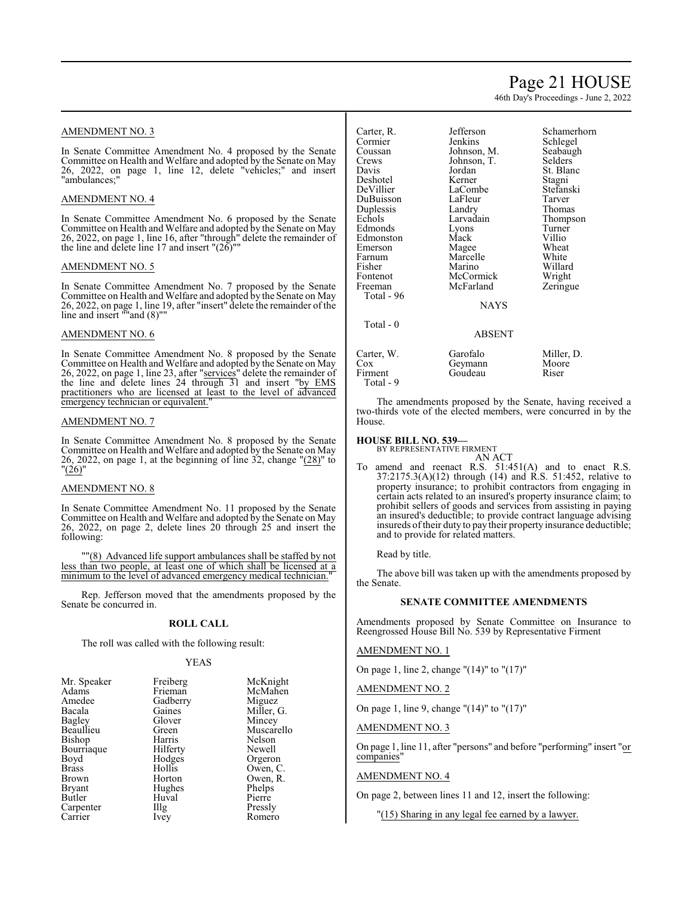## AMENDMENT NO. 3

In Senate Committee Amendment No. 4 proposed by the Senate Committee on Health and Welfare and adopted by the Senate on May 26, 2022, on page 1, line 12, delete "vehicles;" and insert "ambulances;"

## AMENDMENT NO. 4

In Senate Committee Amendment No. 6 proposed by the Senate Committee on Health and Welfare and adopted by the Senate on May 26, 2022, on page 1, line 16, after "through" delete the remainder of the line and delete line 17 and insert "(26)""

## AMENDMENT NO. 5

In Senate Committee Amendment No. 7 proposed by the Senate Committee on Health and Welfare and adopted by the Senate on May 26, 2022, on page 1, line 19, after "insert" delete the remainder of the line and insert ""and (8)""

## AMENDMENT NO. 6

In Senate Committee Amendment No. 8 proposed by the Senate Committee on Health and Welfare and adopted by the Senate on May 26, 2022, on page 1, line 23, after "services" delete the remainder of the line and delete lines 24 through 31 and insert "by EMS practitioners who are licensed at least to the level of advanced emergency technician or equivalent."

## AMENDMENT NO. 7

In Senate Committee Amendment No. 8 proposed by the Senate Committee on Health and Welfare and adopted by the Senate on May 26, 2022, on page 1, at the beginning of line 32, change "(28)" to "(26)"

## AMENDMENT NO. 8

In Senate Committee Amendment No. 11 proposed by the Senate Committee on Health and Welfare and adopted by the Senate on May 26, 2022, on page 2, delete lines 20 through 25 and insert the following:

""(8) Advanced life support ambulances shall be staffed by not less than two people, at least one of which shall be licensed at a minimum to the level of advanced emergency medical technician.""

Rep. Jefferson moved that the amendments proposed by the Senate be concurred in.

**ROLL CALL**

The roll was called with the following result:

YEAS

| | | |
|---|---|---|
| Mr. Speaker | Freiberg | McKnight |
| Adams | Frieman | McMahen |
| Amedee | Gadberry | Miguez |
| Bacala | Gaines | Miller, G. |
| Bagley | Glover | Mincey |
| Beaullieu | Green | Muscarello |
| Bishop | Harris | Nelson |
| Bourriaque | Hilferty | Newell |
| Boyd | Hodges | Orgeron |
| Brass | Hollis | Owen, C. |
| Brown | Horton | Owen, R. |
| Bryant | Hughes | Phelps |
| Butler | Huval | Pierre |
| Carpenter | Illg | Pressly |
| Carrier | Ivey | Romero |
| Carter, R. | Jefferson | Schamerhorn |
| Cormier | Jenkins | Schlegel |
| Coussan | Johnson, M. | Seabaugh |
| Crews | Johnson, T. | Selders |
| Davis | Jordan | St. Blanc |
| Deshotel | Kerner | Stagni |
| DeVillier | LaCombe | Stefanski |
| DuBuisson | LaFleur | Tarver |
| Duplessis | Landry | Thomas |
| Echols | Larvadain | Thompson |
| Edmonds | Lyons | Turner |
| Edmonston | Mack | Villio |
| Emerson | Magee | Wheat |
| Farnum | Marcelle | White |
| Fisher | Marino | Willard |
| Fontenot | McCormick | Wright |
| Freeman | McFarland | Zeringue |

Total - 96

NAYS

Total - 0

ABSENT

| | | |
|---|---|---|
| Carter, W. | Garofalo | Miller, D. |
| Cox | Geymann | Moore |
| Firment | Goudeau | Riser |

Total - 9

The amendments proposed by the Senate, having received a two-thirds vote of the elected members, were concurred in by the House.

**HOUSE BILL NO. 539—**
BY REPRESENTATIVE FIRMENT
AN ACT

To amend and reenact R.S. 51:451(A) and to enact R.S. 37:2175.3(A)(12) through (14) and R.S. 51:452, relative to property insurance; to prohibit contractors from engaging in certain acts related to an insured's property insurance claim; to prohibit sellers of goods and services from assisting in paying an insured's deductible; to provide contract language advising insureds of their duty to pay their property insurance deductible; and to provide for related matters.

Read by title.

The above bill was taken up with the amendments proposed by the Senate.

### SENATE COMMITTEE AMENDMENTS

Amendments proposed by Senate Committee on Insurance to Reengrossed House Bill No. 539 by Representative Firment

## AMENDMENT NO. 1

On page 1, line 2, change "(14)" to "(17)"

## AMENDMENT NO. 2

On page 1, line 9, change "(14)" to "(17)"

## AMENDMENT NO. 3

On page 1, line 11, after "persons" and before "performing" insert "or companies"

## AMENDMENT NO. 4

On page 2, between lines 11 and 12, insert the following:

"(15) Sharing in any legal fee earned by a lawyer.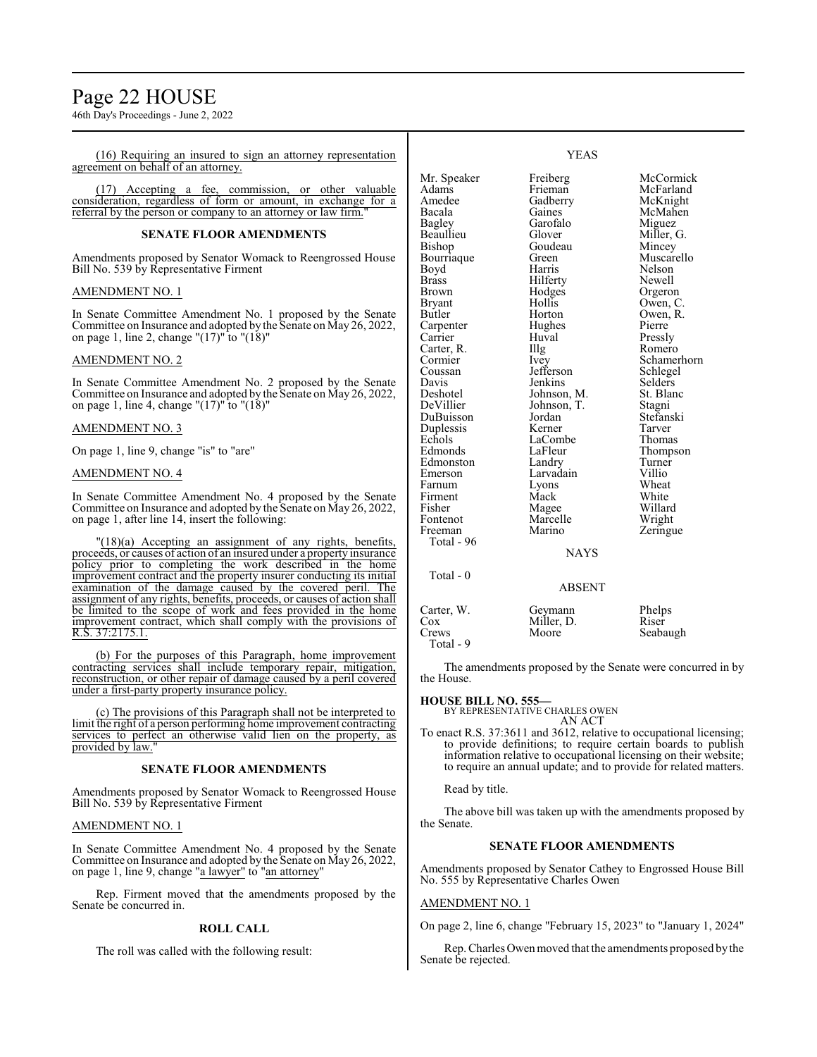(16) Requiring an insured to sign an attorney representation agreement on behalf of an attorney.

(17) Accepting a fee, commission, or other valuable consideration, regardless of form or amount, in exchange for a referral by the person or company to an attorney or law firm."

### SENATE FLOOR AMENDMENTS

Amendments proposed by Senator Womack to Reengrossed House Bill No. 539 by Representative Firment

AMENDMENT NO. 1

In Senate Committee Amendment No. 1 proposed by the Senate Committee on Insurance and adopted by the Senate on May 26, 2022, on page 1, line 2, change "(17)" to "(18)"

AMENDMENT NO. 2

In Senate Committee Amendment No. 2 proposed by the Senate Committee on Insurance and adopted by the Senate on May 26, 2022, on page 1, line 4, change "(17)" to "(18)"

AMENDMENT NO. 3

On page 1, line 9, change "is" to "are"

AMENDMENT NO. 4

In Senate Committee Amendment No. 4 proposed by the Senate Committee on Insurance and adopted by the Senate on May 26, 2022, on page 1, after line 14, insert the following:

"(18)(a) Accepting an assignment of any rights, benefits, proceeds, or causes of action of an insured under a property insurance policy prior to completing the work described in the home improvement contract and the property insurer conducting its initial examination of the damage caused by the covered peril. The assignment of any rights, benefits, proceeds, or causes of action shall be limited to the scope of work and fees provided in the home improvement contract, which shall comply with the provisions of R.S. 37:2175.1.

(b) For the purposes of this Paragraph, home improvement contracting services shall include temporary repair, mitigation, reconstruction, or other repair of damage caused by a peril covered under a first-party property insurance policy.

(c) The provisions of this Paragraph shall not be interpreted to limit the right of a person performing home improvement contracting services to perfect an otherwise valid lien on the property, as provided by law."

### SENATE FLOOR AMENDMENTS

Amendments proposed by Senator Womack to Reengrossed House Bill No. 539 by Representative Firment

AMENDMENT NO. 1

In Senate Committee Amendment No. 4 proposed by the Senate Committee on Insurance and adopted by the Senate on May 26, 2022, on page 1, line 9, change "a lawyer" to "an attorney"

Rep. Firment moved that the amendments proposed by the Senate be concurred in.

### ROLL CALL

The roll was called with the following result:

YEAS

| | | |
|---|---|---|
| Mr. Speaker | Freiberg | McCormick |
| Adams | Frieman | McFarland |
| Amedee | Gadberry | McKnight |
| Bacala | Gaines | McMahen |
| Bagley | Garofalo | Miguez |
| Beaullieu | Glover | Miller, G. |
| Bishop | Goudeau | Mincey |
| Bourriaque | Green | Muscarello |
| Boyd | Harris | Nelson |
| Brass | Hilferty | Newell |
| Brown | Hodges | Orgeron |
| Bryant | Hollis | Owen, C. |
| Butler | Horton | Owen, R. |
| Carpenter | Hughes | Pierre |
| Carrier | Huval | Pressly |
| Carter, R. | Illg | Romero |
| Cormier | Ivey | Schamerhorn |
| Coussan | Jefferson | Schlegel |
| Davis | Jenkins | Selders |
| Deshotel | Johnson, M. | St. Blanc |
| DeVillier | Johnson, T. | Stagni |
| DuBuisson | Jordan | Stefanski |
| Duplessis | Kerner | Tarver |
| Echols | LaCombe | Thomas |
| Edmonds | LaFleur | Thompson |
| Edmonston | Landry | Turner |
| Emerson | Larvadain | Villio |
| Farnum | Lyons | Wheat |
| Firment | Mack | White |
| Fisher | Magee | Willard |
| Fontenot | Marcelle | Wright |
| Freeman | Marino | Zeringue |

Total - 96

NAYS

Total - 0

ABSENT

| | | |
|---|---|---|
| Carter, W. | Geymann | Phelps |
| Cox | Miller, D. | Riser |
| Crews | Moore | Seabaugh |

Total - 9

The amendments proposed by the Senate were concurred in by the House.

**HOUSE BILL NO. 555—**
BY REPRESENTATIVE CHARLES OWEN
AN ACT

To enact R.S. 37:3611 and 3612, relative to occupational licensing; to provide definitions; to require certain boards to publish information relative to occupational licensing on their website; to require an annual update; and to provide for related matters.

Read by title.

The above bill was taken up with the amendments proposed by the Senate.

### SENATE FLOOR AMENDMENTS

Amendments proposed by Senator Cathey to Engrossed House Bill No. 555 by Representative Charles Owen

AMENDMENT NO. 1

On page 2, line 6, change "February 15, 2023" to "January 1, 2024"

Rep. Charles Owen moved that the amendments proposed by the Senate be rejected.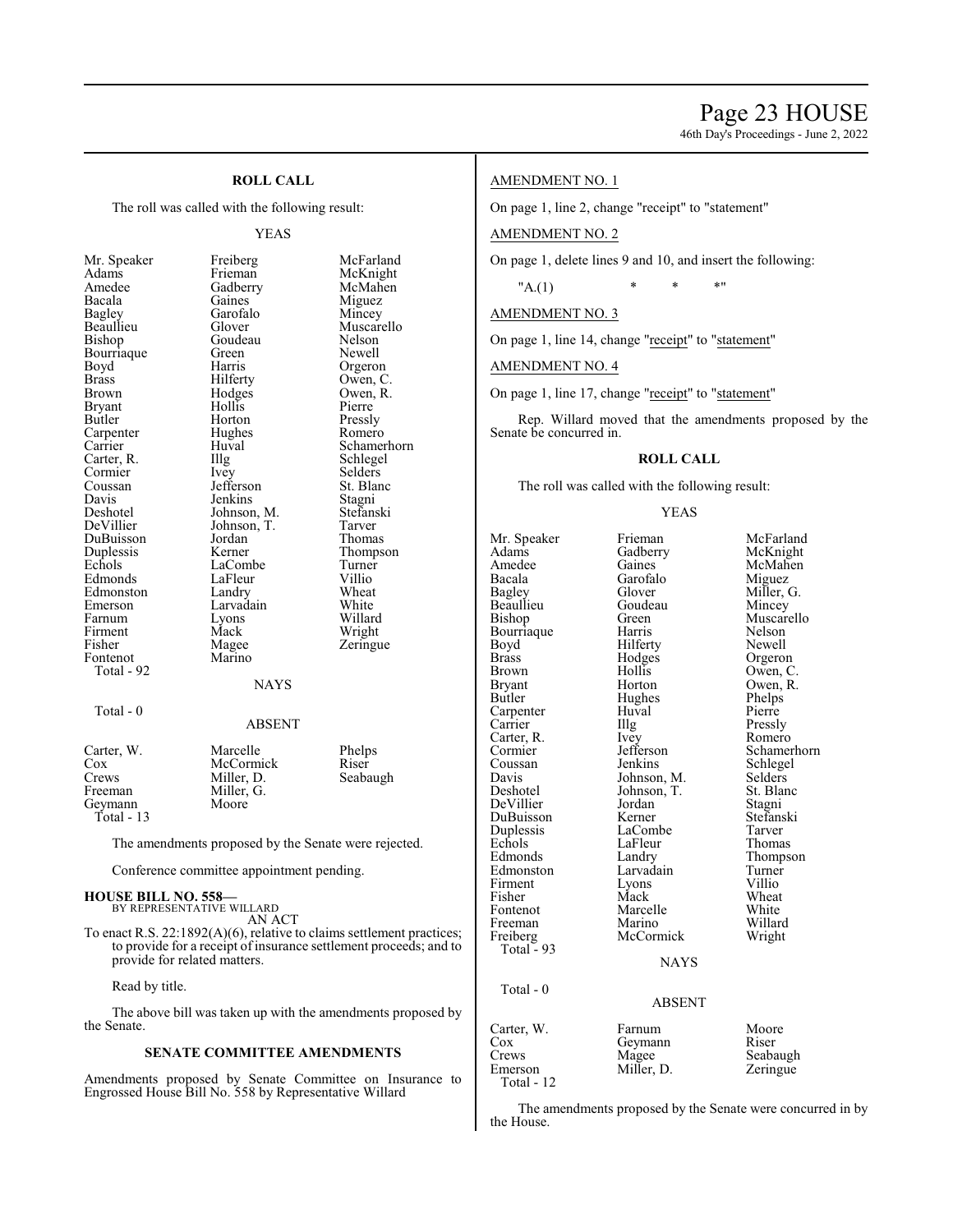## ROLL CALL

The roll was called with the following result:

YEAS

| | | |
|---|---|---|
| Mr. Speaker | Freiberg | McFarland |
| Adams | Frieman | McKnight |
| Amedee | Gadberry | McMahen |
| Bacala | Gaines | Miguez |
| Bagley | Garofalo | Mincey |
| Beaullieu | Glover | Muscarello |
| Bishop | Goudeau | Nelson |
| Bourriaque | Green | Newell |
| Boyd | Harris | Orgeron |
| Brass | Hilferty | Owen, C. |
| Brown | Hodges | Owen, R. |
| Bryant | Hollis | Pierre |
| Butler | Horton | Pressly |
| Carpenter | Hughes | Romero |
| Carrier | Huval | Schamerhorn |
| Carter, R. | Illg | Schlegel |
| Cormier | Ivey | Selders |
| Coussan | Jefferson | St. Blanc |
| Davis | Jenkins | Stagni |
| Deshotel | Johnson, M. | Stefanski |
| DeVillier | Johnson, T. | Tarver |
| DuBuisson | Jordan | Thomas |
| Duplessis | Kerner | Thompson |
| Echols | LaCombe | Turner |
| Edmonds | LaFleur | Villio |
| Edmonston | Landry | Wheat |
| Emerson | Larvadain | White |
| Farnum | Lyons | Willard |
| Firment | Mack | Wright |
| Fisher | Magee | Zeringue |
| Fontenot | Marino | |

Total - 92

NAYS

Total - 0

ABSENT

| | | |
|---|---|---|
| Carter, W. | Marcelle | Phelps |
| Cox | McCormick | Riser |
| Crews | Miller, D. | Seabaugh |
| Freeman | Miller, G. | |
| Geymann | Moore | |

Total - 13

The amendments proposed by the Senate were rejected.

Conference committee appointment pending.

**HOUSE BILL NO. 558—**
BY REPRESENTATIVE WILLARD
AN ACT

To enact R.S. 22:1892(A)(6), relative to claims settlement practices; to provide for a receipt of insurance settlement proceeds; and to provide for related matters.

Read by title.

The above bill was taken up with the amendments proposed by the Senate.

## SENATE COMMITTEE AMENDMENTS

Amendments proposed by Senate Committee on Insurance to Engrossed House Bill No. 558 by Representative Willard

AMENDMENT NO. 1

On page 1, line 2, change "receipt" to "statement"

AMENDMENT NO. 2

On page 1, delete lines 9 and 10, and insert the following:

"A.(1) * * *"

AMENDMENT NO. 3

On page 1, line 14, change "receipt" to "statement"

AMENDMENT NO. 4

On page 1, line 17, change "receipt" to "statement"

Rep. Willard moved that the amendments proposed by the Senate be concurred in.

## ROLL CALL

The roll was called with the following result:

YEAS

| | | |
|---|---|---|
| Mr. Speaker | Frieman | McFarland |
| Adams | Gadberry | McKnight |
| Amedee | Gaines | McMahen |
| Bacala | Garofalo | Miguez |
| Bagley | Glover | Miller, G. |
| Beaullieu | Goudeau | Mincey |
| Bishop | Green | Muscarello |
| Bourriaque | Harris | Nelson |
| Boyd | Hilferty | Newell |
| Brass | Hodges | Orgeron |
| Brown | Hollis | Owen, C. |
| Bryant | Horton | Owen, R. |
| Butler | Hughes | Phelps |
| Carpenter | Huval | Pierre |
| Carrier | Illg | Pressly |
| Carter, R. | Ivey | Romero |
| Cormier | Jefferson | Schamerhorn |
| Coussan | Jenkins | Schlegel |
| Davis | Johnson, M. | Selders |
| Deshotel | Johnson, T. | St. Blanc |
| DeVillier | Jordan | Stagni |
| DuBuisson | Kerner | Stefanski |
| Duplessis | LaCombe | Tarver |
| Echols | LaFleur | Thomas |
| Edmonds | Landry | Thompson |
| Edmonston | Larvadain | Turner |
| Firment | Lyons | Villio |
| Fisher | Mack | Wheat |
| Fontenot | Marcelle | White |
| Freeman | Marino | Willard |
| Freiberg | McCormick | Wright |

Total - 93

NAYS

Total - 0

ABSENT

| | | |
|---|---|---|
| Carter, W. | Farnum | Moore |
| Cox | Geymann | Riser |
| Crews | Magee | Seabaugh |
| Emerson | Miller, D. | Zeringue |

Total - 12

The amendments proposed by the Senate were concurred in by the House.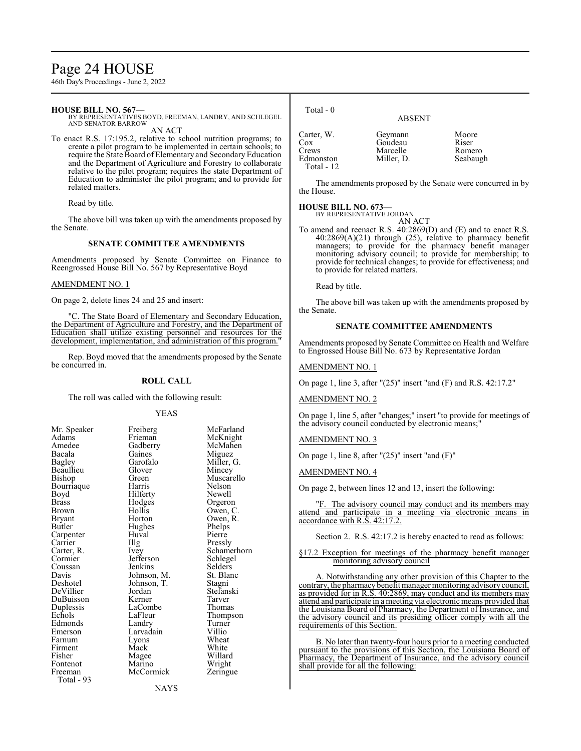**HOUSE BILL NO. 567—**
BY REPRESENTATIVES BOYD, FREEMAN, LANDRY, AND SCHLEGEL AND SENATOR BARROW

AN ACT

To enact R.S. 17:195.2, relative to school nutrition programs; to create a pilot program to be implemented in certain schools; to require the State Board of Elementary and Secondary Education and the Department of Agriculture and Forestry to collaborate relative to the pilot program; requires the state Department of Education to administer the pilot program; and to provide for related matters.

Read by title.

The above bill was taken up with the amendments proposed by the Senate.

### SENATE COMMITTEE AMENDMENTS

Amendments proposed by Senate Committee on Finance to Reengrossed House Bill No. 567 by Representative Boyd

AMENDMENT NO. 1

On page 2, delete lines 24 and 25 and insert:

"C. The State Board of Elementary and Secondary Education, the Department of Agriculture and Forestry, and the Department of Education shall utilize existing personnel and resources for the development, implementation, and administration of this program."

Rep. Boyd moved that the amendments proposed by the Senate be concurred in.

### ROLL CALL

The roll was called with the following result:

YEAS

| | | |
|---|---|---|
| Mr. Speaker | Freiberg | McFarland |
| Adams | Frieman | McKnight |
| Amedee | Gadberry | McMahen |
| Bacala | Gaines | Miguez |
| Bagley | Garofalo | Miller, G. |
| Beaullieu | Glover | Mincey |
| Bishop | Green | Muscarello |
| Bourriaque | Harris | Nelson |
| Boyd | Hilferty | Newell |
| Brass | Hodges | Orgeron |
| Brown | Hollis | Owen, C. |
| Bryant | Horton | Owen, R. |
| Butler | Hughes | Phelps |
| Carpenter | Huval | Pierre |
| Carrier | Illg | Pressly |
| Carter, R. | Ivey | Schamerhorn |
| Cormier | Jefferson | Schlegel |
| Coussan | Jenkins | Selders |
| Davis | Johnson, M. | St. Blanc |
| Deshotel | Johnson, T. | Stagni |
| DeVillier | Jordan | Stefanski |
| DuBuisson | Kerner | Tarver |
| Duplessis | LaCombe | Thomas |
| Echols | LaFleur | Thompson |
| Edmonds | Landry | Turner |
| Emerson | Larvadain | Villio |
| Farnum | Lyons | Wheat |
| Firment | Mack | White |
| Fisher | Magee | Willard |
| Fontenot | Marino | Wright |
| Freeman | McCormick | Zeringue |

Total - 93

NAYS

Total - 0

ABSENT

| | | |
|---|---|---|
| Carter, W. | Geymann | Moore |
| Cox | Goudeau | Riser |
| Crews | Marcelle | Romero |
| Edmonston | Miller, D. | Seabaugh |

Total - 12

The amendments proposed by the Senate were concurred in by the House.

**HOUSE BILL NO. 673—**
BY REPRESENTATIVE JORDAN

AN ACT

To amend and reenact R.S. 40:2869(D) and (E) and to enact R.S. 40:2869(A)(21) through (25), relative to pharmacy benefit managers; to provide for the pharmacy benefit manager monitoring advisory council; to provide for membership; to provide for technical changes; to provide for effectiveness; and to provide for related matters.

Read by title.

The above bill was taken up with the amendments proposed by the Senate.

### SENATE COMMITTEE AMENDMENTS

Amendments proposed by Senate Committee on Health and Welfare to Engrossed House Bill No. 673 by Representative Jordan

AMENDMENT NO. 1

On page 1, line 3, after "(25)" insert "and (F) and R.S. 42:17.2"

AMENDMENT NO. 2

On page 1, line 5, after "changes;" insert "to provide for meetings of the advisory council conducted by electronic means;"

AMENDMENT NO. 3

On page 1, line 8, after "(25)" insert "and (F)"

AMENDMENT NO. 4

On page 2, between lines 12 and 13, insert the following:

"F. The advisory council may conduct and its members may attend and participate in a meeting via electronic means in accordance with R.S. 42:17.2.

Section 2. R.S. 42:17.2 is hereby enacted to read as follows:

§17.2 Exception for meetings of the pharmacy benefit manager monitoring advisory council

A. Notwithstanding any other provision of this Chapter to the contrary, the pharmacy benefit manager monitoring advisory council, as provided for in R.S. 40:2869, may conduct and its members may attend and participate in a meeting via electronic means provided that the Louisiana Board of Pharmacy, the Department of Insurance, and the advisory council and its presiding officer comply with all the requirements of this Section.

B. No later than twenty-four hours prior to a meeting conducted pursuant to the provisions of this Section, the Louisiana Board of Pharmacy, the Department of Insurance, and the advisory council shall provide for all the following: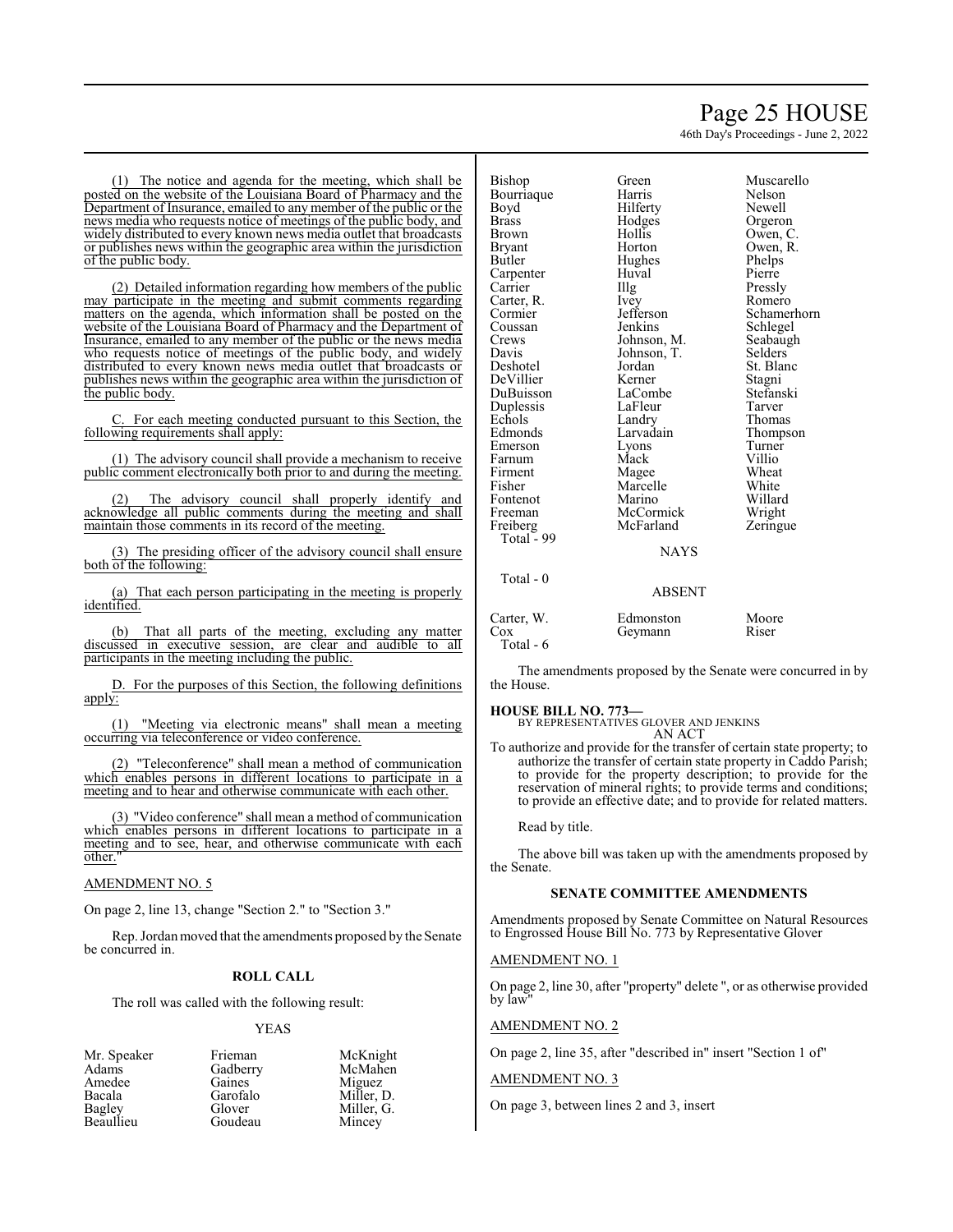(1) The notice and agenda for the meeting, which shall be posted on the website of the Louisiana Board of Pharmacy and the Department of Insurance, emailed to any member of the public or the news media who requests notice of meetings of the public body, and widely distributed to every known news media outlet that broadcasts or publishes news within the geographic area within the jurisdiction of the public body.

(2) Detailed information regarding how members of the public may participate in the meeting and submit comments regarding matters on the agenda, which information shall be posted on the website of the Louisiana Board of Pharmacy and the Department of Insurance, emailed to any member of the public or the news media who requests notice of meetings of the public body, and widely distributed to every known news media outlet that broadcasts or publishes news within the geographic area within the jurisdiction of the public body.

C. For each meeting conducted pursuant to this Section, the following requirements shall apply:

(1) The advisory council shall provide a mechanism to receive public comment electronically both prior to and during the meeting.

(2) The advisory council shall properly identify and acknowledge all public comments during the meeting and shall maintain those comments in its record of the meeting.

(3) The presiding officer of the advisory council shall ensure both of the following:

(a) That each person participating in the meeting is properly identified.

(b) That all parts of the meeting, excluding any matter discussed in executive session, are clear and audible to all participants in the meeting including the public.

D. For the purposes of this Section, the following definitions apply:

(1) "Meeting via electronic means" shall mean a meeting occurring via teleconference or video conference.

(2) "Teleconference" shall mean a method of communication which enables persons in different locations to participate in a meeting and to hear and otherwise communicate with each other.

(3) "Video conference" shall mean a method of communication which enables persons in different locations to participate in a meeting and to see, hear, and otherwise communicate with each other."

AMENDMENT NO. 5

On page 2, line 13, change "Section 2." to "Section 3."

Rep. Jordan moved that the amendments proposed by the Senate be concurred in.

**ROLL CALL**

The roll was called with the following result:

YEAS

| | | |
|---|---|---|
| Mr. Speaker | Frieman | McKnight |
| Adams | Gadberry | McMahen |
| Amedee | Gaines | Miguez |
| Bacala | Garofalo | Miller, D. |
| Bagley | Glover | Miller, G. |
| Beaullieu | Goudeau | Mincey |
| Bishop | Green | Muscarello |
| Bourriaque | Harris | Nelson |
| Boyd | Hilferty | Newell |
| Brass | Hodges | Orgeron |
| Brown | Hollis | Owen, C. |
| Bryant | Horton | Owen, R. |
| Butler | Hughes | Phelps |
| Carpenter | Huval | Pierre |
| Carrier | Illg | Pressly |
| Carter, R. | Ivey | Romero |
| Cormier | Jefferson | Schamerhorn |
| Coussan | Jenkins | Schlegel |
| Crews | Johnson, M. | Seabaugh |
| Davis | Johnson, T. | Selders |
| Deshotel | Jordan | St. Blanc |
| DeVillier | Kerner | Stagni |
| DuBuisson | LaCombe | Stefanski |
| Duplessis | LaFleur | Tarver |
| Echols | Landry | Thomas |
| Edmonds | Larvadain | Thompson |
| Emerson | Lyons | Turner |
| Farnum | Mack | Villio |
| Firment | Magee | Wheat |
| Fisher | Marcelle | White |
| Fontenot | Marino | Willard |
| Freeman | McCormick | Wright |
| Freiberg | McFarland | Zeringue |

Total - 99

NAYS

Total - 0

ABSENT

| | | |
|---|---|---|
| Carter, W. | Edmonston | Moore |
| Cox | Geymann | Riser |

Total - 6

The amendments proposed by the Senate were concurred in by the House.

**HOUSE BILL NO. 773—**
BY REPRESENTATIVES GLOVER AND JENKINS
AN ACT

To authorize and provide for the transfer of certain state property; to authorize the transfer of certain state property in Caddo Parish; to provide for the property description; to provide for the reservation of mineral rights; to provide terms and conditions; to provide an effective date; and to provide for related matters.

Read by title.

The above bill was taken up with the amendments proposed by the Senate.

**SENATE COMMITTEE AMENDMENTS**

Amendments proposed by Senate Committee on Natural Resources to Engrossed House Bill No. 773 by Representative Glover

AMENDMENT NO. 1

On page 2, line 30, after "property" delete ", or as otherwise provided by law"

AMENDMENT NO. 2

On page 2, line 35, after "described in" insert "Section 1 of"

AMENDMENT NO. 3

On page 3, between lines 2 and 3, insert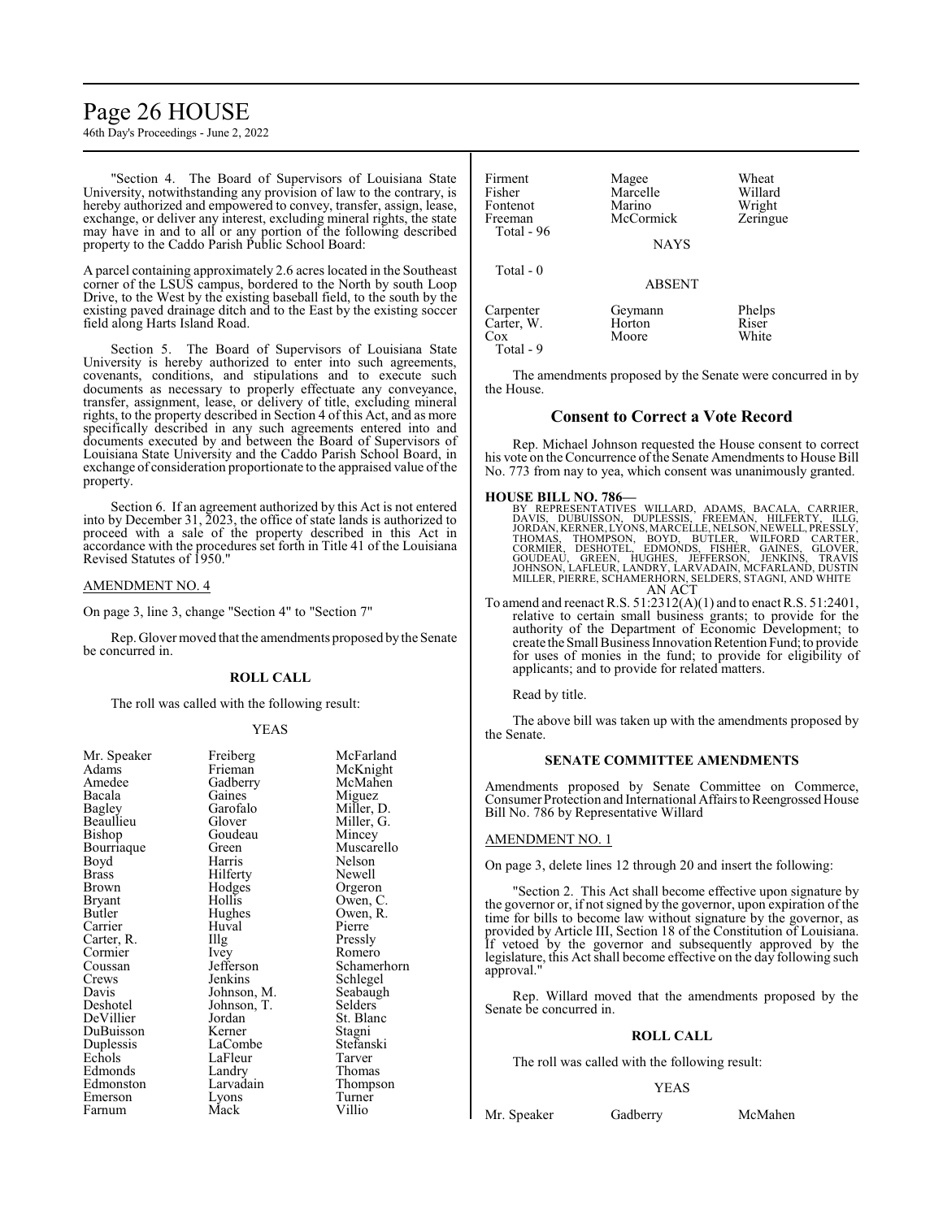"Section 4. The Board of Supervisors of Louisiana State University, notwithstanding any provision of law to the contrary, is hereby authorized and empowered to convey, transfer, assign, lease, exchange, or deliver any interest, excluding mineral rights, the state may have in and to all or any portion of the following described property to the Caddo Parish Public School Board:

A parcel containing approximately 2.6 acres located in the Southeast corner of the LSUS campus, bordered to the North by south Loop Drive, to the West by the existing baseball field, to the south by the existing paved drainage ditch and to the East by the existing soccer field along Harts Island Road.

Section 5. The Board of Supervisors of Louisiana State University is hereby authorized to enter into such agreements, covenants, conditions, and stipulations and to execute such documents as necessary to properly effectuate any conveyance, transfer, assignment, lease, or delivery of title, excluding mineral rights, to the property described in Section 4 of this Act, and as more specifically described in any such agreements entered into and documents executed by and between the Board of Supervisors of Louisiana State University and the Caddo Parish School Board, in exchange of consideration proportionate to the appraised value of the property.

Section 6. If an agreement authorized by this Act is not entered into by December 31, 2023, the office of state lands is authorized to proceed with a sale of the property described in this Act in accordance with the procedures set forth in Title 41 of the Louisiana Revised Statutes of 1950."

AMENDMENT NO. 4

On page 3, line 3, change "Section 4" to "Section 7"

Rep. Glover moved that the amendments proposed by the Senate be concurred in.

**ROLL CALL**

The roll was called with the following result:

YEAS

| | | |
|---|---|---|
| Mr. Speaker | Freiberg | McFarland |
| Adams | Frieman | McKnight |
| Amedee | Gadberry | McMahen |
| Bacala | Gaines | Miguez |
| Bagley | Garofalo | Miller, D. |
| Beaullieu | Glover | Miller, G. |
| Bishop | Goudeau | Mincey |
| Bourriaque | Green | Muscarello |
| Boyd | Harris | Nelson |
| Brass | Hilferty | Newell |
| Brown | Hodges | Orgeron |
| Bryant | Hollis | Owen, C. |
| Butler | Hughes | Owen, R. |
| Carrier | Huval | Pierre |
| Carter, R. | Illg | Pressly |
| Cormier | Ivey | Romero |
| Coussan | Jefferson | Schamerhorn |
| Crews | Jenkins | Schlegel |
| Davis | Johnson, M. | Seabaugh |
| Deshotel | Johnson, T. | Selders |
| DeVillier | Jordan | St. Blanc |
| DuBuisson | Kerner | Stagni |
| Duplessis | LaCombe | Stefanski |
| Echols | LaFleur | Tarver |
| Edmonds | Landry | Thomas |
| Edmonston | Larvadain | Thompson |
| Emerson | Lyons | Turner |
| Farnum | Mack | Villio |
| Firment | Magee | Wheat |
| Fisher | Marcelle | Willard |
| Fontenot | Marino | Wright |
| Freeman | McCormick | Zeringue |

Total - 96

NAYS

Total - 0

ABSENT

| | | |
|---|---|---|
| Carpenter | Geymann | Phelps |
| Carter, W. | Horton | Riser |
| Cox | Moore | White |

Total - 9

The amendments proposed by the Senate were concurred in by the House.

## Consent to Correct a Vote Record

Rep. Michael Johnson requested the House consent to correct his vote on the Concurrence of the Senate Amendments to House Bill No. 773 from nay to yea, which consent was unanimously granted.

**HOUSE BILL NO. 786—**

BY REPRESENTATIVES WILLARD, ADAMS, BACALA, CARRIER, DAVIS, DUBUISSON, DUPLESSIS, FREEMAN, HILFERTY, ILLG, JORDAN, KERNER, LYONS, MARCELLE, NELSON, NEWELL, PRESSLY, THOMAS, THOMPSON, BOYD, BUTLER, WILFORD CARTER, CORMIER, DESHOTEL, EDMONDS, FISHER, GAINES, GLOVER, GOUDEAU, GREEN, HUGHES, JEFFERSON, JENKINS, TRAVIS JOHNSON, LAFLEUR, LANDRY, LARVADAIN, MCFARLAND, DUSTIN MILLER, PIERRE, SCHAMERHORN, SELDERS, STAGNI, AND WHITE

AN ACT

To amend and reenact R.S. 51:2312(A)(1) and to enact R.S. 51:2401, relative to certain small business grants; to provide for the authority of the Department of Economic Development; to create the Small Business Innovation Retention Fund; to provide for uses of monies in the fund; to provide for eligibility of applicants; and to provide for related matters.

Read by title.

The above bill was taken up with the amendments proposed by the Senate.

**SENATE COMMITTEE AMENDMENTS**

Amendments proposed by Senate Committee on Commerce, Consumer Protection and International Affairs to Reengrossed House Bill No. 786 by Representative Willard

AMENDMENT NO. 1

On page 3, delete lines 12 through 20 and insert the following:

"Section 2. This Act shall become effective upon signature by the governor or, if not signed by the governor, upon expiration of the time for bills to become law without signature by the governor, as provided by Article III, Section 18 of the Constitution of Louisiana. If vetoed by the governor and subsequently approved by the legislature, this Act shall become effective on the day following such approval."

Rep. Willard moved that the amendments proposed by the Senate be concurred in.

**ROLL CALL**

The roll was called with the following result:

YEAS

| | | |
|---|---|---|
| Mr. Speaker | Gadberry | McMahen |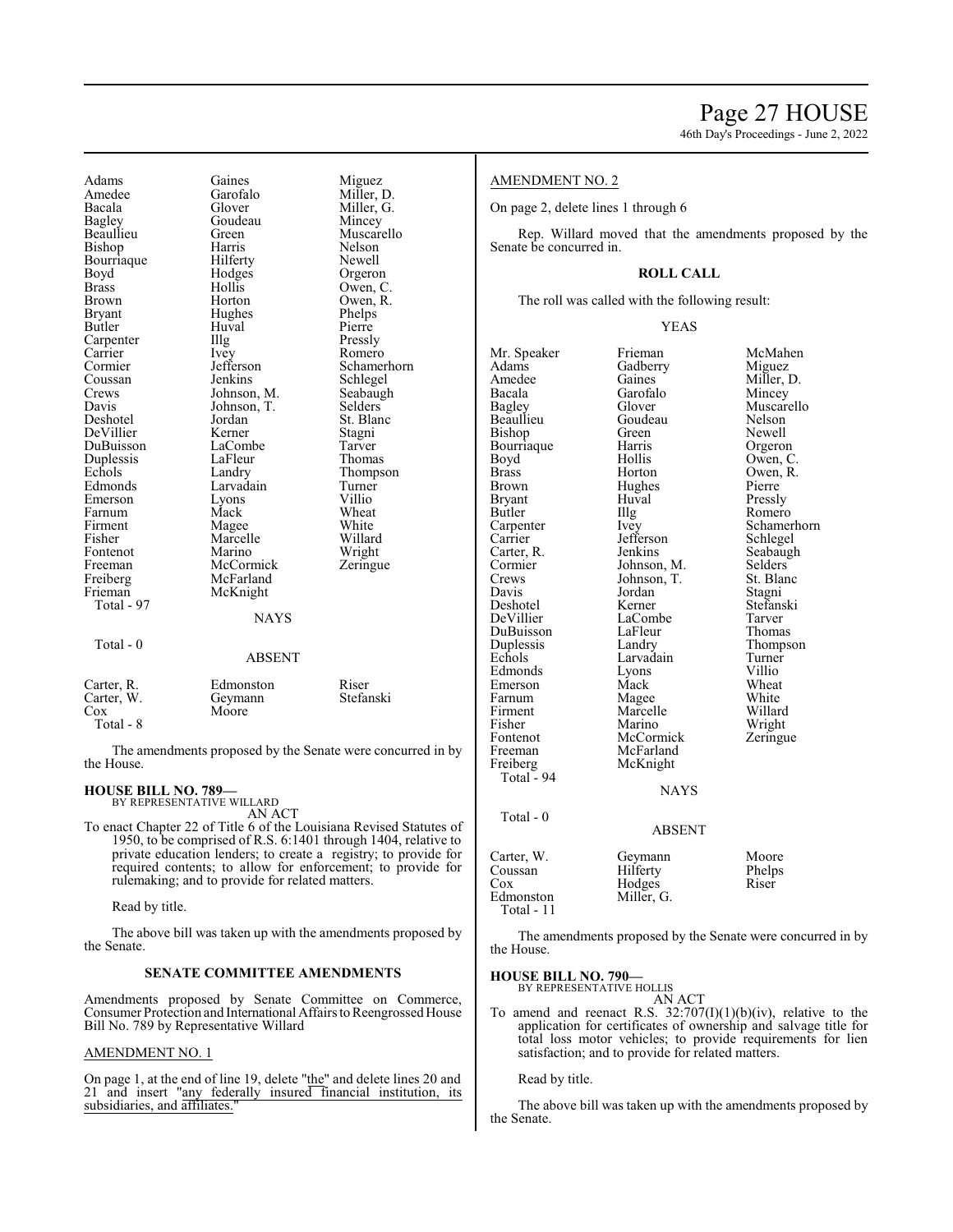| | | |
|---|---|---|
| Adams | Gaines | Miguez |
| Amedee | Garofalo | Miller, D. |
| Bacala | Glover | Miller, G. |
| Bagley | Goudeau | Mincey |
| Beaullieu | Green | Muscarello |
| Bishop | Harris | Nelson |
| Bourriaque | Hilferty | Newell |
| Boyd | Hodges | Orgeron |
| Brass | Hollis | Owen, C. |
| Brown | Horton | Owen, R. |
| Bryant | Hughes | Phelps |
| Butler | Huval | Pierre |
| Carpenter | Illg | Pressly |
| Carrier | Ivey | Romero |
| Cormier | Jefferson | Schamerhorn |
| Coussan | Jenkins | Schlegel |
| Crews | Johnson, M. | Seabaugh |
| Davis | Johnson, T. | Selders |
| Deshotel | Jordan | St. Blanc |
| DeVillier | Kerner | Stagni |
| DuBuisson | LaCombe | Tarver |
| Duplessis | LaFleur | Thomas |
| Echols | Landry | Thompson |
| Edmonds | Larvadain | Turner |
| Emerson | Lyons | Villio |
| Farnum | Mack | Wheat |
| Firment | Magee | White |
| Fisher | Marcelle | Willard |
| Fontenot | Marino | Wright |
| Freeman | McCormick | Zeringue |
| Freiberg | McFarland | |
| Frieman | McKnight | |

Total - 97

NAYS

Total - 0

ABSENT

| | | |
|---|---|---|
| Carter, R. | Edmonston | Riser |
| Carter, W. | Geymann | Stefanski |
| Cox | Moore | |

Total - 8

The amendments proposed by the Senate were concurred in by the House.

**HOUSE BILL NO. 789—**
BY REPRESENTATIVE WILLARD
AN ACT

To enact Chapter 22 of Title 6 of the Louisiana Revised Statutes of 1950, to be comprised of R.S. 6:1401 through 1404, relative to private education lenders; to create a registry; to provide for required contents; to allow for enforcement; to provide for rulemaking; and to provide for related matters.

Read by title.

The above bill was taken up with the amendments proposed by the Senate.

**SENATE COMMITTEE AMENDMENTS**

Amendments proposed by Senate Committee on Commerce, Consumer Protection and International Affairs to Reengrossed House Bill No. 789 by Representative Willard

AMENDMENT NO. 1

On page 1, at the end of line 19, delete "the" and delete lines 20 and 21 and insert "any federally insured financial institution, its subsidiaries, and affiliates."

AMENDMENT NO. 2

On page 2, delete lines 1 through 6

Rep. Willard moved that the amendments proposed by the Senate be concurred in.

**ROLL CALL**

The roll was called with the following result:

YEAS

| | | |
|---|---|---|
| Mr. Speaker | Frieman | McMahen |
| Adams | Gadberry | Miguez |
| Amedee | Gaines | Miller, D. |
| Bacala | Garofalo | Mincey |
| Bagley | Glover | Muscarello |
| Beaullieu | Goudeau | Nelson |
| Bishop | Green | Newell |
| Bourriaque | Harris | Orgeron |
| Boyd | Hollis | Owen, C. |
| Brass | Horton | Owen, R. |
| Brown | Hughes | Pierre |
| Bryant | Huval | Pressly |
| Butler | Illg | Romero |
| Carpenter | Ivey | Schamerhorn |
| Carrier | Jefferson | Schlegel |
| Carter, R. | Jenkins | Seabaugh |
| Cormier | Johnson, M. | Selders |
| Crews | Johnson, T. | St. Blanc |
| Davis | Jordan | Stagni |
| Deshotel | Kerner | Stefanski |
| DeVillier | LaCombe | Tarver |
| DuBuisson | LaFleur | Thomas |
| Duplessis | Landry | Thompson |
| Echols | Larvadain | Turner |
| Edmonds | Lyons | Villio |
| Emerson | Mack | Wheat |
| Farnum | Magee | White |
| Firment | Marcelle | Willard |
| Fisher | Marino | Wright |
| Fontenot | McCormick | Zeringue |
| Freeman | McFarland | |
| Freiberg | McKnight | |

Total - 94

NAYS

Total - 0

ABSENT

| | | |
|---|---|---|
| Carter, W. | Geymann | Moore |
| Coussan | Hilferty | Phelps |
| Cox | Hodges | Riser |
| Edmonston | Miller, G. | |

Total - 11

The amendments proposed by the Senate were concurred in by the House.

**HOUSE BILL NO. 790—**
BY REPRESENTATIVE HOLLIS
AN ACT

To amend and reenact R.S. 32:707(I)(1)(b)(iv), relative to the application for certificates of ownership and salvage title for total loss motor vehicles; to provide requirements for lien satisfaction; and to provide for related matters.

Read by title.

The above bill was taken up with the amendments proposed by the Senate.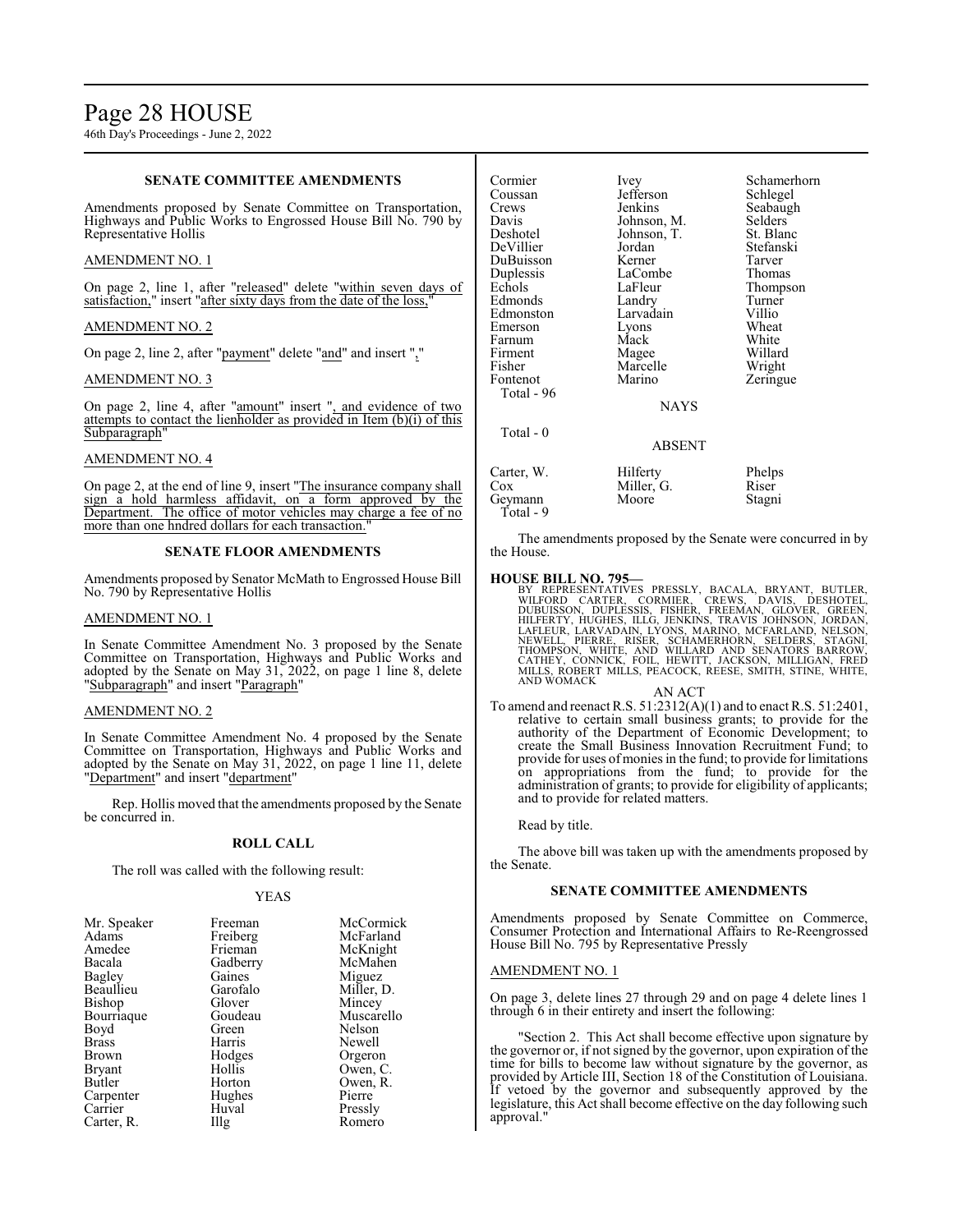### SENATE COMMITTEE AMENDMENTS

Amendments proposed by Senate Committee on Transportation, Highways and Public Works to Engrossed House Bill No. 790 by Representative Hollis

AMENDMENT NO. 1

On page 2, line 1, after "released" delete "within seven days of satisfaction," insert "after sixty days from the date of the loss,"

AMENDMENT NO. 2

On page 2, line 2, after "payment" delete "and" and insert ","

AMENDMENT NO. 3

On page 2, line 4, after "amount" insert ", and evidence of two attempts to contact the lienholder as provided in Item (b)(i) of this Subparagraph"

AMENDMENT NO. 4

On page 2, at the end of line 9, insert "The insurance company shall sign a hold harmless affidavit, on a form approved by the Department. The office of motor vehicles may charge a fee of no more than one hndred dollars for each transaction."

### SENATE FLOOR AMENDMENTS

Amendments proposed by Senator McMath to Engrossed House Bill No. 790 by Representative Hollis

AMENDMENT NO. 1

In Senate Committee Amendment No. 3 proposed by the Senate Committee on Transportation, Highways and Public Works and adopted by the Senate on May 31, 2022, on page 1 line 8, delete "Subparagraph" and insert "Paragraph"

AMENDMENT NO. 2

In Senate Committee Amendment No. 4 proposed by the Senate Committee on Transportation, Highways and Public Works and adopted by the Senate on May 31, 2022, on page 1 line 11, delete "Department" and insert "department"

Rep. Hollis moved that the amendments proposed by the Senate be concurred in.

### ROLL CALL

The roll was called with the following result:

YEAS

| | | |
|---|---|---|
| Mr. Speaker | Freeman | McCormick |
| Adams | Freiberg | McFarland |
| Amedee | Frieman | McKnight |
| Bacala | Gadberry | McMahen |
| Bagley | Gaines | Miguez |
| Beaullieu | Garofalo | Miller, D. |
| Bishop | Glover | Mincey |
| Bourriaque | Goudeau | Muscarello |
| Boyd | Green | Nelson |
| Brass | Harris | Newell |
| Brown | Hodges | Orgeron |
| Bryant | Hollis | Owen, C. |
| Butler | Horton | Owen, R. |
| Carpenter | Hughes | Pierre |
| Carrier | Huval | Pressly |
| Carter, R. | Illg | Romero |
| Cormier | Ivey | Schamerhorn |
| Coussan | Jefferson | Schlegel |
| Crews | Jenkins | Seabaugh |
| Davis | Johnson, M. | Selders |
| Deshotel | Johnson, T. | St. Blanc |
| DeVillier | Jordan | Stefanski |
| DuBuisson | Kerner | Tarver |
| Duplessis | LaCombe | Thomas |
| Echols | LaFleur | Thompson |
| Edmonds | Landry | Turner |
| Edmonston | Larvadain | Villio |
| Emerson | Lyons | Wheat |
| Farnum | Mack | White |
| Firment | Magee | Willard |
| Fisher | Marcelle | Wright |
| Fontenot | Marino | Zeringue |
| Total - 96 | | |

NAYS

Total - 0

ABSENT

| | | |
|---|---|---|
| Carter, W. | Hilferty | Phelps |
| Cox | Miller, G. | Riser |
| Geymann | Moore | Stagni |
| Total - 9 | | |

The amendments proposed by the Senate were concurred in by the House.

**HOUSE BILL NO. 795—**

BY REPRESENTATIVES PRESSLY, BACALA, BRYANT, BUTLER, WILFORD CARTER, CORMIER, CREWS, DAVIS, DESHOTEL, DUBUISSON, DUPLESSIS, FISHER, FREEMAN, GLOVER, GREEN, HILFERTY, HUGHES, ILLG, JENKINS, TRAVIS JOHNSON, JORDAN, LAFLEUR, LARVADAIN, LYONS, MARINO, MCFARLAND, NELSON, NEWELL, PIERRE, RISER, SCHAMERHORN, SELDERS, STAGNI, THOMPSON, WHITE, AND WILLARD AND SENATORS BARROW, CATHEY, CONNICK, FOIL, HEWITT, JACKSON, MILLIGAN, FRED MILLS, ROBERT MILLS, PEACOCK, REESE, SMITH, STINE, WHITE, AND WOMACK

AN ACT

To amend and reenact R.S. 51:2312(A)(1) and to enact R.S. 51:2401, relative to certain small business grants; to provide for the authority of the Department of Economic Development; to create the Small Business Innovation Recruitment Fund; to provide for uses of monies in the fund; to provide for limitations on appropriations from the fund; to provide for the administration of grants; to provide for eligibility of applicants; and to provide for related matters.

Read by title.

The above bill was taken up with the amendments proposed by the Senate.

### SENATE COMMITTEE AMENDMENTS

Amendments proposed by Senate Committee on Commerce, Consumer Protection and International Affairs to Re-Reengrossed House Bill No. 795 by Representative Pressly

AMENDMENT NO. 1

On page 3, delete lines 27 through 29 and on page 4 delete lines 1 through 6 in their entirety and insert the following:

"Section 2. This Act shall become effective upon signature by the governor or, if not signed by the governor, upon expiration of the time for bills to become law without signature by the governor, as provided by Article III, Section 18 of the Constitution of Louisiana. If vetoed by the governor and subsequently approved by the legislature, this Act shall become effective on the day following such approval."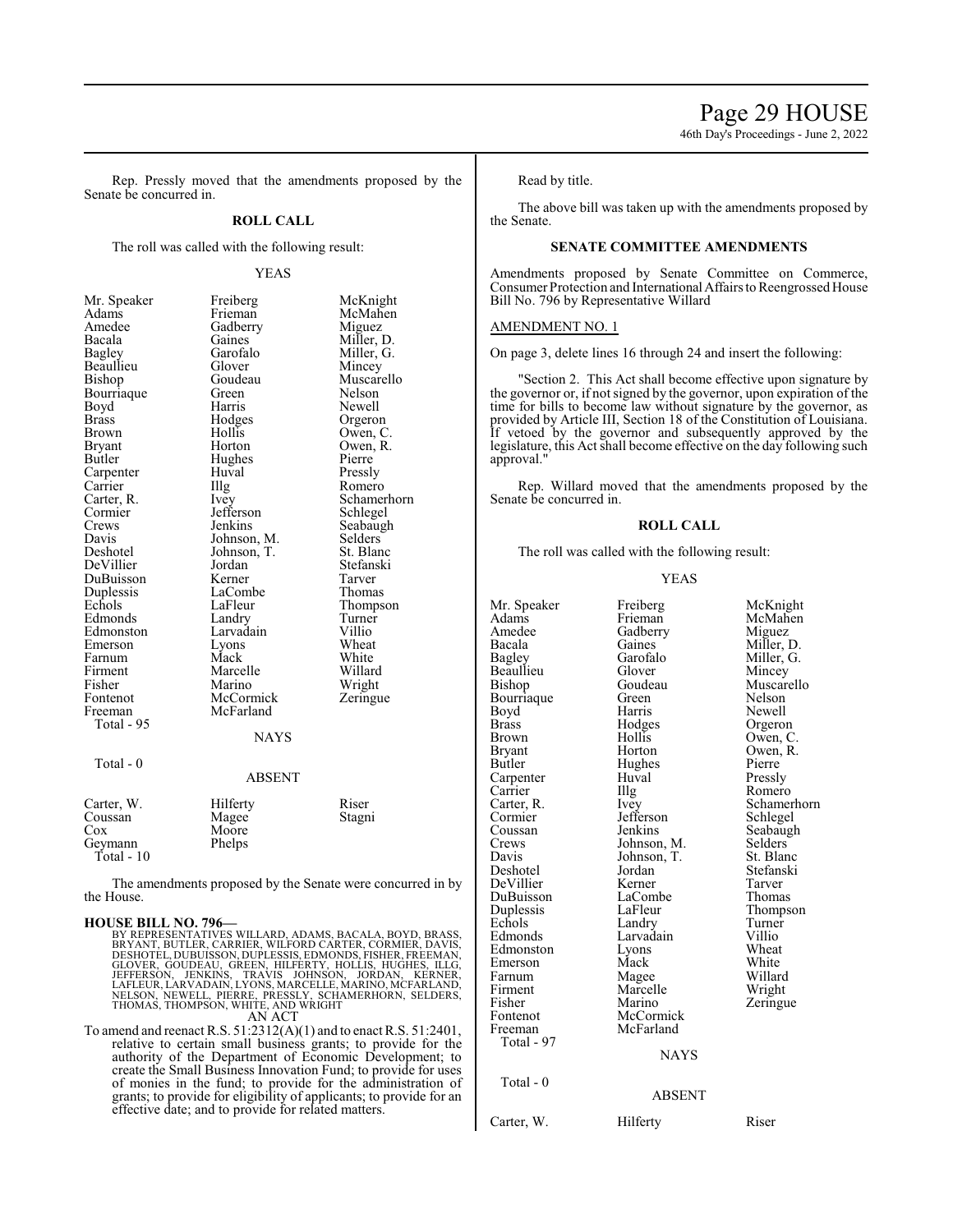Rep. Pressly moved that the amendments proposed by the Senate be concurred in.

**ROLL CALL**

The roll was called with the following result:

YEAS

| | | |
|---|---|---|
| Mr. Speaker | Freiberg | McKnight |
| Adams | Frieman | McMahen |
| Amedee | Gadberry | Miguez |
| Bacala | Gaines | Miller, D. |
| Bagley | Garofalo | Miller, G. |
| Beaullieu | Glover | Mincey |
| Bishop | Goudeau | Muscarello |
| Bourriaque | Green | Nelson |
| Boyd | Harris | Newell |
| Brass | Hodges | Orgeron |
| Brown | Hollis | Owen, C. |
| Bryant | Horton | Owen, R. |
| Butler | Hughes | Pierre |
| Carpenter | Huval | Pressly |
| Carrier | Illg | Romero |
| Carter, R. | Ivey | Schamerhorn |
| Cormier | Jefferson | Schlegel |
| Crews | Jenkins | Seabaugh |
| Davis | Johnson, M. | Selders |
| Deshotel | Johnson, T. | St. Blanc |
| DeVillier | Jordan | Stefanski |
| DuBuisson | Kerner | Tarver |
| Duplessis | LaCombe | Thomas |
| Echols | LaFleur | Thompson |
| Edmonds | Landry | Turner |
| Edmonston | Larvadain | Villio |
| Emerson | Lyons | Wheat |
| Farnum | Mack | White |
| Firment | Marcelle | Willard |
| Fisher | Marino | Wright |
| Fontenot | McCormick | Zeringue |
| Freeman | McFarland | |

Total - 95

NAYS

Total - 0

ABSENT

| | | |
|---|---|---|
| Carter, W. | Hilferty | Riser |
| Coussan | Magee | Stagni |
| Cox | Moore | |
| Geymann | Phelps | |

Total - 10

The amendments proposed by the Senate were concurred in by the House.

**HOUSE BILL NO. 796—**

BY REPRESENTATIVES WILLARD, ADAMS, BACALA, BOYD, BRASS, BRYANT, BUTLER, CARRIER, WILFORD CARTER, CORMIER, DAVIS, DESHOTEL, DUBUISSON, DUPLESSIS, EDMONDS, FISHER, FREEMAN, GLOVER, GOUDEAU, GREEN, HILFERTY, HOLLIS, HUGHES, ILLG, JEFFERSON, JENKINS, TRAVIS JOHNSON, JORDAN, KERNER, LAFLEUR, LARVADAIN, LYONS, MARCELLE, MARINO, MCFARLAND, NELSON, NEWELL, PIERRE, PRESSLY, SCHAMERHORN, SELDERS, THOMAS, THOMPSON, WHITE, AND WRIGHT

AN ACT

To amend and reenact R.S. 51:2312(A)(1) and to enact R.S. 51:2401, relative to certain small business grants; to provide for the authority of the Department of Economic Development; to create the Small Business Innovation Fund; to provide for uses of monies in the fund; to provide for the administration of grants; to provide for eligibility of applicants; to provide for an effective date; and to provide for related matters.

Read by title.

The above bill was taken up with the amendments proposed by the Senate.

**SENATE COMMITTEE AMENDMENTS**

Amendments proposed by Senate Committee on Commerce, Consumer Protection and International Affairs to Reengrossed House Bill No. 796 by Representative Willard

AMENDMENT NO. 1

On page 3, delete lines 16 through 24 and insert the following:

"Section 2. This Act shall become effective upon signature by the governor or, if not signed by the governor, upon expiration of the time for bills to become law without signature by the governor, as provided by Article III, Section 18 of the Constitution of Louisiana. If vetoed by the governor and subsequently approved by the legislature, this Act shall become effective on the day following such approval."

Rep. Willard moved that the amendments proposed by the Senate be concurred in.

**ROLL CALL**

The roll was called with the following result:

YEAS

| | | |
|---|---|---|
| Mr. Speaker | Freiberg | McKnight |
| Adams | Frieman | McMahen |
| Amedee | Gadberry | Miguez |
| Bacala | Gaines | Miller, D. |
| Bagley | Garofalo | Miller, G. |
| Beaullieu | Glover | Mincey |
| Bishop | Goudeau | Muscarello |
| Bourriaque | Green | Nelson |
| Boyd | Harris | Newell |
| Brass | Hodges | Orgeron |
| Brown | Hollis | Owen, C. |
| Bryant | Horton | Owen, R. |
| Butler | Hughes | Pierre |
| Carpenter | Huval | Pressly |
| Carrier | Illg | Romero |
| Carter, R. | Ivey | Schamerhorn |
| Cormier | Jefferson | Schlegel |
| Coussan | Jenkins | Seabaugh |
| Crews | Johnson, M. | Selders |
| Davis | Johnson, T. | St. Blanc |
| Deshotel | Jordan | Stefanski |
| DeVillier | Kerner | Tarver |
| DuBuisson | LaCombe | Thomas |
| Duplessis | LaFleur | Thompson |
| Echols | Landry | Turner |
| Edmonds | Larvadain | Villio |
| Edmonston | Lyons | Wheat |
| Emerson | Mack | White |
| Farnum | Magee | Willard |
| Firment | Marcelle | Wright |
| Fisher | Marino | Zeringue |
| Fontenot | McCormick | |
| Freeman | McFarland | |

Total - 97

NAYS

Total - 0

ABSENT

| | | |
|---|---|---|
| Carter, W. | Hilferty | Riser |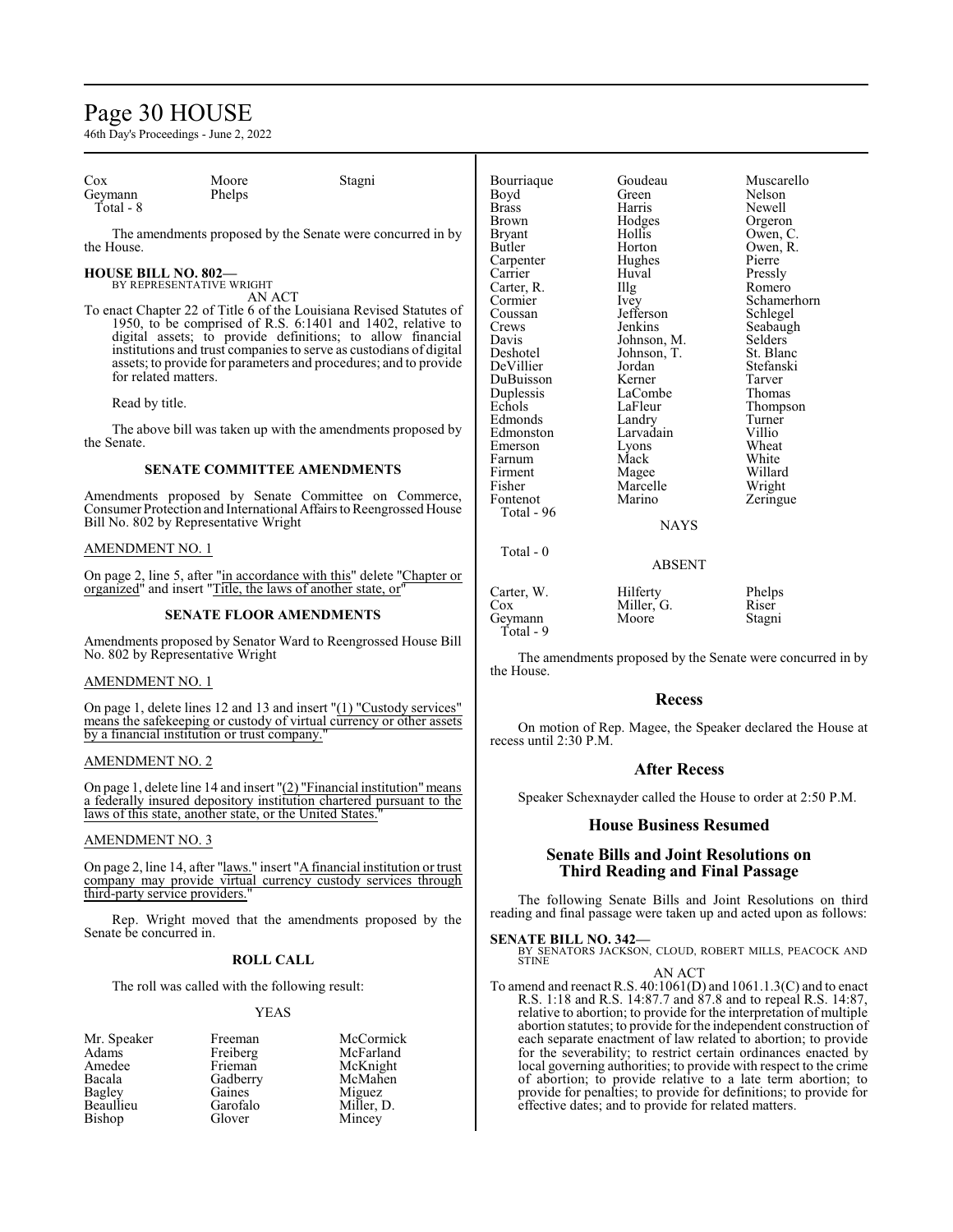| | | |
|---|---|---|
| Cox | Moore | Stagni |
| Geymann | Phelps | |
| Total - 8 | | |

The amendments proposed by the Senate were concurred in by the House.

**HOUSE BILL NO. 802—**
BY REPRESENTATIVE WRIGHT
AN ACT

To enact Chapter 22 of Title 6 of the Louisiana Revised Statutes of 1950, to be comprised of R.S. 6:1401 and 1402, relative to digital assets; to provide definitions; to allow financial institutions and trust companies to serve as custodians of digital assets; to provide for parameters and procedures; and to provide for related matters.

Read by title.

The above bill was taken up with the amendments proposed by the Senate.

### SENATE COMMITTEE AMENDMENTS

Amendments proposed by Senate Committee on Commerce, Consumer Protection and International Affairs to Reengrossed House Bill No. 802 by Representative Wright

AMENDMENT NO. 1

On page 2, line 5, after "in accordance with this" delete "Chapter or organized" and insert "Title, the laws of another state, or"

### SENATE FLOOR AMENDMENTS

Amendments proposed by Senator Ward to Reengrossed House Bill No. 802 by Representative Wright

AMENDMENT NO. 1

On page 1, delete lines 12 and 13 and insert "(1) "Custody services" means the safekeeping or custody of virtual currency or other assets by a financial institution or trust company."

AMENDMENT NO. 2

On page 1, delete line 14 and insert "(2) "Financial institution" means a federally insured depository institution chartered pursuant to the laws of this state, another state, or the United States."

AMENDMENT NO. 3

On page 2, line 14, after "laws." insert "A financial institution or trust company may provide virtual currency custody services through third-party service providers."

Rep. Wright moved that the amendments proposed by the Senate be concurred in.

### ROLL CALL

The roll was called with the following result:

YEAS

| | | |
|---|---|---|
| Mr. Speaker | Freeman | McCormick |
| Adams | Freiberg | McFarland |
| Amedee | Frieman | McKnight |
| Bacala | Gadberry | McMahen |
| Bagley | Gaines | Miguez |
| Beaullieu | Garofalo | Miller, D. |
| Bishop | Glover | Mincey |
| Bourriaque | Goudeau | Muscarello |
| Boyd | Green | Nelson |
| Brass | Harris | Newell |
| Brown | Hodges | Orgeron |
| Bryant | Hollis | Owen, C. |
| Butler | Horton | Owen, R. |
| Carpenter | Hughes | Pierre |
| Carrier | Huval | Pressly |
| Carter, R. | Illg | Romero |
| Cormier | Ivey | Schamerhorn |
| Coussan | Jefferson | Schlegel |
| Crews | Jenkins | Seabaugh |
| Davis | Johnson, M. | Selders |
| Deshotel | Johnson, T. | St. Blanc |
| DeVillier | Jordan | Stefanski |
| DuBuisson | Kerner | Tarver |
| Duplessis | LaCombe | Thomas |
| Echols | LaFleur | Thompson |
| Edmonds | Landry | Turner |
| Edmonston | Larvadain | Villio |
| Emerson | Lyons | Wheat |
| Farnum | Mack | White |
| Firment | Magee | Willard |
| Fisher | Marcelle | Wright |
| Fontenot | Marino | Zeringue |
| Total - 96 | | |

NAYS

Total - 0

ABSENT

| | | |
|---|---|---|
| Carter, W. | Hilferty | Phelps |
| Cox | Miller, G. | Riser |
| Geymann | Moore | Stagni |
| Total - 9 | | |

The amendments proposed by the Senate were concurred in by the House.

## Recess

On motion of Rep. Magee, the Speaker declared the House at recess until 2:30 P.M.

## After Recess

Speaker Schexnayder called the House to order at 2:50 P.M.

## House Business Resumed

## Senate Bills and Joint Resolutions on Third Reading and Final Passage

The following Senate Bills and Joint Resolutions on third reading and final passage were taken up and acted upon as follows:

**SENATE BILL NO. 342—**
BY SENATORS JACKSON, CLOUD, ROBERT MILLS, PEACOCK AND STINE
AN ACT

To amend and reenact R.S. 40:1061(D) and 1061.1.3(C) and to enact R.S. 1:18 and R.S. 14:87.7 and 87.8 and to repeal R.S. 14:87, relative to abortion; to provide for the interpretation of multiple abortion statutes; to provide for the independent construction of each separate enactment of law related to abortion; to provide for the severability; to restrict certain ordinances enacted by local governing authorities; to provide with respect to the crime of abortion; to provide relative to a late term abortion; to provide for penalties; to provide for definitions; to provide for effective dates; and to provide for related matters.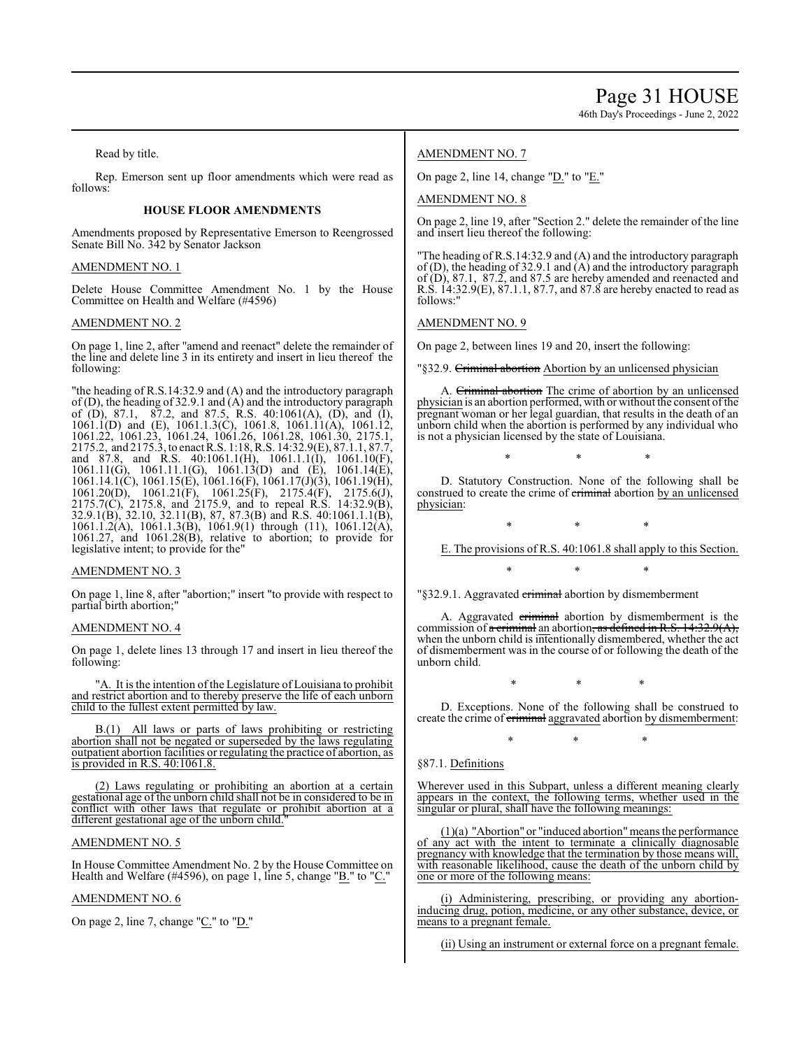Read by title.

Rep. Emerson sent up floor amendments which were read as follows:

**HOUSE FLOOR AMENDMENTS**

Amendments proposed by Representative Emerson to Reengrossed Senate Bill No. 342 by Senator Jackson

AMENDMENT NO. 1

Delete House Committee Amendment No. 1 by the House Committee on Health and Welfare (#4596)

AMENDMENT NO. 2

On page 1, line 2, after "amend and reenact" delete the remainder of the line and delete line 3 in its entirety and insert in lieu thereof the following:

"the heading of R.S.14:32.9 and (A) and the introductory paragraph of (D), the heading of 32.9.1 and (A) and the introductory paragraph of (D), 87.1, 87.2, and 87.5, R.S. 40:1061(A), (D), and (I), 1061.1(D) and (E), 1061.1.3(C), 1061.8, 1061.11(A), 1061.12, 1061.22, 1061.23, 1061.24, 1061.26, 1061.28, 1061.30, 2175.1, 2175.2, and 2175.3, to enact R.S. 1:18, R.S. 14:32.9(E), 87.1.1, 87.7, and 87.8, and R.S. 40:1061.1(H), 1061.1.1(I), 1061.10(F), 1061.11(G), 1061.11.1(G), 1061.13(D) and (E), 1061.14(E), 1061.14.1(C), 1061.15(E), 1061.16(F), 1061.17(J)(3), 1061.19(H), 1061.20(D), 1061.21(F), 1061.25(F), 2175.4(F), 2175.6(J), 2175.7(C), 2175.8, and 2175.9, and to repeal R.S. 14:32.9(B), 32.9.1(B), 32.10, 32.11(B), 87, 87.3(B) and R.S. 40:1061.1.1(B), 1061.1.2(A), 1061.1.3(B), 1061.9(1) through (11), 1061.12(A), 1061.27, and 1061.28(B), relative to abortion; to provide for legislative intent; to provide for the"

AMENDMENT NO. 3

On page 1, line 8, after "abortion;" insert "to provide with respect to partial birth abortion;"

AMENDMENT NO. 4

On page 1, delete lines 13 through 17 and insert in lieu thereof the following:

"A. It is the intention of the Legislature of Louisiana to prohibit and restrict abortion and to thereby preserve the life of each unborn child to the fullest extent permitted by law.

B.(1) All laws or parts of laws prohibiting or restricting abortion shall not be negated or superseded by the laws regulating outpatient abortion facilities or regulating the practice of abortion, as is provided in R.S. 40:1061.8.

(2) Laws regulating or prohibiting an abortion at a certain gestational age of the unborn child shall not be in considered to be in conflict with other laws that regulate or prohibit abortion at a different gestational age of the unborn child."

AMENDMENT NO. 5

In House Committee Amendment No. 2 by the House Committee on Health and Welfare (#4596), on page 1, line 5, change "B." to "C."

AMENDMENT NO. 6

On page 2, line 7, change "C." to "D."

AMENDMENT NO. 7

On page 2, line 14, change "D." to "E."

AMENDMENT NO. 8

On page 2, line 19, after "Section 2." delete the remainder of the line and insert lieu thereof the following:

"The heading of R.S.14:32.9 and (A) and the introductory paragraph of (D), the heading of 32.9.1 and (A) and the introductory paragraph of (D), 87.1, 87.2, and 87.5 are hereby amended and reenacted and R.S. 14:32.9(E), 87.1.1, 87.7, and 87.8 are hereby enacted to read as follows:"

AMENDMENT NO. 9

On page 2, between lines 19 and 20, insert the following:

"§32.9. ~~Criminal abortion~~ Abortion by an unlicensed physician

A. ~~Criminal abortion~~ The crime of abortion by an unlicensed physician is an abortion performed, with or without the consent of the pregnant woman or her legal guardian, that results in the death of an unborn child when the abortion is performed by any individual who is not a physician licensed by the state of Louisiana.

\* \* \*

D. Statutory Construction. None of the following shall be construed to create the crime of ~~criminal~~ abortion by an unlicensed physician:

\* \* \*

E. The provisions of R.S. 40:1061.8 shall apply to this Section.

\* \* \*

"§32.9.1. Aggravated ~~criminal~~ abortion by dismemberment

A. Aggravated ~~criminal~~ abortion by dismemberment is the commission of ~~a criminal~~ an abortion~~, as defined in R.S. 14:32.9(A),~~ when the unborn child is intentionally dismembered, whether the act of dismemberment was in the course of or following the death of the unborn child.

\* \* \*

D. Exceptions. None of the following shall be construed to create the crime of ~~criminal~~ aggravated abortion by dismemberment:

\* \* \*

§87.1. Definitions

Wherever used in this Subpart, unless a different meaning clearly appears in the context, the following terms, whether used in the singular or plural, shall have the following meanings:

(1)(a) "Abortion" or "induced abortion" means the performance of any act with the intent to terminate a clinically diagnosable pregnancy with knowledge that the termination by those means will, with reasonable likelihood, cause the death of the unborn child by one or more of the following means:

(i) Administering, prescribing, or providing any abortion-inducing drug, potion, medicine, or any other substance, device, or means to a pregnant female.

(ii) Using an instrument or external force on a pregnant female.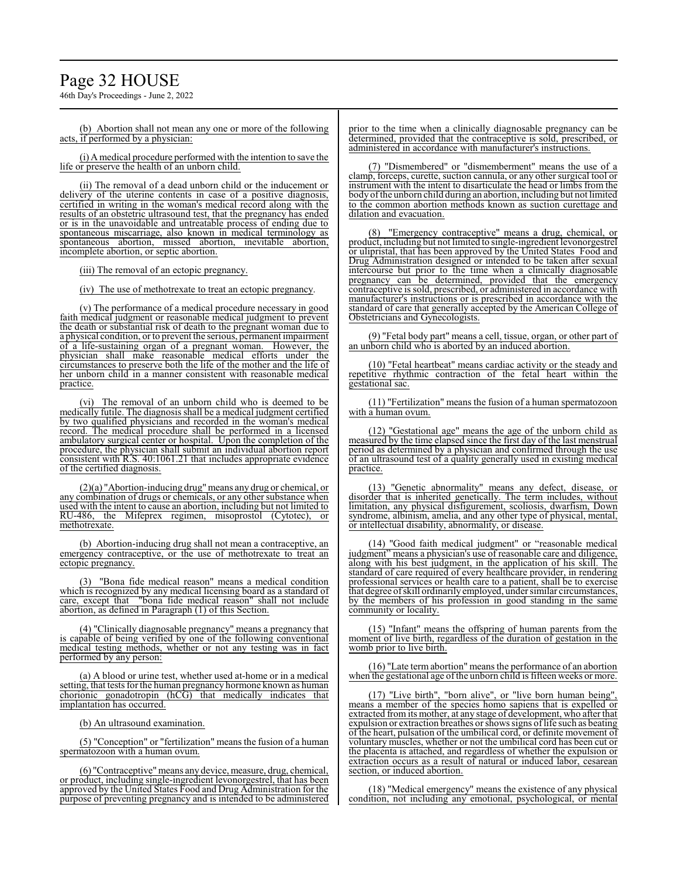(b) Abortion shall not mean any one or more of the following acts, if performed by a physician:

(i) A medical procedure performed with the intention to save the life or preserve the health of an unborn child.

(ii) The removal of a dead unborn child or the inducement or delivery of the uterine contents in case of a positive diagnosis, certified in writing in the woman's medical record along with the results of an obstetric ultrasound test, that the pregnancy has ended or is in the unavoidable and untreatable process of ending due to spontaneous miscarriage, also known in medical terminology as spontaneous abortion, missed abortion, inevitable abortion, incomplete abortion, or septic abortion.

(iii) The removal of an ectopic pregnancy.

(iv) The use of methotrexate to treat an ectopic pregnancy.

(v) The performance of a medical procedure necessary in good faith medical judgment or reasonable medical judgment to prevent the death or substantial risk of death to the pregnant woman due to a physical condition, or to prevent the serious, permanent impairment of a life-sustaining organ of a pregnant woman. However, the physician shall make reasonable medical efforts under the circumstances to preserve both the life of the mother and the life of her unborn child in a manner consistent with reasonable medical practice.

(vi) The removal of an unborn child who is deemed to be medically futile. The diagnosis shall be a medical judgment certified by two qualified physicians and recorded in the woman's medical record. The medical procedure shall be performed in a licensed ambulatory surgical center or hospital. Upon the completion of the procedure, the physician shall submit an individual abortion report consistent with R.S. 40:1061.21 that includes appropriate evidence of the certified diagnosis.

(2)(a) "Abortion-inducing drug" means any drug or chemical, or any combination of drugs or chemicals, or any other substance when used with the intent to cause an abortion, including but not limited to RU-486, the Mifeprex regimen, misoprostol (Cytotec), or methotrexate.

(b) Abortion-inducing drug shall not mean a contraceptive, an emergency contraceptive, or the use of methotrexate to treat an ectopic pregnancy.

(3) "Bona fide medical reason" means a medical condition which is recognized by any medical licensing board as a standard of care, except that "bona fide medical reason" shall not include abortion, as defined in Paragraph (1) of this Section.

(4) "Clinically diagnosable pregnancy" means a pregnancy that is capable of being verified by one of the following conventional medical testing methods, whether or not any testing was in fact performed by any person:

(a) A blood or urine test, whether used at-home or in a medical setting, that tests for the human pregnancy hormone known as human chorionic gonadotropin (hCG) that medically indicates that implantation has occurred.

(b) An ultrasound examination.

(5) "Conception" or "fertilization" means the fusion of a human spermatozoon with a human ovum.

(6) "Contraceptive" means any device, measure, drug, chemical, or product, including single-ingredient levonorgestrel, that has been approved by the United States Food and Drug Administration for the purpose of preventing pregnancy and is intended to be administered prior to the time when a clinically diagnosable pregnancy can be determined, provided that the contraceptive is sold, prescribed, or administered in accordance with manufacturer's instructions.

(7) "Dismembered" or "dismemberment" means the use of a clamp, forceps, curette, suction cannula, or any other surgical tool or instrument with the intent to disarticulate the head or limbs from the body of the unborn child during an abortion, including but not limited to the common abortion methods known as suction curettage and dilation and evacuation.

(8) "Emergency contraceptive" means a drug, chemical, or product, including but not limited to single-ingredient levonorgestrel or ulipristal, that has been approved by the United States Food and Drug Administration designed or intended to be taken after sexual intercourse but prior to the time when a clinically diagnosable pregnancy can be determined, provided that the emergency contraceptive is sold, prescribed, or administered in accordance with manufacturer's instructions or is prescribed in accordance with the standard of care that generally accepted by the American College of Obstetricians and Gynecologists.

(9) "Fetal body part" means a cell, tissue, organ, or other part of an unborn child who is aborted by an induced abortion.

(10) "Fetal heartbeat" means cardiac activity or the steady and repetitive rhythmic contraction of the fetal heart within the gestational sac.

(11) "Fertilization" means the fusion of a human spermatozoon with a human ovum.

(12) "Gestational age" means the age of the unborn child as measured by the time elapsed since the first day of the last menstrual period as determined by a physician and confirmed through the use of an ultrasound test of a quality generally used in existing medical practice.

(13) "Genetic abnormality" means any defect, disease, or disorder that is inherited genetically. The term includes, without limitation, any physical disfigurement, scoliosis, dwarfism, Down syndrome, albinism, amelia, and any other type of physical, mental, or intellectual disability, abnormality, or disease.

(14) "Good faith medical judgment" or "reasonable medical judgment" means a physician's use of reasonable care and diligence, along with his best judgment, in the application of his skill. The standard of care required of every healthcare provider, in rendering professional services or health care to a patient, shall be to exercise that degree of skill ordinarily employed, under similar circumstances, by the members of his profession in good standing in the same community or locality.

(15) "Infant" means the offspring of human parents from the moment of live birth, regardless of the duration of gestation in the womb prior to live birth.

(16) "Late term abortion" means the performance of an abortion when the gestational age of the unborn child is fifteen weeks or more.

(17) "Live birth", "born alive", or "live born human being", means a member of the species homo sapiens that is expelled or extracted from its mother, at any stage of development, who after that expulsion or extraction breathes or shows signs of life such as beating of the heart, pulsation of the umbilical cord, or definite movement of voluntary muscles, whether or not the umbilical cord has been cut or the placenta is attached, and regardless of whether the expulsion or extraction occurs as a result of natural or induced labor, cesarean section, or induced abortion.

(18) "Medical emergency" means the existence of any physical condition, not including any emotional, psychological, or mental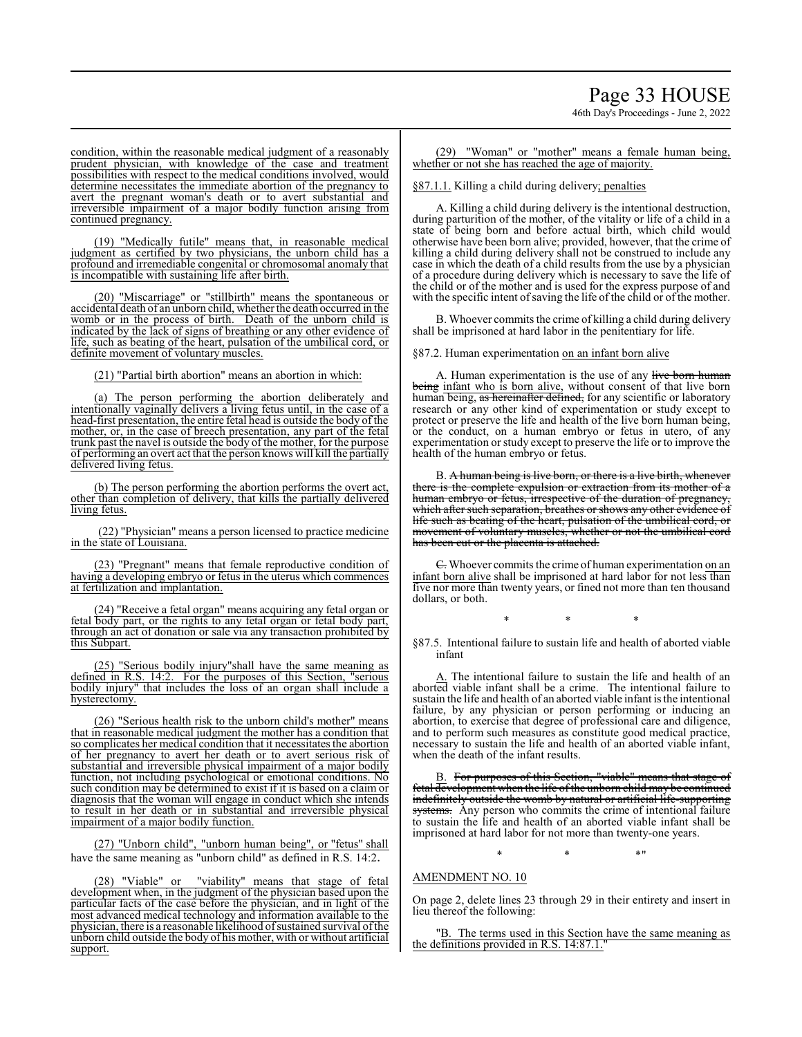condition, within the reasonable medical judgment of a reasonably prudent physician, with knowledge of the case and treatment possibilities with respect to the medical conditions involved, would determine necessitates the immediate abortion of the pregnancy to avert the pregnant woman's death or to avert substantial and irreversible impairment of a major bodily function arising from continued pregnancy.

(19) "Medically futile" means that, in reasonable medical judgment as certified by two physicians, the unborn child has a profound and irremediable congenital or chromosomal anomaly that is incompatible with sustaining life after birth.

(20) "Miscarriage" or "stillbirth" means the spontaneous or accidental death of an unborn child, whether the death occurred in the womb or in the process of birth. Death of the unborn child is indicated by the lack of signs of breathing or any other evidence of life, such as beating of the heart, pulsation of the umbilical cord, or definite movement of voluntary muscles.

(21) "Partial birth abortion" means an abortion in which:

(a) The person performing the abortion deliberately and intentionally vaginally delivers a living fetus until, in the case of a head-first presentation, the entire fetal head is outside the body of the mother, or, in the case of breech presentation, any part of the fetal trunk past the navel is outside the body of the mother, for the purpose of performing an overt act that the person knows will kill the partially delivered living fetus.

(b) The person performing the abortion performs the overt act, other than completion of delivery, that kills the partially delivered living fetus.

(22) "Physician" means a person licensed to practice medicine in the state of Louisiana.

(23) "Pregnant" means that female reproductive condition of having a developing embryo or fetus in the uterus which commences at fertilization and implantation.

(24) "Receive a fetal organ" means acquiring any fetal organ or fetal body part, or the rights to any fetal organ or fetal body part, through an act of donation or sale via any transaction prohibited by this Subpart.

(25) "Serious bodily injury"shall have the same meaning as defined in R.S. 14:2. For the purposes of this Section, "serious bodily injury" that includes the loss of an organ shall include a hysterectomy.

(26) "Serious health risk to the unborn child's mother" means that in reasonable medical judgment the mother has a condition that so complicates her medical condition that it necessitates the abortion of her pregnancy to avert her death or to avert serious risk of substantial and irreversible physical impairment of a major bodily function, not including psychological or emotional conditions. No such condition may be determined to exist if it is based on a claim or diagnosis that the woman will engage in conduct which she intends to result in her death or in substantial and irreversible physical impairment of a major bodily function.

(27) "Unborn child", "unborn human being", or "fetus" shall have the same meaning as "unborn child" as defined in R.S. 14:2.

(28) "Viable" or "viability" means that stage of fetal development when, in the judgment of the physician based upon the particular facts of the case before the physician, and in light of the most advanced medical technology and information available to the physician, there is a reasonable likelihood of sustained survival of the unborn child outside the body of his mother, with or without artificial support.

(29) "Woman" or "mother" means a female human being, whether or not she has reached the age of majority.

§87.1.1. Killing a child during delivery; penalties

A. Killing a child during delivery is the intentional destruction, during parturition of the mother, of the vitality or life of a child in a state of being born and before actual birth, which child would otherwise have been born alive; provided, however, that the crime of killing a child during delivery shall not be construed to include any case in which the death of a child results from the use by a physician of a procedure during delivery which is necessary to save the life of the child or of the mother and is used for the express purpose of and with the specific intent of saving the life of the child or of the mother.

B. Whoever commits the crime of killing a child during delivery shall be imprisoned at hard labor in the penitentiary for life.

§87.2. Human experimentation on an infant born alive

A. Human experimentation is the use of any ~~live born human being~~ infant who is born alive, without consent of that live born human being, ~~as hereinafter defined,~~ for any scientific or laboratory research or any other kind of experimentation or study except to protect or preserve the life and health of the live born human being, or the conduct, on a human embryo or fetus in utero, of any experimentation or study except to preserve the life or to improve the health of the human embryo or fetus.

B. ~~A human being is live born, or there is a live birth, whenever there is the complete expulsion or extraction from its mother of a human embryo or fetus, irrespective of the duration of pregnancy, which after such separation, breathes or shows any other evidence of life such as beating of the heart, pulsation of the umbilical cord, or movement of voluntary muscles, whether or not the umbilical cord has been cut or the placenta is attached.~~

~~C.~~ Whoever commits the crime of human experimentation on an infant born alive shall be imprisoned at hard labor for not less than five nor more than twenty years, or fined not more than ten thousand dollars, or both.

\* \* \*

§87.5. Intentional failure to sustain life and health of aborted viable infant

A. The intentional failure to sustain the life and health of an aborted viable infant shall be a crime. The intentional failure to sustain the life and health of an aborted viable infant is the intentional failure, by any physician or person performing or inducing an abortion, to exercise that degree of professional care and diligence, and to perform such measures as constitute good medical practice, necessary to sustain the life and health of an aborted viable infant, when the death of the infant results.

B. ~~For purposes of this Section, "viable" means that stage of fetal development when the life of the unborn child may be continued indefinitely outside the womb by natural or artificial life-supporting systems.~~ Any person who commits the crime of intentional failure to sustain the life and health of an aborted viable infant shall be imprisoned at hard labor for not more than twenty-one years.

\* \* \*"

AMENDMENT NO. 10

On page 2, delete lines 23 through 29 in their entirety and insert in lieu thereof the following:

"B. The terms used in this Section have the same meaning as the definitions provided in R.S. 14:87.1."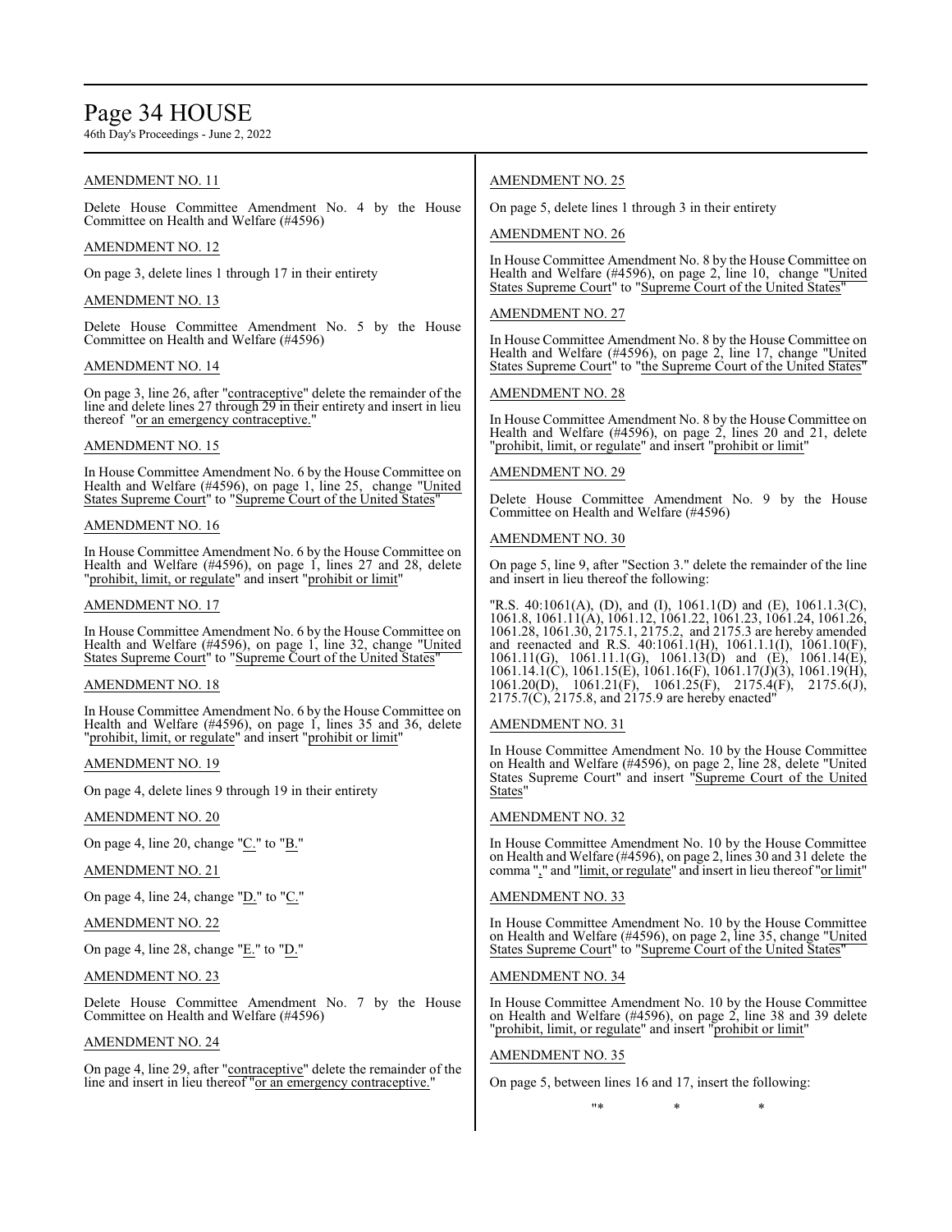AMENDMENT NO. 11

Delete House Committee Amendment No. 4 by the House Committee on Health and Welfare (#4596)

AMENDMENT NO. 12

On page 3, delete lines 1 through 17 in their entirety

AMENDMENT NO. 13

Delete House Committee Amendment No. 5 by the House Committee on Health and Welfare (#4596)

AMENDMENT NO. 14

On page 3, line 26, after "contraceptive" delete the remainder of the line and delete lines 27 through 29 in their entirety and insert in lieu thereof "or an emergency contraceptive."

AMENDMENT NO. 15

In House Committee Amendment No. 6 by the House Committee on Health and Welfare (#4596), on page 1, line 25, change "United States Supreme Court" to "Supreme Court of the United States"

AMENDMENT NO. 16

In House Committee Amendment No. 6 by the House Committee on Health and Welfare (#4596), on page 1, lines 27 and 28, delete "prohibit, limit, or regulate" and insert "prohibit or limit"

AMENDMENT NO. 17

In House Committee Amendment No. 6 by the House Committee on Health and Welfare (#4596), on page 1, line 32, change "United States Supreme Court" to "Supreme Court of the United States"

AMENDMENT NO. 18

In House Committee Amendment No. 6 by the House Committee on Health and Welfare (#4596), on page 1, lines 35 and 36, delete "prohibit, limit, or regulate" and insert "prohibit or limit"

AMENDMENT NO. 19

On page 4, delete lines 9 through 19 in their entirety

AMENDMENT NO. 20

On page 4, line 20, change "C." to "B."

AMENDMENT NO. 21

On page 4, line 24, change "D." to "C."

AMENDMENT NO. 22

On page 4, line 28, change "E." to "D."

AMENDMENT NO. 23

Delete House Committee Amendment No. 7 by the House Committee on Health and Welfare (#4596)

AMENDMENT NO. 24

On page 4, line 29, after "contraceptive" delete the remainder of the line and insert in lieu thereof "or an emergency contraceptive."

AMENDMENT NO. 25

On page 5, delete lines 1 through 3 in their entirety

AMENDMENT NO. 26

In House Committee Amendment No. 8 by the House Committee on Health and Welfare (#4596), on page 2, line 10, change "United States Supreme Court" to "Supreme Court of the United States"

AMENDMENT NO. 27

In House Committee Amendment No. 8 by the House Committee on Health and Welfare (#4596), on page 2, line 17, change "United States Supreme Court" to "the Supreme Court of the United States"

AMENDMENT NO. 28

In House Committee Amendment No. 8 by the House Committee on Health and Welfare (#4596), on page 2, lines 20 and 21, delete "prohibit, limit, or regulate" and insert "prohibit or limit"

AMENDMENT NO. 29

Delete House Committee Amendment No. 9 by the House Committee on Health and Welfare (#4596)

AMENDMENT NO. 30

On page 5, line 9, after "Section 3." delete the remainder of the line and insert in lieu thereof the following:

"R.S. 40:1061(A), (D), and (I), 1061.1(D) and (E), 1061.1.3(C), 1061.8, 1061.11(A), 1061.12, 1061.22, 1061.23, 1061.24, 1061.26, 1061.28, 1061.30, 2175.1, 2175.2, and 2175.3 are hereby amended and reenacted and R.S. 40:1061.1(H), 1061.1.1(I), 1061.10(F), 1061.11(G), 1061.11.1(G), 1061.13(D) and (E), 1061.14(E), 1061.14.1(C), 1061.15(E), 1061.16(F), 1061.17(J)(3), 1061.19(H), 1061.20(D), 1061.21(F), 1061.25(F), 2175.4(F), 2175.6(J), 2175.7(C), 2175.8, and 2175.9 are hereby enacted"

AMENDMENT NO. 31

In House Committee Amendment No. 10 by the House Committee on Health and Welfare (#4596), on page 2, line 28, delete "United States Supreme Court" and insert "Supreme Court of the United States"

AMENDMENT NO. 32

In House Committee Amendment No. 10 by the House Committee on Health and Welfare (#4596), on page 2, lines 30 and 31 delete the comma "," and "limit, or regulate" and insert in lieu thereof "or limit"

AMENDMENT NO. 33

In House Committee Amendment No. 10 by the House Committee on Health and Welfare (#4596), on page 2, line 35, change "United States Supreme Court" to "Supreme Court of the United States"

AMENDMENT NO. 34

In House Committee Amendment No. 10 by the House Committee on Health and Welfare (#4596), on page 2, line 38 and 39 delete "prohibit, limit, or regulate" and insert "prohibit or limit"

AMENDMENT NO. 35

On page 5, between lines 16 and 17, insert the following:

"* * *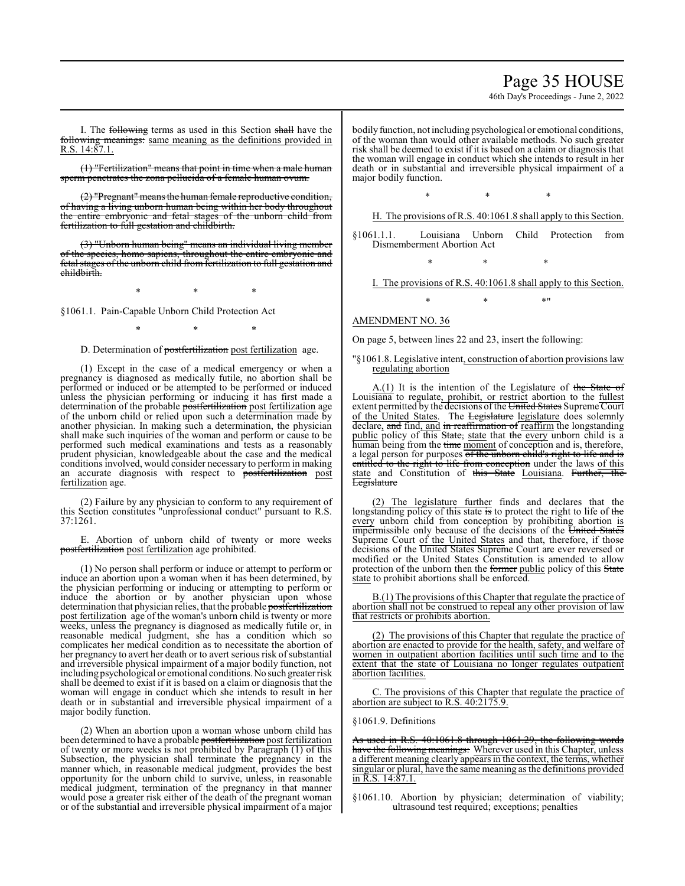I. The ~~following~~ terms as used in this Section ~~shall~~ have the ~~following meanings:~~ same meaning as the definitions provided in R.S. 14:87.1.

~~(1) "Fertilization" means that point in time when a male human sperm penetrates the zona pellucida of a female human ovum.~~

~~(2) "Pregnant" means the human female reproductive condition, of having a living unborn human being within her body throughout the entire embryonic and fetal stages of the unborn child from fertilization to full gestation and childbirth.~~

~~(3) "Unborn human being" means an individual living member of the species, homo sapiens, throughout the entire embryonic and fetal stages of the unborn child from fertilization to full gestation and childbirth.~~

\* \* \*

§1061.1. Pain-Capable Unborn Child Protection Act

\* \* \*

D. Determination of ~~postfertilization~~ post fertilization age.

(1) Except in the case of a medical emergency or when a pregnancy is diagnosed as medically futile, no abortion shall be performed or induced or be attempted to be performed or induced unless the physician performing or inducing it has first made a determination of the probable ~~postfertilization~~ post fertilization age of the unborn child or relied upon such a determination made by another physician. In making such a determination, the physician shall make such inquiries of the woman and perform or cause to be performed such medical examinations and tests as a reasonably prudent physician, knowledgeable about the case and the medical conditions involved, would consider necessary to perform in making an accurate diagnosis with respect to ~~postfertilization~~ post fertilization age.

(2) Failure by any physician to conform to any requirement of this Section constitutes "unprofessional conduct" pursuant to R.S. 37:1261.

E. Abortion of unborn child of twenty or more weeks ~~postfertilization~~ post fertilization age prohibited.

(1) No person shall perform or induce or attempt to perform or induce an abortion upon a woman when it has been determined, by the physician performing or inducing or attempting to perform or induce the abortion or by another physician upon whose determination that physician relies, that the probable ~~postfertilization~~ post fertilization age of the woman's unborn child is twenty or more weeks, unless the pregnancy is diagnosed as medically futile or, in reasonable medical judgment, she has a condition which so complicates her medical condition as to necessitate the abortion of her pregnancy to avert her death or to avert serious risk of substantial and irreversible physical impairment of a major bodily function, not including psychological or emotional conditions. No such greater risk shall be deemed to exist if it is based on a claim or diagnosis that the woman will engage in conduct which she intends to result in her death or in substantial and irreversible physical impairment of a major bodily function.

(2) When an abortion upon a woman whose unborn child has been determined to have a probable ~~postfertilization~~ post fertilization of twenty or more weeks is not prohibited by Paragraph (1) of this Subsection, the physician shall terminate the pregnancy in the manner which, in reasonable medical judgment, provides the best opportunity for the unborn child to survive, unless, in reasonable medical judgment, termination of the pregnancy in that manner would pose a greater risk either of the death of the pregnant woman or of the substantial and irreversible physical impairment of a major bodily function, not including psychological or emotional conditions, of the woman than would other available methods. No such greater risk shall be deemed to exist if it is based on a claim or diagnosis that the woman will engage in conduct which she intends to result in her death or in substantial and irreversible physical impairment of a major bodily function.

\* \* \*

H. The provisions of R.S. 40:1061.8 shall apply to this Section.

§1061.1.1. Louisiana Unborn Child Protection from Dismemberment Abortion Act

\* \* \*

I. The provisions of R.S. 40:1061.8 shall apply to this Section.

\* \* \*"

AMENDMENT NO. 36

On page 5, between lines 22 and 23, insert the following:

"§1061.8. Legislative intent, construction of abortion provisions law regulating abortion

A.(1) It is the intention of the Legislature of ~~the State of~~ Louisiana to regulate, prohibit, or restrict abortion to the fullest extent permitted by the decisions of the ~~United States~~ Supreme Court of the United States. The ~~Legislature~~ legislature does solemnly declare, ~~and~~ find, and ~~in reaffirmation of~~ reaffirm the longstanding public policy of this ~~State,~~ state that ~~the~~ every unborn child is a human being from the ~~time~~ moment of conception and is, therefore, a legal person for purposes ~~of the unborn child's right to life and is entitled to the right to life from conception~~ under the laws of this state and Constitution of ~~this State~~ Louisiana. ~~Further, the Legislature~~

(2) The legislature further finds and declares that the longstanding policy of this state ~~is~~ to protect the right to life of ~~the~~ every unborn child from conception by prohibiting abortion is impermissible only because of the decisions of the ~~United States~~ Supreme Court of the United States and that, therefore, if those decisions of the United States Supreme Court are ever reversed or modified or the United States Constitution is amended to allow protection of the unborn then the ~~former~~ public policy of this ~~State~~ state to prohibit abortions shall be enforced.

B.(1) The provisions of this Chapter that regulate the practice of abortion shall not be construed to repeal any other provision of law that restricts or prohibits abortion.

(2) The provisions of this Chapter that regulate the practice of abortion are enacted to provide for the health, safety, and welfare of women in outpatient abortion facilities until such time and to the extent that the state of Louisiana no longer regulates outpatient abortion facilities.

C. The provisions of this Chapter that regulate the practice of abortion are subject to R.S. 40:2175.9.

§1061.9. Definitions

~~As used in R.S. 40:1061.8 through 1061.29, the following words have the following meanings:~~ Wherever used in this Chapter, unless a different meaning clearly appears in the context, the terms, whether singular or plural, have the same meaning as the definitions provided in R.S. 14:87.1.

§1061.10. Abortion by physician; determination of viability; ultrasound test required; exceptions; penalties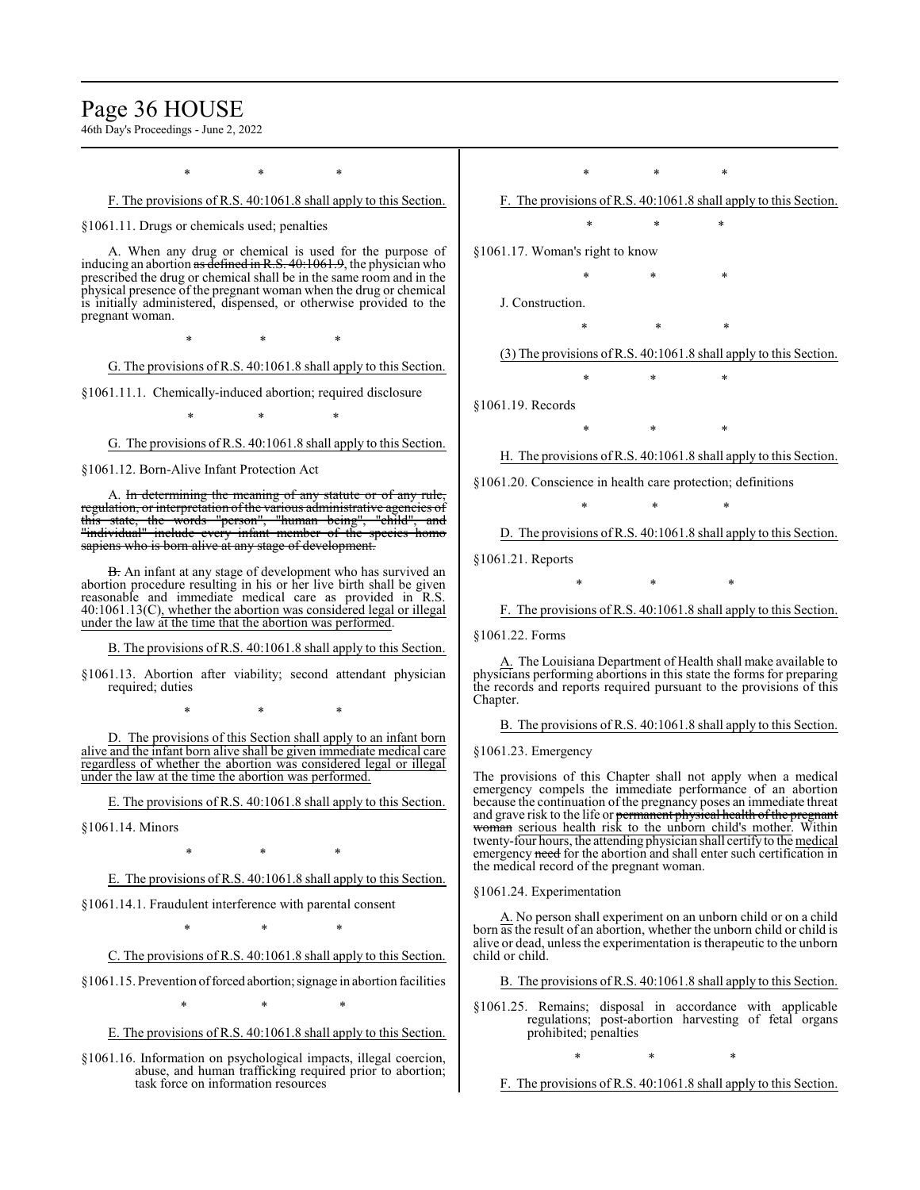\*              \*              \*

F. The provisions of R.S. 40:1061.8 shall apply to this Section.

§1061.11. Drugs or chemicals used; penalties

A. When any drug or chemical is used for the purpose of inducing an abortion ~~as defined in R.S. 40:1061.9~~, the physician who prescribed the drug or chemical shall be in the same room and in the physical presence of the pregnant woman when the drug or chemical is initially administered, dispensed, or otherwise provided to the pregnant woman.

\*              \*              \*

G. The provisions of R.S. 40:1061.8 shall apply to this Section.

§1061.11.1. Chemically-induced abortion; required disclosure

\*              \*              \*

G. The provisions of R.S. 40:1061.8 shall apply to this Section.

§1061.12. Born-Alive Infant Protection Act

A. ~~In determining the meaning of any statute or of any rule, regulation, or interpretation of the various administrative agencies of this state, the words "person", "human being", "child", and "individual" include every infant member of the species homo sapiens who is born alive at any stage of development.~~

~~B.~~ An infant at any stage of development who has survived an abortion procedure resulting in his or her live birth shall be given reasonable and immediate medical care as provided in R.S. 40:1061.13(C), whether the abortion was considered legal or illegal under the law at the time that the abortion was performed.

B. The provisions of R.S. 40:1061.8 shall apply to this Section.

§1061.13. Abortion after viability; second attendant physician required; duties

\*              \*              \*

D. The provisions of this Section shall apply to an infant born alive and the infant born alive shall be given immediate medical care regardless of whether the abortion was considered legal or illegal under the law at the time the abortion was performed.

E. The provisions of R.S. 40:1061.8 shall apply to this Section.

§1061.14. Minors

\*              \*              \*

E. The provisions of R.S. 40:1061.8 shall apply to this Section.

§1061.14.1. Fraudulent interference with parental consent

\*              \*              \*

C. The provisions of R.S. 40:1061.8 shall apply to this Section.

§1061.15. Prevention of forced abortion; signage in abortion facilities

\*              \*              \*

E. The provisions of R.S. 40:1061.8 shall apply to this Section.

§1061.16. Information on psychological impacts, illegal coercion, abuse, and human trafficking required prior to abortion; task force on information resources

\*              \*              \*

F. The provisions of R.S. 40:1061.8 shall apply to this Section.

\*              \*              \*

§1061.17. Woman's right to know

\*              \*              \*

J. Construction.

\*              \*              \*

(3) The provisions of R.S. 40:1061.8 shall apply to this Section.

\*              \*              \*

§1061.19. Records

\*              \*              \*

H. The provisions of R.S. 40:1061.8 shall apply to this Section.

§1061.20. Conscience in health care protection; definitions

\*              \*              \*

D. The provisions of R.S. 40:1061.8 shall apply to this Section.

§1061.21. Reports

\*              \*              \*

F. The provisions of R.S. 40:1061.8 shall apply to this Section.

§1061.22. Forms

A. The Louisiana Department of Health shall make available to physicians performing abortions in this state the forms for preparing the records and reports required pursuant to the provisions of this Chapter.

B. The provisions of R.S. 40:1061.8 shall apply to this Section.

§1061.23. Emergency

The provisions of this Chapter shall not apply when a medical emergency compels the immediate performance of an abortion because the continuation of the pregnancy poses an immediate threat and grave risk to the life or ~~permanent physical health of the pregnant woman~~ serious health risk to the unborn child's mother. Within twenty-four hours, the attending physician shall certify to the medical emergency ~~need~~ for the abortion and shall enter such certification in the medical record of the pregnant woman.

§1061.24. Experimentation

A. No person shall experiment on an unborn child or on a child born as the result of an abortion, whether the unborn child or child is alive or dead, unless the experimentation is therapeutic to the unborn child or child.

B. The provisions of R.S. 40:1061.8 shall apply to this Section.

§1061.25. Remains; disposal in accordance with applicable regulations; post-abortion harvesting of fetal organs prohibited; penalties

\*              \*              \*

F. The provisions of R.S. 40:1061.8 shall apply to this Section.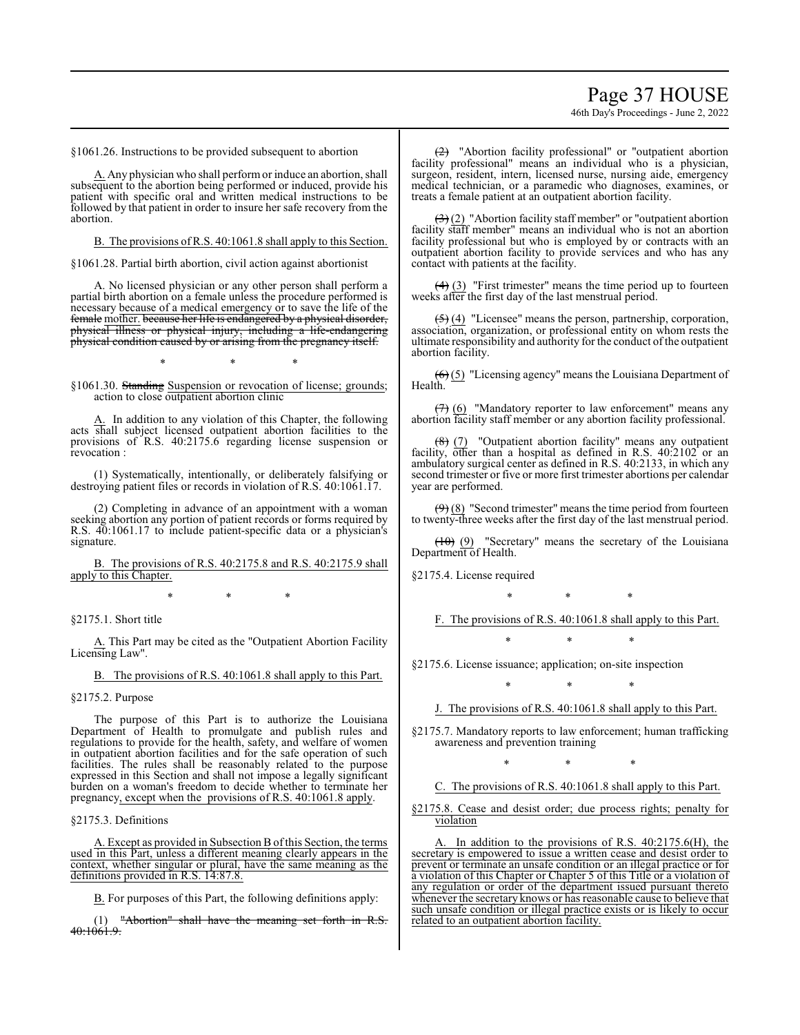§1061.26. Instructions to be provided subsequent to abortion

A. Any physician who shall perform or induce an abortion, shall subsequent to the abortion being performed or induced, provide his patient with specific oral and written medical instructions to be followed by that patient in order to insure her safe recovery from the abortion.

B. The provisions of R.S. 40:1061.8 shall apply to this Section.

§1061.28. Partial birth abortion, civil action against abortionist

A. No licensed physician or any other person shall perform a partial birth abortion on a female unless the procedure performed is necessary because of a medical emergency or to save the life of the ~~female~~ mother. ~~because her life is endangered by a physical disorder, physical illness or physical injury, including a life-endangering physical condition caused by or arising from the pregnancy itself.~~

\* \* \*

§1061.30. ~~Standing~~ Suspension or revocation of license; grounds; action to close outpatient abortion clinic

A. In addition to any violation of this Chapter, the following acts shall subject licensed outpatient abortion facilities to the provisions of R.S. 40:2175.6 regarding license suspension or revocation :

(1) Systematically, intentionally, or deliberately falsifying or destroying patient files or records in violation of R.S. 40:1061.17.

(2) Completing in advance of an appointment with a woman seeking abortion any portion of patient records or forms required by R.S. 40:1061.17 to include patient-specific data or a physician's signature.

B. The provisions of R.S. 40:2175.8 and R.S. 40:2175.9 shall apply to this Chapter.

\* \* \*

§2175.1. Short title

A. This Part may be cited as the "Outpatient Abortion Facility Licensing Law".

B. The provisions of R.S. 40:1061.8 shall apply to this Part.

§2175.2. Purpose

The purpose of this Part is to authorize the Louisiana Department of Health to promulgate and publish rules and regulations to provide for the health, safety, and welfare of women in outpatient abortion facilities and for the safe operation of such facilities. The rules shall be reasonably related to the purpose expressed in this Section and shall not impose a legally significant burden on a woman's freedom to decide whether to terminate her pregnancy, except when the provisions of R.S. 40:1061.8 apply.

§2175.3. Definitions

A. Except as provided in Subsection B of this Section, the terms used in this Part, unless a different meaning clearly appears in the context, whether singular or plural, have the same meaning as the definitions provided in R.S. 14:87.8.

B. For purposes of this Part, the following definitions apply:

(1) ~~"Abortion" shall have the meaning set forth in R.S. 40:1061.9.~~

~~(2)~~ "Abortion facility professional" or "outpatient abortion facility professional" means an individual who is a physician, surgeon, resident, intern, licensed nurse, nursing aide, emergency medical technician, or a paramedic who diagnoses, examines, or treats a female patient at an outpatient abortion facility.

~~(3)~~ (2) "Abortion facility staff member" or "outpatient abortion facility staff member" means an individual who is not an abortion facility professional but who is employed by or contracts with an outpatient abortion facility to provide services and who has any contact with patients at the facility.

~~(4)~~ (3) "First trimester" means the time period up to fourteen weeks after the first day of the last menstrual period.

~~(5)~~ (4) "Licensee" means the person, partnership, corporation, association, organization, or professional entity on whom rests the ultimate responsibility and authority for the conduct of the outpatient abortion facility.

~~(6)~~ (5) "Licensing agency" means the Louisiana Department of Health.

~~(7)~~ (6) "Mandatory reporter to law enforcement" means any abortion facility staff member or any abortion facility professional.

~~(8)~~ (7) "Outpatient abortion facility" means any outpatient facility, other than a hospital as defined in R.S. 40:2102 or an ambulatory surgical center as defined in R.S. 40:2133, in which any second trimester or five or more first trimester abortions per calendar year are performed.

~~(9)~~ (8) "Second trimester" means the time period from fourteen to twenty-three weeks after the first day of the last menstrual period.

~~(10)~~ (9) "Secretary" means the secretary of the Louisiana Department of Health.

§2175.4. License required

\* \* \*

F. The provisions of R.S. 40:1061.8 shall apply to this Part.

\* \* \*

§2175.6. License issuance; application; on-site inspection

\* \* \*

J. The provisions of R.S. 40:1061.8 shall apply to this Part.

§2175.7. Mandatory reports to law enforcement; human trafficking awareness and prevention training

\* \* \*

C. The provisions of R.S. 40:1061.8 shall apply to this Part.

§2175.8. Cease and desist order; due process rights; penalty for violation

A. In addition to the provisions of R.S. 40:2175.6(H), the secretary is empowered to issue a written cease and desist order to prevent or terminate an unsafe condition or an illegal practice or for a violation of this Chapter or Chapter 5 of this Title or a violation of any regulation or order of the department issued pursuant thereto whenever the secretary knows or has reasonable cause to believe that such unsafe condition or illegal practice exists or is likely to occur related to an outpatient abortion facility.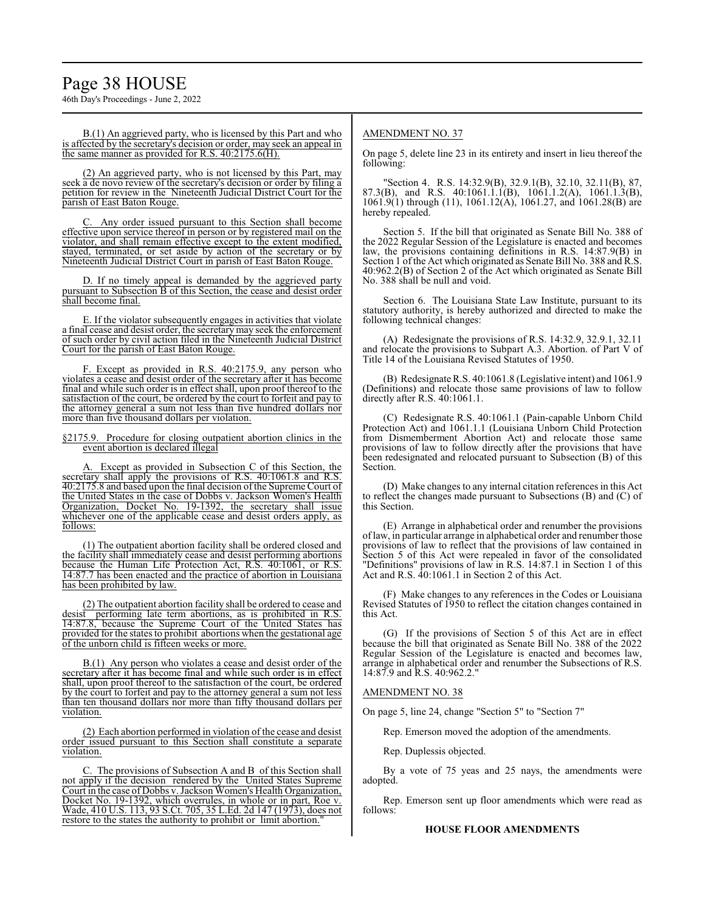B.(1) An aggrieved party, who is licensed by this Part and who is affected by the secretary's decision or order, may seek an appeal in the same manner as provided for R.S. 40:2175.6(H).

(2) An aggrieved party, who is not licensed by this Part, may seek a de novo review of the secretary's decision or order by filing a petition for review in the Nineteenth Judicial District Court for the parish of East Baton Rouge.

C. Any order issued pursuant to this Section shall become effective upon service thereof in person or by registered mail on the violator, and shall remain effective except to the extent modified, stayed, terminated, or set aside by action of the secretary or by Nineteenth Judicial District Court in parish of East Baton Rouge.

D. If no timely appeal is demanded by the aggrieved party pursuant to Subsection B of this Section, the cease and desist order shall become final.

E. If the violator subsequently engages in activities that violate a final cease and desist order, the secretary may seek the enforcement of such order by civil action filed in the Nineteenth Judicial District Court for the parish of East Baton Rouge.

F. Except as provided in R.S. 40:2175.9, any person who violates a cease and desist order of the secretary after it has become final and while such order is in effect shall, upon proof thereof to the satisfaction of the court, be ordered by the court to forfeit and pay to the attorney general a sum not less than five hundred dollars nor more than five thousand dollars per violation.

§2175.9. Procedure for closing outpatient abortion clinics in the event abortion is declared illegal

A. Except as provided in Subsection C of this Section, the secretary shall apply the provisions of R.S. 40:1061.8 and R.S. 40:2175.8 and based upon the final decision of the Supreme Court of the United States in the case of Dobbs v. Jackson Women's Health Organization, Docket No. 19-1392, the secretary shall issue whichever one of the applicable cease and desist orders apply, as follows:

(1) The outpatient abortion facility shall be ordered closed and the facility shall immediately cease and desist performing abortions because the Human Life Protection Act, R.S. 40:1061, or R.S. 14:87.7 has been enacted and the practice of abortion in Louisiana has been prohibited by law.

(2) The outpatient abortion facility shall be ordered to cease and desist performing late term abortions, as is prohibited in R.S. 14:87.8, because the Supreme Court of the United States has provided for the states to prohibit abortions when the gestational age of the unborn child is fifteen weeks or more.

B.(1) Any person who violates a cease and desist order of the secretary after it has become final and while such order is in effect shall, upon proof thereof to the satisfaction of the court, be ordered by the court to forfeit and pay to the attorney general a sum not less than ten thousand dollars nor more than fifty thousand dollars per violation.

(2) Each abortion performed in violation of the cease and desist order issued pursuant to this Section shall constitute a separate violation.

C. The provisions of Subsection A and B of this Section shall not apply if the decision rendered by the United States Supreme Court in the case of Dobbs v. Jackson Women's Health Organization, Docket No. 19-1392, which overrules, in whole or in part, Roe v. Wade, 410 U.S. 113, 93 S.Ct. 705, 35 L.Ed. 2d 147 (1973), does not restore to the states the authority to prohibit or limit abortion."

AMENDMENT NO. 37

On page 5, delete line 23 in its entirety and insert in lieu thereof the following:

"Section 4. R.S. 14:32.9(B), 32.9.1(B), 32.10, 32.11(B), 87, 87.3(B), and R.S. 40:1061.1.1(B), 1061.1.2(A), 1061.1.3(B), 1061.9(1) through (11), 1061.12(A), 1061.27, and 1061.28(B) are hereby repealed.

Section 5. If the bill that originated as Senate Bill No. 388 of the 2022 Regular Session of the Legislature is enacted and becomes law, the provisions containing definitions in R.S. 14:87.9(B) in Section 1 of the Act which originated as Senate Bill No. 388 and R.S. 40:962.2(B) of Section 2 of the Act which originated as Senate Bill No. 388 shall be null and void.

Section 6. The Louisiana State Law Institute, pursuant to its statutory authority, is hereby authorized and directed to make the following technical changes:

(A) Redesignate the provisions of R.S. 14:32.9, 32.9.1, 32.11 and relocate the provisions to Subpart A.3. Abortion. of Part V of Title 14 of the Louisiana Revised Statutes of 1950.

(B) Redesignate R.S. 40:1061.8 (Legislative intent) and 1061.9 (Definitions) and relocate those same provisions of law to follow directly after R.S. 40:1061.1.

(C) Redesignate R.S. 40:1061.1 (Pain-capable Unborn Child Protection Act) and 1061.1.1 (Louisiana Unborn Child Protection from Dismemberment Abortion Act) and relocate those same provisions of law to follow directly after the provisions that have been redesignated and relocated pursuant to Subsection (B) of this Section.

(D) Make changes to any internal citation references in this Act to reflect the changes made pursuant to Subsections (B) and (C) of this Section.

(E) Arrange in alphabetical order and renumber the provisions of law, in particular arrange in alphabetical order and renumber those provisions of law to reflect that the provisions of law contained in Section 5 of this Act were repealed in favor of the consolidated "Definitions" provisions of law in R.S. 14:87.1 in Section 1 of this Act and R.S. 40:1061.1 in Section 2 of this Act.

(F) Make changes to any references in the Codes or Louisiana Revised Statutes of 1950 to reflect the citation changes contained in this Act.

(G) If the provisions of Section 5 of this Act are in effect because the bill that originated as Senate Bill No. 388 of the 2022 Regular Session of the Legislature is enacted and becomes law, arrange in alphabetical order and renumber the Subsections of R.S. 14:87.9 and R.S. 40:962.2."

AMENDMENT NO. 38

On page 5, line 24, change "Section 5" to "Section 7"

Rep. Emerson moved the adoption of the amendments.

Rep. Duplessis objected.

By a vote of 75 yeas and 25 nays, the amendments were adopted.

Rep. Emerson sent up floor amendments which were read as follows:

**HOUSE FLOOR AMENDMENTS**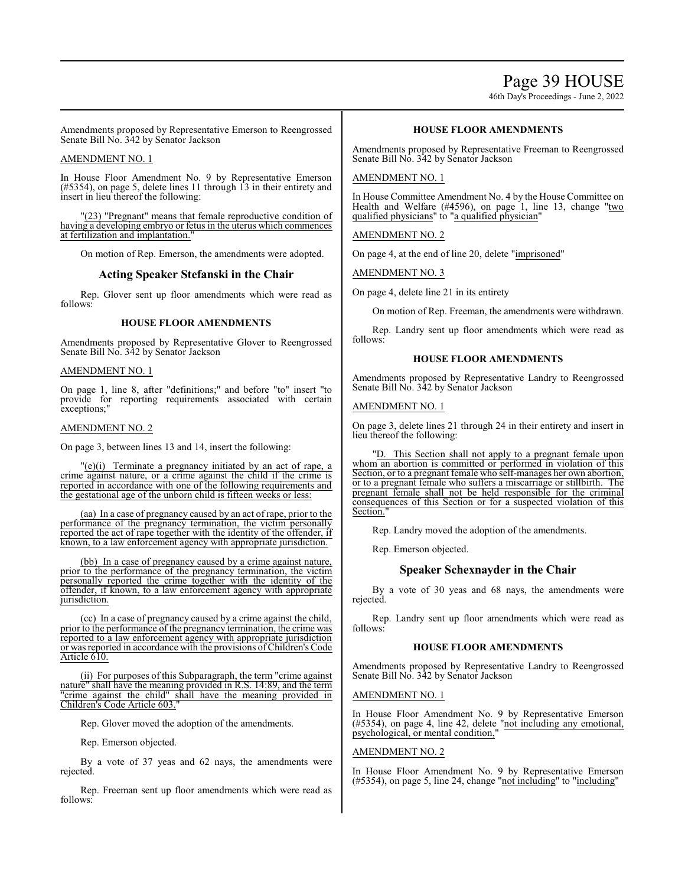Amendments proposed by Representative Emerson to Reengrossed Senate Bill No. 342 by Senator Jackson

AMENDMENT NO. 1

In House Floor Amendment No. 9 by Representative Emerson (#5354), on page 5, delete lines 11 through 13 in their entirety and insert in lieu thereof the following:

"(23) "Pregnant" means that female reproductive condition of having a developing embryo or fetus in the uterus which commences at fertilization and implantation."

On motion of Rep. Emerson, the amendments were adopted.

## Acting Speaker Stefanski in the Chair

Rep. Glover sent up floor amendments which were read as follows:

### HOUSE FLOOR AMENDMENTS

Amendments proposed by Representative Glover to Reengrossed Senate Bill No. 342 by Senator Jackson

AMENDMENT NO. 1

On page 1, line 8, after "definitions;" and before "to" insert "to provide for reporting requirements associated with certain exceptions;"

AMENDMENT NO. 2

On page 3, between lines 13 and 14, insert the following:

"(e)(i) Terminate a pregnancy initiated by an act of rape, a crime against nature, or a crime against the child if the crime is reported in accordance with one of the following requirements and the gestational age of the unborn child is fifteen weeks or less:

(aa) In a case of pregnancy caused by an act of rape, prior to the performance of the pregnancy termination, the victim personally reported the act of rape together with the identity of the offender, if known, to a law enforcement agency with appropriate jurisdiction.

(bb) In a case of pregnancy caused by a crime against nature, prior to the performance of the pregnancy termination, the victim personally reported the crime together with the identity of the offender, if known, to a law enforcement agency with appropriate jurisdiction.

(cc) In a case of pregnancy caused by a crime against the child, prior to the performance of the pregnancy termination, the crime was reported to a law enforcement agency with appropriate jurisdiction or was reported in accordance with the provisions of Children's Code Article 610.

(ii) For purposes of this Subparagraph, the term "crime against nature" shall have the meaning provided in R.S. 14:89, and the term "crime against the child" shall have the meaning provided in Children's Code Article 603."

Rep. Glover moved the adoption of the amendments.

Rep. Emerson objected.

By a vote of 37 yeas and 62 nays, the amendments were rejected.

Rep. Freeman sent up floor amendments which were read as follows:

### HOUSE FLOOR AMENDMENTS

Amendments proposed by Representative Freeman to Reengrossed Senate Bill No. 342 by Senator Jackson

AMENDMENT NO. 1

In House Committee Amendment No. 4 by the House Committee on Health and Welfare (#4596), on page 1, line 13, change "two qualified physicians" to "a qualified physician"

AMENDMENT NO. 2

On page 4, at the end of line 20, delete "imprisoned"

AMENDMENT NO. 3

On page 4, delete line 21 in its entirety

On motion of Rep. Freeman, the amendments were withdrawn.

Rep. Landry sent up floor amendments which were read as follows:

### HOUSE FLOOR AMENDMENTS

Amendments proposed by Representative Landry to Reengrossed Senate Bill No. 342 by Senator Jackson

AMENDMENT NO. 1

On page 3, delete lines 21 through 24 in their entirety and insert in lieu thereof the following:

"D. This Section shall not apply to a pregnant female upon whom an abortion is committed or performed in violation of this Section, or to a pregnant female who self-manages her own abortion, or to a pregnant female who suffers a miscarriage or stillbirth. The pregnant female shall not be held responsible for the criminal consequences of this Section or for a suspected violation of this Section."

Rep. Landry moved the adoption of the amendments.

Rep. Emerson objected.

## Speaker Schexnayder in the Chair

By a vote of 30 yeas and 68 nays, the amendments were rejected.

Rep. Landry sent up floor amendments which were read as follows:

### HOUSE FLOOR AMENDMENTS

Amendments proposed by Representative Landry to Reengrossed Senate Bill No. 342 by Senator Jackson

AMENDMENT NO. 1

In House Floor Amendment No. 9 by Representative Emerson (#5354), on page 4, line 42, delete "not including any emotional, psychological, or mental condition,"

AMENDMENT NO. 2

In House Floor Amendment No. 9 by Representative Emerson (#5354), on page 5, line 24, change "not including" to "including"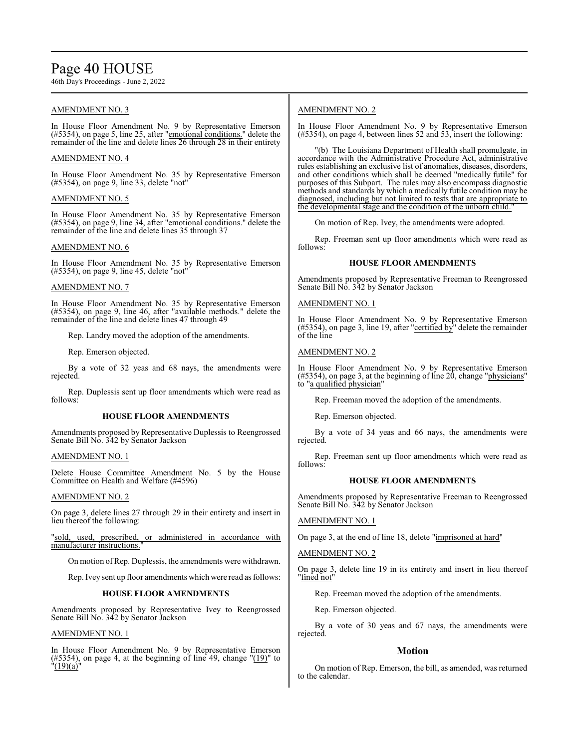AMENDMENT NO. 3

In House Floor Amendment No. 9 by Representative Emerson (#5354), on page 5, line 25, after "emotional conditions." delete the remainder of the line and delete lines 26 through 28 in their entirety

AMENDMENT NO. 4

In House Floor Amendment No. 35 by Representative Emerson (#5354), on page 9, line 33, delete "not"

AMENDMENT NO. 5

In House Floor Amendment No. 35 by Representative Emerson (#5354), on page 9, line 34, after "emotional conditions." delete the remainder of the line and delete lines 35 through 37

AMENDMENT NO. 6

In House Floor Amendment No. 35 by Representative Emerson (#5354), on page 9, line 45, delete "not"

AMENDMENT NO. 7

In House Floor Amendment No. 35 by Representative Emerson (#5354), on page 9, line 46, after "available methods." delete the remainder of the line and delete lines 47 through 49

Rep. Landry moved the adoption of the amendments.

Rep. Emerson objected.

By a vote of 32 yeas and 68 nays, the amendments were rejected.

Rep. Duplessis sent up floor amendments which were read as follows:

**HOUSE FLOOR AMENDMENTS**

Amendments proposed by Representative Duplessis to Reengrossed Senate Bill No. 342 by Senator Jackson

AMENDMENT NO. 1

Delete House Committee Amendment No. 5 by the House Committee on Health and Welfare (#4596)

AMENDMENT NO. 2

On page 3, delete lines 27 through 29 in their entirety and insert in lieu thereof the following:

"sold, used, prescribed, or administered in accordance with manufacturer instructions."

On motion of Rep. Duplessis, the amendments were withdrawn.

Rep. Ivey sent up floor amendments which were read as follows:

**HOUSE FLOOR AMENDMENTS**

Amendments proposed by Representative Ivey to Reengrossed Senate Bill No. 342 by Senator Jackson

AMENDMENT NO. 1

In House Floor Amendment No. 9 by Representative Emerson (#5354), on page 4, at the beginning of line 49, change "(19)" to "(19)(a)"

AMENDMENT NO. 2

In House Floor Amendment No. 9 by Representative Emerson (#5354), on page 4, between lines 52 and 53, insert the following:

"(b) The Louisiana Department of Health shall promulgate, in accordance with the Administrative Procedure Act, administrative rules establishing an exclusive list of anomalies, diseases, disorders, and other conditions which shall be deemed "medically futile" for purposes of this Subpart. The rules may also encompass diagnostic methods and standards by which a medically futile condition may be diagnosed, including but not limited to tests that are appropriate to the developmental stage and the condition of the unborn child."

On motion of Rep. Ivey, the amendments were adopted.

Rep. Freeman sent up floor amendments which were read as follows:

**HOUSE FLOOR AMENDMENTS**

Amendments proposed by Representative Freeman to Reengrossed Senate Bill No. 342 by Senator Jackson

AMENDMENT NO. 1

In House Floor Amendment No. 9 by Representative Emerson (#5354), on page 3, line 19, after "certified by" delete the remainder of the line

AMENDMENT NO. 2

In House Floor Amendment No. 9 by Representative Emerson (#5354), on page 3, at the beginning of line 20, change "physicians" to "a qualified physician"

Rep. Freeman moved the adoption of the amendments.

Rep. Emerson objected.

By a vote of 34 yeas and 66 nays, the amendments were rejected.

Rep. Freeman sent up floor amendments which were read as follows:

**HOUSE FLOOR AMENDMENTS**

Amendments proposed by Representative Freeman to Reengrossed Senate Bill No. 342 by Senator Jackson

AMENDMENT NO. 1

On page 3, at the end of line 18, delete "imprisoned at hard"

AMENDMENT NO. 2

On page 3, delete line 19 in its entirety and insert in lieu thereof "fined not"

Rep. Freeman moved the adoption of the amendments.

Rep. Emerson objected.

By a vote of 30 yeas and 67 nays, the amendments were rejected.

## Motion

On motion of Rep. Emerson, the bill, as amended, was returned to the calendar.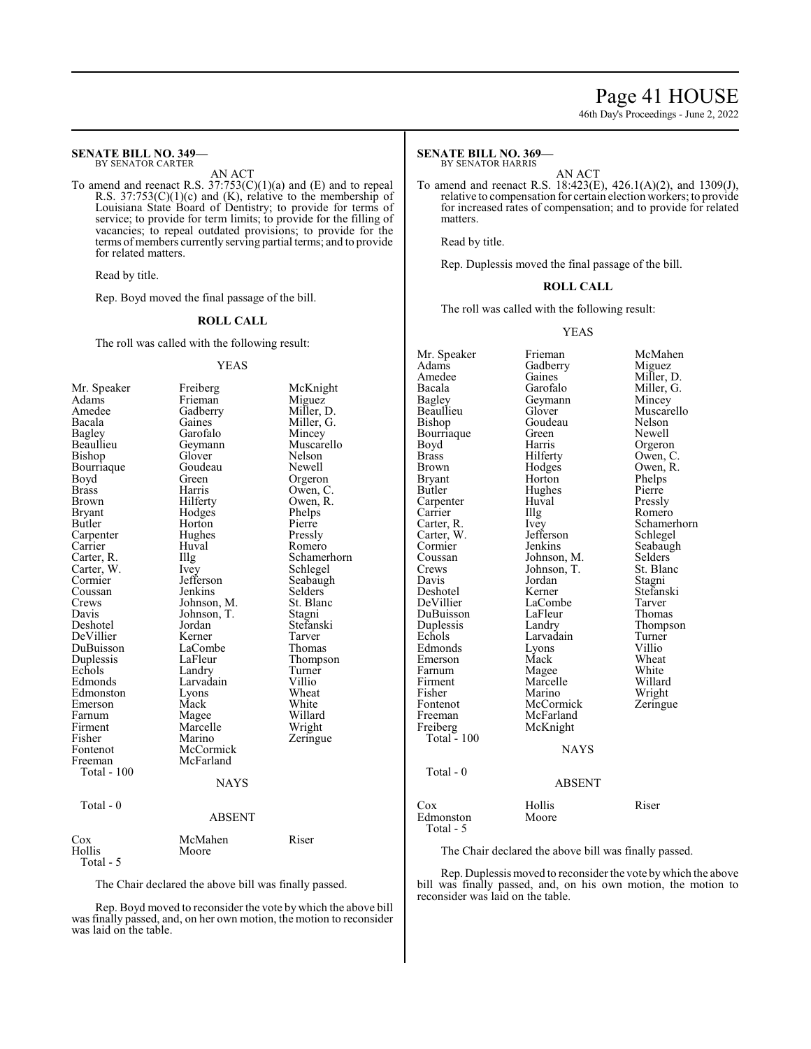**SENATE BILL NO. 349—**
BY SENATOR CARTER

AN ACT

To amend and reenact R.S. 37:753(C)(1)(a) and (E) and to repeal R.S. 37:753(C)(1)(c) and (K), relative to the membership of Louisiana State Board of Dentistry; to provide for terms of service; to provide for term limits; to provide for the filling of vacancies; to repeal outdated provisions; to provide for the terms of members currently serving partial terms; and to provide for related matters.

Read by title.

Rep. Boyd moved the final passage of the bill.

**ROLL CALL**

The roll was called with the following result:

YEAS

| | | |
|---|---|---|
| Mr. Speaker | Freiberg | McKnight |
| Adams | Frieman | Miguez |
| Amedee | Gadberry | Miller, D. |
| Bacala | Gaines | Miller, G. |
| Bagley | Garofalo | Mincey |
| Beaullieu | Geymann | Muscarello |
| Bishop | Glover | Nelson |
| Bourriaque | Goudeau | Newell |
| Boyd | Green | Orgeron |
| Brass | Harris | Owen, C. |
| Brown | Hilferty | Owen, R. |
| Bryant | Hodges | Phelps |
| Butler | Horton | Pierre |
| Carpenter | Hughes | Pressly |
| Carrier | Huval | Romero |
| Carter, R. | Illg | Schamerhorn |
| Carter, W. | Ivey | Schlegel |
| Cormier | Jefferson | Seabaugh |
| Coussan | Jenkins | Selders |
| Crews | Johnson, M. | St. Blanc |
| Davis | Johnson, T. | Stagni |
| Deshotel | Jordan | Stefanski |
| DeVillier | Kerner | Tarver |
| DuBuisson | LaCombe | Thomas |
| Duplessis | LaFleur | Thompson |
| Echols | Landry | Turner |
| Edmonds | Larvadain | Villio |
| Edmonston | Lyons | Wheat |
| Emerson | Mack | White |
| Farnum | Magee | Willard |
| Firment | Marcelle | Wright |
| Fisher | Marino | Zeringue |
| Fontenot | McCormick | |
| Freeman | McFarland | |

Total - 100

NAYS

Total - 0

ABSENT

| | | |
|---|---|---|
| Cox | McMahen | Riser |
| Hollis | Moore | |

Total - 5

The Chair declared the above bill was finally passed.

Rep. Boyd moved to reconsider the vote by which the above bill was finally passed, and, on her own motion, the motion to reconsider was laid on the table.

**SENATE BILL NO. 369—**
BY SENATOR HARRIS

AN ACT

To amend and reenact R.S. 18:423(E), 426.1(A)(2), and 1309(J), relative to compensation for certain election workers; to provide for increased rates of compensation; and to provide for related matters.

Read by title.

Rep. Duplessis moved the final passage of the bill.

**ROLL CALL**

The roll was called with the following result:

YEAS

| | | |
|---|---|---|
| Mr. Speaker | Frieman | McMahen |
| Adams | Gadberry | Miguez |
| Amedee | Gaines | Miller, D. |
| Bacala | Garofalo | Miller, G. |
| Bagley | Geymann | Mincey |
| Beaullieu | Glover | Muscarello |
| Bishop | Goudeau | Nelson |
| Bourriaque | Green | Newell |
| Boyd | Harris | Orgeron |
| Brass | Hilferty | Owen, C. |
| Brown | Hodges | Owen, R. |
| Bryant | Horton | Phelps |
| Butler | Hughes | Pierre |
| Carpenter | Huval | Pressly |
| Carrier | Illg | Romero |
| Carter, R. | Ivey | Schamerhorn |
| Carter, W. | Jefferson | Schlegel |
| Cormier | Jenkins | Seabaugh |
| Coussan | Johnson, M. | Selders |
| Crews | Johnson, T. | St. Blanc |
| Davis | Jordan | Stagni |
| Deshotel | Kerner | Stefanski |
| DeVillier | LaCombe | Tarver |
| DuBuisson | LaFleur | Thomas |
| Duplessis | Landry | Thompson |
| Echols | Larvadain | Turner |
| Edmonds | Lyons | Villio |
| Emerson | Mack | Wheat |
| Farnum | Magee | White |
| Firment | Marcelle | Willard |
| Fisher | Marino | Wright |
| Fontenot | McCormick | Zeringue |
| Freeman | McFarland | |
| Freiberg | McKnight | |

Total - 100

NAYS

Total - 0

ABSENT

| | | |
|---|---|---|
| Cox | Hollis | Riser |
| Edmonston | Moore | |

Total - 5

The Chair declared the above bill was finally passed.

Rep. Duplessis moved to reconsider the vote by which the above bill was finally passed, and, on his own motion, the motion to reconsider was laid on the table.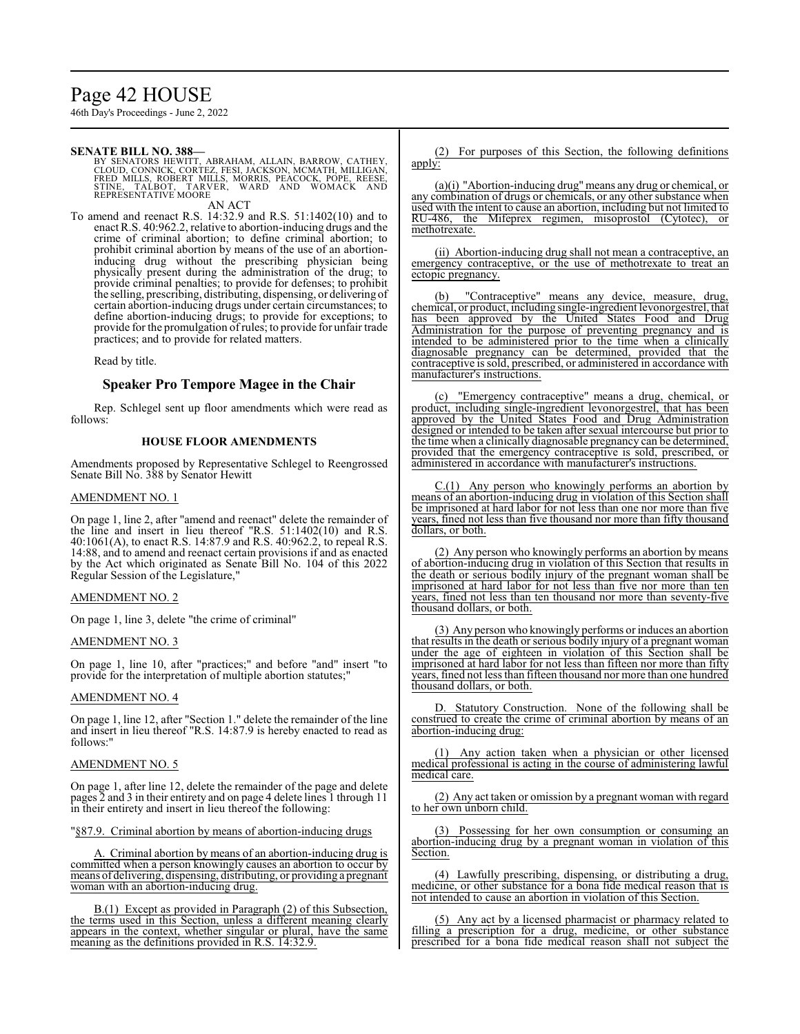**SENATE BILL NO. 388—**

BY SENATORS HEWITT, ABRAHAM, ALLAIN, BARROW, CATHEY, CLOUD, CONNICK, CORTEZ, FESI, JACKSON, MCMATH, MILLIGAN, FRED MILLS, ROBERT MILLS, MORRIS, PEACOCK, POPE, REESE, STINE, TALBOT, TARVER, WARD AND WOMACK AND REPRESENTATIVE MOORE

AN ACT

To amend and reenact R.S. 14:32.9 and R.S. 51:1402(10) and to enact R.S. 40:962.2, relative to abortion-inducing drugs and the crime of criminal abortion; to define criminal abortion; to prohibit criminal abortion by means of the use of an abortion-inducing drug without the prescribing physician being physically present during the administration of the drug; to provide criminal penalties; to provide for defenses; to prohibit the selling, prescribing, distributing, dispensing, or delivering of certain abortion-inducing drugs under certain circumstances; to define abortion-inducing drugs; to provide for exceptions; to provide for the promulgation of rules; to provide for unfair trade practices; and to provide for related matters.

Read by title.

## Speaker Pro Tempore Magee in the Chair

Rep. Schlegel sent up floor amendments which were read as follows:

### HOUSE FLOOR AMENDMENTS

Amendments proposed by Representative Schlegel to Reengrossed Senate Bill No. 388 by Senator Hewitt

AMENDMENT NO. 1

On page 1, line 2, after "amend and reenact" delete the remainder of the line and insert in lieu thereof "R.S. 51:1402(10) and R.S. 40:1061(A), to enact R.S. 14:87.9 and R.S. 40:962.2, to repeal R.S. 14:88, and to amend and reenact certain provisions if and as enacted by the Act which originated as Senate Bill No. 104 of this 2022 Regular Session of the Legislature,"

AMENDMENT NO. 2

On page 1, line 3, delete "the crime of criminal"

AMENDMENT NO. 3

On page 1, line 10, after "practices;" and before "and" insert "to provide for the interpretation of multiple abortion statutes;"

AMENDMENT NO. 4

On page 1, line 12, after "Section 1." delete the remainder of the line and insert in lieu thereof "R.S. 14:87.9 is hereby enacted to read as follows:"

AMENDMENT NO. 5

On page 1, after line 12, delete the remainder of the page and delete pages 2 and 3 in their entirety and on page 4 delete lines 1 through 11 in their entirety and insert in lieu thereof the following:

"§87.9. Criminal abortion by means of abortion-inducing drugs

A. Criminal abortion by means of an abortion-inducing drug is committed when a person knowingly causes an abortion to occur by means of delivering, dispensing, distributing, or providing a pregnant woman with an abortion-inducing drug.

B.(1) Except as provided in Paragraph (2) of this Subsection, the terms used in this Section, unless a different meaning clearly appears in the context, whether singular or plural, have the same meaning as the definitions provided in R.S. 14:32.9.

(2) For purposes of this Section, the following definitions apply:

(a)(i) "Abortion-inducing drug" means any drug or chemical, or any combination of drugs or chemicals, or any other substance when used with the intent to cause an abortion, including but not limited to RU-486, the Mifeprex regimen, misoprostol (Cytotec), or methotrexate.

(ii) Abortion-inducing drug shall not mean a contraceptive, an emergency contraceptive, or the use of methotrexate to treat an ectopic pregnancy.

(b) "Contraceptive" means any device, measure, drug, chemical, or product, including single-ingredient levonorgestrel, that has been approved by the United States Food and Drug Administration for the purpose of preventing pregnancy and is intended to be administered prior to the time when a clinically diagnosable pregnancy can be determined, provided that the contraceptive is sold, prescribed, or administered in accordance with manufacturer's instructions.

(c) "Emergency contraceptive" means a drug, chemical, or product, including single-ingredient levonorgestrel, that has been approved by the United States Food and Drug Administration designed or intended to be taken after sexual intercourse but prior to the time when a clinically diagnosable pregnancy can be determined, provided that the emergency contraceptive is sold, prescribed, or administered in accordance with manufacturer's instructions.

C.(1) Any person who knowingly performs an abortion by means of an abortion-inducing drug in violation of this Section shall be imprisoned at hard labor for not less than one nor more than five years, fined not less than five thousand nor more than fifty thousand dollars, or both.

(2) Any person who knowingly performs an abortion by means of abortion-inducing drug in violation of this Section that results in the death or serious bodily injury of the pregnant woman shall be imprisoned at hard labor for not less than five nor more than ten years, fined not less than ten thousand nor more than seventy-five thousand dollars, or both.

(3) Any person who knowingly performs or induces an abortion that results in the death or serious bodily injury of a pregnant woman under the age of eighteen in violation of this Section shall be imprisoned at hard labor for not less than fifteen nor more than fifty years, fined not less than fifteen thousand nor more than one hundred thousand dollars, or both.

D. Statutory Construction. None of the following shall be construed to create the crime of criminal abortion by means of an abortion-inducing drug:

(1) Any action taken when a physician or other licensed medical professional is acting in the course of administering lawful medical care.

(2) Any act taken or omission by a pregnant woman with regard to her own unborn child.

(3) Possessing for her own consumption or consuming an abortion-inducing drug by a pregnant woman in violation of this Section.

(4) Lawfully prescribing, dispensing, or distributing a drug, medicine, or other substance for a bona fide medical reason that is not intended to cause an abortion in violation of this Section.

(5) Any act by a licensed pharmacist or pharmacy related to filling a prescription for a drug, medicine, or other substance prescribed for a bona fide medical reason shall not subject the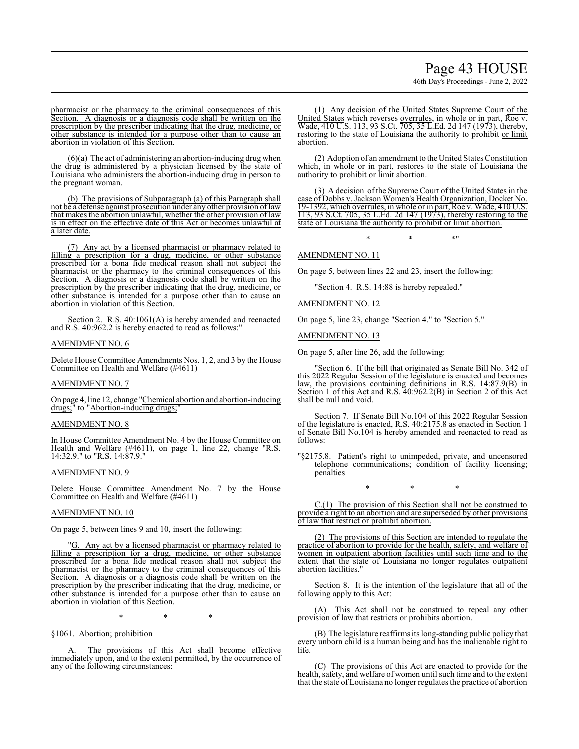pharmacist or the pharmacy to the criminal consequences of this Section. A diagnosis or a diagnosis code shall be written on the prescription by the prescriber indicating that the drug, medicine, or other substance is intended for a purpose other than to cause an abortion in violation of this Section.

(6)(a) The act of administering an abortion-inducing drug when the drug is administered by a physician licensed by the state of Louisiana who administers the abortion-inducing drug in person to the pregnant woman.

(b) The provisions of Subparagraph (a) of this Paragraph shall not be a defense against prosecution under any other provision of law that makes the abortion unlawful, whether the other provision of law is in effect on the effective date of this Act or becomes unlawful at a later date.

(7) Any act by a licensed pharmacist or pharmacy related to filling a prescription for a drug, medicine, or other substance prescribed for a bona fide medical reason shall not subject the pharmacist or the pharmacy to the criminal consequences of this Section. A diagnosis or a diagnosis code shall be written on the prescription by the prescriber indicating that the drug, medicine, or other substance is intended for a purpose other than to cause an abortion in violation of this Section.

Section 2. R.S. 40:1061(A) is hereby amended and reenacted and R.S. 40:962.2 is hereby enacted to read as follows:"

AMENDMENT NO. 6

Delete House Committee Amendments Nos. 1, 2, and 3 by the House Committee on Health and Welfare (#4611)

AMENDMENT NO. 7

On page 4, line 12, change "Chemical abortion and abortion-inducing drugs;" to "Abortion-inducing drugs;"

AMENDMENT NO. 8

In House Committee Amendment No. 4 by the House Committee on Health and Welfare (#4611), on page 1, line 22, change "R.S. 14:32.9." to "R.S. 14:87.9."

AMENDMENT NO. 9

Delete House Committee Amendment No. 7 by the House Committee on Health and Welfare (#4611)

AMENDMENT NO. 10

On page 5, between lines 9 and 10, insert the following:

"G. Any act by a licensed pharmacist or pharmacy related to filling a prescription for a drug, medicine, or other substance prescribed for a bona fide medical reason shall not subject the pharmacist or the pharmacy to the criminal consequences of this Section. A diagnosis or a diagnosis code shall be written on the prescription by the prescriber indicating that the drug, medicine, or other substance is intended for a purpose other than to cause an abortion in violation of this Section.

\* \* \*

§1061. Abortion; prohibition

A. The provisions of this Act shall become effective immediately upon, and to the extent permitted, by the occurrence of any of the following circumstances:

(1) Any decision of the ~~United States~~ Supreme Court of the United States which ~~reverses~~ overrules, in whole or in part, Roe v. Wade, 410 U.S. 113, 93 S.Ct. 705, 35 L.Ed. 2d 147 (1973), thereby~~,~~ restoring to the state of Louisiana the authority to prohibit or limit abortion.

(2) Adoption of an amendment to the United States Constitution which, in whole or in part, restores to the state of Louisiana the authority to prohibit or limit abortion.

(3) A decision of the Supreme Court of the United States in the case of Dobbs v. Jackson Women's Health Organization, Docket No. 19-1392, which overrules, in whole or in part, Roe v. Wade, 410 U.S. 113, 93 S.Ct. 705, 35 L.Ed. 2d 147 (1973), thereby restoring to the state of Louisiana the authority to prohibit or limit abortion.

\* \* \*"

AMENDMENT NO. 11

On page 5, between lines 22 and 23, insert the following:

"Section 4. R.S. 14:88 is hereby repealed."

AMENDMENT NO. 12

On page 5, line 23, change "Section 4." to "Section 5."

AMENDMENT NO. 13

On page 5, after line 26, add the following:

"Section 6. If the bill that originated as Senate Bill No. 342 of this 2022 Regular Session of the legislature is enacted and becomes law, the provisions containing definitions in R.S. 14:87.9(B) in Section 1 of this Act and R.S. 40:962.2(B) in Section 2 of this Act shall be null and void.

Section 7. If Senate Bill No.104 of this 2022 Regular Session of the legislature is enacted, R.S. 40:2175.8 as enacted in Section 1 of Senate Bill No.104 is hereby amended and reenacted to read as follows:

"§2175.8. Patient's right to unimpeded, private, and uncensored telephone communications; condition of facility licensing; penalties

\* \* \*

C.(1) The provision of this Section shall not be construed to provide a right to an abortion and are superseded by other provisions of law that restrict or prohibit abortion.

(2) The provisions of this Section are intended to regulate the practice of abortion to provide for the health, safety, and welfare of women in outpatient abortion facilities until such time and to the extent that the state of Louisiana no longer regulates outpatient abortion facilities."

Section 8. It is the intention of the legislature that all of the following apply to this Act:

(A) This Act shall not be construed to repeal any other provision of law that restricts or prohibits abortion.

(B) The legislature reaffirms its long-standing public policy that every unborn child is a human being and has the inalienable right to life.

(C) The provisions of this Act are enacted to provide for the health, safety, and welfare of women until such time and to the extent that the state of Louisiana no longer regulates the practice of abortion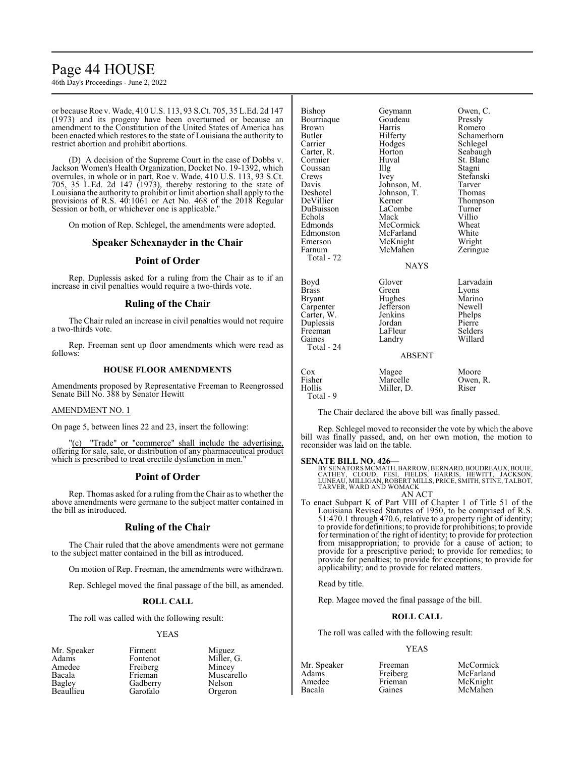or because Roe v. Wade, 410 U.S. 113, 93 S.Ct. 705, 35 L.Ed. 2d 147 (1973) and its progeny have been overturned or because an amendment to the Constitution of the United States of America has been enacted which restores to the state of Louisiana the authority to restrict abortion and prohibit abortions.

(D) A decision of the Supreme Court in the case of Dobbs v. Jackson Women's Health Organization, Docket No. 19-1392, which overrules, in whole or in part, Roe v. Wade, 410 U.S. 113, 93 S.Ct. 705, 35 L.Ed. 2d 147 (1973), thereby restoring to the state of Louisiana the authority to prohibit or limit abortion shall apply to the provisions of R.S. 40:1061 or Act No. 468 of the 2018 Regular Session or both, or whichever one is applicable."

On motion of Rep. Schlegel, the amendments were adopted.

## Speaker Schexnayder in the Chair

## Point of Order

Rep. Duplessis asked for a ruling from the Chair as to if an increase in civil penalties would require a two-thirds vote.

## Ruling of the Chair

The Chair ruled an increase in civil penalties would not require a two-thirds vote.

Rep. Freeman sent up floor amendments which were read as follows:

### HOUSE FLOOR AMENDMENTS

Amendments proposed by Representative Freeman to Reengrossed Senate Bill No. 388 by Senator Hewitt

AMENDMENT NO. 1

On page 5, between lines 22 and 23, insert the following:

"(c) "Trade" or "commerce" shall include the advertising, offering for sale, sale, or distribution of any pharmaceutical product which is prescribed to treat erectile dysfunction in men."

## Point of Order

Rep. Thomas asked for a ruling from the Chair as to whether the above amendments were germane to the subject matter contained in the bill as introduced.

## Ruling of the Chair

The Chair ruled that the above amendments were not germane to the subject matter contained in the bill as introduced.

On motion of Rep. Freeman, the amendments were withdrawn.

Rep. Schlegel moved the final passage of the bill, as amended.

### ROLL CALL

The roll was called with the following result:

YEAS

| | | |
|---|---|---|
| Mr. Speaker | Firment | Miguez |
| Adams | Fontenot | Miller, G. |
| Amedee | Freiberg | Mincey |
| Bacala | Frieman | Muscarello |
| Bagley | Gadberry | Nelson |
| Beaullieu | Garofalo | Orgeron |
| Bishop | Geymann | Owen, C. |
| Bourriaque | Goudeau | Pressly |
| Brown | Harris | Romero |
| Butler | Hilferty | Schamerhorn |
| Carrier | Hodges | Schlegel |
| Carter, R. | Horton | Seabaugh |
| Cormier | Huval | St. Blanc |
| Coussan | Illg | Stagni |
| Crews | Ivey | Stefanski |
| Davis | Johnson, M. | Tarver |
| Deshotel | Johnson, T. | Thomas |
| DeVillier | Kerner | Thompson |
| DuBuisson | LaCombe | Turner |
| Echols | Mack | Villio |
| Edmonds | McCormick | Wheat |
| Edmonston | McFarland | White |
| Emerson | McKnight | Wright |
| Farnum | McMahen | Zeringue |

Total - 72

NAYS

| | | |
|---|---|---|
| Boyd | Glover | Larvadain |
| Brass | Green | Lyons |
| Bryant | Hughes | Marino |
| Carpenter | Jefferson | Newell |
| Carter, W. | Jenkins | Phelps |
| Duplessis | Jordan | Pierre |
| Freeman | LaFleur | Selders |
| Gaines | Landry | Willard |

Total - 24

ABSENT

| | | |
|---|---|---|
| Cox | Magee | Moore |
| Fisher | Marcelle | Owen, R. |
| Hollis | Miller, D. | Riser |

Total - 9

The Chair declared the above bill was finally passed.

Rep. Schlegel moved to reconsider the vote by which the above bill was finally passed, and, on her own motion, the motion to reconsider was laid on the table.

**SENATE BILL NO. 426—**
BY SENATORS MCMATH, BARROW, BERNARD, BOUDREAUX, BOUIE, CATHEY, CLOUD, FESI, FIELDS, HARRIS, HEWITT, JACKSON, LUNEAU, MILLIGAN, ROBERT MILLS, PRICE, SMITH, STINE, TALBOT, TARVER, WARD AND WOMACK

AN ACT

To enact Subpart K of Part VIII of Chapter 1 of Title 51 of the Louisiana Revised Statutes of 1950, to be comprised of R.S. 51:470.1 through 470.6, relative to a property right of identity; to provide for definitions; to provide for prohibitions; to provide for termination of the right of identity; to provide for protection from misappropriation; to provide for a cause of action; to provide for a prescriptive period; to provide for remedies; to provide for penalties; to provide for exceptions; to provide for applicability; and to provide for related matters.

Read by title.

Rep. Magee moved the final passage of the bill.

### ROLL CALL

The roll was called with the following result:

YEAS

| | | |
|---|---|---|
| Mr. Speaker | Freeman | McCormick |
| Adams | Freiberg | McFarland |
| Amedee | Frieman | McKnight |
| Bacala | Gaines | McMahen |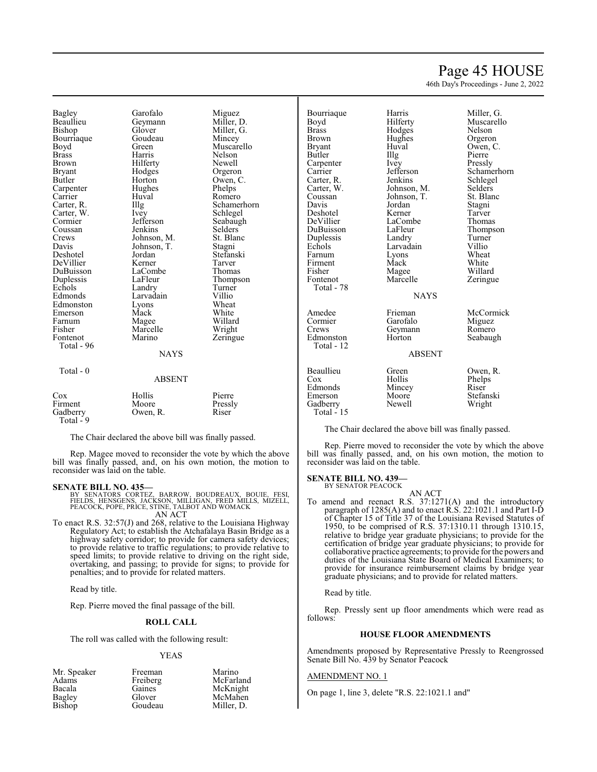| | | |
|---|---|---|
| Bagley | Garofalo | Miguez |
| Beaullieu | Geymann | Miller, D. |
| Bishop | Glover | Miller, G. |
| Bourriaque | Goudeau | Mincey |
| Boyd | Green | Muscarello |
| Brass | Harris | Nelson |
| Brown | Hilferty | Newell |
| Bryant | Hodges | Orgeron |
| Butler | Horton | Owen, C. |
| Carpenter | Hughes | Phelps |
| Carrier | Huval | Romero |
| Carter, R. | Illg | Schamerhorn |
| Carter, W. | Ivey | Schlegel |
| Cormier | Jefferson | Seabaugh |
| Coussan | Jenkins | Selders |
| Crews | Johnson, M. | St. Blanc |
| Davis | Johnson, T. | Stagni |
| Deshotel | Jordan | Stefanski |
| DeVillier | Kerner | Tarver |
| DuBuisson | LaCombe | Thomas |
| Duplessis | LaFleur | Thompson |
| Echols | Landry | Turner |
| Edmonds | Larvadain | Villio |
| Edmonston | Lyons | Wheat |
| Emerson | Mack | White |
| Farnum | Magee | Willard |
| Fisher | Marcelle | Wright |
| Fontenot | Marino | Zeringue |

Total - 96

NAYS

Total - 0

ABSENT

| | | |
|---|---|---|
| Cox | Hollis | Pierre |
| Firment | Moore | Pressly |
| Gadberry | Owen, R. | Riser |

Total - 9

The Chair declared the above bill was finally passed.

Rep. Magee moved to reconsider the vote by which the above bill was finally passed, and, on his own motion, the motion to reconsider was laid on the table.

**SENATE BILL NO. 435—**
BY SENATORS CORTEZ, BARROW, BOUDREAUX, BOUIE, FESI, FIELDS, HENSGENS, JACKSON, MILLIGAN, FRED MILLS, MIZELL, PEACOCK, POPE, PRICE, STINE, TALBOT AND WOMACK

AN ACT

To enact R.S. 32:57(J) and 268, relative to the Louisiana Highway Regulatory Act; to establish the Atchafalaya Basin Bridge as a highway safety corridor; to provide for camera safety devices; to provide relative to traffic regulations; to provide relative to speed limits; to provide relative to driving on the right side, overtaking, and passing; to provide for signs; to provide for penalties; and to provide for related matters.

Read by title.

Rep. Pierre moved the final passage of the bill.

**ROLL CALL**

The roll was called with the following result:

YEAS

| | | |
|---|---|---|
| Mr. Speaker | Freeman | Marino |
| Adams | Freiberg | McFarland |
| Bacala | Gaines | McKnight |
| Bagley | Glover | McMahen |
| Bishop | Goudeau | Miller, D. |
| Bourriaque | Harris | Miller, G. |
| Boyd | Hilferty | Muscarello |
| Brass | Hodges | Nelson |
| Brown | Hughes | Orgeron |
| Bryant | Huval | Owen, C. |
| Butler | Illg | Pierre |
| Carpenter | Ivey | Pressly |
| Carrier | Jefferson | Schamerhorn |
| Carter, R. | Jenkins | Schlegel |
| Carter, W. | Johnson, M. | Selders |
| Coussan | Johnson, T. | St. Blanc |
| Davis | Jordan | Stagni |
| Deshotel | Kerner | Tarver |
| DeVillier | LaCombe | Thomas |
| DuBuisson | LaFleur | Thompson |
| Duplessis | Landry | Turner |
| Echols | Larvadain | Villio |
| Farnum | Lyons | Wheat |
| Firment | Mack | White |
| Fisher | Magee | Willard |
| Fontenot | Marcelle | Zeringue |

Total - 78

NAYS

| | | |
|---|---|---|
| Amedee | Frieman | McCormick |
| Cormier | Garofalo | Miguez |
| Crews | Geymann | Romero |
| Edmonston | Horton | Seabaugh |

Total - 12

ABSENT

| | | |
|---|---|---|
| Beaullieu | Green | Owen, R. |
| Cox | Hollis | Phelps |
| Edmonds | Mincey | Riser |
| Emerson | Moore | Stefanski |
| Gadberry | Newell | Wright |

Total - 15

The Chair declared the above bill was finally passed.

Rep. Pierre moved to reconsider the vote by which the above bill was finally passed, and, on his own motion, the motion to reconsider was laid on the table.

**SENATE BILL NO. 439—**
BY SENATOR PEACOCK

AN ACT

To amend and reenact R.S. 37:1271(A) and the introductory paragraph of 1285(A) and to enact R.S. 22:1021.1 and Part I-D of Chapter 15 of Title 37 of the Louisiana Revised Statutes of 1950, to be comprised of R.S. 37:1310.11 through 1310.15, relative to bridge year graduate physicians; to provide for the certification of bridge year graduate physicians; to provide for collaborative practice agreements; to provide for the powers and duties of the Louisiana State Board of Medical Examiners; to provide for insurance reimbursement claims by bridge year graduate physicians; and to provide for related matters.

Read by title.

Rep. Pressly sent up floor amendments which were read as follows:

**HOUSE FLOOR AMENDMENTS**

Amendments proposed by Representative Pressly to Reengrossed Senate Bill No. 439 by Senator Peacock

AMENDMENT NO. 1

On page 1, line 3, delete "R.S. 22:1021.1 and"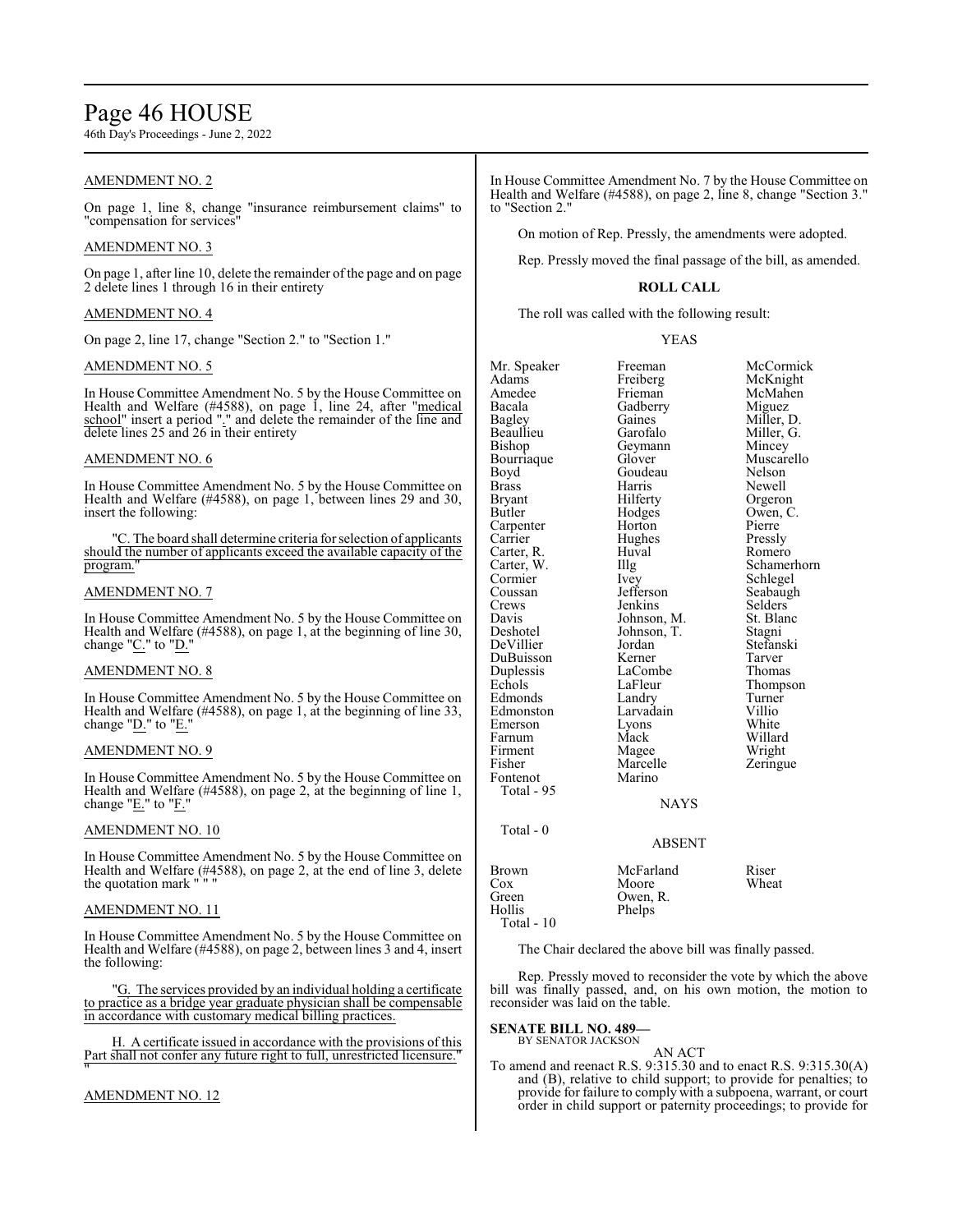## AMENDMENT NO. 2

On page 1, line 8, change "insurance reimbursement claims" to "compensation for services"

## AMENDMENT NO. 3

On page 1, after line 10, delete the remainder of the page and on page 2 delete lines 1 through 16 in their entirety

## AMENDMENT NO. 4

On page 2, line 17, change "Section 2." to "Section 1."

## AMENDMENT NO. 5

In House Committee Amendment No. 5 by the House Committee on Health and Welfare (#4588), on page 1, line 24, after "medical school" insert a period "." and delete the remainder of the line and delete lines 25 and 26 in their entirety

## AMENDMENT NO. 6

In House Committee Amendment No. 5 by the House Committee on Health and Welfare (#4588), on page 1, between lines 29 and 30, insert the following:

"C. The board shall determine criteria for selection of applicants should the number of applicants exceed the available capacity of the program."

## AMENDMENT NO. 7

In House Committee Amendment No. 5 by the House Committee on Health and Welfare (#4588), on page 1, at the beginning of line 30, change "C." to "D."

## AMENDMENT NO. 8

In House Committee Amendment No. 5 by the House Committee on Health and Welfare (#4588), on page 1, at the beginning of line 33, change "D." to "E."

## AMENDMENT NO. 9

In House Committee Amendment No. 5 by the House Committee on Health and Welfare (#4588), on page 2, at the beginning of line 1, change "E." to "F."

## AMENDMENT NO. 10

In House Committee Amendment No. 5 by the House Committee on Health and Welfare (#4588), on page 2, at the end of line 3, delete the quotation mark " " "

## AMENDMENT NO. 11

In House Committee Amendment No. 5 by the House Committee on Health and Welfare (#4588), on page 2, between lines 3 and 4, insert the following:

"G. The services provided by an individual holding a certificate to practice as a bridge year graduate physician shall be compensable in accordance with customary medical billing practices.

H. A certificate issued in accordance with the provisions of this Part shall not confer any future right to full, unrestricted licensure."
"

## AMENDMENT NO. 12

In House Committee Amendment No. 7 by the House Committee on Health and Welfare (#4588), on page 2, line 8, change "Section 3." to "Section 2."

On motion of Rep. Pressly, the amendments were adopted.

Rep. Pressly moved the final passage of the bill, as amended.

**ROLL CALL**

The roll was called with the following result:

YEAS

| | | |
|---|---|---|
| Mr. Speaker | Freeman | McCormick |
| Adams | Freiberg | McKnight |
| Amedee | Frieman | McMahen |
| Bacala | Gadberry | Miguez |
| Bagley | Gaines | Miller, D. |
| Beaullieu | Garofalo | Miller, G. |
| Bishop | Geymann | Mincey |
| Bourriaque | Glover | Muscarello |
| Boyd | Goudeau | Nelson |
| Brass | Harris | Newell |
| Bryant | Hilferty | Orgeron |
| Butler | Hodges | Owen, C. |
| Carpenter | Horton | Pierre |
| Carrier | Hughes | Pressly |
| Carter, R. | Huval | Romero |
| Carter, W. | Illg | Schamerhorn |
| Cormier | Ivey | Schlegel |
| Coussan | Jefferson | Seabaugh |
| Crews | Jenkins | Selders |
| Davis | Johnson, M. | St. Blanc |
| Deshotel | Johnson, T. | Stagni |
| DeVillier | Jordan | Stefanski |
| DuBuisson | Kerner | Tarver |
| Duplessis | LaCombe | Thomas |
| Echols | LaFleur | Thompson |
| Edmonds | Landry | Turner |
| Edmonston | Larvadain | Villio |
| Emerson | Lyons | White |
| Farnum | Mack | Willard |
| Firment | Magee | Wright |
| Fisher | Marcelle | Zeringue |
| Fontenot | Marino | |

Total - 95

NAYS

Total - 0

ABSENT

| | | |
|---|---|---|
| Brown | McFarland | Riser |
| Cox | Moore | Wheat |
| Green | Owen, R. | |
| Hollis | Phelps | |

Total - 10

The Chair declared the above bill was finally passed.

Rep. Pressly moved to reconsider the vote by which the above bill was finally passed, and, on his own motion, the motion to reconsider was laid on the table.

**SENATE BILL NO. 489—**
BY SENATOR JACKSON

AN ACT

To amend and reenact R.S. 9:315.30 and to enact R.S. 9:315.30(A) and (B), relative to child support; to provide for penalties; to provide for failure to comply with a subpoena, warrant, or court order in child support or paternity proceedings; to provide for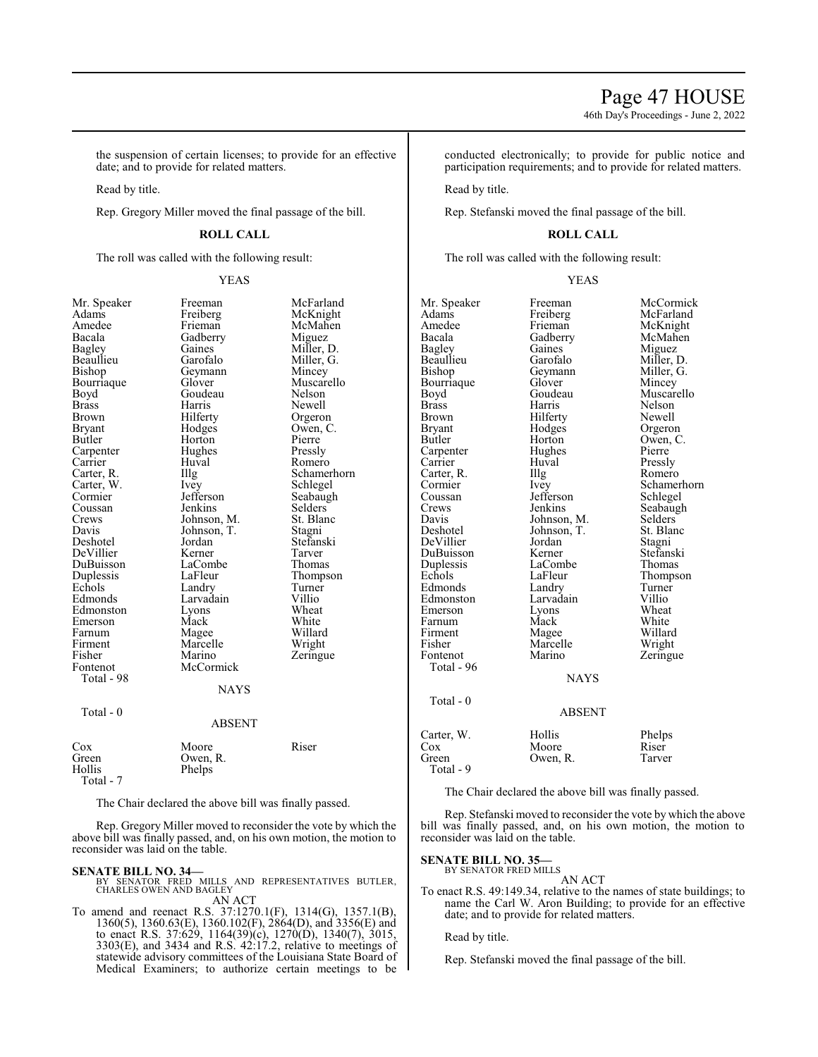the suspension of certain licenses; to provide for an effective date; and to provide for related matters.

Read by title.

Rep. Gregory Miller moved the final passage of the bill.

**ROLL CALL**

The roll was called with the following result:

YEAS

| | | |
|---|---|---|
| Mr. Speaker | Freeman | McFarland |
| Adams | Freiberg | McKnight |
| Amedee | Frieman | McMahen |
| Bacala | Gadberry | Miguez |
| Bagley | Gaines | Miller, D. |
| Beaullieu | Garofalo | Miller, G. |
| Bishop | Geymann | Mincey |
| Bourriaque | Glover | Muscarello |
| Boyd | Goudeau | Nelson |
| Brass | Harris | Newell |
| Brown | Hilferty | Orgeron |
| Bryant | Hodges | Owen, C. |
| Butler | Horton | Pierre |
| Carpenter | Hughes | Pressly |
| Carrier | Huval | Romero |
| Carter, R. | Illg | Schamerhorn |
| Carter, W. | Ivey | Schlegel |
| Cormier | Jefferson | Seabaugh |
| Coussan | Jenkins | Selders |
| Crews | Johnson, M. | St. Blanc |
| Davis | Johnson, T. | Stagni |
| Deshotel | Jordan | Stefanski |
| DeVillier | Kerner | Tarver |
| DuBuisson | LaCombe | Thomas |
| Duplessis | LaFleur | Thompson |
| Echols | Landry | Turner |
| Edmonds | Larvadain | Villio |
| Edmonston | Lyons | Wheat |
| Emerson | Mack | White |
| Farnum | Magee | Willard |
| Firment | Marcelle | Wright |
| Fisher | Marino | Zeringue |
| Fontenot | McCormick | |

Total - 98

NAYS

Total - 0

ABSENT

| | | |
|---|---|---|
| Cox | Moore | Riser |
| Green | Owen, R. | |
| Hollis | Phelps | |

Total - 7

The Chair declared the above bill was finally passed.

Rep. Gregory Miller moved to reconsider the vote by which the above bill was finally passed, and, on his own motion, the motion to reconsider was laid on the table.

**SENATE BILL NO. 34—**
BY SENATOR FRED MILLS AND REPRESENTATIVES BUTLER, CHARLES OWEN AND BAGLEY

AN ACT

To amend and reenact R.S. 37:1270.1(F), 1314(G), 1357.1(B), 1360(5), 1360.63(E), 1360.102(F), 2864(D), and 3356(E) and to enact R.S. 37:629, 1164(39)(c), 1270(D), 1340(7), 3015, 3303(E), and 3434 and R.S. 42:17.2, relative to meetings of statewide advisory committees of the Louisiana State Board of Medical Examiners; to authorize certain meetings to be conducted electronically; to provide for public notice and participation requirements; and to provide for related matters.

Read by title.

Rep. Stefanski moved the final passage of the bill.

**ROLL CALL**

The roll was called with the following result:

YEAS

| | | |
|---|---|---|
| Mr. Speaker | Freeman | McCormick |
| Adams | Freiberg | McFarland |
| Amedee | Frieman | McKnight |
| Bacala | Gadberry | McMahen |
| Bagley | Gaines | Miguez |
| Beaullieu | Garofalo | Miller, D. |
| Bishop | Geymann | Miller, G. |
| Bourriaque | Glover | Mincey |
| Boyd | Goudeau | Muscarello |
| Brass | Harris | Nelson |
| Brown | Hilferty | Newell |
| Bryant | Hodges | Orgeron |
| Butler | Horton | Owen, C. |
| Carpenter | Hughes | Pierre |
| Carrier | Huval | Pressly |
| Carter, R. | Illg | Romero |
| Cormier | Ivey | Schamerhorn |
| Coussan | Jefferson | Schlegel |
| Crews | Jenkins | Seabaugh |
| Davis | Johnson, M. | Selders |
| Deshotel | Johnson, T. | St. Blanc |
| DeVillier | Jordan | Stagni |
| DuBuisson | Kerner | Stefanski |
| Duplessis | LaCombe | Thomas |
| Echols | LaFleur | Thompson |
| Edmonds | Landry | Turner |
| Edmonston | Larvadain | Villio |
| Emerson | Lyons | Wheat |
| Farnum | Mack | White |
| Firment | Magee | Willard |
| Fisher | Marcelle | Wright |
| Fontenot | Marino | Zeringue |

Total - 96

NAYS

Total - 0

ABSENT

| | | |
|---|---|---|
| Carter, W. | Hollis | Phelps |
| Cox | Moore | Riser |
| Green | Owen, R. | Tarver |

Total - 9

The Chair declared the above bill was finally passed.

Rep. Stefanski moved to reconsider the vote by which the above bill was finally passed, and, on his own motion, the motion to reconsider was laid on the table.

**SENATE BILL NO. 35—**
BY SENATOR FRED MILLS

AN ACT

To enact R.S. 49:149.34, relative to the names of state buildings; to name the Carl W. Aron Building; to provide for an effective date; and to provide for related matters.

Read by title.

Rep. Stefanski moved the final passage of the bill.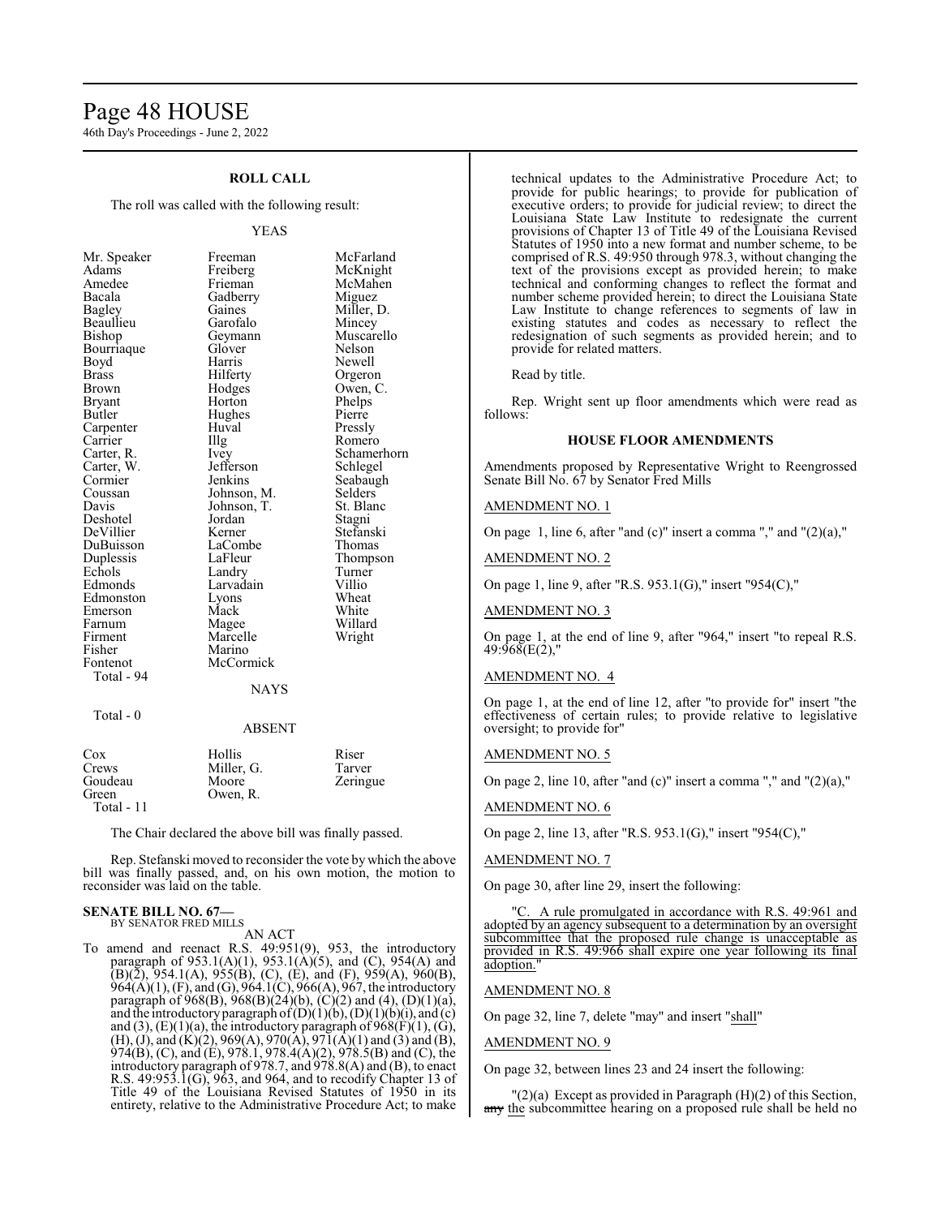## ROLL CALL

The roll was called with the following result:

YEAS

| | | |
|---|---|---|
| Mr. Speaker | Freeman | McFarland |
| Adams | Freiberg | McKnight |
| Amedee | Frieman | McMahen |
| Bacala | Gadberry | Miguez |
| Bagley | Gaines | Miller, D. |
| Beaullieu | Garofalo | Mincey |
| Bishop | Geymann | Muscarello |
| Bourriaque | Glover | Nelson |
| Boyd | Harris | Newell |
| Brass | Hilferty | Orgeron |
| Brown | Hodges | Owen, C. |
| Bryant | Horton | Phelps |
| Butler | Hughes | Pierre |
| Carpenter | Huval | Pressly |
| Carrier | Illg | Romero |
| Carter, R. | Ivey | Schamerhorn |
| Carter, W. | Jefferson | Schlegel |
| Cormier | Jenkins | Seabaugh |
| Coussan | Johnson, M. | Selders |
| Davis | Johnson, T. | St. Blanc |
| Deshotel | Jordan | Stagni |
| DeVillier | Kerner | Stefanski |
| DuBuisson | LaCombe | Thomas |
| Duplessis | LaFleur | Thompson |
| Echols | Landry | Turner |
| Edmonds | Larvadain | Villio |
| Edmonston | Lyons | Wheat |
| Emerson | Mack | White |
| Farnum | Magee | Willard |
| Firment | Marcelle | Wright |
| Fisher | Marino | |
| Fontenot | McCormick | |

Total - 94

NAYS

Total - 0

ABSENT

| | | |
|---|---|---|
| Cox | Hollis | Riser |
| Crews | Miller, G. | Tarver |
| Goudeau | Moore | Zeringue |
| Green | Owen, R. | |

Total - 11

The Chair declared the above bill was finally passed.

Rep. Stefanski moved to reconsider the vote by which the above bill was finally passed, and, on his own motion, the motion to reconsider was laid on the table.

**SENATE BILL NO. 67—**
BY SENATOR FRED MILLS

AN ACT

To amend and reenact R.S. 49:951(9), 953, the introductory paragraph of 953.1(A)(1), 953.1(A)(5), and (C), 954(A) and (B)(2), 954.1(A), 955(B), (C), (E), and (F), 959(A), 960(B), 964(A)(1), (F), and (G), 964.1(C), 966(A), 967, the introductory paragraph of 968(B), 968(B)(24)(b), (C)(2) and (4), (D)(1)(a), and the introductory paragraph of (D)(1)(b), (D)(1)(b)(i), and (c) and (3), (E)(1)(a), the introductory paragraph of 968(F)(1), (G), (H), (J), and (K)(2), 969(A), 970(A), 971(A)(1) and (3) and (B), 974(B), (C), and (E), 978.1, 978.4(A)(2), 978.5(B) and (C), the introductory paragraph of 978.7, and 978.8(A) and (B), to enact R.S. 49:953.1(G), 963, and 964, and to recodify Chapter 13 of Title 49 of the Louisiana Revised Statutes of 1950 in its entirety, relative to the Administrative Procedure Act; to make technical updates to the Administrative Procedure Act; to provide for public hearings; to provide for publication of executive orders; to provide for judicial review; to direct the Louisiana State Law Institute to redesignate the current provisions of Chapter 13 of Title 49 of the Louisiana Revised Statutes of 1950 into a new format and number scheme, to be comprised of R.S. 49:950 through 978.3, without changing the text of the provisions except as provided herein; to make technical and conforming changes to reflect the format and number scheme provided herein; to direct the Louisiana State Law Institute to change references to segments of law in existing statutes and codes as necessary to reflect the redesignation of such segments as provided herein; and to provide for related matters.

Read by title.

Rep. Wright sent up floor amendments which were read as follows:

### HOUSE FLOOR AMENDMENTS

Amendments proposed by Representative Wright to Reengrossed Senate Bill No. 67 by Senator Fred Mills

AMENDMENT NO. 1

On page 1, line 6, after "and (c)" insert a comma "," and "(2)(a),"

AMENDMENT NO. 2

On page 1, line 9, after "R.S. 953.1(G)," insert "954(C),"

AMENDMENT NO. 3

On page 1, at the end of line 9, after "964," insert "to repeal R.S. 49:968(E(2),"

AMENDMENT NO. 4

On page 1, at the end of line 12, after "to provide for" insert "the effectiveness of certain rules; to provide relative to legislative oversight; to provide for"

AMENDMENT NO. 5

On page 2, line 10, after "and (c)" insert a comma "," and "(2)(a),"

AMENDMENT NO. 6

On page 2, line 13, after "R.S. 953.1(G)," insert "954(C),"

AMENDMENT NO. 7

On page 30, after line 29, insert the following:

"C. A rule promulgated in accordance with R.S. 49:961 and adopted by an agency subsequent to a determination by an oversight subcommittee that the proposed rule change is unacceptable as provided in R.S. 49:966 shall expire one year following its final adoption."

AMENDMENT NO. 8

On page 32, line 7, delete "may" and insert "shall"

AMENDMENT NO. 9

On page 32, between lines 23 and 24 insert the following:

"(2)(a) Except as provided in Paragraph (H)(2) of this Section, ~~any~~ the subcommittee hearing on a proposed rule shall be held no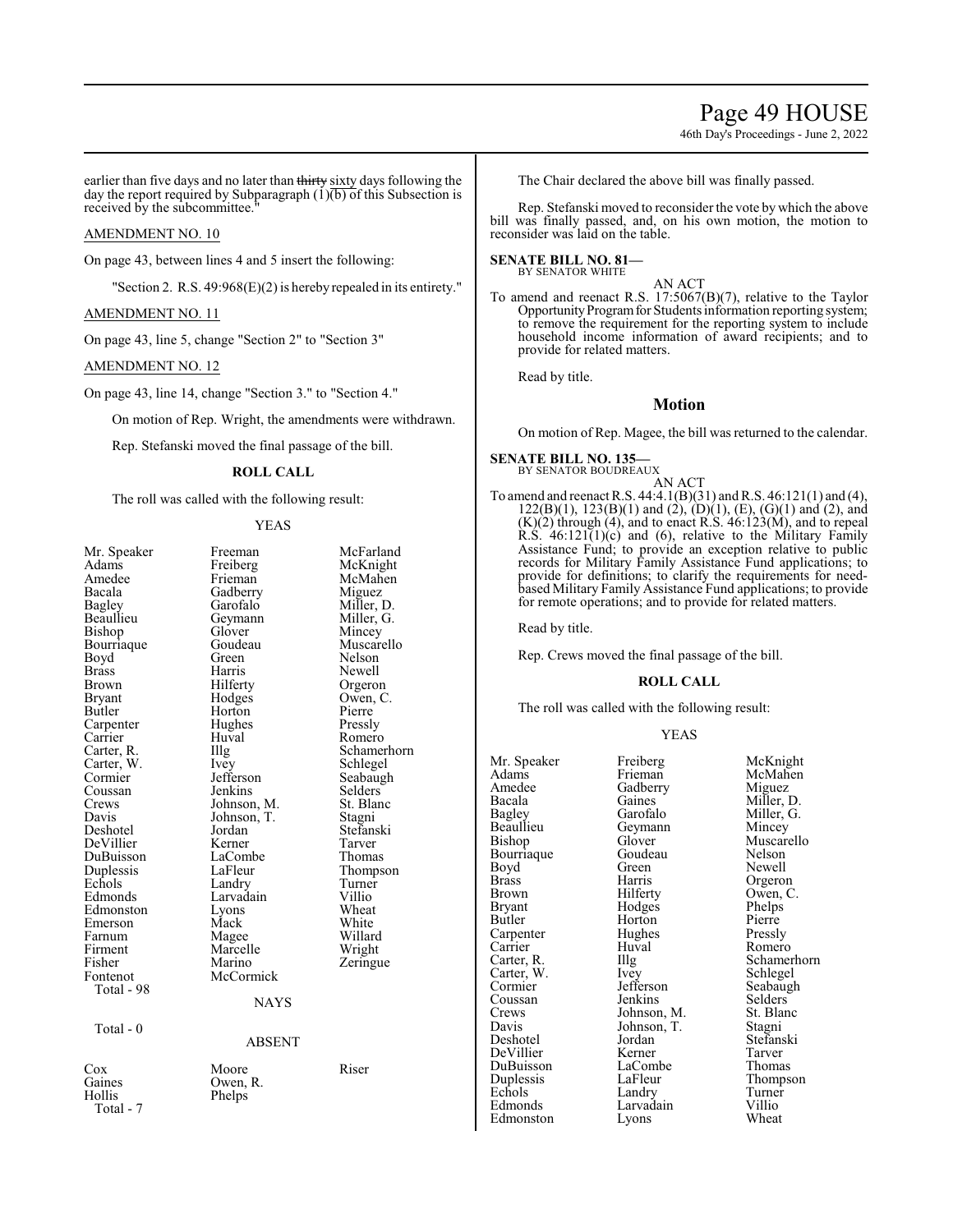earlier than five days and no later than ~~thirty~~ sixty days following the day the report required by Subparagraph (1)(b) of this Subsection is received by the subcommittee."

AMENDMENT NO. 10

On page 43, between lines 4 and 5 insert the following:

"Section 2. R.S. 49:968(E)(2) is hereby repealed in its entirety."

AMENDMENT NO. 11

On page 43, line 5, change "Section 2" to "Section 3"

AMENDMENT NO. 12

On page 43, line 14, change "Section 3." to "Section 4."

On motion of Rep. Wright, the amendments were withdrawn.

Rep. Stefanski moved the final passage of the bill.

**ROLL CALL**

The roll was called with the following result:

YEAS

| | | |
|---|---|---|
| Mr. Speaker | Freeman | McFarland |
| Adams | Freiberg | McKnight |
| Amedee | Frieman | McMahen |
| Bacala | Gadberry | Miguez |
| Bagley | Garofalo | Miller, D. |
| Beaullieu | Geymann | Miller, G. |
| Bishop | Glover | Mincey |
| Bourriaque | Goudeau | Muscarello |
| Boyd | Green | Nelson |
| Brass | Harris | Newell |
| Brown | Hilferty | Orgeron |
| Bryant | Hodges | Owen, C. |
| Butler | Horton | Pierre |
| Carpenter | Hughes | Pressly |
| Carrier | Huval | Romero |
| Carter, R. | Illg | Schamerhorn |
| Carter, W. | Ivey | Schlegel |
| Cormier | Jefferson | Seabaugh |
| Coussan | Jenkins | Selders |
| Crews | Johnson, M. | St. Blanc |
| Davis | Johnson, T. | Stagni |
| Deshotel | Jordan | Stefanski |
| DeVillier | Kerner | Tarver |
| DuBuisson | LaCombe | Thomas |
| Duplessis | LaFleur | Thompson |
| Echols | Landry | Turner |
| Edmonds | Larvadain | Villio |
| Edmonston | Lyons | Wheat |
| Emerson | Mack | White |
| Farnum | Magee | Willard |
| Firment | Marcelle | Wright |
| Fisher | Marino | Zeringue |
| Fontenot | McCormick | |

Total - 98

NAYS

Total - 0

ABSENT

| | | |
|---|---|---|
| Cox | Moore | Riser |
| Gaines | Owen, R. | |
| Hollis | Phelps | |

Total - 7

The Chair declared the above bill was finally passed.

Rep. Stefanski moved to reconsider the vote by which the above bill was finally passed, and, on his own motion, the motion to reconsider was laid on the table.

**SENATE BILL NO. 81—**
BY SENATOR WHITE

AN ACT

To amend and reenact R.S. 17:5067(B)(7), relative to the Taylor Opportunity Program for Students information reporting system; to remove the requirement for the reporting system to include household income information of award recipients; and to provide for related matters.

Read by title.

## Motion

On motion of Rep. Magee, the bill was returned to the calendar.

**SENATE BILL NO. 135—**
BY SENATOR BOUDREAUX

AN ACT

To amend and reenact R.S. 44:4.1(B)(31) and R.S. 46:121(1) and (4), 122(B)(1), 123(B)(1) and (2), (D)(1), (E), (G)(1) and (2), and (K)(2) through (4), and to enact R.S. 46:123(M), and to repeal R.S. 46:121(1)(c) and (6), relative to the Military Family Assistance Fund; to provide an exception relative to public records for Military Family Assistance Fund applications; to provide for definitions; to clarify the requirements for need-based Military Family Assistance Fund applications; to provide for remote operations; and to provide for related matters.

Read by title.

Rep. Crews moved the final passage of the bill.

**ROLL CALL**

The roll was called with the following result:

YEAS

| | | |
|---|---|---|
| Mr. Speaker | Freiberg | McKnight |
| Adams | Frieman | McMahen |
| Amedee | Gadberry | Miguez |
| Bacala | Gaines | Miller, D. |
| Bagley | Garofalo | Miller, G. |
| Beaullieu | Geymann | Mincey |
| Bishop | Glover | Muscarello |
| Bourriaque | Goudeau | Nelson |
| Boyd | Green | Newell |
| Brass | Harris | Orgeron |
| Brown | Hilferty | Owen, C. |
| Bryant | Hodges | Phelps |
| Butler | Horton | Pierre |
| Carpenter | Hughes | Pressly |
| Carrier | Huval | Romero |
| Carter, R. | Illg | Schamerhorn |
| Carter, W. | Ivey | Schlegel |
| Cormier | Jefferson | Seabaugh |
| Coussan | Jenkins | Selders |
| Crews | Johnson, M. | St. Blanc |
| Davis | Johnson, T. | Stagni |
| Deshotel | Jordan | Stefanski |
| DeVillier | Kerner | Tarver |
| DuBuisson | LaCombe | Thomas |
| Duplessis | LaFleur | Thompson |
| Echols | Landry | Turner |
| Edmonds | Larvadain | Villio |
| Edmonston | Lyons | Wheat |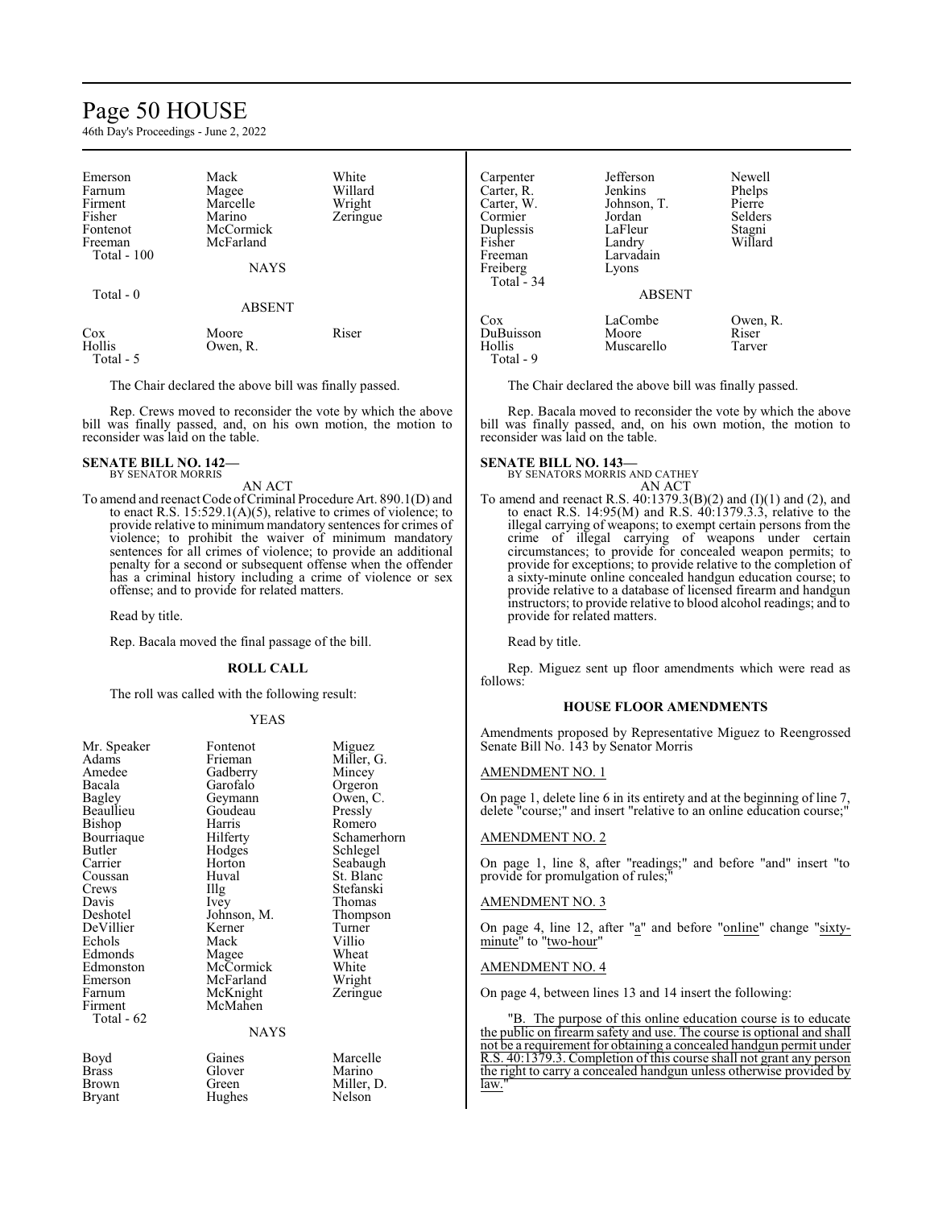| | | |
|---|---|---|
| Emerson | Mack | White |
| Farnum | Magee | Willard |
| Firment | Marcelle | Wright |
| Fisher | Marino | Zeringue |
| Fontenot | McCormick | |
| Freeman | McFarland | |
| Total - 100 | | |

NAYS

Total - 0

ABSENT

| | | |
|---|---|---|
| Cox | Moore | Riser |
| Hollis | Owen, R. | |
| Total - 5 | | |

The Chair declared the above bill was finally passed.

Rep. Crews moved to reconsider the vote by which the above bill was finally passed, and, on his own motion, the motion to reconsider was laid on the table.

**SENATE BILL NO. 142—**
BY SENATOR MORRIS

AN ACT

To amend and reenact Code of Criminal Procedure Art. 890.1(D) and to enact R.S. 15:529.1(A)(5), relative to crimes of violence; to provide relative to minimum mandatory sentences for crimes of violence; to prohibit the waiver of minimum mandatory sentences for all crimes of violence; to provide an additional penalty for a second or subsequent offense when the offender has a criminal history including a crime of violence or sex offense; and to provide for related matters.

Read by title.

Rep. Bacala moved the final passage of the bill.

**ROLL CALL**

The roll was called with the following result:

YEAS

| | | |
|---|---|---|
| Mr. Speaker | Fontenot | Miguez |
| Adams | Frieman | Miller, G. |
| Amedee | Gadberry | Mincey |
| Bacala | Garofalo | Orgeron |
| Bagley | Geymann | Owen, C. |
| Beaullieu | Goudeau | Pressly |
| Bishop | Harris | Romero |
| Bourriaque | Hilferty | Schamerhorn |
| Butler | Hodges | Schlegel |
| Carrier | Horton | Seabaugh |
| Coussan | Huval | St. Blanc |
| Crews | Illg | Stefanski |
| Davis | Ivey | Thomas |
| Deshotel | Johnson, M. | Thompson |
| DeVillier | Kerner | Turner |
| Echols | Mack | Villio |
| Edmonds | Magee | Wheat |
| Edmonston | McCormick | White |
| Emerson | McFarland | Wright |
| Farnum | McKnight | Zeringue |
| Firment | McMahen | |
| Total - 62 | | |

NAYS

| | | |
|---|---|---|
| Boyd | Gaines | Marcelle |
| Brass | Glover | Marino |
| Brown | Green | Miller, D. |
| Bryant | Hughes | Nelson |
| Carpenter | Jefferson | Newell |
| Carter, R. | Jenkins | Phelps |
| Carter, W. | Johnson, T. | Pierre |
| Cormier | Jordan | Selders |
| Duplessis | LaFleur | Stagni |
| Fisher | Landry | Willard |
| Freeman | Larvadain | |
| Freiberg | Lyons | |
| Total - 34 | | |

ABSENT

| | | |
|---|---|---|
| Cox | LaCombe | Owen, R. |
| DuBuisson | Moore | Riser |
| Hollis | Muscarello | Tarver |
| Total - 9 | | |

The Chair declared the above bill was finally passed.

Rep. Bacala moved to reconsider the vote by which the above bill was finally passed, and, on his own motion, the motion to reconsider was laid on the table.

**SENATE BILL NO. 143—**
BY SENATORS MORRIS AND CATHEY

AN ACT

To amend and reenact R.S. 40:1379.3(B)(2) and (I)(1) and (2), and to enact R.S. 14:95(M) and R.S. 40:1379.3.3, relative to the illegal carrying of weapons; to exempt certain persons from the crime of illegal carrying of weapons under certain circumstances; to provide for concealed weapon permits; to provide for exceptions; to provide relative to the completion of a sixty-minute online concealed handgun education course; to provide relative to a database of licensed firearm and handgun instructors; to provide relative to blood alcohol readings; and to provide for related matters.

Read by title.

Rep. Miguez sent up floor amendments which were read as follows:

**HOUSE FLOOR AMENDMENTS**

Amendments proposed by Representative Miguez to Reengrossed Senate Bill No. 143 by Senator Morris

AMENDMENT NO. 1

On page 1, delete line 6 in its entirety and at the beginning of line 7, delete "course;" and insert "relative to an online education course;"

AMENDMENT NO. 2

On page 1, line 8, after "readings;" and before "and" insert "to provide for promulgation of rules;"

AMENDMENT NO. 3

On page 4, line 12, after "a" and before "online" change "sixty-minute" to "two-hour"

AMENDMENT NO. 4

On page 4, between lines 13 and 14 insert the following:

"B. The purpose of this online education course is to educate the public on firearm safety and use. The course is optional and shall not be a requirement for obtaining a concealed handgun permit under R.S. 40:1379.3. Completion of this course shall not grant any person the right to carry a concealed handgun unless otherwise provided by law."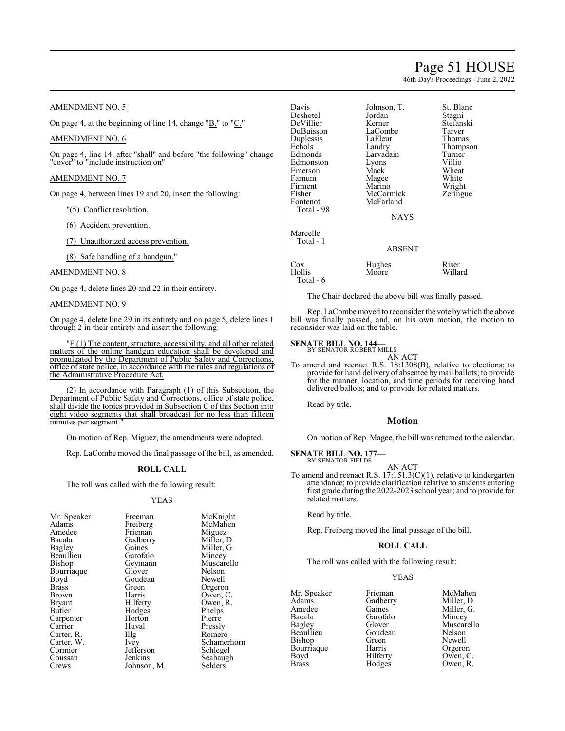AMENDMENT NO. 5

On page 4, at the beginning of line 14, change "B." to "C."

AMENDMENT NO. 6

On page 4, line 14, after "shall" and before "the following" change "cover" to "include instruction on"

AMENDMENT NO. 7

On page 4, between lines 19 and 20, insert the following:

"(5) Conflict resolution.

(6) Accident prevention.

(7) Unauthorized access prevention.

(8) Safe handling of a handgun."

AMENDMENT NO. 8

On page 4, delete lines 20 and 22 in their entirety.

AMENDMENT NO. 9

On page 4, delete line 29 in its entirety and on page 5, delete lines 1 through 2 in their entirety and insert the following:

"F.(1) The content, structure, accessibility, and all other related matters of the online handgun education shall be developed and promulgated by the Department of Public Safety and Corrections, office of state police, in accordance with the rules and regulations of the Administrative Procedure Act.

(2) In accordance with Paragraph (1) of this Subsection, the Department of Public Safety and Corrections, office of state police, shall divide the topics provided in Subsection C of this Section into eight video segments that shall broadcast for no less than fifteen minutes per segment."

On motion of Rep. Miguez, the amendments were adopted.

Rep. LaCombe moved the final passage of the bill, as amended.

**ROLL CALL**

The roll was called with the following result:

YEAS

| | | |
|---|---|---|
| Mr. Speaker | Freeman | McKnight |
| Adams | Freiberg | McMahen |
| Amedee | Frieman | Miguez |
| Bacala | Gadberry | Miller, D. |
| Bagley | Gaines | Miller, G. |
| Beaullieu | Garofalo | Mincey |
| Bishop | Geymann | Muscarello |
| Bourriaque | Glover | Nelson |
| Boyd | Goudeau | Newell |
| Brass | Green | Orgeron |
| Brown | Harris | Owen, C. |
| Bryant | Hilferty | Owen, R. |
| Butler | Hodges | Phelps |
| Carpenter | Horton | Pierre |
| Carrier | Huval | Pressly |
| Carter, R. | Illg | Romero |
| Carter, W. | Ivey | Schamerhorn |
| Cormier | Jefferson | Schlegel |
| Coussan | Jenkins | Seabaugh |
| Crews | Johnson, M. | Selders |
| Davis | Johnson, T. | St. Blanc |
| Deshotel | Jordan | Stagni |
| DeVillier | Kerner | Stefanski |
| DuBuisson | LaCombe | Tarver |
| Duplessis | LaFleur | Thomas |
| Echols | Landry | Thompson |
| Edmonds | Larvadain | Turner |
| Edmonston | Lyons | Villio |
| Emerson | Mack | Wheat |
| Farnum | Magee | White |
| Firment | Marino | Wright |
| Fisher | McCormick | Zeringue |
| Fontenot | McFarland | |

Total - 98

NAYS

Marcelle

Total - 1

ABSENT

| | | |
|---|---|---|
| Cox | Hughes | Riser |
| Hollis | Moore | Willard |

Total - 6

The Chair declared the above bill was finally passed.

Rep. LaCombe moved to reconsider the vote by which the above bill was finally passed, and, on his own motion, the motion to reconsider was laid on the table.

**SENATE BILL NO. 144—**
BY SENATOR ROBERT MILLS

AN ACT

To amend and reenact R.S. 18:1308(B), relative to elections; to provide for hand delivery of absentee by mail ballots; to provide for the manner, location, and time periods for receiving hand delivered ballots; and to provide for related matters.

Read by title.

## Motion

On motion of Rep. Magee, the bill was returned to the calendar.

**SENATE BILL NO. 177—**
BY SENATOR FIELDS

AN ACT

To amend and reenact R.S. 17:151.3(C)(1), relative to kindergarten attendance; to provide clarification relative to students entering first grade during the 2022-2023 school year; and to provide for related matters.

Read by title.

Rep. Freiberg moved the final passage of the bill.

**ROLL CALL**

The roll was called with the following result:

YEAS

| | | |
|---|---|---|
| Mr. Speaker | Frieman | McMahen |
| Adams | Gadberry | Miller, D. |
| Amedee | Gaines | Miller, G. |
| Bacala | Garofalo | Mincey |
| Bagley | Glover | Muscarello |
| Beaullieu | Goudeau | Nelson |
| Bishop | Green | Newell |
| Bourriaque | Harris | Orgeron |
| Boyd | Hilferty | Owen, C. |
| Brass | Hodges | Owen, R. |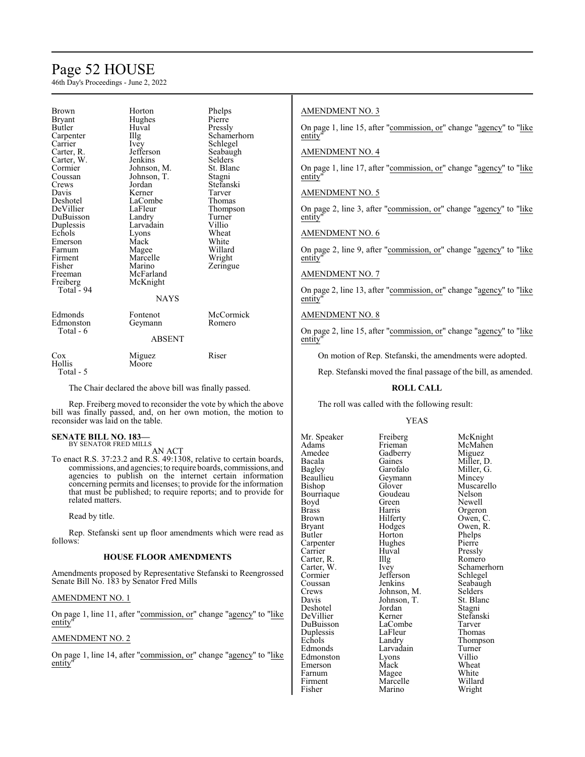| | | |
|---|---|---|
| Brown | Horton | Phelps |
| Bryant | Hughes | Pierre |
| Butler | Huval | Pressly |
| Carpenter | Illg | Schamerhorn |
| Carrier | Ivey | Schlegel |
| Carter, R. | Jefferson | Seabaugh |
| Carter, W. | Jenkins | Selders |
| Cormier | Johnson, M. | St. Blanc |
| Coussan | Johnson, T. | Stagni |
| Crews | Jordan | Stefanski |
| Davis | Kerner | Tarver |
| Deshotel | LaCombe | Thomas |
| DeVillier | LaFleur | Thompson |
| DuBuisson | Landry | Turner |
| Duplessis | Larvadain | Villio |
| Echols | Lyons | Wheat |
| Emerson | Mack | White |
| Farnum | Magee | Willard |
| Firment | Marcelle | Wright |
| Fisher | Marino | Zeringue |
| Freeman | McFarland | |
| Freiberg | McKnight | |
| Total - 94 | | |

NAYS

| | | |
|---|---|---|
| Edmonds | Fontenot | McCormick |
| Edmonston | Geymann | Romero |
| Total - 6 | | |

ABSENT

| | | |
|---|---|---|
| Cox | Miguez | Riser |
| Hollis | Moore | |
| Total - 5 | | |

The Chair declared the above bill was finally passed.

Rep. Freiberg moved to reconsider the vote by which the above bill was finally passed, and, on her own motion, the motion to reconsider was laid on the table.

**SENATE BILL NO. 183—**
BY SENATOR FRED MILLS

AN ACT

To enact R.S. 37:23.2 and R.S. 49:1308, relative to certain boards, commissions, and agencies; to require boards, commissions, and agencies to publish on the internet certain information concerning permits and licenses; to provide for the information that must be published; to require reports; and to provide for related matters.

Read by title.

Rep. Stefanski sent up floor amendments which were read as follows:

**HOUSE FLOOR AMENDMENTS**

Amendments proposed by Representative Stefanski to Reengrossed Senate Bill No. 183 by Senator Fred Mills

AMENDMENT NO. 1

On page 1, line 11, after "commission, or" change "agency" to "like entity"

AMENDMENT NO. 2

On page 1, line 14, after "commission, or" change "agency" to "like entity"

AMENDMENT NO. 3

On page 1, line 15, after "commission, or" change "agency" to "like entity"

AMENDMENT NO. 4

On page 1, line 17, after "commission, or" change "agency" to "like entity"

AMENDMENT NO. 5

On page 2, line 3, after "commission, or" change "agency" to "like entity"

AMENDMENT NO. 6

On page 2, line 9, after "commission, or" change "agency" to "like entity"

AMENDMENT NO. 7

On page 2, line 13, after "commission, or" change "agency" to "like entity"

AMENDMENT NO. 8

On page 2, line 15, after "commission, or" change "agency" to "like entity"

On motion of Rep. Stefanski, the amendments were adopted.

Rep. Stefanski moved the final passage of the bill, as amended.

**ROLL CALL**

The roll was called with the following result:

YEAS

| | | |
|---|---|---|
| Mr. Speaker | Freiberg | McKnight |
| Adams | Frieman | McMahen |
| Amedee | Gadberry | Miguez |
| Bacala | Gaines | Miller, D. |
| Bagley | Garofalo | Miller, G. |
| Beaullieu | Geymann | Mincey |
| Bishop | Glover | Muscarello |
| Bourriaque | Goudeau | Nelson |
| Boyd | Green | Newell |
| Brass | Harris | Orgeron |
| Brown | Hilferty | Owen, C. |
| Bryant | Hodges | Owen, R. |
| Butler | Horton | Phelps |
| Carpenter | Hughes | Pierre |
| Carrier | Huval | Pressly |
| Carter, R. | Illg | Romero |
| Carter, W. | Ivey | Schamerhorn |
| Cormier | Jefferson | Schlegel |
| Coussan | Jenkins | Seabaugh |
| Crews | Johnson, M. | Selders |
| Davis | Johnson, T. | St. Blanc |
| Deshotel | Jordan | Stagni |
| DeVillier | Kerner | Stefanski |
| DuBuisson | LaCombe | Tarver |
| Duplessis | LaFleur | Thomas |
| Echols | Landry | Thompson |
| Edmonds | Larvadain | Turner |
| Edmonston | Lyons | Villio |
| Emerson | Mack | Wheat |
| Farnum | Magee | White |
| Firment | Marcelle | Willard |
| Fisher | Marino | Wright |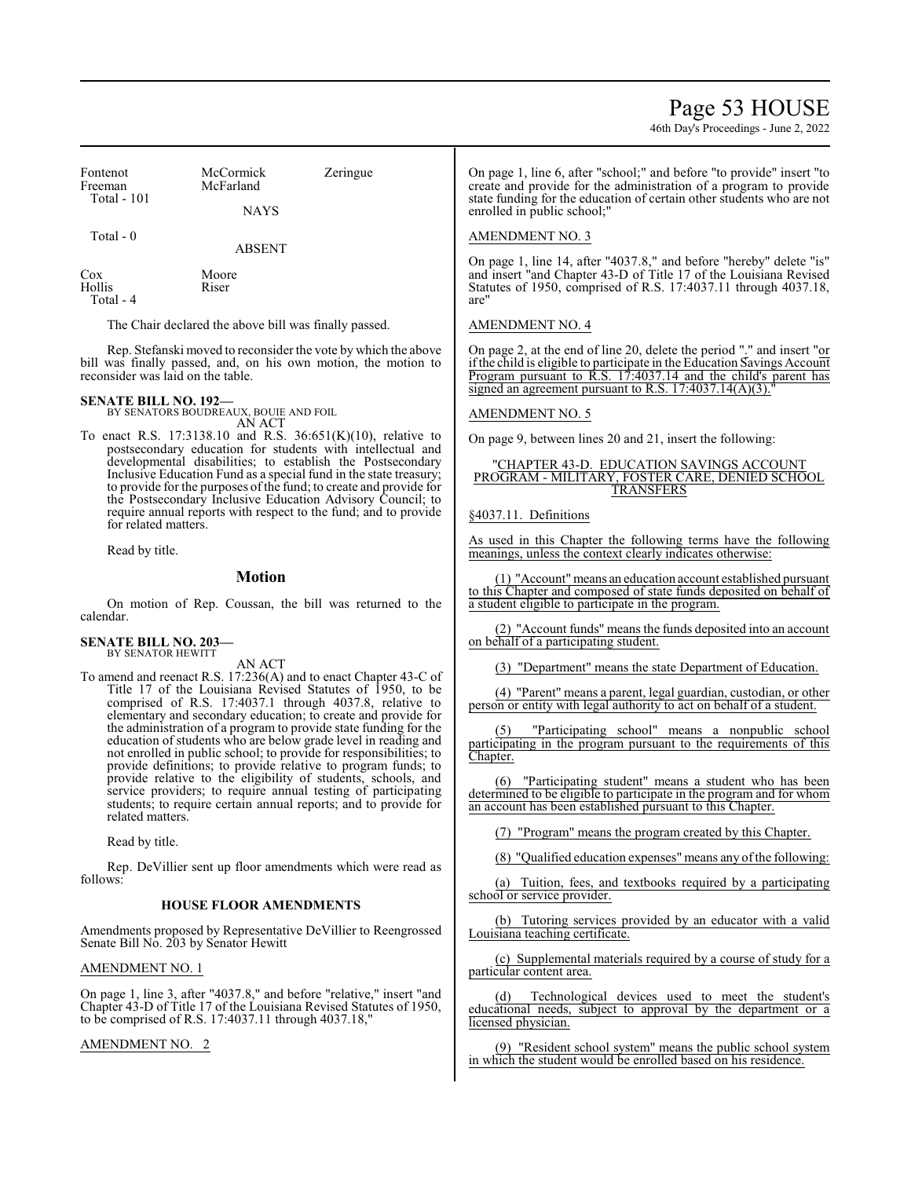| Fontenot | McCormick | Zeringue |
|---|---|---|
| Freeman | McFarland | |
| Total - 101 | | |

NAYS

Total - 0

ABSENT

| Cox | Moore |
|---|---|
| Hollis | Riser |
| Total - 4 | |

The Chair declared the above bill was finally passed.

Rep. Stefanski moved to reconsider the vote by which the above bill was finally passed, and, on his own motion, the motion to reconsider was laid on the table.

**SENATE BILL NO. 192—**
BY SENATORS BOUDREAUX, BOUIE AND FOIL
AN ACT

To enact R.S. 17:3138.10 and R.S. 36:651(K)(10), relative to postsecondary education for students with intellectual and developmental disabilities; to establish the Postsecondary Inclusive Education Fund as a special fund in the state treasury; to provide for the purposes of the fund; to create and provide for the Postsecondary Inclusive Education Advisory Council; to require annual reports with respect to the fund; and to provide for related matters.

Read by title.

## Motion

On motion of Rep. Coussan, the bill was returned to the calendar.

**SENATE BILL NO. 203—**
BY SENATOR HEWITT
AN ACT

To amend and reenact R.S. 17:236(A) and to enact Chapter 43-C of Title 17 of the Louisiana Revised Statutes of 1950, to be comprised of R.S. 17:4037.1 through 4037.8, relative to elementary and secondary education; to create and provide for the administration of a program to provide state funding for the education of students who are below grade level in reading and not enrolled in public school; to provide for responsibilities; to provide definitions; to provide relative to program funds; to provide relative to the eligibility of students, schools, and service providers; to require annual testing of participating students; to require certain annual reports; and to provide for related matters.

Read by title.

Rep. DeVillier sent up floor amendments which were read as follows:

### HOUSE FLOOR AMENDMENTS

Amendments proposed by Representative DeVillier to Reengrossed Senate Bill No. 203 by Senator Hewitt

AMENDMENT NO. 1

On page 1, line 3, after "4037.8," and before "relative," insert "and Chapter 43-D of Title 17 of the Louisiana Revised Statutes of 1950, to be comprised of R.S. 17:4037.11 through 4037.18,"

AMENDMENT NO. 2

On page 1, line 6, after "school;" and before "to provide" insert "to create and provide for the administration of a program to provide state funding for the education of certain other students who are not enrolled in public school;"

AMENDMENT NO. 3

On page 1, line 14, after "4037.8," and before "hereby" delete "is" and insert "and Chapter 43-D of Title 17 of the Louisiana Revised Statutes of 1950, comprised of R.S. 17:4037.11 through 4037.18, are"

AMENDMENT NO. 4

On page 2, at the end of line 20, delete the period "." and insert "or if the child is eligible to participate in the Education Savings Account Program pursuant to R.S. 17:4037.14 and the child's parent has signed an agreement pursuant to R.S. 17:4037.14(A)(3)."

AMENDMENT NO. 5

On page 9, between lines 20 and 21, insert the following:

"CHAPTER 43-D. EDUCATION SAVINGS ACCOUNT PROGRAM - MILITARY, FOSTER CARE, DENIED SCHOOL TRANSFERS

§4037.11. Definitions

As used in this Chapter the following terms have the following meanings, unless the context clearly indicates otherwise:

(1) "Account" means an education account established pursuant to this Chapter and composed of state funds deposited on behalf of a student eligible to participate in the program.

(2) "Account funds" means the funds deposited into an account on behalf of a participating student.

(3) "Department" means the state Department of Education.

(4) "Parent" means a parent, legal guardian, custodian, or other person or entity with legal authority to act on behalf of a student.

(5) "Participating school" means a nonpublic school participating in the program pursuant to the requirements of this Chapter.

(6) "Participating student" means a student who has been determined to be eligible to participate in the program and for whom an account has been established pursuant to this Chapter.

(7) "Program" means the program created by this Chapter.

(8) "Qualified education expenses" means any of the following:

(a) Tuition, fees, and textbooks required by a participating school or service provider.

(b) Tutoring services provided by an educator with a valid Louisiana teaching certificate.

(c) Supplemental materials required by a course of study for a particular content area.

(d) Technological devices used to meet the student's educational needs, subject to approval by the department or a licensed physician.

(9) "Resident school system" means the public school system in which the student would be enrolled based on his residence.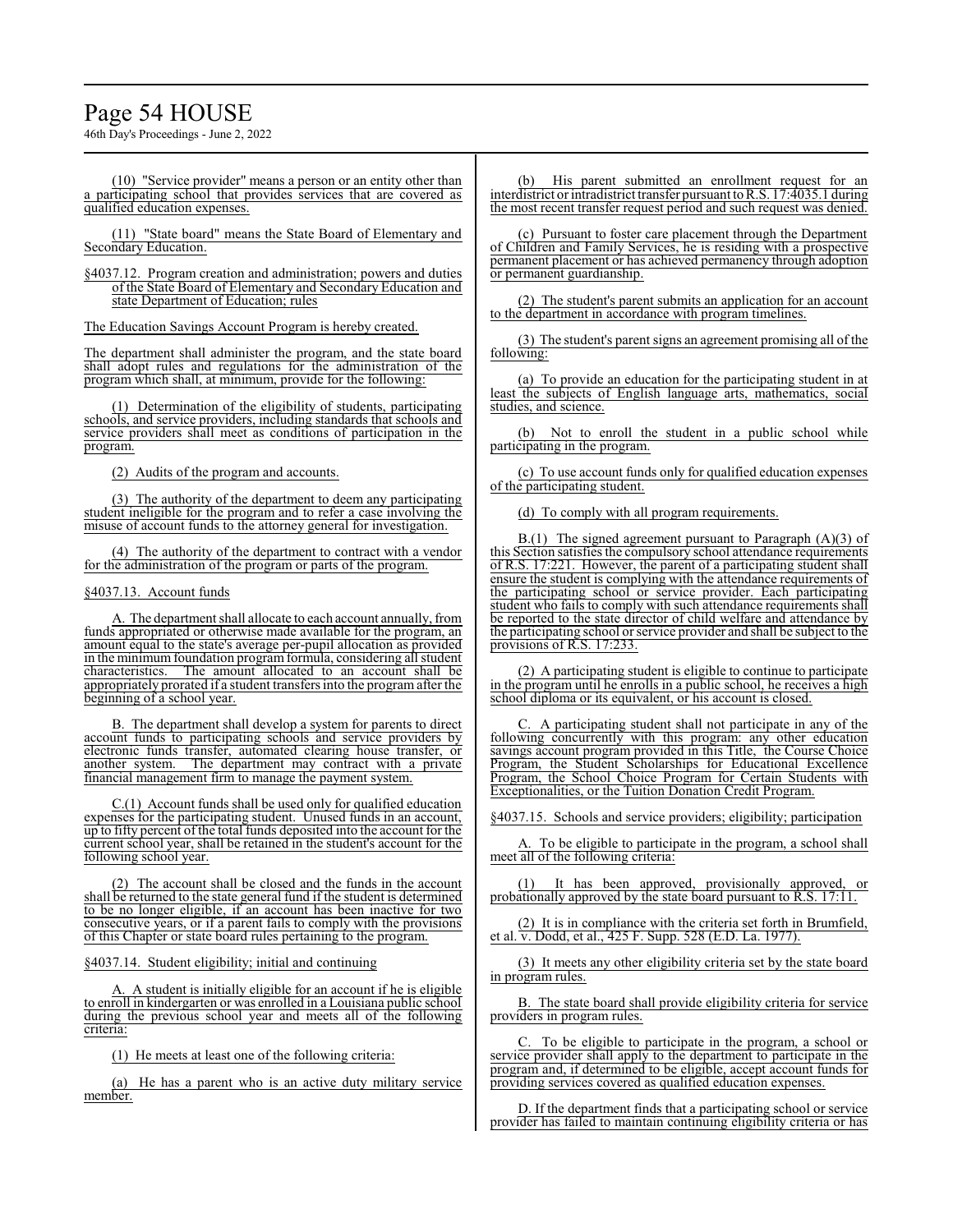(10) "Service provider" means a person or an entity other than a participating school that provides services that are covered as qualified education expenses.

(11) "State board" means the State Board of Elementary and Secondary Education.

§4037.12. Program creation and administration; powers and duties of the State Board of Elementary and Secondary Education and state Department of Education; rules

The Education Savings Account Program is hereby created.

The department shall administer the program, and the state board shall adopt rules and regulations for the administration of the program which shall, at minimum, provide for the following:

(1) Determination of the eligibility of students, participating schools, and service providers, including standards that schools and service providers shall meet as conditions of participation in the program.

(2) Audits of the program and accounts.

(3) The authority of the department to deem any participating student ineligible for the program and to refer a case involving the misuse of account funds to the attorney general for investigation.

(4) The authority of the department to contract with a vendor for the administration of the program or parts of the program.

§4037.13. Account funds

A. The department shall allocate to each account annually, from funds appropriated or otherwise made available for the program, an amount equal to the state's average per-pupil allocation as provided in the minimum foundation program formula, considering all student characteristics. The amount allocated to an account shall be appropriately prorated if a student transfers into the program after the beginning of a school year.

B. The department shall develop a system for parents to direct account funds to participating schools and service providers by electronic funds transfer, automated clearing house transfer, or another system. The department may contract with a private financial management firm to manage the payment system.

C.(1) Account funds shall be used only for qualified education expenses for the participating student. Unused funds in an account, up to fifty percent of the total funds deposited into the account for the current school year, shall be retained in the student's account for the following school year.

(2) The account shall be closed and the funds in the account shall be returned to the state general fund if the student is determined to be no longer eligible, if an account has been inactive for two consecutive years, or if a parent fails to comply with the provisions of this Chapter or state board rules pertaining to the program.

§4037.14. Student eligibility; initial and continuing

A. A student is initially eligible for an account if he is eligible to enroll in kindergarten or was enrolled in a Louisiana public school during the previous school year and meets all of the following criteria:

(1) He meets at least one of the following criteria:

(a) He has a parent who is an active duty military service member.

(b) His parent submitted an enrollment request for an interdistrict or intradistrict transfer pursuant to R.S. 17:4035.1 during the most recent transfer request period and such request was denied.

(c) Pursuant to foster care placement through the Department of Children and Family Services, he is residing with a prospective permanent placement or has achieved permanency through adoption or permanent guardianship.

(2) The student's parent submits an application for an account to the department in accordance with program timelines.

(3) The student's parent signs an agreement promising all of the following:

(a) To provide an education for the participating student in at least the subjects of English language arts, mathematics, social studies, and science.

(b) Not to enroll the student in a public school while participating in the program.

(c) To use account funds only for qualified education expenses of the participating student.

(d) To comply with all program requirements.

B.(1) The signed agreement pursuant to Paragraph (A)(3) of this Section satisfies the compulsory school attendance requirements of R.S. 17:221. However, the parent of a participating student shall ensure the student is complying with the attendance requirements of the participating school or service provider. Each participating student who fails to comply with such attendance requirements shall be reported to the state director of child welfare and attendance by the participating school or service provider and shall be subject to the provisions of R.S. 17:233.

(2) A participating student is eligible to continue to participate in the program until he enrolls in a public school, he receives a high school diploma or its equivalent, or his account is closed.

C. A participating student shall not participate in any of the following concurrently with this program: any other education savings account program provided in this Title, the Course Choice Program, the Student Scholarships for Educational Excellence Program, the School Choice Program for Certain Students with Exceptionalities, or the Tuition Donation Credit Program.

§4037.15. Schools and service providers; eligibility; participation

A. To be eligible to participate in the program, a school shall meet all of the following criteria:

(1) It has been approved, provisionally approved, or probationally approved by the state board pursuant to R.S. 17:11.

(2) It is in compliance with the criteria set forth in Brumfield, et al. v. Dodd, et al., 425 F. Supp. 528 (E.D. La. 1977).

(3) It meets any other eligibility criteria set by the state board in program rules.

B. The state board shall provide eligibility criteria for service providers in program rules.

C. To be eligible to participate in the program, a school or service provider shall apply to the department to participate in the program and, if determined to be eligible, accept account funds for providing services covered as qualified education expenses.

D. If the department finds that a participating school or service provider has failed to maintain continuing eligibility criteria or has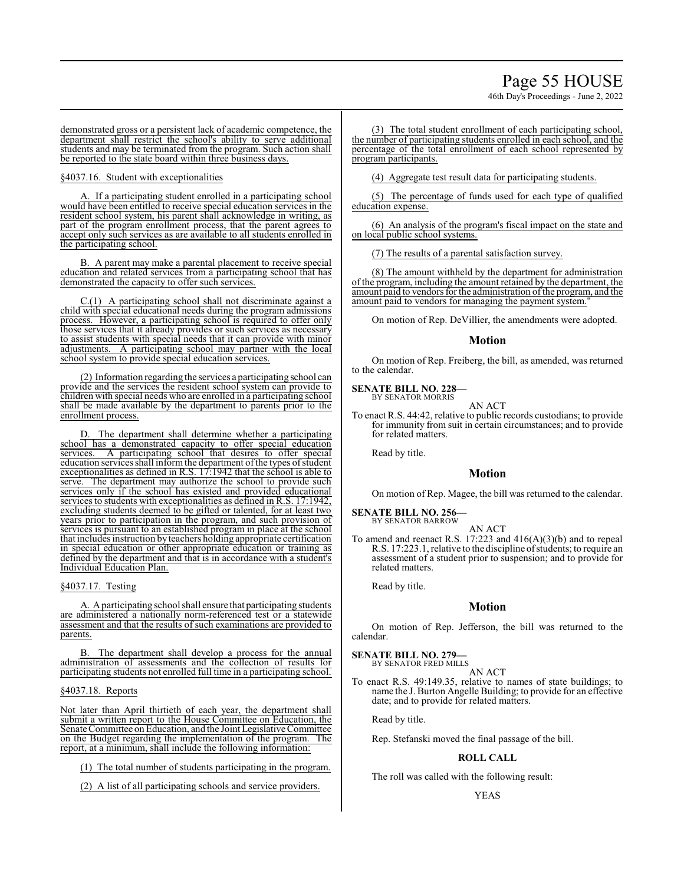demonstrated gross or a persistent lack of academic competence, the department shall restrict the school's ability to serve additional students and may be terminated from the program. Such action shall be reported to the state board within three business days.

§4037.16. Student with exceptionalities

A. If a participating student enrolled in a participating school would have been entitled to receive special education services in the resident school system, his parent shall acknowledge in writing, as part of the program enrollment process, that the parent agrees to accept only such services as are available to all students enrolled in the participating school.

B. A parent may make a parental placement to receive special education and related services from a participating school that has demonstrated the capacity to offer such services.

C.(1) A participating school shall not discriminate against a child with special educational needs during the program admissions process. However, a participating school is required to offer only those services that it already provides or such services as necessary to assist students with special needs that it can provide with minor adjustments. A participating school may partner with the local school system to provide special education services.

(2) Information regarding the services a participating school can provide and the services the resident school system can provide to children with special needs who are enrolled in a participating school shall be made available by the department to parents prior to the enrollment process.

D. The department shall determine whether a participating school has a demonstrated capacity to offer special education services. A participating school that desires to offer special education services shall inform the department of the types of student exceptionalities as defined in R.S. 17:1942 that the school is able to serve. The department may authorize the school to provide such services only if the school has existed and provided educational services to students with exceptionalities as defined in R.S. 17:1942, excluding students deemed to be gifted or talented, for at least two years prior to participation in the program, and such provision of services is pursuant to an established program in place at the school that includes instruction by teachers holding appropriate certification in special education or other appropriate education or training as defined by the department and that is in accordance with a student's Individual Education Plan.

§4037.17. Testing

A. A participating school shall ensure that participating students are administered a nationally norm-referenced test or a statewide assessment and that the results of such examinations are provided to parents.

B. The department shall develop a process for the annual administration of assessments and the collection of results for participating students not enrolled full time in a participating school.

§4037.18. Reports

Not later than April thirtieth of each year, the department shall submit a written report to the House Committee on Education, the Senate Committee on Education, and the Joint Legislative Committee on the Budget regarding the implementation of the program. The report, at a minimum, shall include the following information:

(1) The total number of students participating in the program.

(2) A list of all participating schools and service providers.

(3) The total student enrollment of each participating school, the number of participating students enrolled in each school, and the percentage of the total enrollment of each school represented by program participants.

(4) Aggregate test result data for participating students.

(5) The percentage of funds used for each type of qualified education expense.

(6) An analysis of the program's fiscal impact on the state and on local public school systems.

(7) The results of a parental satisfaction survey.

(8) The amount withheld by the department for administration of the program, including the amount retained by the department, the amount paid to vendors for the administration of the program, and the amount paid to vendors for managing the payment system."

On motion of Rep. DeVillier, the amendments were adopted.

## Motion

On motion of Rep. Freiberg, the bill, as amended, was returned to the calendar.

**SENATE BILL NO. 228—**
BY SENATOR MORRIS

AN ACT

To enact R.S. 44:42, relative to public records custodians; to provide for immunity from suit in certain circumstances; and to provide for related matters.

Read by title.

## Motion

On motion of Rep. Magee, the bill was returned to the calendar.

**SENATE BILL NO. 256—**
BY SENATOR BARROW

AN ACT

To amend and reenact R.S. 17:223 and 416(A)(3)(b) and to repeal R.S. 17:223.1, relative to the discipline of students; to require an assessment of a student prior to suspension; and to provide for related matters.

Read by title.

## Motion

On motion of Rep. Jefferson, the bill was returned to the calendar.

**SENATE BILL NO. 279—**
BY SENATOR FRED MILLS

AN ACT

To enact R.S. 49:149.35, relative to names of state buildings; to name the J. Burton Angelle Building; to provide for an effective date; and to provide for related matters.

Read by title.

Rep. Stefanski moved the final passage of the bill.

**ROLL CALL**

The roll was called with the following result:

YEAS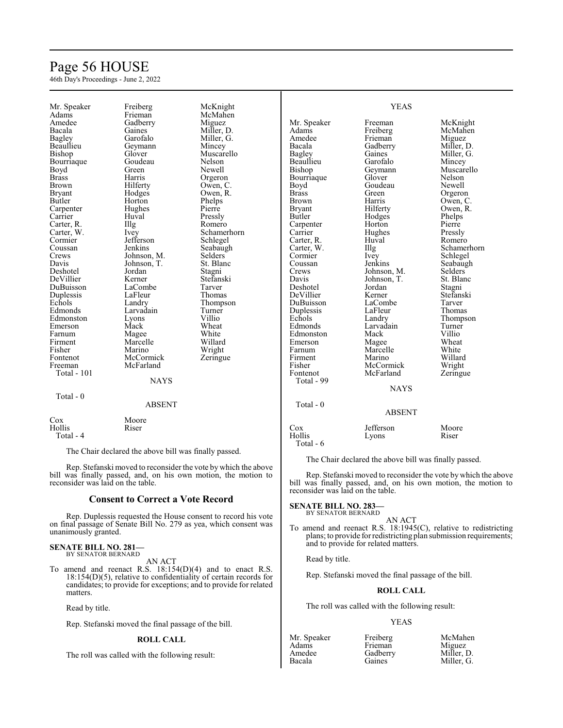| | | |
|---|---|---|
| Mr. Speaker | Freiberg | McKnight |
| Adams | Frieman | McMahen |
| Amedee | Gadberry | Miguez |
| Bacala | Gaines | Miller, D. |
| Bagley | Garofalo | Miller, G. |
| Beaullieu | Geymann | Mincey |
| Bishop | Glover | Muscarello |
| Bourriaque | Goudeau | Nelson |
| Boyd | Green | Newell |
| Brass | Harris | Orgeron |
| Brown | Hilferty | Owen, C. |
| Bryant | Hodges | Owen, R. |
| Butler | Horton | Phelps |
| Carpenter | Hughes | Pierre |
| Carrier | Huval | Pressly |
| Carter, R. | Illg | Romero |
| Carter, W. | Ivey | Schamerhorn |
| Cormier | Jefferson | Schlegel |
| Coussan | Jenkins | Seabaugh |
| Crews | Johnson, M. | Selders |
| Davis | Johnson, T. | St. Blanc |
| Deshotel | Jordan | Stagni |
| DeVillier | Kerner | Stefanski |
| DuBuisson | LaCombe | Tarver |
| Duplessis | LaFleur | Thomas |
| Echols | Landry | Thompson |
| Edmonds | Larvadain | Turner |
| Edmonston | Lyons | Villio |
| Emerson | Mack | Wheat |
| Farnum | Magee | White |
| Firment | Marcelle | Willard |
| Fisher | Marino | Wright |
| Fontenot | McCormick | Zeringue |
| Freeman | McFarland | |

Total - 101

NAYS

Total - 0

ABSENT

| | |
|---|---|
| Cox | Moore |
| Hollis | Riser |

Total - 4

The Chair declared the above bill was finally passed.

Rep. Stefanski moved to reconsider the vote by which the above bill was finally passed, and, on his own motion, the motion to reconsider was laid on the table.

## Consent to Correct a Vote Record

Rep. Duplessis requested the House consent to record his vote on final passage of Senate Bill No. 279 as yea, which consent was unanimously granted.

**SENATE BILL NO. 281—**
BY SENATOR BERNARD

AN ACT

To amend and reenact R.S. 18:154(D)(4) and to enact R.S. 18:154(D)(5), relative to confidentiality of certain records for candidates; to provide for exceptions; and to provide for related matters.

Read by title.

Rep. Stefanski moved the final passage of the bill.

**ROLL CALL**

The roll was called with the following result:

YEAS

| | | |
|---|---|---|
| Mr. Speaker | Freeman | McKnight |
| Adams | Freiberg | McMahen |
| Amedee | Frieman | Miguez |
| Bacala | Gadberry | Miller, D. |
| Bagley | Gaines | Miller, G. |
| Beaullieu | Garofalo | Mincey |
| Bishop | Geymann | Muscarello |
| Bourriaque | Glover | Nelson |
| Boyd | Goudeau | Newell |
| Brass | Green | Orgeron |
| Brown | Harris | Owen, C. |
| Bryant | Hilferty | Owen, R. |
| Butler | Hodges | Phelps |
| Carpenter | Horton | Pierre |
| Carrier | Hughes | Pressly |
| Carter, R. | Huval | Romero |
| Carter, W. | Illg | Schamerhorn |
| Cormier | Ivey | Schlegel |
| Coussan | Jenkins | Seabaugh |
| Crews | Johnson, M. | Selders |
| Davis | Johnson, T. | St. Blanc |
| Deshotel | Jordan | Stagni |
| DeVillier | Kerner | Stefanski |
| DuBuisson | LaCombe | Tarver |
| Duplessis | LaFleur | Thomas |
| Echols | Landry | Thompson |
| Edmonds | Larvadain | Turner |
| Edmonston | Mack | Villio |
| Emerson | Magee | Wheat |
| Farnum | Marcelle | White |
| Firment | Marino | Willard |
| Fisher | McCormick | Wright |
| Fontenot | McFarland | Zeringue |

Total - 99

NAYS

Total - 0

ABSENT

| | | |
|---|---|---|
| Cox | Jefferson | Moore |
| Hollis | Lyons | Riser |

Total - 6

The Chair declared the above bill was finally passed.

Rep. Stefanski moved to reconsider the vote by which the above bill was finally passed, and, on his own motion, the motion to reconsider was laid on the table.

**SENATE BILL NO. 283—**
BY SENATOR BERNARD

AN ACT

To amend and reenact R.S. 18:1945(C), relative to redistricting plans; to provide for redistricting plan submission requirements; and to provide for related matters.

Read by title.

Rep. Stefanski moved the final passage of the bill.

**ROLL CALL**

The roll was called with the following result:

YEAS

| | | |
|---|---|---|
| Mr. Speaker | Freiberg | McMahen |
| Adams | Frieman | Miguez |
| Amedee | Gadberry | Miller, D. |
| Bacala | Gaines | Miller, G. |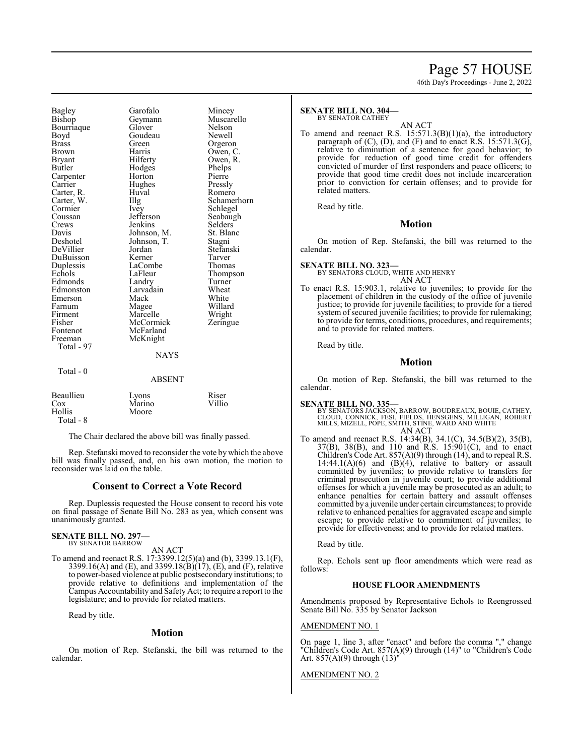| | | |
|---|---|---|
| Bagley | Garofalo | Mincey |
| Bishop | Geymann | Muscarello |
| Bourriaque | Glover | Nelson |
| Boyd | Goudeau | Newell |
| Brass | Green | Orgeron |
| Brown | Harris | Owen, C. |
| Bryant | Hilferty | Owen, R. |
| Butler | Hodges | Phelps |
| Carpenter | Horton | Pierre |
| Carrier | Hughes | Pressly |
| Carter, R. | Huval | Romero |
| Carter, W. | Illg | Schamerhorn |
| Cormier | Ivey | Schlegel |
| Coussan | Jefferson | Seabaugh |
| Crews | Jenkins | Selders |
| Davis | Johnson, M. | St. Blanc |
| Deshotel | Johnson, T. | Stagni |
| DeVillier | Jordan | Stefanski |
| DuBuisson | Kerner | Tarver |
| Duplessis | LaCombe | Thomas |
| Echols | LaFleur | Thompson |
| Edmonds | Landry | Turner |
| Edmonston | Larvadain | Wheat |
| Emerson | Mack | White |
| Farnum | Magee | Willard |
| Firment | Marcelle | Wright |
| Fisher | McCormick | Zeringue |
| Fontenot | McFarland | |
| Freeman | McKnight | |

Total - 97

NAYS

Total - 0

ABSENT

| | | |
|---|---|---|
| Beaullieu | Lyons | Riser |
| Cox | Marino | Villio |
| Hollis | Moore | |

Total - 8

The Chair declared the above bill was finally passed.

Rep. Stefanski moved to reconsider the vote by which the above bill was finally passed, and, on his own motion, the motion to reconsider was laid on the table.

## Consent to Correct a Vote Record

Rep. Duplessis requested the House consent to record his vote on final passage of Senate Bill No. 283 as yea, which consent was unanimously granted.

**SENATE BILL NO. 297—**
BY SENATOR BARROW

AN ACT

To amend and reenact R.S. 17:3399.12(5)(a) and (b), 3399.13.1(F), 3399.16(A) and (E), and 3399.18(B)(17), (E), and (F), relative to power-based violence at public postsecondary institutions; to provide relative to definitions and implementation of the Campus Accountability and Safety Act; to require a report to the legislature; and to provide for related matters.

Read by title.

## Motion

On motion of Rep. Stefanski, the bill was returned to the calendar.

**SENATE BILL NO. 304—**
BY SENATOR CATHEY

AN ACT

To amend and reenact R.S. 15:571.3(B)(1)(a), the introductory paragraph of (C), (D), and (F) and to enact R.S. 15:571.3(G), relative to diminution of a sentence for good behavior; to provide for reduction of good time credit for offenders convicted of murder of first responders and peace officers; to provide that good time credit does not include incarceration prior to conviction for certain offenses; and to provide for related matters.

Read by title.

## Motion

On motion of Rep. Stefanski, the bill was returned to the calendar.

**SENATE BILL NO. 323—**
BY SENATORS CLOUD, WHITE AND HENRY

AN ACT

To enact R.S. 15:903.1, relative to juveniles; to provide for the placement of children in the custody of the office of juvenile justice; to provide for juvenile facilities; to provide for a tiered system of secured juvenile facilities; to provide for rulemaking; to provide for terms, conditions, procedures, and requirements; and to provide for related matters.

Read by title.

## Motion

On motion of Rep. Stefanski, the bill was returned to the calendar.

**SENATE BILL NO. 335—**
BY SENATORS JACKSON, BARROW, BOUDREAUX, BOUIE, CATHEY, CLOUD, CONNICK, FESI, FIELDS, HENSGENS, MILLIGAN, ROBERT MILLS, MIZELL, POPE, SMITH, STINE, WARD AND WHITE

AN ACT

To amend and reenact R.S. 14:34(B), 34.1(C), 34.5(B)(2), 35(B), 37(B), 38(B), and 110 and R.S. 15:901(C), and to enact Children's Code Art. 857(A)(9) through (14), and to repeal R.S. 14:44.1(A)(6) and (B)(4), relative to battery or assault committed by juveniles; to provide relative to transfers for criminal prosecution in juvenile court; to provide additional offenses for which a juvenile may be prosecuted as an adult; to enhance penalties for certain battery and assault offenses committed by a juvenile under certain circumstances; to provide relative to enhanced penalties for aggravated escape and simple escape; to provide relative to commitment of juveniles; to provide for effectiveness; and to provide for related matters.

Read by title.

Rep. Echols sent up floor amendments which were read as follows:

### HOUSE FLOOR AMENDMENTS

Amendments proposed by Representative Echols to Reengrossed Senate Bill No. 335 by Senator Jackson

AMENDMENT NO. 1

On page 1, line 3, after "enact" and before the comma "," change "Children's Code Art. 857(A)(9) through (14)" to "Children's Code Art. 857(A)(9) through (13)"

AMENDMENT NO. 2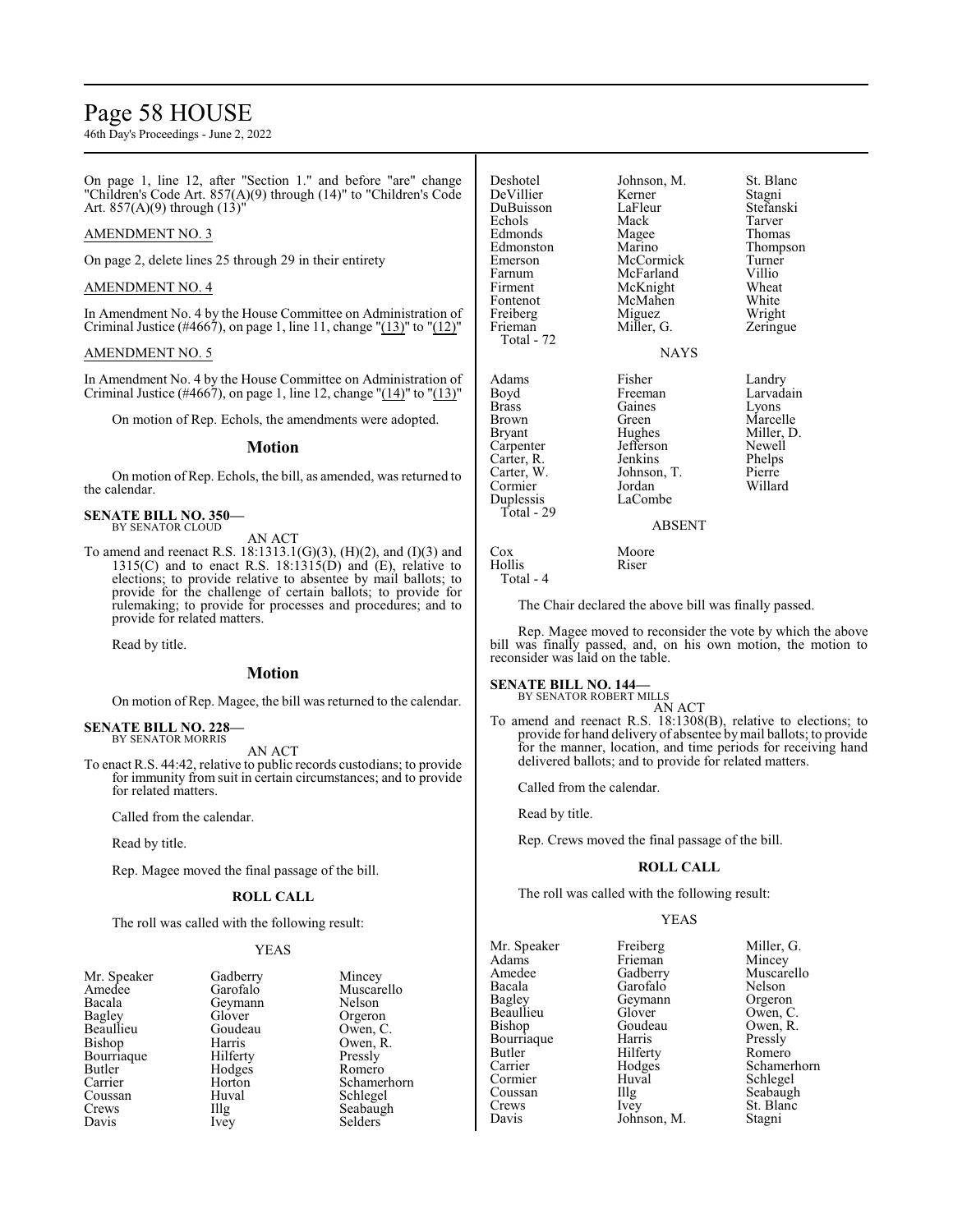On page 1, line 12, after "Section 1." and before "are" change "Children's Code Art. 857(A)(9) through (14)" to "Children's Code Art. 857(A)(9) through (13)"

AMENDMENT NO. 3

On page 2, delete lines 25 through 29 in their entirety

AMENDMENT NO. 4

In Amendment No. 4 by the House Committee on Administration of Criminal Justice (#4667), on page 1, line 11, change "(13)" to "(12)"

AMENDMENT NO. 5

In Amendment No. 4 by the House Committee on Administration of Criminal Justice (#4667), on page 1, line 12, change "(14)" to "(13)"

On motion of Rep. Echols, the amendments were adopted.

## Motion

On motion of Rep. Echols, the bill, as amended, was returned to the calendar.

**SENATE BILL NO. 350—**
BY SENATOR CLOUD

AN ACT

To amend and reenact R.S. 18:1313.1(G)(3), (H)(2), and (I)(3) and 1315(C) and to enact R.S. 18:1315(D) and (E), relative to elections; to provide relative to absentee by mail ballots; to provide for the challenge of certain ballots; to provide for rulemaking; to provide for processes and procedures; and to provide for related matters.

Read by title.

## Motion

On motion of Rep. Magee, the bill was returned to the calendar.

**SENATE BILL NO. 228—**
BY SENATOR MORRIS

AN ACT

To enact R.S. 44:42, relative to public records custodians; to provide for immunity from suit in certain circumstances; and to provide for related matters.

Called from the calendar.

Read by title.

Rep. Magee moved the final passage of the bill.

**ROLL CALL**

The roll was called with the following result:

YEAS

| | | |
|---|---|---|
| Mr. Speaker | Gadberry | Mincey |
| Amedee | Garofalo | Muscarello |
| Bacala | Geymann | Nelson |
| Bagley | Glover | Orgeron |
| Beaullieu | Goudeau | Owen, C. |
| Bishop | Harris | Owen, R. |
| Bourriaque | Hilferty | Pressly |
| Butler | Hodges | Romero |
| Carrier | Horton | Schamerhorn |
| Coussan | Huval | Schlegel |
| Crews | Illg | Seabaugh |
| Davis | Ivey | Selders |
| Deshotel | Johnson, M. | St. Blanc |
| DeVillier | Kerner | Stagni |
| DuBuisson | LaFleur | Stefanski |
| Echols | Mack | Tarver |
| Edmonds | Magee | Thomas |
| Edmonston | Marino | Thompson |
| Emerson | McCormick | Turner |
| Farnum | McFarland | Villio |
| Firment | McKnight | Wheat |
| Fontenot | McMahen | White |
| Freiberg | Miguez | Wright |
| Frieman | Miller, G. | Zeringue |

Total - 72

NAYS

| | | |
|---|---|---|
| Adams | Fisher | Landry |
| Boyd | Freeman | Larvadain |
| Brass | Gaines | Lyons |
| Brown | Green | Marcelle |
| Bryant | Hughes | Miller, D. |
| Carpenter | Jefferson | Newell |
| Carter, R. | Jenkins | Phelps |
| Carter, W. | Johnson, T. | Pierre |
| Cormier | Jordan | Willard |
| Duplessis | LaCombe | |

Total - 29

ABSENT

| | |
|---|---|
| Cox | Moore |
| Hollis | Riser |

Total - 4

The Chair declared the above bill was finally passed.

Rep. Magee moved to reconsider the vote by which the above bill was finally passed, and, on his own motion, the motion to reconsider was laid on the table.

**SENATE BILL NO. 144—**
BY SENATOR ROBERT MILLS

AN ACT

To amend and reenact R.S. 18:1308(B), relative to elections; to provide for hand delivery of absentee by mail ballots; to provide for the manner, location, and time periods for receiving hand delivered ballots; and to provide for related matters.

Called from the calendar.

Read by title.

Rep. Crews moved the final passage of the bill.

**ROLL CALL**

The roll was called with the following result:

YEAS

| | | |
|---|---|---|
| Mr. Speaker | Freiberg | Miller, G. |
| Adams | Frieman | Mincey |
| Amedee | Gadberry | Muscarello |
| Bacala | Garofalo | Nelson |
| Bagley | Geymann | Orgeron |
| Beaullieu | Glover | Owen, C. |
| Bishop | Goudeau | Owen, R. |
| Bourriaque | Harris | Pressly |
| Butler | Hilferty | Romero |
| Carrier | Hodges | Schamerhorn |
| Cormier | Huval | Schlegel |
| Coussan | Illg | Seabaugh |
| Crews | Ivey | St. Blanc |
| Davis | Johnson, M. | Stagni |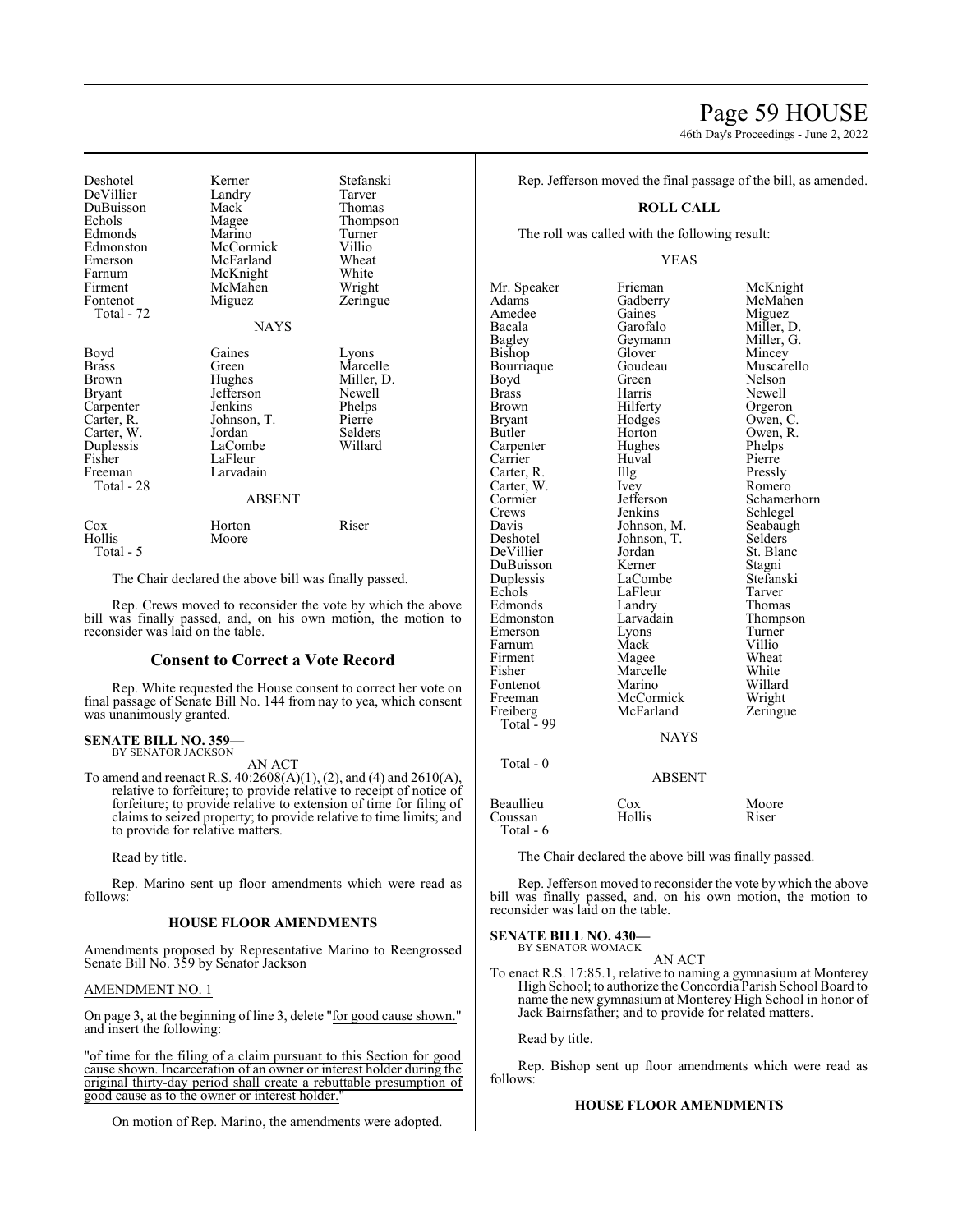| Deshotel | Kerner | Stefanski |
|---|---|---|
| DeVillier | Landry | Tarver |
| DuBuisson | Mack | Thomas |
| Echols | Magee | Thompson |
| Edmonds | Marino | Turner |
| Edmonston | McCormick | Villio |
| Emerson | McFarland | Wheat |
| Farnum | McKnight | White |
| Firment | McMahen | Wright |
| Fontenot | Miguez | Zeringue |
| Total - 72 | | |

NAYS

| Boyd | Gaines | Lyons |
|---|---|---|
| Brass | Green | Marcelle |
| Brown | Hughes | Miller, D. |
| Bryant | Jefferson | Newell |
| Carpenter | Jenkins | Phelps |
| Carter, R. | Johnson, T. | Pierre |
| Carter, W. | Jordan | Selders |
| Duplessis | LaCombe | Willard |
| Fisher | LaFleur | |
| Freeman | Larvadain | |
| Total - 28 | | |

ABSENT

| Cox | Horton | Riser |
|---|---|---|
| Hollis | Moore | |
| Total - 5 | | |

The Chair declared the above bill was finally passed.

Rep. Crews moved to reconsider the vote by which the above bill was finally passed, and, on his own motion, the motion to reconsider was laid on the table.

## Consent to Correct a Vote Record

Rep. White requested the House consent to correct her vote on final passage of Senate Bill No. 144 from nay to yea, which consent was unanimously granted.

**SENATE BILL NO. 359—**
BY SENATOR JACKSON

AN ACT

To amend and reenact R.S. 40:2608(A)(1), (2), and (4) and 2610(A), relative to forfeiture; to provide relative to receipt of notice of forfeiture; to provide relative to extension of time for filing of claims to seized property; to provide relative to time limits; and to provide for relative matters.

Read by title.

Rep. Marino sent up floor amendments which were read as follows:

**HOUSE FLOOR AMENDMENTS**

Amendments proposed by Representative Marino to Reengrossed Senate Bill No. 359 by Senator Jackson

AMENDMENT NO. 1

On page 3, at the beginning of line 3, delete "for good cause shown." and insert the following:

"of time for the filing of a claim pursuant to this Section for good cause shown. Incarceration of an owner or interest holder during the original thirty-day period shall create a rebuttable presumption of good cause as to the owner or interest holder."

On motion of Rep. Marino, the amendments were adopted.

Rep. Jefferson moved the final passage of the bill, as amended.

**ROLL CALL**

The roll was called with the following result:

YEAS

| Mr. Speaker | Frieman | McKnight |
|---|---|---|
| Adams | Gadberry | McMahen |
| Amedee | Gaines | Miguez |
| Bacala | Garofalo | Miller, D. |
| Bagley | Geymann | Miller, G. |
| Bishop | Glover | Mincey |
| Bourriaque | Goudeau | Muscarello |
| Boyd | Green | Nelson |
| Brass | Harris | Newell |
| Brown | Hilferty | Orgeron |
| Bryant | Hodges | Owen, C. |
| Butler | Horton | Owen, R. |
| Carpenter | Hughes | Phelps |
| Carrier | Huval | Pierre |
| Carter, R. | Illg | Pressly |
| Carter, W. | Ivey | Romero |
| Cormier | Jefferson | Schamerhorn |
| Crews | Jenkins | Schlegel |
| Davis | Johnson, M. | Seabaugh |
| Deshotel | Johnson, T. | Selders |
| DeVillier | Jordan | St. Blanc |
| DuBuisson | Kerner | Stagni |
| Duplessis | LaCombe | Stefanski |
| Echols | LaFleur | Tarver |
| Edmonds | Landry | Thomas |
| Edmonston | Larvadain | Thompson |
| Emerson | Lyons | Turner |
| Farnum | Mack | Villio |
| Firment | Magee | Wheat |
| Fisher | Marcelle | White |
| Fontenot | Marino | Willard |
| Freeman | McCormick | Wright |
| Freiberg | McFarland | Zeringue |
| Total - 99 | | |

NAYS

Total - 0

ABSENT

| Beaullieu | Cox | Moore |
|---|---|---|
| Coussan | Hollis | Riser |
| Total - 6 | | |

The Chair declared the above bill was finally passed.

Rep. Jefferson moved to reconsider the vote by which the above bill was finally passed, and, on his own motion, the motion to reconsider was laid on the table.

**SENATE BILL NO. 430—**
BY SENATOR WOMACK

AN ACT

To enact R.S. 17:85.1, relative to naming a gymnasium at Monterey High School; to authorize the Concordia Parish School Board to name the new gymnasium at Monterey High School in honor of Jack Bairnsfather; and to provide for related matters.

Read by title.

Rep. Bishop sent up floor amendments which were read as follows:

**HOUSE FLOOR AMENDMENTS**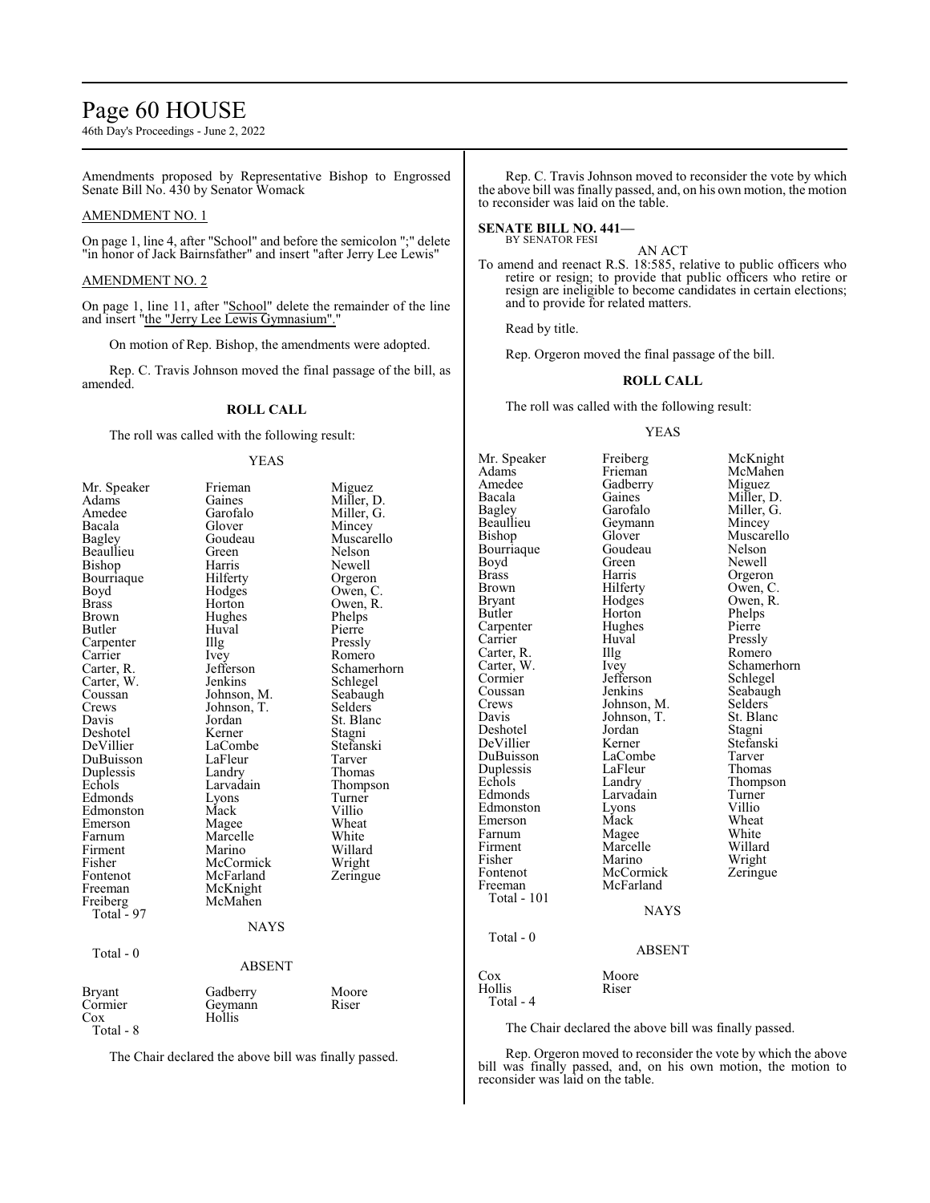Amendments proposed by Representative Bishop to Engrossed Senate Bill No. 430 by Senator Womack

AMENDMENT NO. 1

On page 1, line 4, after "School" and before the semicolon ";" delete "in honor of Jack Bairnsfather" and insert "after Jerry Lee Lewis"

AMENDMENT NO. 2

On page 1, line 11, after "School" delete the remainder of the line and insert "the "Jerry Lee Lewis Gymnasium"."

On motion of Rep. Bishop, the amendments were adopted.

Rep. C. Travis Johnson moved the final passage of the bill, as amended.

**ROLL CALL**

The roll was called with the following result:

YEAS

| | | |
|---|---|---|
| Mr. Speaker | Frieman | Miguez |
| Adams | Gaines | Miller, D. |
| Amedee | Garofalo | Miller, G. |
| Bacala | Glover | Mincey |
| Bagley | Goudeau | Muscarello |
| Beaullieu | Green | Nelson |
| Bishop | Harris | Newell |
| Bourriaque | Hilferty | Orgeron |
| Boyd | Hodges | Owen, C. |
| Brass | Horton | Owen, R. |
| Brown | Hughes | Phelps |
| Butler | Huval | Pierre |
| Carpenter | Illg | Pressly |
| Carrier | Ivey | Romero |
| Carter, R. | Jefferson | Schamerhorn |
| Carter, W. | Jenkins | Schlegel |
| Coussan | Johnson, M. | Seabaugh |
| Crews | Johnson, T. | Selders |
| Davis | Jordan | St. Blanc |
| Deshotel | Kerner | Stagni |
| DeVillier | LaCombe | Stefanski |
| DuBuisson | LaFleur | Tarver |
| Duplessis | Landry | Thomas |
| Echols | Larvadain | Thompson |
| Edmonds | Lyons | Turner |
| Edmonston | Mack | Villio |
| Emerson | Magee | Wheat |
| Farnum | Marcelle | White |
| Firment | Marino | Willard |
| Fisher | McCormick | Wright |
| Fontenot | McFarland | Zeringue |
| Freeman | McKnight | |
| Freiberg | McMahen | |

Total - 97

NAYS

Total - 0

ABSENT

| | | |
|---|---|---|
| Bryant | Gadberry | Moore |
| Cormier | Geymann | Riser |
| Cox | Hollis | |

Total - 8

The Chair declared the above bill was finally passed.

Rep. C. Travis Johnson moved to reconsider the vote by which the above bill was finally passed, and, on his own motion, the motion to reconsider was laid on the table.

**SENATE BILL NO. 441—**
BY SENATOR FESI

AN ACT

To amend and reenact R.S. 18:585, relative to public officers who retire or resign; to provide that public officers who retire or resign are ineligible to become candidates in certain elections; and to provide for related matters.

Read by title.

Rep. Orgeron moved the final passage of the bill.

**ROLL CALL**

The roll was called with the following result:

YEAS

| | | |
|---|---|---|
| Mr. Speaker | Freiberg | McKnight |
| Adams | Frieman | McMahen |
| Amedee | Gadberry | Miguez |
| Bacala | Gaines | Miller, D. |
| Bagley | Garofalo | Miller, G. |
| Beaullieu | Geymann | Mincey |
| Bishop | Glover | Muscarello |
| Bourriaque | Goudeau | Nelson |
| Boyd | Green | Newell |
| Brass | Harris | Orgeron |
| Brown | Hilferty | Owen, C. |
| Bryant | Hodges | Owen, R. |
| Butler | Horton | Phelps |
| Carpenter | Hughes | Pierre |
| Carrier | Huval | Pressly |
| Carter, R. | Illg | Romero |
| Carter, W. | Ivey | Schamerhorn |
| Cormier | Jefferson | Schlegel |
| Coussan | Jenkins | Seabaugh |
| Crews | Johnson, M. | Selders |
| Davis | Johnson, T. | St. Blanc |
| Deshotel | Jordan | Stagni |
| DeVillier | Kerner | Stefanski |
| DuBuisson | LaCombe | Tarver |
| Duplessis | LaFleur | Thomas |
| Echols | Landry | Thompson |
| Edmonds | Larvadain | Turner |
| Edmonston | Lyons | Villio |
| Emerson | Mack | Wheat |
| Farnum | Magee | White |
| Firment | Marcelle | Willard |
| Fisher | Marino | Wright |
| Fontenot | McCormick | Zeringue |
| Freeman | McFarland | |

Total - 101

NAYS

Total - 0

ABSENT

| | |
|---|---|
| Cox | Moore |
| Hollis | Riser |

Total - 4

The Chair declared the above bill was finally passed.

Rep. Orgeron moved to reconsider the vote by which the above bill was finally passed, and, on his own motion, the motion to reconsider was laid on the table.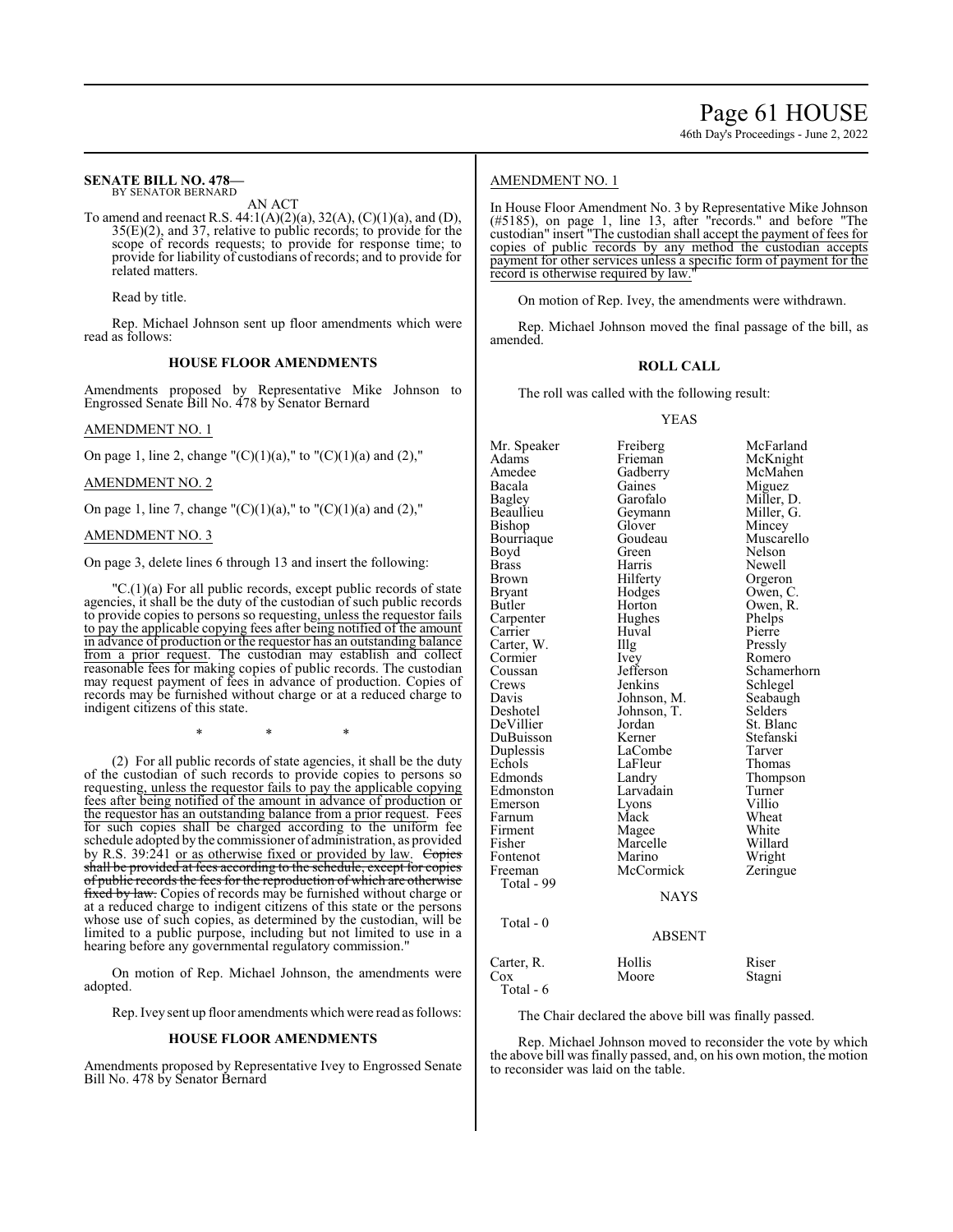**SENATE BILL NO. 478—**
BY SENATOR BERNARD

AN ACT

To amend and reenact R.S. 44:1(A)(2)(a), 32(A), (C)(1)(a), and (D), 35(E)(2), and 37, relative to public records; to provide for the scope of records requests; to provide for response time; to provide for liability of custodians of records; and to provide for related matters.

Read by title.

Rep. Michael Johnson sent up floor amendments which were read as follows:

### HOUSE FLOOR AMENDMENTS

Amendments proposed by Representative Mike Johnson to Engrossed Senate Bill No. 478 by Senator Bernard

AMENDMENT NO. 1

On page 1, line 2, change "(C)(1)(a)," to "(C)(1)(a) and (2),"

AMENDMENT NO. 2

On page 1, line 7, change "(C)(1)(a)," to "(C)(1)(a) and (2),"

AMENDMENT NO. 3

On page 3, delete lines 6 through 13 and insert the following:

"C.(1)(a) For all public records, except public records of state agencies, it shall be the duty of the custodian of such public records to provide copies to persons so requesting, unless the requestor fails to pay the applicable copying fees after being notified of the amount in advance of production or the requestor has an outstanding balance from a prior request. The custodian may establish and collect reasonable fees for making copies of public records. The custodian may request payment of fees in advance of production. Copies of records may be furnished without charge or at a reduced charge to indigent citizens of this state.

\* \* \*

(2) For all public records of state agencies, it shall be the duty of the custodian of such records to provide copies to persons so requesting, unless the requestor fails to pay the applicable copying fees after being notified of the amount in advance of production or the requestor has an outstanding balance from a prior request. Fees for such copies shall be charged according to the uniform fee schedule adopted by the commissioner of administration, as provided by R.S. 39:241 or as otherwise fixed or provided by law. ~~Copies shall be provided at fees according to the schedule, except for copies of public records the fees for the reproduction of which are otherwise fixed by law.~~ Copies of records may be furnished without charge or at a reduced charge to indigent citizens of this state or the persons whose use of such copies, as determined by the custodian, will be limited to a public purpose, including but not limited to use in a hearing before any governmental regulatory commission."

On motion of Rep. Michael Johnson, the amendments were adopted.

Rep. Ivey sent up floor amendments which were read as follows:

### HOUSE FLOOR AMENDMENTS

Amendments proposed by Representative Ivey to Engrossed Senate Bill No. 478 by Senator Bernard

AMENDMENT NO. 1

In House Floor Amendment No. 3 by Representative Mike Johnson (#5185), on page 1, line 13, after "records." and before "The custodian" insert "The custodian shall accept the payment of fees for copies of public records by any method the custodian accepts payment for other services unless a specific form of payment for the record is otherwise required by law."

On motion of Rep. Ivey, the amendments were withdrawn.

Rep. Michael Johnson moved the final passage of the bill, as amended.

### ROLL CALL

The roll was called with the following result:

YEAS

| | | |
|---|---|---|
| Mr. Speaker | Freiberg | McFarland |
| Adams | Frieman | McKnight |
| Amedee | Gadberry | McMahen |
| Bacala | Gaines | Miguez |
| Bagley | Garofalo | Miller, D. |
| Beaullieu | Geymann | Miller, G. |
| Bishop | Glover | Mincey |
| Bourriaque | Goudeau | Muscarello |
| Boyd | Green | Nelson |
| Brass | Harris | Newell |
| Brown | Hilferty | Orgeron |
| Bryant | Hodges | Owen, C. |
| Butler | Horton | Owen, R. |
| Carpenter | Hughes | Phelps |
| Carrier | Huval | Pierre |
| Carter, W. | Illg | Pressly |
| Cormier | Ivey | Romero |
| Coussan | Jefferson | Schamerhorn |
| Crews | Jenkins | Schlegel |
| Davis | Johnson, M. | Seabaugh |
| Deshotel | Johnson, T. | Selders |
| DeVillier | Jordan | St. Blanc |
| DuBuisson | Kerner | Stefanski |
| Duplessis | LaCombe | Tarver |
| Echols | LaFleur | Thomas |
| Edmonds | Landry | Thompson |
| Edmonston | Larvadain | Turner |
| Emerson | Lyons | Villio |
| Farnum | Mack | Wheat |
| Firment | Magee | White |
| Fisher | Marcelle | Willard |
| Fontenot | Marino | Wright |
| Freeman | McCormick | Zeringue |

Total - 99

NAYS

Total - 0

ABSENT

| | | |
|---|---|---|
| Carter, R. | Hollis | Riser |
| Cox | Moore | Stagni |

Total - 6

The Chair declared the above bill was finally passed.

Rep. Michael Johnson moved to reconsider the vote by which the above bill was finally passed, and, on his own motion, the motion to reconsider was laid on the table.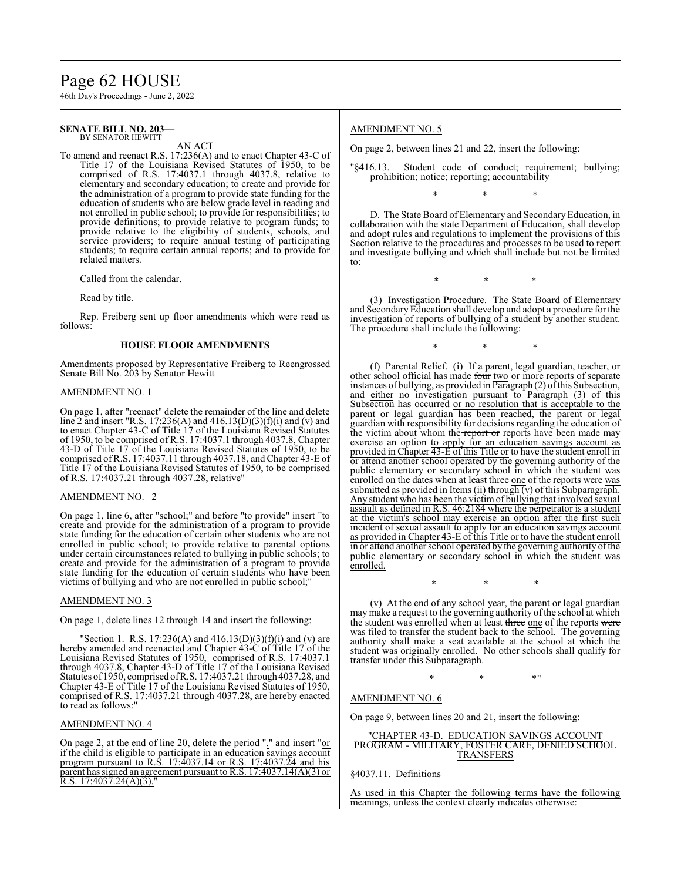**SENATE BILL NO. 203—**
BY SENATOR HEWITT

AN ACT

To amend and reenact R.S. 17:236(A) and to enact Chapter 43-C of Title 17 of the Louisiana Revised Statutes of 1950, to be comprised of R.S. 17:4037.1 through 4037.8, relative to elementary and secondary education; to create and provide for the administration of a program to provide state funding for the education of students who are below grade level in reading and not enrolled in public school; to provide for responsibilities; to provide definitions; to provide relative to program funds; to provide relative to the eligibility of students, schools, and service providers; to require annual testing of participating students; to require certain annual reports; and to provide for related matters.

Called from the calendar.

Read by title.

Rep. Freiberg sent up floor amendments which were read as follows:

### HOUSE FLOOR AMENDMENTS

Amendments proposed by Representative Freiberg to Reengrossed Senate Bill No. 203 by Senator Hewitt

AMENDMENT NO. 1

On page 1, after "reenact" delete the remainder of the line and delete line 2 and insert "R.S. 17:236(A) and 416.13(D)(3)(f)(i) and (v) and to enact Chapter 43-C of Title 17 of the Louisiana Revised Statutes of 1950, to be comprised of R.S. 17:4037.1 through 4037.8, Chapter 43-D of Title 17 of the Louisiana Revised Statutes of 1950, to be comprised of R.S. 17:4037.11 through 4037.18, and Chapter 43-E of Title 17 of the Louisiana Revised Statutes of 1950, to be comprised of R.S. 17:4037.21 through 4037.28, relative"

AMENDMENT NO. 2

On page 1, line 6, after "school;" and before "to provide" insert "to create and provide for the administration of a program to provide state funding for the education of certain other students who are not enrolled in public school; to provide relative to parental options under certain circumstances related to bullying in public schools; to create and provide for the administration of a program to provide state funding for the education of certain students who have been victims of bullying and who are not enrolled in public school;"

AMENDMENT NO. 3

On page 1, delete lines 12 through 14 and insert the following:

"Section 1. R.S. 17:236(A) and 416.13(D)(3)(f)(i) and (v) are hereby amended and reenacted and Chapter 43-C of Title 17 of the Louisiana Revised Statutes of 1950, comprised of R.S. 17:4037.1 through 4037.8, Chapter 43-D of Title 17 of the Louisiana Revised Statutes of 1950, comprised of R.S. 17:4037.21 through 4037.28, and Chapter 43-E of Title 17 of the Louisiana Revised Statutes of 1950, comprised of R.S. 17:4037.21 through 4037.28, are hereby enacted to read as follows:"

AMENDMENT NO. 4

On page 2, at the end of line 20, delete the period "." and insert "or if the child is eligible to participate in an education savings account program pursuant to R.S. 17:4037.14 or R.S. 17:4037.24 and his parent has signed an agreement pursuant to R.S. 17:4037.14(A)(3) or R.S. 17:4037.24(A)(3)."

AMENDMENT NO. 5

On page 2, between lines 21 and 22, insert the following:

"§416.13. Student code of conduct; requirement; bullying; prohibition; notice; reporting; accountability

\* \* \*

D. The State Board of Elementary and Secondary Education, in collaboration with the state Department of Education, shall develop and adopt rules and regulations to implement the provisions of this Section relative to the procedures and processes to be used to report and investigate bullying and which shall include but not be limited to:

\* \* \*

(3) Investigation Procedure. The State Board of Elementary and Secondary Education shall develop and adopt a procedure for the investigation of reports of bullying of a student by another student. The procedure shall include the following:

\* \* \*

(f) Parental Relief. (i) If a parent, legal guardian, teacher, or other school official has made ~~four~~ two or more reports of separate instances of bullying, as provided in Paragraph (2) of this Subsection, and either no investigation pursuant to Paragraph (3) of this Subsection has occurred or no resolution that is acceptable to the parent or legal guardian has been reached, the parent or legal guardian with responsibility for decisions regarding the education of the victim about whom the ~~report or~~ reports have been made may exercise an option to apply for an education savings account as provided in Chapter 43-E of this Title or to have the student enroll in or attend another school operated by the governing authority of the public elementary or secondary school in which the student was enrolled on the dates when at least ~~three~~ one of the reports ~~were~~ was submitted as provided in Items (ii) through (v) of this Subparagraph. Any student who has been the victim of bullying that involved sexual assault as defined in R.S. 46:2184 where the perpetrator is a student at the victim's school may exercise an option after the first such incident of sexual assault to apply for an education savings account as provided in Chapter 43-E of this Title or to have the student enroll in or attend another school operated by the governing authority of the public elementary or secondary school in which the student was enrolled.

\* \* \*

(v) At the end of any school year, the parent or legal guardian may make a request to the governing authority of the school at which the student was enrolled when at least ~~three~~ one of the reports ~~were~~ was filed to transfer the student back to the school. The governing authority shall make a seat available at the school at which the student was originally enrolled. No other schools shall qualify for transfer under this Subparagraph.

\* \* \*"

AMENDMENT NO. 6

On page 9, between lines 20 and 21, insert the following:

"CHAPTER 43-D. EDUCATION SAVINGS ACCOUNT PROGRAM - MILITARY, FOSTER CARE, DENIED SCHOOL TRANSFERS

§4037.11. Definitions

As used in this Chapter the following terms have the following meanings, unless the context clearly indicates otherwise: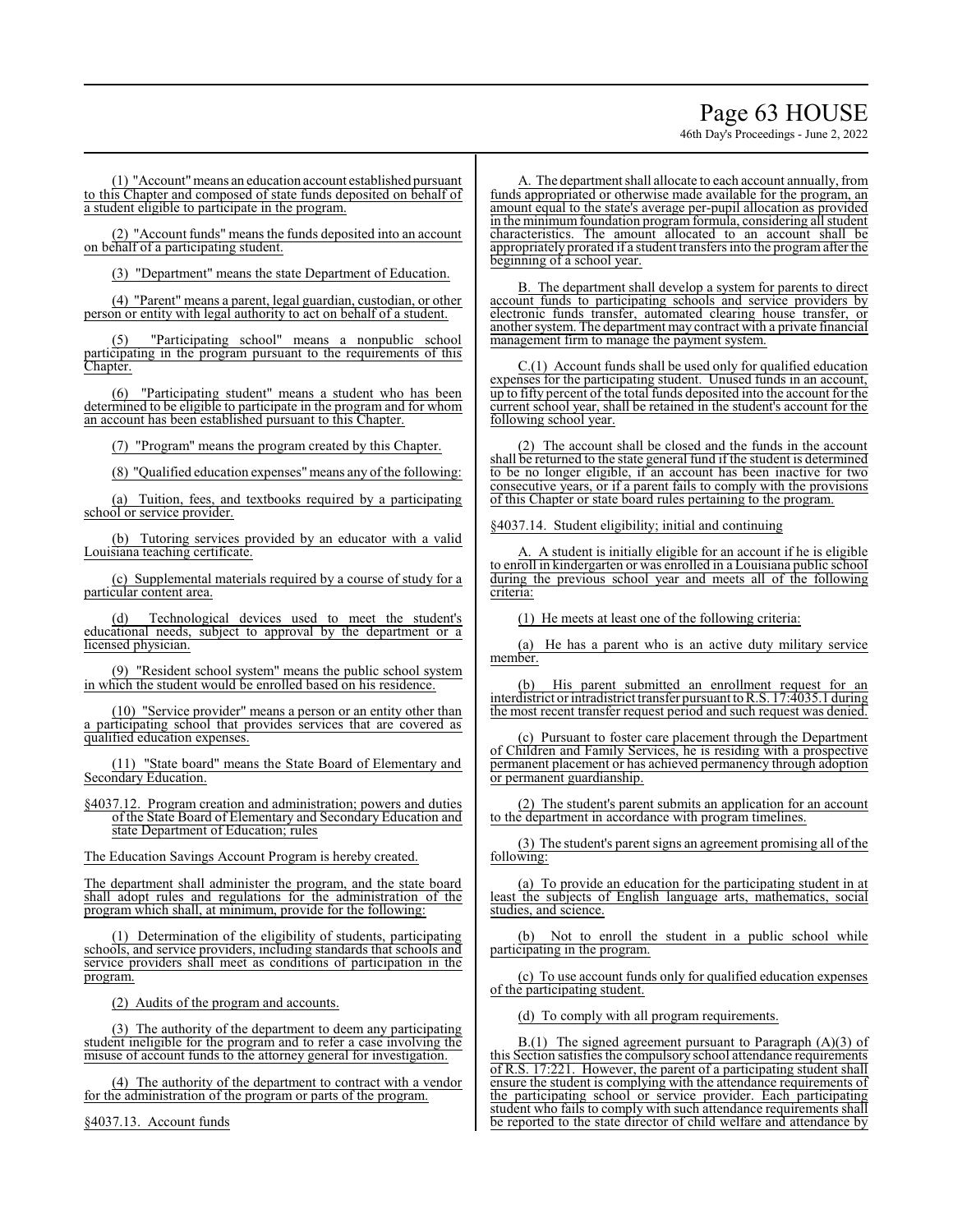(1) "Account" means an education account established pursuant to this Chapter and composed of state funds deposited on behalf of a student eligible to participate in the program.

(2) "Account funds" means the funds deposited into an account on behalf of a participating student.

(3) "Department" means the state Department of Education.

(4) "Parent" means a parent, legal guardian, custodian, or other person or entity with legal authority to act on behalf of a student.

(5) "Participating school" means a nonpublic school participating in the program pursuant to the requirements of this Chapter.

(6) "Participating student" means a student who has been determined to be eligible to participate in the program and for whom an account has been established pursuant to this Chapter.

(7) "Program" means the program created by this Chapter.

(8) "Qualified education expenses" means any of the following:

(a) Tuition, fees, and textbooks required by a participating school or service provider.

(b) Tutoring services provided by an educator with a valid Louisiana teaching certificate.

(c) Supplemental materials required by a course of study for a particular content area.

(d) Technological devices used to meet the student's educational needs, subject to approval by the department or a licensed physician.

(9) "Resident school system" means the public school system in which the student would be enrolled based on his residence.

(10) "Service provider" means a person or an entity other than a participating school that provides services that are covered as qualified education expenses.

(11) "State board" means the State Board of Elementary and Secondary Education.

§4037.12. Program creation and administration; powers and duties of the State Board of Elementary and Secondary Education and state Department of Education; rules

The Education Savings Account Program is hereby created.

The department shall administer the program, and the state board shall adopt rules and regulations for the administration of the program which shall, at minimum, provide for the following:

(1) Determination of the eligibility of students, participating schools, and service providers, including standards that schools and service providers shall meet as conditions of participation in the program.

(2) Audits of the program and accounts.

(3) The authority of the department to deem any participating student ineligible for the program and to refer a case involving the misuse of account funds to the attorney general for investigation.

(4) The authority of the department to contract with a vendor for the administration of the program or parts of the program.

§4037.13. Account funds

A. The department shall allocate to each account annually, from funds appropriated or otherwise made available for the program, an amount equal to the state's average per-pupil allocation as provided in the minimum foundation program formula, considering all student characteristics. The amount allocated to an account shall be appropriately prorated if a student transfers into the program after the beginning of a school year.

B. The department shall develop a system for parents to direct account funds to participating schools and service providers by electronic funds transfer, automated clearing house transfer, or another system. The department may contract with a private financial management firm to manage the payment system.

C.(1) Account funds shall be used only for qualified education expenses for the participating student. Unused funds in an account, up to fifty percent of the total funds deposited into the account for the current school year, shall be retained in the student's account for the following school year.

(2) The account shall be closed and the funds in the account shall be returned to the state general fund if the student is determined to be no longer eligible, if an account has been inactive for two consecutive years, or if a parent fails to comply with the provisions of this Chapter or state board rules pertaining to the program.

§4037.14. Student eligibility; initial and continuing

A. A student is initially eligible for an account if he is eligible to enroll in kindergarten or was enrolled in a Louisiana public school during the previous school year and meets all of the following criteria:

(1) He meets at least one of the following criteria:

(a) He has a parent who is an active duty military service member.

(b) His parent submitted an enrollment request for an interdistrict or intradistrict transfer pursuant to R.S. 17:4035.1 during the most recent transfer request period and such request was denied.

(c) Pursuant to foster care placement through the Department of Children and Family Services, he is residing with a prospective permanent placement or has achieved permanency through adoption or permanent guardianship.

(2) The student's parent submits an application for an account to the department in accordance with program timelines.

(3) The student's parent signs an agreement promising all of the following:

(a) To provide an education for the participating student in at least the subjects of English language arts, mathematics, social studies, and science.

(b) Not to enroll the student in a public school while participating in the program.

(c) To use account funds only for qualified education expenses of the participating student.

(d) To comply with all program requirements.

B.(1) The signed agreement pursuant to Paragraph (A)(3) of this Section satisfies the compulsory school attendance requirements of R.S. 17:221. However, the parent of a participating student shall ensure the student is complying with the attendance requirements of the participating school or service provider. Each participating student who fails to comply with such attendance requirements shall be reported to the state director of child welfare and attendance by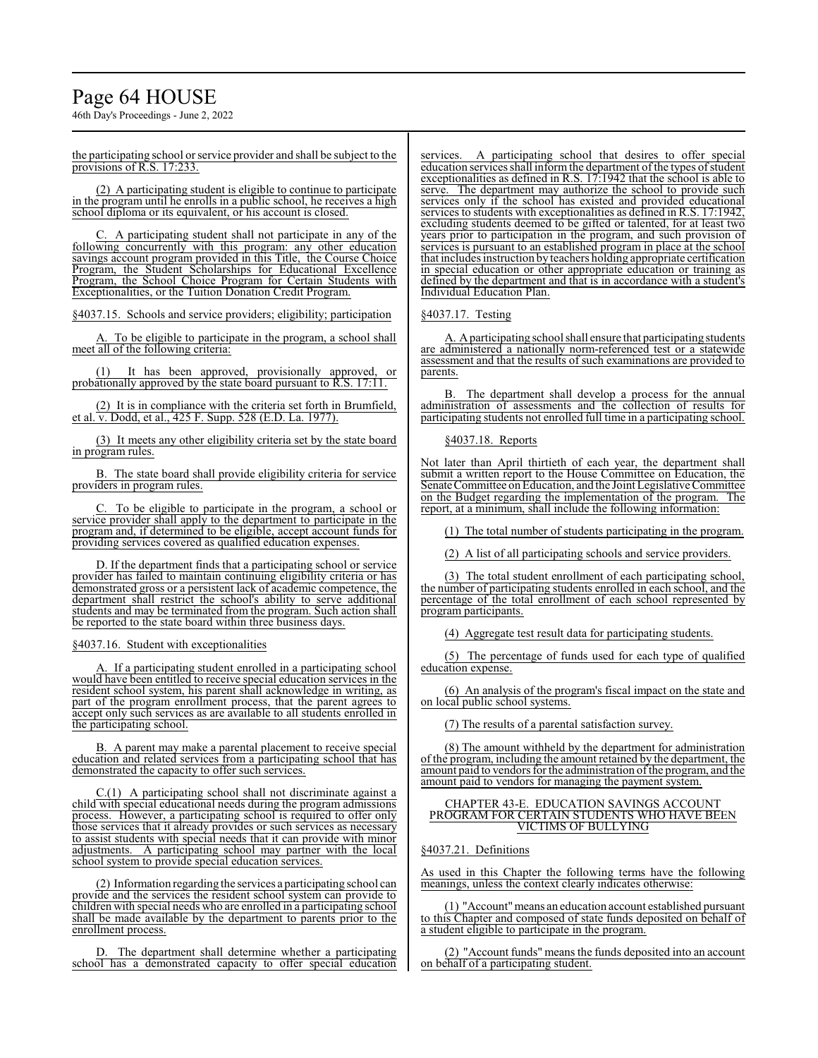the participating school or service provider and shall be subject to the provisions of R.S. 17:233.

(2) A participating student is eligible to continue to participate in the program until he enrolls in a public school, he receives a high school diploma or its equivalent, or his account is closed.

C. A participating student shall not participate in any of the following concurrently with this program: any other education savings account program provided in this Title, the Course Choice Program, the Student Scholarships for Educational Excellence Program, the School Choice Program for Certain Students with Exceptionalities, or the Tuition Donation Credit Program.

§4037.15. Schools and service providers; eligibility; participation

A. To be eligible to participate in the program, a school shall meet all of the following criteria:

(1) It has been approved, provisionally approved, or probationally approved by the state board pursuant to R.S. 17:11.

(2) It is in compliance with the criteria set forth in Brumfield, et al. v. Dodd, et al., 425 F. Supp. 528 (E.D. La. 1977).

(3) It meets any other eligibility criteria set by the state board in program rules.

B. The state board shall provide eligibility criteria for service providers in program rules.

C. To be eligible to participate in the program, a school or service provider shall apply to the department to participate in the program and, if determined to be eligible, accept account funds for providing services covered as qualified education expenses.

D. If the department finds that a participating school or service provider has failed to maintain continuing eligibility criteria or has demonstrated gross or a persistent lack of academic competence, the department shall restrict the school's ability to serve additional students and may be terminated from the program. Such action shall be reported to the state board within three business days.

§4037.16. Student with exceptionalities

A. If a participating student enrolled in a participating school would have been entitled to receive special education services in the resident school system, his parent shall acknowledge in writing, as part of the program enrollment process, that the parent agrees to accept only such services as are available to all students enrolled in the participating school.

B. A parent may make a parental placement to receive special education and related services from a participating school that has demonstrated the capacity to offer such services.

C.(1) A participating school shall not discriminate against a child with special educational needs during the program admissions process. However, a participating school is required to offer only those services that it already provides or such services as necessary to assist students with special needs that it can provide with minor adjustments. A participating school may partner with the local school system to provide special education services.

(2) Information regarding the services a participating school can provide and the services the resident school system can provide to children with special needs who are enrolled in a participating school shall be made available by the department to parents prior to the enrollment process.

D. The department shall determine whether a participating school has a demonstrated capacity to offer special education services. A participating school that desires to offer special education services shall inform the department of the types of student exceptionalities as defined in R.S. 17:1942 that the school is able to serve. The department may authorize the school to provide such services only if the school has existed and provided educational services to students with exceptionalities as defined in R.S. 17:1942, excluding students deemed to be gifted or talented, for at least two years prior to participation in the program, and such provision of services is pursuant to an established program in place at the school that includes instruction by teachers holding appropriate certification in special education or other appropriate education or training as defined by the department and that is in accordance with a student's Individual Education Plan.

§4037.17. Testing

A. A participating school shall ensure that participating students are administered a nationally norm-referenced test or a statewide assessment and that the results of such examinations are provided to parents.

B. The department shall develop a process for the annual administration of assessments and the collection of results for participating students not enrolled full time in a participating school.

§4037.18. Reports

Not later than April thirtieth of each year, the department shall submit a written report to the House Committee on Education, the Senate Committee on Education, and the Joint Legislative Committee on the Budget regarding the implementation of the program. The report, at a minimum, shall include the following information:

(1) The total number of students participating in the program.

(2) A list of all participating schools and service providers.

(3) The total student enrollment of each participating school, the number of participating students enrolled in each school, and the percentage of the total enrollment of each school represented by program participants.

(4) Aggregate test result data for participating students.

(5) The percentage of funds used for each type of qualified education expense.

(6) An analysis of the program's fiscal impact on the state and on local public school systems.

(7) The results of a parental satisfaction survey.

(8) The amount withheld by the department for administration of the program, including the amount retained by the department, the amount paid to vendors for the administration of the program, and the amount paid to vendors for managing the payment system.

CHAPTER 43-E. EDUCATION SAVINGS ACCOUNT PROGRAM FOR CERTAIN STUDENTS WHO HAVE BEEN VICTIMS OF BULLYING

§4037.21. Definitions

As used in this Chapter the following terms have the following meanings, unless the context clearly indicates otherwise:

(1) "Account" means an education account established pursuant to this Chapter and composed of state funds deposited on behalf of a student eligible to participate in the program.

(2) "Account funds" means the funds deposited into an account on behalf of a participating student.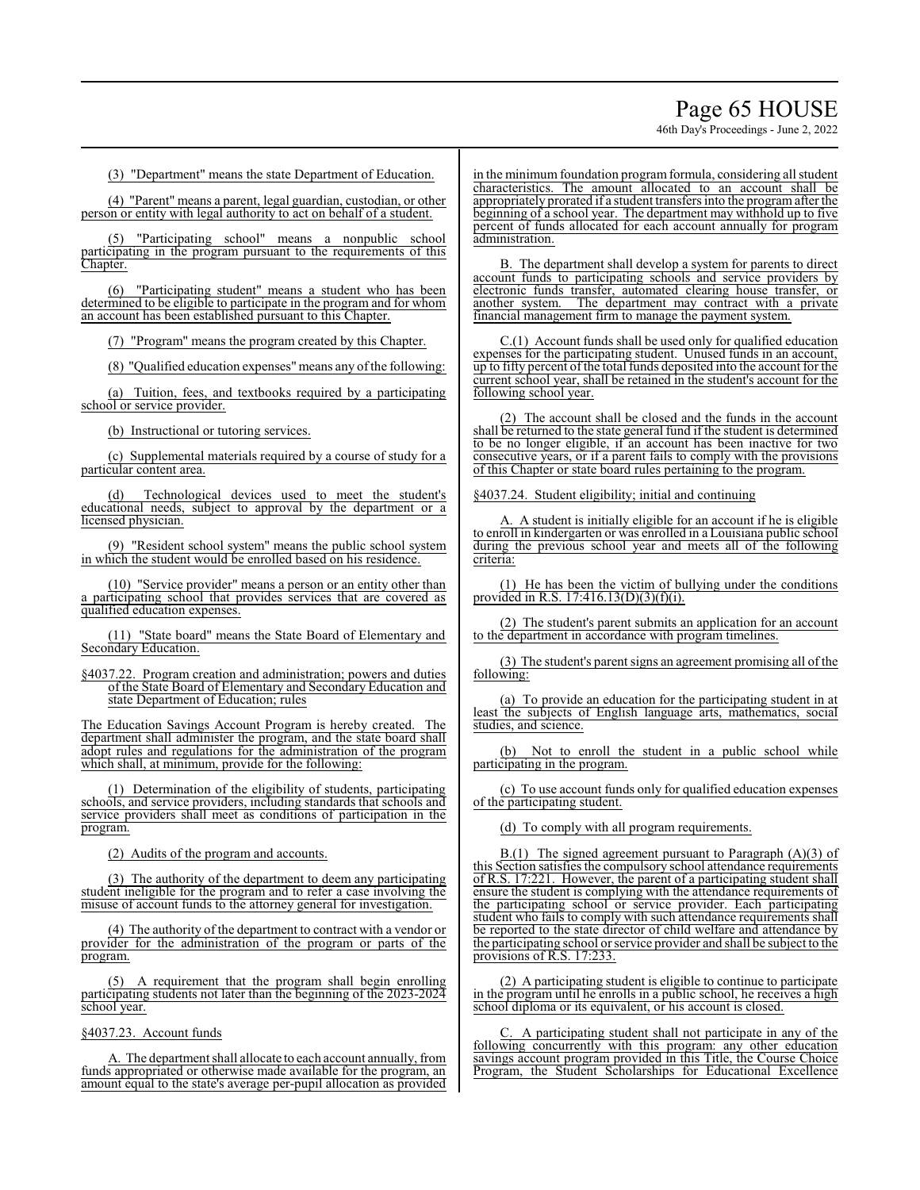(3) "Department" means the state Department of Education.

(4) "Parent" means a parent, legal guardian, custodian, or other person or entity with legal authority to act on behalf of a student.

(5) "Participating school" means a nonpublic school participating in the program pursuant to the requirements of this Chapter.

(6) "Participating student" means a student who has been determined to be eligible to participate in the program and for whom an account has been established pursuant to this Chapter.

(7) "Program" means the program created by this Chapter.

(8) "Qualified education expenses" means any of the following:

(a) Tuition, fees, and textbooks required by a participating school or service provider.

(b) Instructional or tutoring services.

(c) Supplemental materials required by a course of study for a particular content area.

(d) Technological devices used to meet the student's educational needs, subject to approval by the department or a licensed physician.

(9) "Resident school system" means the public school system in which the student would be enrolled based on his residence.

(10) "Service provider" means a person or an entity other than a participating school that provides services that are covered as qualified education expenses.

(11) "State board" means the State Board of Elementary and Secondary Education.

§4037.22. Program creation and administration; powers and duties of the State Board of Elementary and Secondary Education and state Department of Education; rules

The Education Savings Account Program is hereby created. The department shall administer the program, and the state board shall adopt rules and regulations for the administration of the program which shall, at minimum, provide for the following:

(1) Determination of the eligibility of students, participating schools, and service providers, including standards that schools and service providers shall meet as conditions of participation in the program.

(2) Audits of the program and accounts.

(3) The authority of the department to deem any participating student ineligible for the program and to refer a case involving the misuse of account funds to the attorney general for investigation.

(4) The authority of the department to contract with a vendor or provider for the administration of the program or parts of the program.

(5) A requirement that the program shall begin enrolling participating students not later than the beginning of the 2023-2024 school year.

§4037.23. Account funds

A. The department shall allocate to each account annually, from funds appropriated or otherwise made available for the program, an amount equal to the state's average per-pupil allocation as provided in the minimum foundation program formula, considering all student characteristics. The amount allocated to an account shall be appropriately prorated if a student transfers into the program after the beginning of a school year. The department may withhold up to five percent of funds allocated for each account annually for program administration.

B. The department shall develop a system for parents to direct account funds to participating schools and service providers by electronic funds transfer, automated clearing house transfer, or another system. The department may contract with a private financial management firm to manage the payment system.

C.(1) Account funds shall be used only for qualified education expenses for the participating student. Unused funds in an account, up to fifty percent of the total funds deposited into the account for the current school year, shall be retained in the student's account for the following school year.

(2) The account shall be closed and the funds in the account shall be returned to the state general fund if the student is determined to be no longer eligible, if an account has been inactive for two consecutive years, or if a parent fails to comply with the provisions of this Chapter or state board rules pertaining to the program.

§4037.24. Student eligibility; initial and continuing

A. A student is initially eligible for an account if he is eligible to enroll in kindergarten or was enrolled in a Louisiana public school during the previous school year and meets all of the following criteria:

(1) He has been the victim of bullying under the conditions provided in R.S. 17:416.13(D)(3)(f)(i).

(2) The student's parent submits an application for an account to the department in accordance with program timelines.

(3) The student's parent signs an agreement promising all of the following:

(a) To provide an education for the participating student in at least the subjects of English language arts, mathematics, social studies, and science.

(b) Not to enroll the student in a public school while participating in the program.

(c) To use account funds only for qualified education expenses of the participating student.

(d) To comply with all program requirements.

B.(1) The signed agreement pursuant to Paragraph (A)(3) of this Section satisfies the compulsory school attendance requirements of R.S. 17:221. However, the parent of a participating student shall ensure the student is complying with the attendance requirements of the participating school or service provider. Each participating student who fails to comply with such attendance requirements shall be reported to the state director of child welfare and attendance by the participating school or service provider and shall be subject to the provisions of R.S. 17:233.

(2) A participating student is eligible to continue to participate in the program until he enrolls in a public school, he receives a high school diploma or its equivalent, or his account is closed.

C. A participating student shall not participate in any of the following concurrently with this program: any other education savings account program provided in this Title, the Course Choice Program, the Student Scholarships for Educational Excellence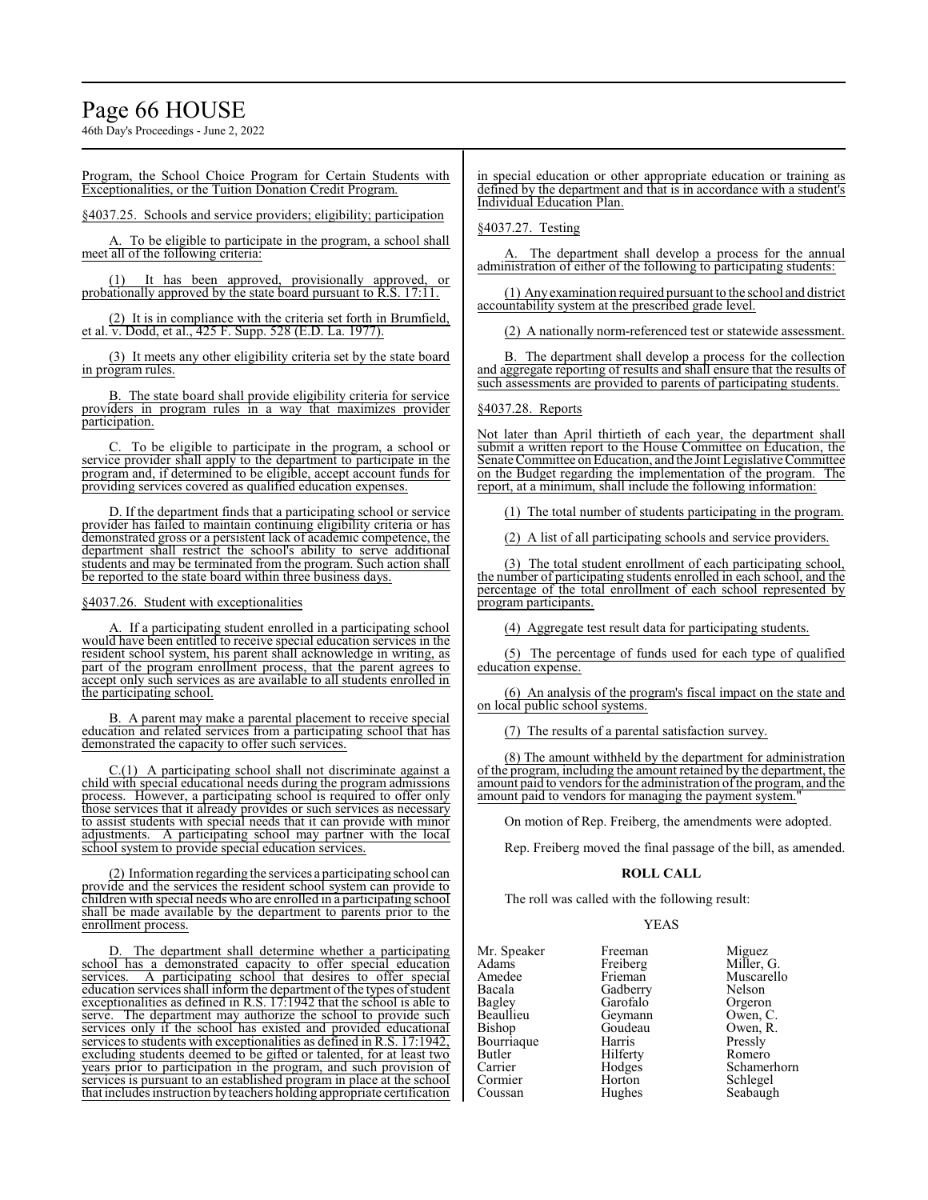Program, the School Choice Program for Certain Students with Exceptionalities, or the Tuition Donation Credit Program.

§4037.25. Schools and service providers; eligibility; participation

A. To be eligible to participate in the program, a school shall meet all of the following criteria:

(1) It has been approved, provisionally approved, or probationally approved by the state board pursuant to R.S. 17:11.

(2) It is in compliance with the criteria set forth in Brumfield, et al. v. Dodd, et al., 425 F. Supp. 528 (E.D. La. 1977).

(3) It meets any other eligibility criteria set by the state board in program rules.

B. The state board shall provide eligibility criteria for service providers in program rules in a way that maximizes provider participation.

C. To be eligible to participate in the program, a school or service provider shall apply to the department to participate in the program and, if determined to be eligible, accept account funds for providing services covered as qualified education expenses.

D. If the department finds that a participating school or service provider has failed to maintain continuing eligibility criteria or has demonstrated gross or a persistent lack of academic competence, the department shall restrict the school's ability to serve additional students and may be terminated from the program. Such action shall be reported to the state board within three business days.

§4037.26. Student with exceptionalities

A. If a participating student enrolled in a participating school would have been entitled to receive special education services in the resident school system, his parent shall acknowledge in writing, as part of the program enrollment process, that the parent agrees to accept only such services as are available to all students enrolled in the participating school.

B. A parent may make a parental placement to receive special education and related services from a participating school that has demonstrated the capacity to offer such services.

C.(1) A participating school shall not discriminate against a child with special educational needs during the program admissions process. However, a participating school is required to offer only those services that it already provides or such services as necessary to assist students with special needs that it can provide with minor adjustments. A participating school may partner with the local school system to provide special education services.

(2) Information regarding the services a participating school can provide and the services the resident school system can provide to children with special needs who are enrolled in a participating school shall be made available by the department to parents prior to the enrollment process.

D. The department shall determine whether a participating school has a demonstrated capacity to offer special education services. A participating school that desires to offer special education services shall inform the department of the types of student exceptionalities as defined in R.S. 17:1942 that the school is able to serve. The department may authorize the school to provide such services only if the school has existed and provided educational services to students with exceptionalities as defined in R.S. 17:1942, excluding students deemed to be gifted or talented, for at least two years prior to participation in the program, and such provision of services is pursuant to an established program in place at the school that includes instruction by teachers holding appropriate certification in special education or other appropriate education or training as defined by the department and that is in accordance with a student's Individual Education Plan.

§4037.27. Testing

A. The department shall develop a process for the annual administration of either of the following to participating students:

(1) Any examination required pursuant to the school and district accountability system at the prescribed grade level.

(2) A nationally norm-referenced test or statewide assessment.

B. The department shall develop a process for the collection and aggregate reporting of results and shall ensure that the results of such assessments are provided to parents of participating students.

§4037.28. Reports

Not later than April thirtieth of each year, the department shall submit a written report to the House Committee on Education, the Senate Committee on Education, and the Joint Legislative Committee on the Budget regarding the implementation of the program. The report, at a minimum, shall include the following information:

(1) The total number of students participating in the program.

(2) A list of all participating schools and service providers.

(3) The total student enrollment of each participating school, the number of participating students enrolled in each school, and the percentage of the total enrollment of each school represented by program participants.

(4) Aggregate test result data for participating students.

(5) The percentage of funds used for each type of qualified education expense.

(6) An analysis of the program's fiscal impact on the state and on local public school systems.

(7) The results of a parental satisfaction survey.

(8) The amount withheld by the department for administration of the program, including the amount retained by the department, the amount paid to vendors for the administration of the program, and the amount paid to vendors for managing the payment system."

On motion of Rep. Freiberg, the amendments were adopted.

Rep. Freiberg moved the final passage of the bill, as amended.

**ROLL CALL**

The roll was called with the following result:

YEAS

| | | |
|---|---|---|
| Mr. Speaker | Freeman | Miguez |
| Adams | Freiberg | Miller, G. |
| Amedee | Frieman | Muscarello |
| Bacala | Gadberry | Nelson |
| Bagley | Garofalo | Orgeron |
| Beaullieu | Geymann | Owen, C. |
| Bishop | Goudeau | Owen, R. |
| Bourriaque | Harris | Pressly |
| Butler | Hilferty | Romero |
| Carrier | Hodges | Schamerhorn |
| Cormier | Horton | Schlegel |
| Coussan | Hughes | Seabaugh |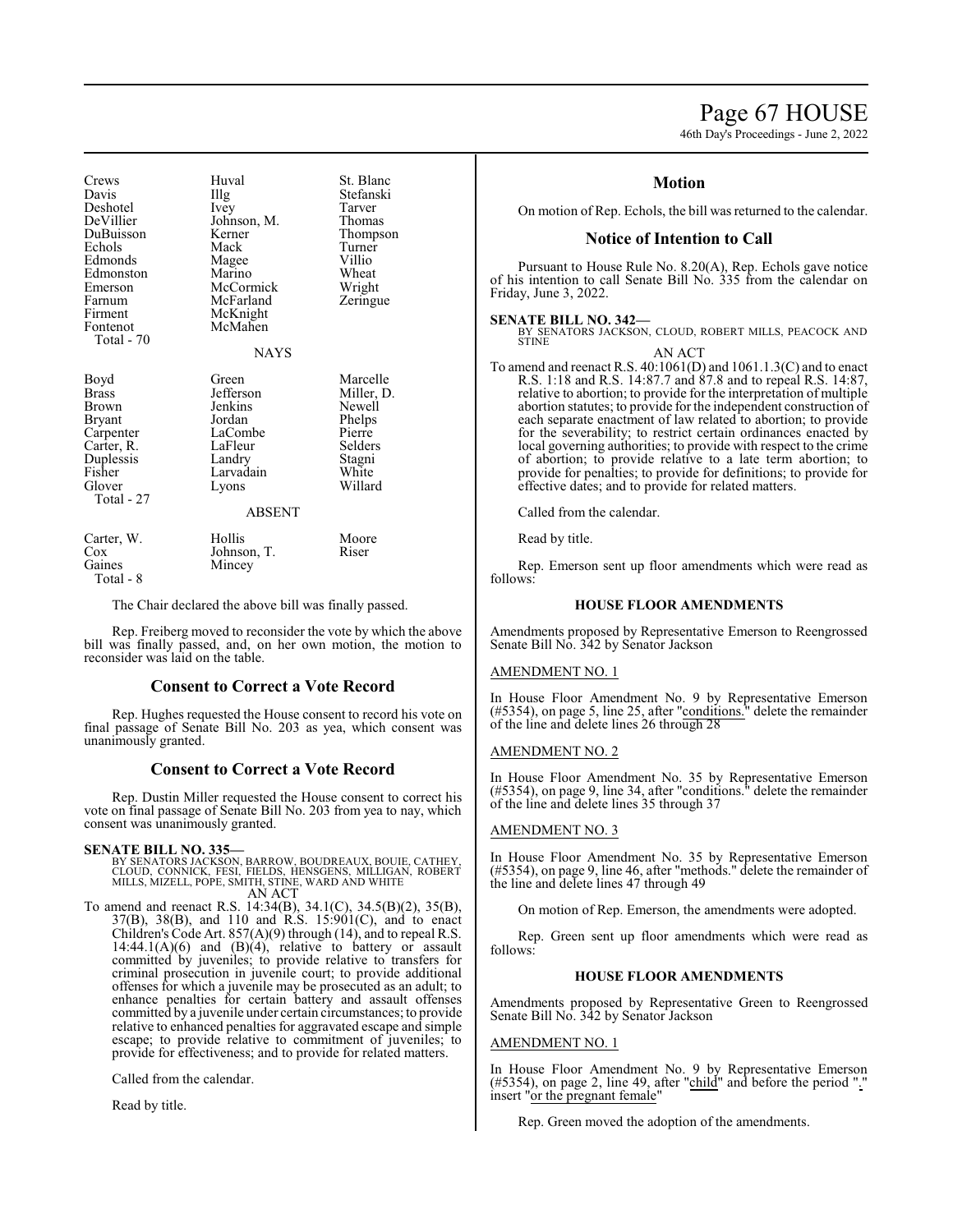| | | |
|---|---|---|
| Crews | Huval | St. Blanc |
| Davis | Illg | Stefanski |
| Deshotel | Ivey | Tarver |
| DeVillier | Johnson, M. | Thomas |
| DuBuisson | Kerner | Thompson |
| Echols | Mack | Turner |
| Edmonds | Magee | Villio |
| Edmonston | Marino | Wheat |
| Emerson | McCormick | Wright |
| Farnum | McFarland | Zeringue |
| Firment | McKnight | |
| Fontenot | McMahen | |
| Total - 70 | | |

NAYS

| | | |
|---|---|---|
| Boyd | Green | Marcelle |
| Brass | Jefferson | Miller, D. |
| Brown | Jenkins | Newell |
| Bryant | Jordan | Phelps |
| Carpenter | LaCombe | Pierre |
| Carter, R. | LaFleur | Selders |
| Duplessis | Landry | Stagni |
| Fisher | Larvadain | White |
| Glover | Lyons | Willard |
| Total - 27 | | |

ABSENT

| | | |
|---|---|---|
| Carter, W. | Hollis | Moore |
| Cox | Johnson, T. | Riser |
| Gaines | Mincey | |
| Total - 8 | | |

The Chair declared the above bill was finally passed.

Rep. Freiberg moved to reconsider the vote by which the above bill was finally passed, and, on her own motion, the motion to reconsider was laid on the table.

## Consent to Correct a Vote Record

Rep. Hughes requested the House consent to record his vote on final passage of Senate Bill No. 203 as yea, which consent was unanimously granted.

## Consent to Correct a Vote Record

Rep. Dustin Miller requested the House consent to correct his vote on final passage of Senate Bill No. 203 from yea to nay, which consent was unanimously granted.

**SENATE BILL NO. 335—**
BY SENATORS JACKSON, BARROW, BOUDREAUX, BOUIE, CATHEY, CLOUD, CONNICK, FESI, FIELDS, HENSGENS, MILLIGAN, ROBERT MILLS, MIZELL, POPE, SMITH, STINE, WARD AND WHITE

AN ACT

To amend and reenact R.S. 14:34(B), 34.1(C), 34.5(B)(2), 35(B), 37(B), 38(B), and 110 and R.S. 15:901(C), and to enact Children's Code Art. 857(A)(9) through (14), and to repeal R.S. 14:44.1(A)(6) and (B)(4), relative to battery or assault committed by juveniles; to provide relative to transfers for criminal prosecution in juvenile court; to provide additional offenses for which a juvenile may be prosecuted as an adult; to enhance penalties for certain battery and assault offenses committed by a juvenile under certain circumstances; to provide relative to enhanced penalties for aggravated escape and simple escape; to provide relative to commitment of juveniles; to provide for effectiveness; and to provide for related matters.

Called from the calendar.

Read by title.

## Motion

On motion of Rep. Echols, the bill was returned to the calendar.

## Notice of Intention to Call

Pursuant to House Rule No. 8.20(A), Rep. Echols gave notice of his intention to call Senate Bill No. 335 from the calendar on Friday, June 3, 2022.

**SENATE BILL NO. 342—**
BY SENATORS JACKSON, CLOUD, ROBERT MILLS, PEACOCK AND STINE

AN ACT

To amend and reenact R.S. 40:1061(D) and 1061.1.3(C) and to enact R.S. 1:18 and R.S. 14:87.7 and 87.8 and to repeal R.S. 14:87, relative to abortion; to provide for the interpretation of multiple abortion statutes; to provide for the independent construction of each separate enactment of law related to abortion; to provide for the severability; to restrict certain ordinances enacted by local governing authorities; to provide with respect to the crime of abortion; to provide relative to a late term abortion; to provide for penalties; to provide for definitions; to provide for effective dates; and to provide for related matters.

Called from the calendar.

Read by title.

Rep. Emerson sent up floor amendments which were read as follows:

### HOUSE FLOOR AMENDMENTS

Amendments proposed by Representative Emerson to Reengrossed Senate Bill No. 342 by Senator Jackson

AMENDMENT NO. 1

In House Floor Amendment No. 9 by Representative Emerson (#5354), on page 5, line 25, after "conditions." delete the remainder of the line and delete lines 26 through 28

AMENDMENT NO. 2

In House Floor Amendment No. 35 by Representative Emerson (#5354), on page 9, line 34, after "conditions." delete the remainder of the line and delete lines 35 through 37

AMENDMENT NO. 3

In House Floor Amendment No. 35 by Representative Emerson (#5354), on page 9, line 46, after "methods." delete the remainder of the line and delete lines 47 through 49

On motion of Rep. Emerson, the amendments were adopted.

Rep. Green sent up floor amendments which were read as follows:

### HOUSE FLOOR AMENDMENTS

Amendments proposed by Representative Green to Reengrossed Senate Bill No. 342 by Senator Jackson

AMENDMENT NO. 1

In House Floor Amendment No. 9 by Representative Emerson (#5354), on page 2, line 49, after "child" and before the period "." insert "or the pregnant female"

Rep. Green moved the adoption of the amendments.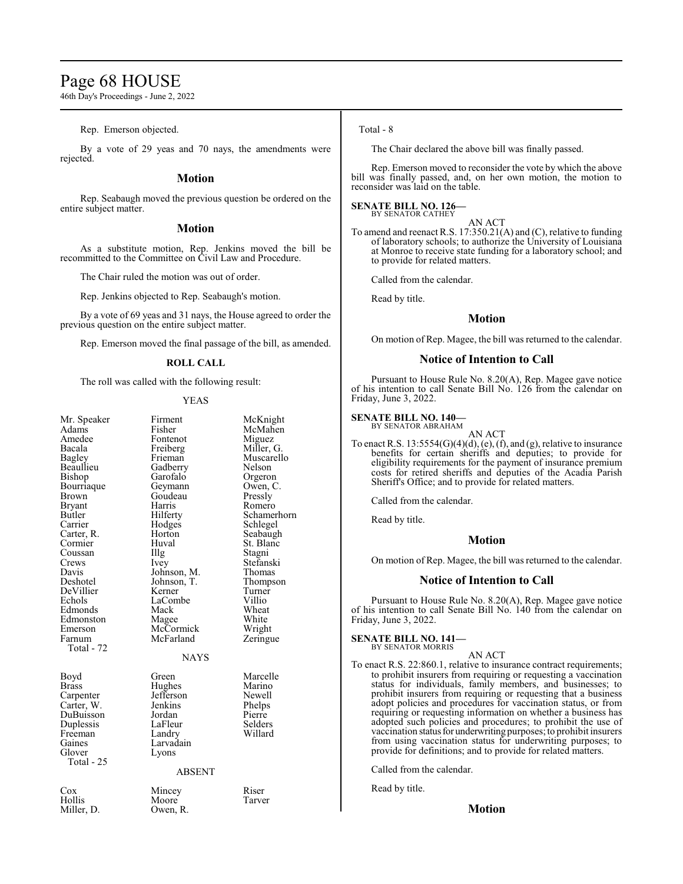Rep. Emerson objected.

By a vote of 29 yeas and 70 nays, the amendments were rejected.

## Motion

Rep. Seabaugh moved the previous question be ordered on the entire subject matter.

## Motion

As a substitute motion, Rep. Jenkins moved the bill be recommitted to the Committee on Civil Law and Procedure.

The Chair ruled the motion was out of order.

Rep. Jenkins objected to Rep. Seabaugh's motion.

By a vote of 69 yeas and 31 nays, the House agreed to order the previous question on the entire subject matter.

Rep. Emerson moved the final passage of the bill, as amended.

**ROLL CALL**

The roll was called with the following result:

YEAS

| | | |
|---|---|---|
| Mr. Speaker | Firment | McKnight |
| Adams | Fisher | McMahen |
| Amedee | Fontenot | Miguez |
| Bacala | Freiberg | Miller, G. |
| Bagley | Frieman | Muscarello |
| Beaullieu | Gadberry | Nelson |
| Bishop | Garofalo | Orgeron |
| Bourriaque | Geymann | Owen, C. |
| Brown | Goudeau | Pressly |
| Bryant | Harris | Romero |
| Butler | Hilferty | Schamerhorn |
| Carrier | Hodges | Schlegel |
| Carter, R. | Horton | Seabaugh |
| Cormier | Huval | St. Blanc |
| Coussan | Illg | Stagni |
| Crews | Ivey | Stefanski |
| Davis | Johnson, M. | Thomas |
| Deshotel | Johnson, T. | Thompson |
| DeVillier | Kerner | Turner |
| Echols | LaCombe | Villio |
| Edmonds | Mack | Wheat |
| Edmonston | Magee | White |
| Emerson | McCormick | Wright |
| Farnum | McFarland | Zeringue |

Total - 72

NAYS

| | | |
|---|---|---|
| Boyd | Green | Marcelle |
| Brass | Hughes | Marino |
| Carpenter | Jefferson | Newell |
| Carter, W. | Jenkins | Phelps |
| DuBuisson | Jordan | Pierre |
| Duplessis | LaFleur | Selders |
| Freeman | Landry | Willard |
| Gaines | Larvadain | |
| Glover | Lyons | |

Total - 25

ABSENT

| | | |
|---|---|---|
| Cox | Mincey | Riser |
| Hollis | Moore | Tarver |
| Miller, D. | Owen, R. | |

Total - 8

The Chair declared the above bill was finally passed.

Rep. Emerson moved to reconsider the vote by which the above bill was finally passed, and, on her own motion, the motion to reconsider was laid on the table.

**SENATE BILL NO. 126—**
BY SENATOR CATHEY

AN ACT

To amend and reenact R.S. 17:350.21(A) and (C), relative to funding of laboratory schools; to authorize the University of Louisiana at Monroe to receive state funding for a laboratory school; and to provide for related matters.

Called from the calendar.

Read by title.

## Motion

On motion of Rep. Magee, the bill was returned to the calendar.

## Notice of Intention to Call

Pursuant to House Rule No. 8.20(A), Rep. Magee gave notice of his intention to call Senate Bill No. 126 from the calendar on Friday, June 3, 2022.

**SENATE BILL NO. 140—**
BY SENATOR ABRAHAM

AN ACT

To enact R.S. 13:5554(G)(4)(d), (e), (f), and (g), relative to insurance benefits for certain sheriffs and deputies; to provide for eligibility requirements for the payment of insurance premium costs for retired sheriffs and deputies of the Acadia Parish Sheriff's Office; and to provide for related matters.

Called from the calendar.

Read by title.

## Motion

On motion of Rep. Magee, the bill was returned to the calendar.

## Notice of Intention to Call

Pursuant to House Rule No. 8.20(A), Rep. Magee gave notice of his intention to call Senate Bill No. 140 from the calendar on Friday, June 3, 2022.

**SENATE BILL NO. 141—**
BY SENATOR MORRIS

AN ACT

To enact R.S. 22:860.1, relative to insurance contract requirements; to prohibit insurers from requiring or requesting a vaccination status for individuals, family members, and businesses; to prohibit insurers from requiring or requesting that a business adopt policies and procedures for vaccination status, or from requiring or requesting information on whether a business has adopted such policies and procedures; to prohibit the use of vaccination status for underwriting purposes; to prohibit insurers from using vaccination status for underwriting purposes; to provide for definitions; and to provide for related matters.

Called from the calendar.

Read by title.

## Motion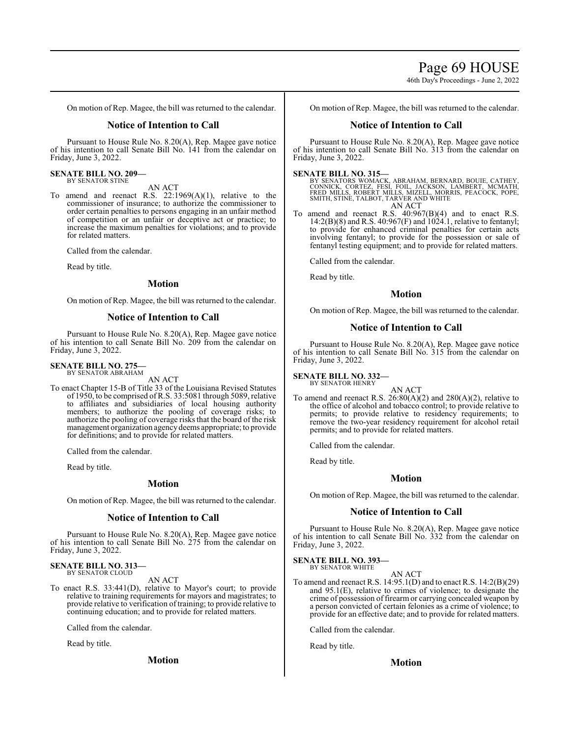On motion of Rep. Magee, the bill was returned to the calendar.

## Notice of Intention to Call

Pursuant to House Rule No. 8.20(A), Rep. Magee gave notice of his intention to call Senate Bill No. 141 from the calendar on Friday, June 3, 2022.

**SENATE BILL NO. 209—**
BY SENATOR STINE

AN ACT

To amend and reenact R.S. 22:1969(A)(1), relative to the commissioner of insurance; to authorize the commissioner to order certain penalties to persons engaging in an unfair method of competition or an unfair or deceptive act or practice; to increase the maximum penalties for violations; and to provide for related matters.

Called from the calendar.

Read by title.

## Motion

On motion of Rep. Magee, the bill was returned to the calendar.

## Notice of Intention to Call

Pursuant to House Rule No. 8.20(A), Rep. Magee gave notice of his intention to call Senate Bill No. 209 from the calendar on Friday, June 3, 2022.

**SENATE BILL NO. 275—**
BY SENATOR ABRAHAM

AN ACT

To enact Chapter 15-B of Title 33 of the Louisiana Revised Statutes of 1950, to be comprised of R.S. 33:5081 through 5089, relative to affiliates and subsidiaries of local housing authority members; to authorize the pooling of coverage risks; to authorize the pooling of coverage risks that the board of the risk management organization agency deems appropriate; to provide for definitions; and to provide for related matters.

Called from the calendar.

Read by title.

## Motion

On motion of Rep. Magee, the bill was returned to the calendar.

## Notice of Intention to Call

Pursuant to House Rule No. 8.20(A), Rep. Magee gave notice of his intention to call Senate Bill No. 275 from the calendar on Friday, June 3, 2022.

**SENATE BILL NO. 313—**
BY SENATOR CLOUD

AN ACT

To enact R.S. 33:441(D), relative to Mayor's court; to provide relative to training requirements for mayors and magistrates; to provide relative to verification of training; to provide relative to continuing education; and to provide for related matters.

Called from the calendar.

Read by title.

## Motion

On motion of Rep. Magee, the bill was returned to the calendar.

## Notice of Intention to Call

Pursuant to House Rule No. 8.20(A), Rep. Magee gave notice of his intention to call Senate Bill No. 313 from the calendar on Friday, June 3, 2022.

**SENATE BILL NO. 315—**
BY SENATORS WOMACK, ABRAHAM, BERNARD, BOUIE, CATHEY, CONNICK, CORTEZ, FESI, FOIL, JACKSON, LAMBERT, MCMATH, FRED MILLS, ROBERT MILLS, MIZELL, MORRIS, PEACOCK, POPE, SMITH, STINE, TALBOT, TARVER AND WHITE

AN ACT

To amend and reenact R.S. 40:967(B)(4) and to enact R.S. 14:2(B)(8) and R.S. 40:967(F) and 1024.1, relative to fentanyl; to provide for enhanced criminal penalties for certain acts involving fentanyl; to provide for the possession or sale of fentanyl testing equipment; and to provide for related matters.

Called from the calendar.

Read by title.

## Motion

On motion of Rep. Magee, the bill was returned to the calendar.

## Notice of Intention to Call

Pursuant to House Rule No. 8.20(A), Rep. Magee gave notice of his intention to call Senate Bill No. 315 from the calendar on Friday, June 3, 2022.

**SENATE BILL NO. 332—**
BY SENATOR HENRY

AN ACT

To amend and reenact R.S. 26:80(A)(2) and 280(A)(2), relative to the office of alcohol and tobacco control; to provide relative to permits; to provide relative to residency requirements; to remove the two-year residency requirement for alcohol retail permits; and to provide for related matters.

Called from the calendar.

Read by title.

## Motion

On motion of Rep. Magee, the bill was returned to the calendar.

## Notice of Intention to Call

Pursuant to House Rule No. 8.20(A), Rep. Magee gave notice of his intention to call Senate Bill No. 332 from the calendar on Friday, June 3, 2022.

**SENATE BILL NO. 393—**
BY SENATOR WHITE

AN ACT

To amend and reenact R.S. 14:95.1(D) and to enact R.S. 14:2(B)(29) and 95.1(E), relative to crimes of violence; to designate the crime of possession of firearm or carrying concealed weapon by a person convicted of certain felonies as a crime of violence; to provide for an effective date; and to provide for related matters.

Called from the calendar.

Read by title.

## Motion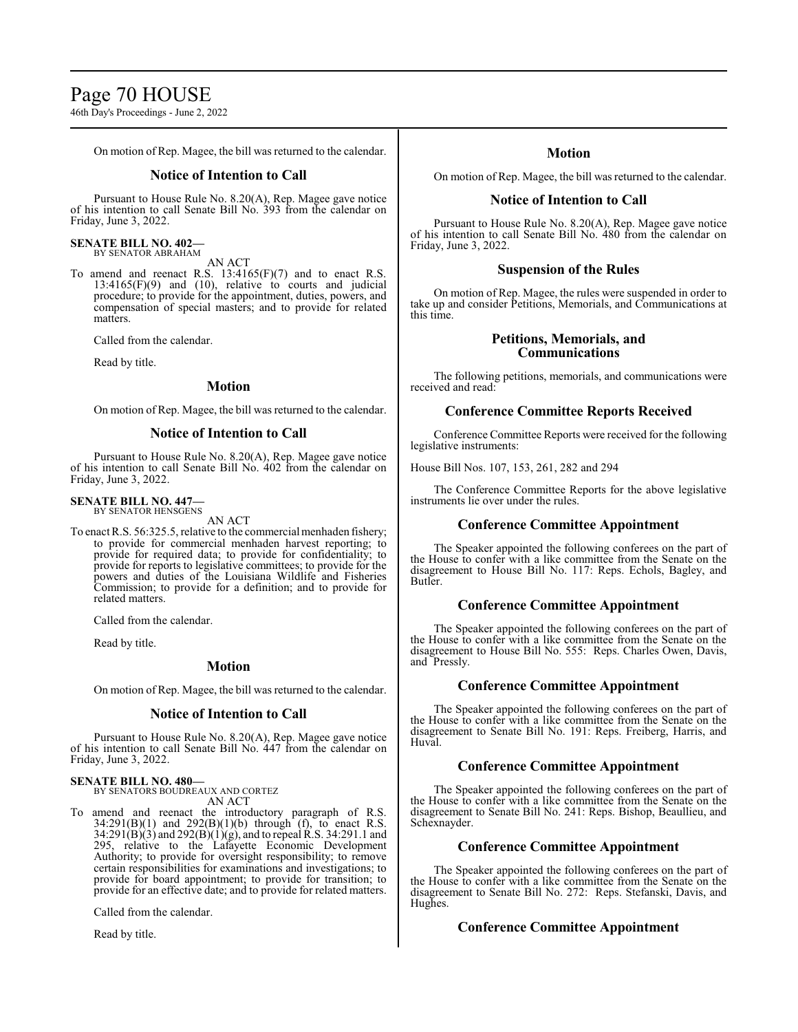On motion of Rep. Magee, the bill was returned to the calendar.

## Notice of Intention to Call

Pursuant to House Rule No. 8.20(A), Rep. Magee gave notice of his intention to call Senate Bill No. 393 from the calendar on Friday, June 3, 2022.

**SENATE BILL NO. 402—**
BY SENATOR ABRAHAM

AN ACT

To amend and reenact R.S. 13:4165(F)(7) and to enact R.S. 13:4165(F)(9) and (10), relative to courts and judicial procedure; to provide for the appointment, duties, powers, and compensation of special masters; and to provide for related matters.

Called from the calendar.

Read by title.

## Motion

On motion of Rep. Magee, the bill was returned to the calendar.

## Notice of Intention to Call

Pursuant to House Rule No. 8.20(A), Rep. Magee gave notice of his intention to call Senate Bill No. 402 from the calendar on Friday, June 3, 2022.

**SENATE BILL NO. 447—**
BY SENATOR HENSGENS

AN ACT

To enact R.S. 56:325.5, relative to the commercial menhaden fishery; to provide for commercial menhaden harvest reporting; to provide for required data; to provide for confidentiality; to provide for reports to legislative committees; to provide for the powers and duties of the Louisiana Wildlife and Fisheries Commission; to provide for a definition; and to provide for related matters.

Called from the calendar.

Read by title.

## Motion

On motion of Rep. Magee, the bill was returned to the calendar.

## Notice of Intention to Call

Pursuant to House Rule No. 8.20(A), Rep. Magee gave notice of his intention to call Senate Bill No. 447 from the calendar on Friday, June 3, 2022.

**SENATE BILL NO. 480—**
BY SENATORS BOUDREAUX AND CORTEZ

AN ACT

To amend and reenact the introductory paragraph of R.S. 34:291(B)(1) and 292(B)(1)(b) through (f), to enact R.S. 34:291(B)(3) and 292(B)(1)(g), and to repeal R.S. 34:291.1 and 295, relative to the Lafayette Economic Development Authority; to provide for oversight responsibility; to remove certain responsibilities for examinations and investigations; to provide for board appointment; to provide for transition; to provide for an effective date; and to provide for related matters.

Called from the calendar.

Read by title.

## Motion

On motion of Rep. Magee, the bill was returned to the calendar.

## Notice of Intention to Call

Pursuant to House Rule No. 8.20(A), Rep. Magee gave notice of his intention to call Senate Bill No. 480 from the calendar on Friday, June 3, 2022.

## Suspension of the Rules

On motion of Rep. Magee, the rules were suspended in order to take up and consider Petitions, Memorials, and Communications at this time.

## Petitions, Memorials, and Communications

The following petitions, memorials, and communications were received and read:

## Conference Committee Reports Received

Conference Committee Reports were received for the following legislative instruments:

House Bill Nos. 107, 153, 261, 282 and 294

The Conference Committee Reports for the above legislative instruments lie over under the rules.

## Conference Committee Appointment

The Speaker appointed the following conferees on the part of the House to confer with a like committee from the Senate on the disagreement to House Bill No. 117: Reps. Echols, Bagley, and Butler.

## Conference Committee Appointment

The Speaker appointed the following conferees on the part of the House to confer with a like committee from the Senate on the disagreement to House Bill No. 555: Reps. Charles Owen, Davis, and Pressly.

## Conference Committee Appointment

The Speaker appointed the following conferees on the part of the House to confer with a like committee from the Senate on the disagreement to Senate Bill No. 191: Reps. Freiberg, Harris, and Huval.

## Conference Committee Appointment

The Speaker appointed the following conferees on the part of the House to confer with a like committee from the Senate on the disagreement to Senate Bill No. 241: Reps. Bishop, Beaullieu, and Schexnayder.

## Conference Committee Appointment

The Speaker appointed the following conferees on the part of the House to confer with a like committee from the Senate on the disagreement to Senate Bill No. 272: Reps. Stefanski, Davis, and Hughes.

## Conference Committee Appointment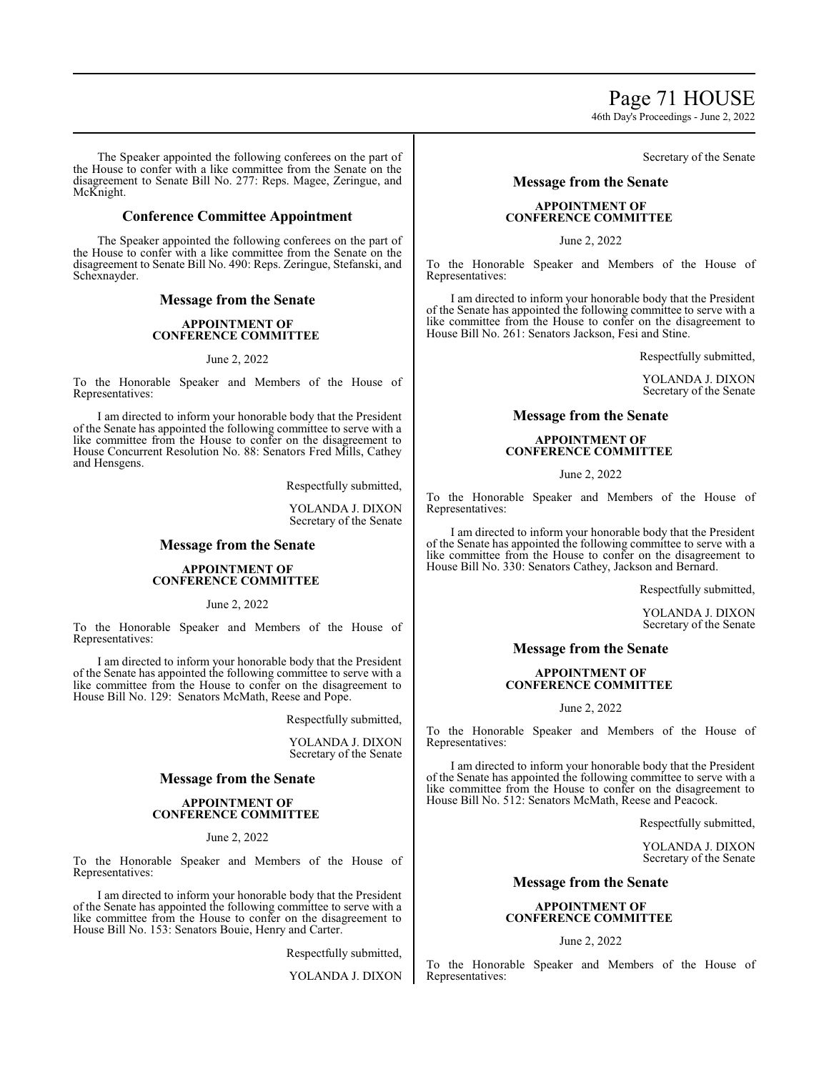The Speaker appointed the following conferees on the part of the House to confer with a like committee from the Senate on the disagreement to Senate Bill No. 277: Reps. Magee, Zeringue, and McKnight.

## Conference Committee Appointment

The Speaker appointed the following conferees on the part of the House to confer with a like committee from the Senate on the disagreement to Senate Bill No. 490: Reps. Zeringue, Stefanski, and Schexnayder.

## Message from the Senate

**APPOINTMENT OF CONFERENCE COMMITTEE**

June 2, 2022

To the Honorable Speaker and Members of the House of Representatives:

I am directed to inform your honorable body that the President of the Senate has appointed the following committee to serve with a like committee from the House to confer on the disagreement to House Concurrent Resolution No. 88: Senators Fred Mills, Cathey and Hensgens.

Respectfully submitted,

YOLANDA J. DIXON
Secretary of the Senate

## Message from the Senate

**APPOINTMENT OF CONFERENCE COMMITTEE**

June 2, 2022

To the Honorable Speaker and Members of the House of Representatives:

I am directed to inform your honorable body that the President of the Senate has appointed the following committee to serve with a like committee from the House to confer on the disagreement to House Bill No. 129: Senators McMath, Reese and Pope.

Respectfully submitted,

YOLANDA J. DIXON
Secretary of the Senate

## Message from the Senate

**APPOINTMENT OF CONFERENCE COMMITTEE**

June 2, 2022

To the Honorable Speaker and Members of the House of Representatives:

I am directed to inform your honorable body that the President of the Senate has appointed the following committee to serve with a like committee from the House to confer on the disagreement to House Bill No. 153: Senators Bouie, Henry and Carter.

Respectfully submitted,

YOLANDA J. DIXON
Secretary of the Senate

## Message from the Senate

**APPOINTMENT OF CONFERENCE COMMITTEE**

June 2, 2022

To the Honorable Speaker and Members of the House of Representatives:

I am directed to inform your honorable body that the President of the Senate has appointed the following committee to serve with a like committee from the House to confer on the disagreement to House Bill No. 261: Senators Jackson, Fesi and Stine.

Respectfully submitted,

YOLANDA J. DIXON
Secretary of the Senate

## Message from the Senate

**APPOINTMENT OF CONFERENCE COMMITTEE**

June 2, 2022

To the Honorable Speaker and Members of the House of Representatives:

I am directed to inform your honorable body that the President of the Senate has appointed the following committee to serve with a like committee from the House to confer on the disagreement to House Bill No. 330: Senators Cathey, Jackson and Bernard.

Respectfully submitted,

YOLANDA J. DIXON
Secretary of the Senate

## Message from the Senate

**APPOINTMENT OF CONFERENCE COMMITTEE**

June 2, 2022

To the Honorable Speaker and Members of the House of Representatives:

I am directed to inform your honorable body that the President of the Senate has appointed the following committee to serve with a like committee from the House to confer on the disagreement to House Bill No. 512: Senators McMath, Reese and Peacock.

Respectfully submitted,

YOLANDA J. DIXON
Secretary of the Senate

## Message from the Senate

**APPOINTMENT OF CONFERENCE COMMITTEE**

June 2, 2022

To the Honorable Speaker and Members of the House of Representatives: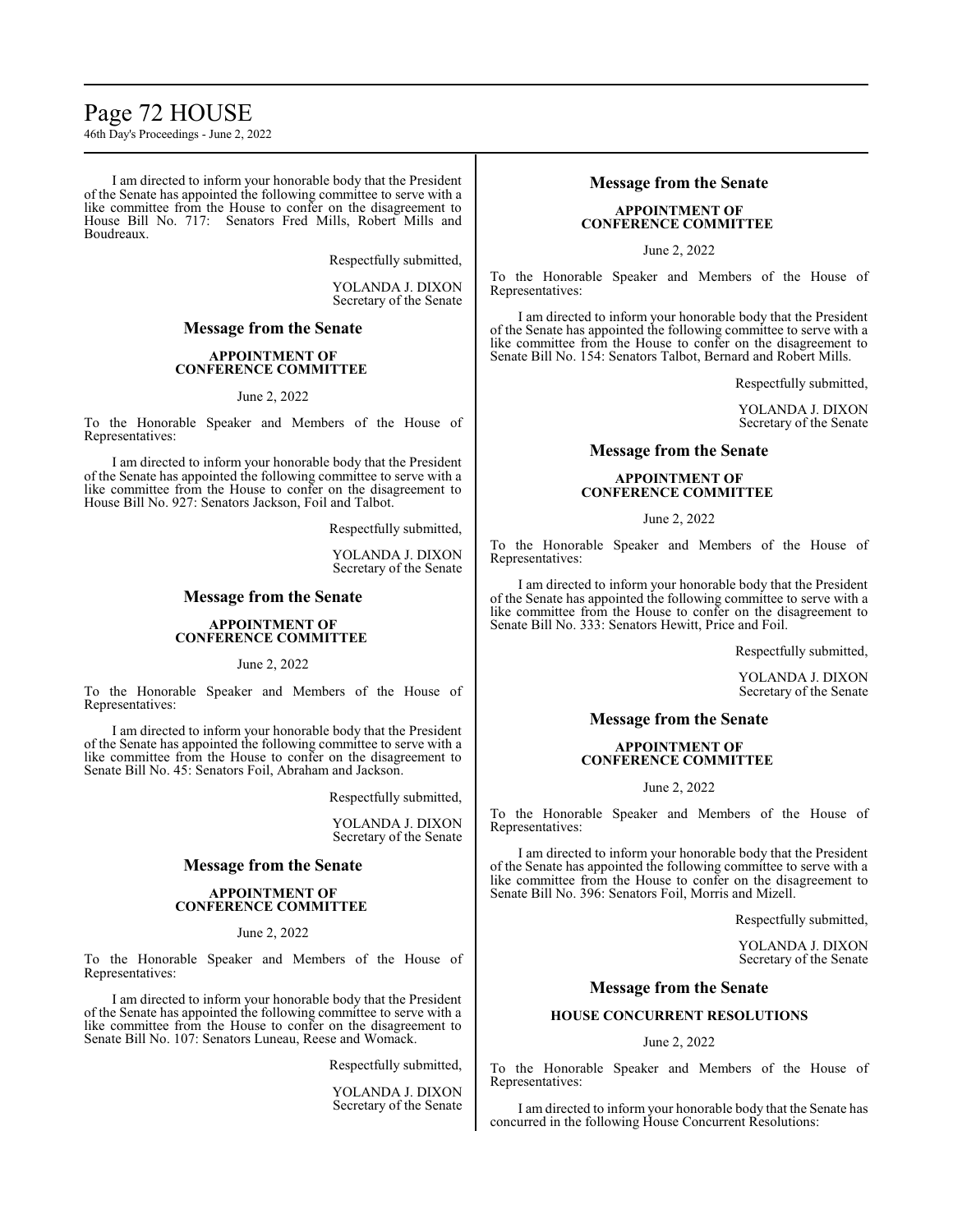I am directed to inform your honorable body that the President of the Senate has appointed the following committee to serve with a like committee from the House to confer on the disagreement to House Bill No. 717: Senators Fred Mills, Robert Mills and Boudreaux.

Respectfully submitted,

YOLANDA J. DIXON
Secretary of the Senate

## Message from the Senate

**APPOINTMENT OF CONFERENCE COMMITTEE**

June 2, 2022

To the Honorable Speaker and Members of the House of Representatives:

I am directed to inform your honorable body that the President of the Senate has appointed the following committee to serve with a like committee from the House to confer on the disagreement to House Bill No. 927: Senators Jackson, Foil and Talbot.

Respectfully submitted,

YOLANDA J. DIXON
Secretary of the Senate

## Message from the Senate

**APPOINTMENT OF CONFERENCE COMMITTEE**

June 2, 2022

To the Honorable Speaker and Members of the House of Representatives:

I am directed to inform your honorable body that the President of the Senate has appointed the following committee to serve with a like committee from the House to confer on the disagreement to Senate Bill No. 45: Senators Foil, Abraham and Jackson.

Respectfully submitted,

YOLANDA J. DIXON
Secretary of the Senate

## Message from the Senate

**APPOINTMENT OF CONFERENCE COMMITTEE**

June 2, 2022

To the Honorable Speaker and Members of the House of Representatives:

I am directed to inform your honorable body that the President of the Senate has appointed the following committee to serve with a like committee from the House to confer on the disagreement to Senate Bill No. 107: Senators Luneau, Reese and Womack.

Respectfully submitted,

YOLANDA J. DIXON
Secretary of the Senate

## Message from the Senate

**APPOINTMENT OF CONFERENCE COMMITTEE**

June 2, 2022

To the Honorable Speaker and Members of the House of Representatives:

I am directed to inform your honorable body that the President of the Senate has appointed the following committee to serve with a like committee from the House to confer on the disagreement to Senate Bill No. 154: Senators Talbot, Bernard and Robert Mills.

Respectfully submitted,

YOLANDA J. DIXON
Secretary of the Senate

## Message from the Senate

**APPOINTMENT OF CONFERENCE COMMITTEE**

June 2, 2022

To the Honorable Speaker and Members of the House of Representatives:

I am directed to inform your honorable body that the President of the Senate has appointed the following committee to serve with a like committee from the House to confer on the disagreement to Senate Bill No. 333: Senators Hewitt, Price and Foil.

Respectfully submitted,

YOLANDA J. DIXON
Secretary of the Senate

## Message from the Senate

**APPOINTMENT OF CONFERENCE COMMITTEE**

June 2, 2022

To the Honorable Speaker and Members of the House of Representatives:

I am directed to inform your honorable body that the President of the Senate has appointed the following committee to serve with a like committee from the House to confer on the disagreement to Senate Bill No. 396: Senators Foil, Morris and Mizell.

Respectfully submitted,

YOLANDA J. DIXON
Secretary of the Senate

## Message from the Senate

**HOUSE CONCURRENT RESOLUTIONS**

June 2, 2022

To the Honorable Speaker and Members of the House of Representatives:

I am directed to inform your honorable body that the Senate has concurred in the following House Concurrent Resolutions: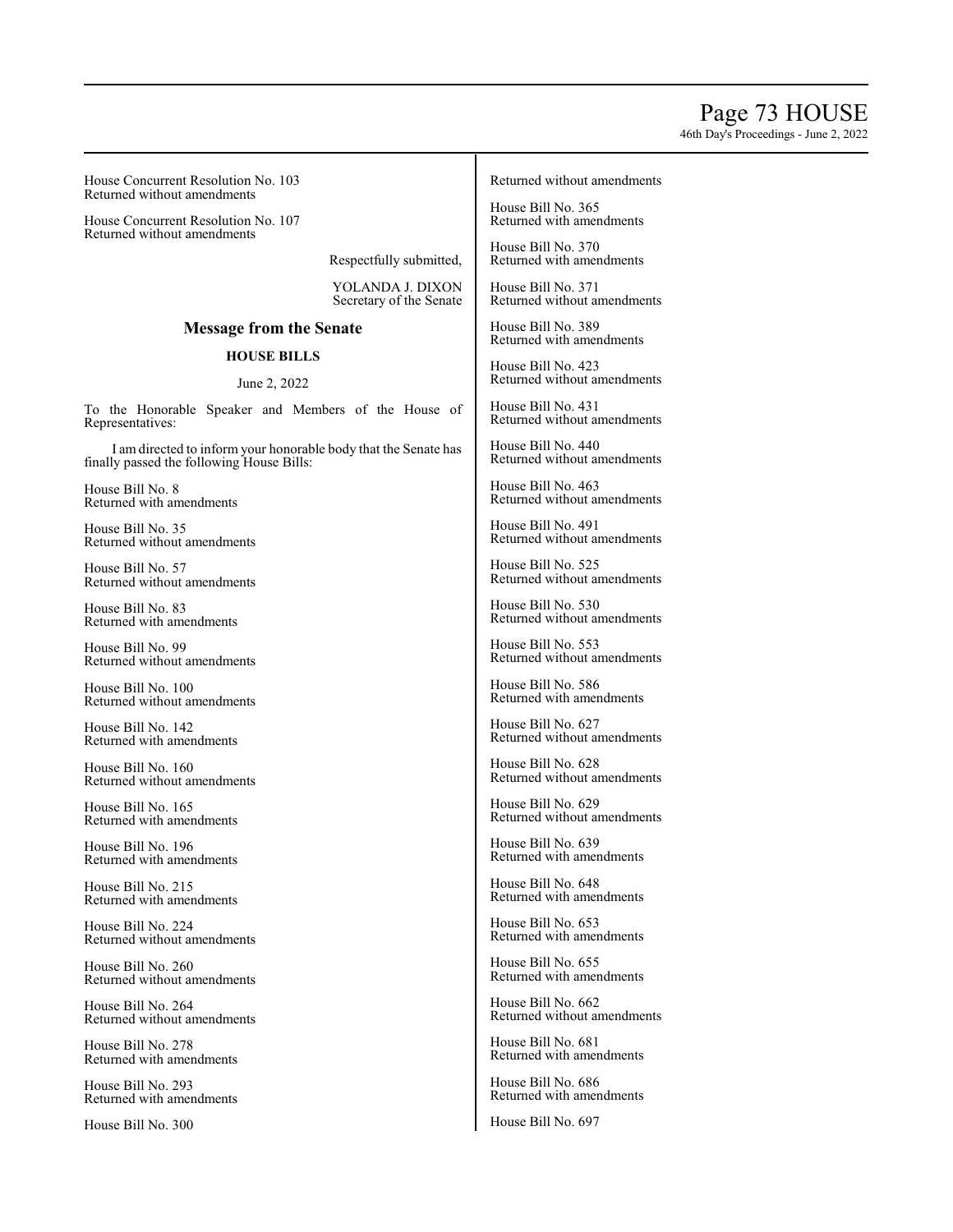House Concurrent Resolution No. 103
Returned without amendments

House Concurrent Resolution No. 107
Returned without amendments

Respectfully submitted,

YOLANDA J. DIXON
Secretary of the Senate

## Message from the Senate

### HOUSE BILLS

June 2, 2022

To the Honorable Speaker and Members of the House of Representatives:

I am directed to inform your honorable body that the Senate has finally passed the following House Bills:

House Bill No. 8
Returned with amendments

House Bill No. 35
Returned without amendments

House Bill No. 57
Returned without amendments

House Bill No. 83
Returned with amendments

House Bill No. 99
Returned without amendments

House Bill No. 100
Returned without amendments

House Bill No. 142
Returned with amendments

House Bill No. 160
Returned without amendments

House Bill No. 165
Returned with amendments

House Bill No. 196
Returned with amendments

House Bill No. 215
Returned with amendments

House Bill No. 224
Returned without amendments

House Bill No. 260
Returned without amendments

House Bill No. 264
Returned without amendments

House Bill No. 278
Returned with amendments

House Bill No. 293
Returned with amendments

House Bill No. 300
Returned without amendments

House Bill No. 365
Returned with amendments

House Bill No. 370
Returned with amendments

House Bill No. 371
Returned without amendments

House Bill No. 389
Returned with amendments

House Bill No. 423
Returned without amendments

House Bill No. 431
Returned without amendments

House Bill No. 440
Returned without amendments

House Bill No. 463
Returned without amendments

House Bill No. 491
Returned without amendments

House Bill No. 525
Returned without amendments

House Bill No. 530
Returned without amendments

House Bill No. 553
Returned without amendments

House Bill No. 586
Returned with amendments

House Bill No. 627
Returned without amendments

House Bill No. 628
Returned without amendments

House Bill No. 629
Returned without amendments

House Bill No. 639
Returned with amendments

House Bill No. 648
Returned with amendments

House Bill No. 653
Returned with amendments

House Bill No. 655
Returned with amendments

House Bill No. 662
Returned without amendments

House Bill No. 681
Returned with amendments

House Bill No. 686
Returned with amendments

House Bill No. 697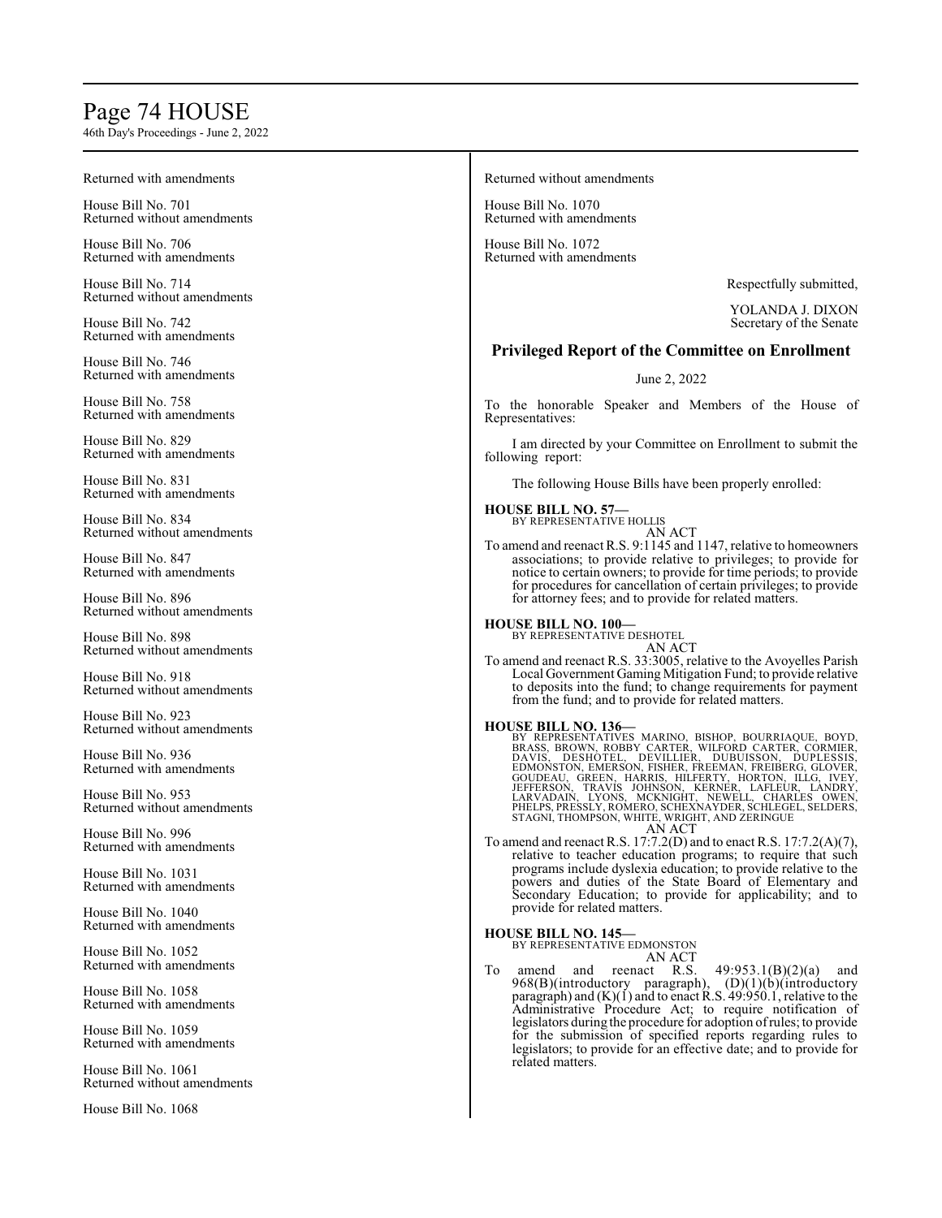Returned with amendments

House Bill No. 701
Returned without amendments

House Bill No. 706
Returned with amendments

House Bill No. 714
Returned without amendments

House Bill No. 742
Returned with amendments

House Bill No. 746
Returned with amendments

House Bill No. 758
Returned with amendments

House Bill No. 829
Returned with amendments

House Bill No. 831
Returned with amendments

House Bill No. 834
Returned without amendments

House Bill No. 847
Returned with amendments

House Bill No. 896
Returned without amendments

House Bill No. 898
Returned without amendments

House Bill No. 918
Returned without amendments

House Bill No. 923
Returned without amendments

House Bill No. 936
Returned with amendments

House Bill No. 953
Returned without amendments

House Bill No. 996
Returned with amendments

House Bill No. 1031
Returned with amendments

House Bill No. 1040
Returned with amendments

House Bill No. 1052
Returned with amendments

House Bill No. 1058
Returned with amendments

House Bill No. 1059
Returned with amendments

House Bill No. 1061
Returned without amendments

House Bill No. 1068
Returned without amendments

House Bill No. 1070
Returned with amendments

House Bill No. 1072
Returned with amendments

Respectfully submitted,

YOLANDA J. DIXON
Secretary of the Senate

## Privileged Report of the Committee on Enrollment

June 2, 2022

To the honorable Speaker and Members of the House of Representatives:

I am directed by your Committee on Enrollment to submit the following report:

The following House Bills have been properly enrolled:

**HOUSE BILL NO. 57—**
BY REPRESENTATIVE HOLLIS
AN ACT
To amend and reenact R.S. 9:1145 and 1147, relative to homeowners associations; to provide relative to privileges; to provide for notice to certain owners; to provide for time periods; to provide for procedures for cancellation of certain privileges; to provide for attorney fees; and to provide for related matters.

**HOUSE BILL NO. 100—**
BY REPRESENTATIVE DESHOTEL
AN ACT
To amend and reenact R.S. 33:3005, relative to the Avoyelles Parish Local Government Gaming Mitigation Fund; to provide relative to deposits into the fund; to change requirements for payment from the fund; and to provide for related matters.

**HOUSE BILL NO. 136—**
BY REPRESENTATIVES MARINO, BISHOP, BOURRIAQUE, BOYD, BRASS, BROWN, ROBBY CARTER, WILFORD CARTER, CORMIER, DAVIS, DESHOTEL, DEVILLIER, DUBUISSON, DUPLESSIS, EDMONSTON, EMERSON, FISHER, FREEMAN, FREIBERG, GLOVER, GOUDEAU, GREEN, HARRIS, HILFERTY, HORTON, ILLG, IVEY, JEFFERSON, TRAVIS JOHNSON, KERNER, LAFLEUR, LANDRY, LARVADAIN, LYONS, MCKNIGHT, NEWELL, CHARLES OWEN, PHELPS, PRESSLY, ROMERO, SCHEXNAYDER, SCHLEGEL, SELDERS, STAGNI, THOMPSON, WHITE, WRIGHT, AND ZERINGUE
AN ACT
To amend and reenact R.S. 17:7.2(D) and to enact R.S. 17:7.2(A)(7), relative to teacher education programs; to require that such programs include dyslexia education; to provide relative to the powers and duties of the State Board of Elementary and Secondary Education; to provide for applicability; and to provide for related matters.

**HOUSE BILL NO. 145—**
BY REPRESENTATIVE EDMONSTON
AN ACT
To amend and reenact R.S. 49:953.1(B)(2)(a) and 968(B)(introductory paragraph), (D)(1)(b)(introductory paragraph) and (K)(1) and to enact R.S. 49:950.1, relative to the Administrative Procedure Act; to require notification of legislators during the procedure for adoption of rules; to provide for the submission of specified reports regarding rules to legislators; to provide for an effective date; and to provide for related matters.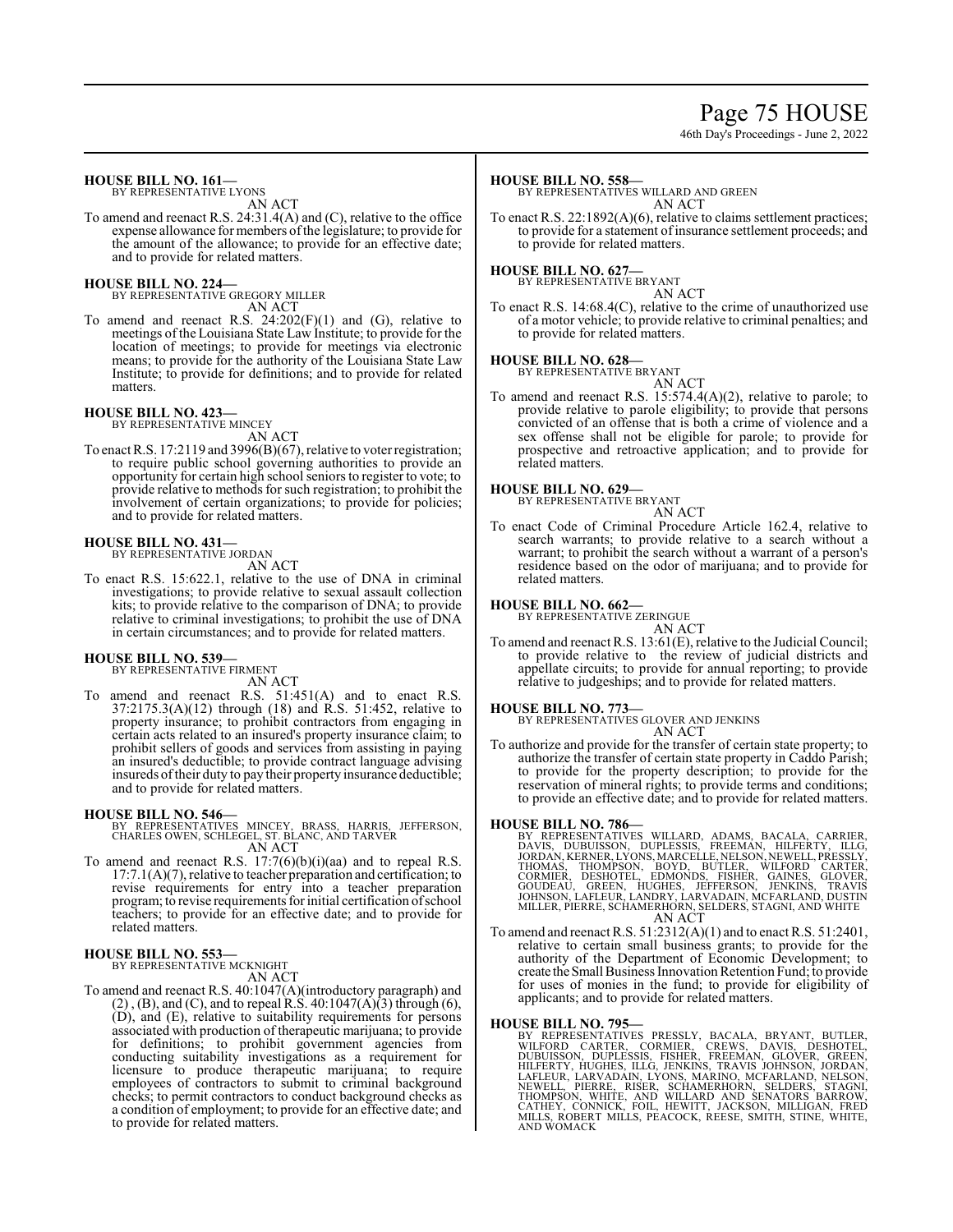**HOUSE BILL NO. 161—**

BY REPRESENTATIVE LYONS

AN ACT

To amend and reenact R.S. 24:31.4(A) and (C), relative to the office expense allowance for members of the legislature; to provide for the amount of the allowance; to provide for an effective date; and to provide for related matters.

**HOUSE BILL NO. 224—**

BY REPRESENTATIVE GREGORY MILLER

AN ACT

To amend and reenact R.S. 24:202(F)(1) and (G), relative to meetings of the Louisiana State Law Institute; to provide for the location of meetings; to provide for meetings via electronic means; to provide for the authority of the Louisiana State Law Institute; to provide for definitions; and to provide for related matters.

**HOUSE BILL NO. 423—**

BY REPRESENTATIVE MINCEY

AN ACT

To enact R.S. 17:2119 and 3996(B)(67), relative to voter registration; to require public school governing authorities to provide an opportunity for certain high school seniors to register to vote; to provide relative to methods for such registration; to prohibit the involvement of certain organizations; to provide for policies; and to provide for related matters.

**HOUSE BILL NO. 431—**

BY REPRESENTATIVE JORDAN

AN ACT

To enact R.S. 15:622.1, relative to the use of DNA in criminal investigations; to provide relative to sexual assault collection kits; to provide relative to the comparison of DNA; to provide relative to criminal investigations; to prohibit the use of DNA in certain circumstances; and to provide for related matters.

**HOUSE BILL NO. 539—**

BY REPRESENTATIVE FIRMENT

AN ACT

To amend and reenact R.S. 51:451(A) and to enact R.S. 37:2175.3(A)(12) through (18) and R.S. 51:452, relative to property insurance; to prohibit contractors from engaging in certain acts related to an insured's property insurance claim; to prohibit sellers of goods and services from assisting in paying an insured's deductible; to provide contract language advising insureds of their duty to pay their property insurance deductible; and to provide for related matters.

**HOUSE BILL NO. 546—**

BY REPRESENTATIVES MINCEY, BRASS, HARRIS, JEFFERSON, CHARLES OWEN, SCHLEGEL, ST. BLANC, AND TARVER

AN ACT

To amend and reenact R.S. 17:7(6)(b)(i)(aa) and to repeal R.S. 17:7.1(A)(7), relative to teacher preparation and certification; to revise requirements for entry into a teacher preparation program; to revise requirements for initial certification of school teachers; to provide for an effective date; and to provide for related matters.

**HOUSE BILL NO. 553—**

BY REPRESENTATIVE MCKNIGHT

AN ACT

To amend and reenact R.S. 40:1047(A)(introductory paragraph) and (2) , (B), and (C), and to repeal R.S. 40:1047(A)(3) through (6), (D), and (E), relative to suitability requirements for persons associated with production of therapeutic marijuana; to provide for definitions; to prohibit government agencies from conducting suitability investigations as a requirement for licensure to produce therapeutic marijuana; to require employees of contractors to submit to criminal background checks; to permit contractors to conduct background checks as a condition of employment; to provide for an effective date; and to provide for related matters.

**HOUSE BILL NO. 558—**

BY REPRESENTATIVES WILLARD AND GREEN

AN ACT

To enact R.S. 22:1892(A)(6), relative to claims settlement practices; to provide for a statement of insurance settlement proceeds; and to provide for related matters.

**HOUSE BILL NO. 627—**

BY REPRESENTATIVE BRYANT

AN ACT

To enact R.S. 14:68.4(C), relative to the crime of unauthorized use of a motor vehicle; to provide relative to criminal penalties; and to provide for related matters.

**HOUSE BILL NO. 628—**

BY REPRESENTATIVE BRYANT

AN ACT

To amend and reenact R.S. 15:574.4(A)(2), relative to parole; to provide relative to parole eligibility; to provide that persons convicted of an offense that is both a crime of violence and a sex offense shall not be eligible for parole; to provide for prospective and retroactive application; and to provide for related matters.

**HOUSE BILL NO. 629—**

BY REPRESENTATIVE BRYANT

AN ACT

To enact Code of Criminal Procedure Article 162.4, relative to search warrants; to provide relative to a search without a warrant; to prohibit the search without a warrant of a person's residence based on the odor of marijuana; and to provide for related matters.

**HOUSE BILL NO. 662—**

BY REPRESENTATIVE ZERINGUE

AN ACT

To amend and reenact R.S. 13:61(E), relative to the Judicial Council; to provide relative to the review of judicial districts and appellate circuits; to provide for annual reporting; to provide relative to judgeships; and to provide for related matters.

**HOUSE BILL NO. 773—**

BY REPRESENTATIVES GLOVER AND JENKINS

AN ACT

To authorize and provide for the transfer of certain state property; to authorize the transfer of certain state property in Caddo Parish; to provide for the property description; to provide for the reservation of mineral rights; to provide terms and conditions; to provide an effective date; and to provide for related matters.

**HOUSE BILL NO. 786—**

BY REPRESENTATIVES WILLARD, ADAMS, BACALA, CARRIER, DAVIS, DUBUISSON, DUPLESSIS, FREEMAN, HILFERTY, ILLG, JORDAN, KERNER, LYONS, MARCELLE, NELSON, NEWELL, PRESSLY, THOMAS, THOMPSON, BOYD, BUTLER, WILFORD CARTER, CORMIER, DESHOTEL, EDMONDS, FISHER, GAINES, GLOVER, GOUDEAU, GREEN, HUGHES, JEFFERSON, JENKINS, TRAVIS JOHNSON, LAFLEUR, LANDRY, LARVADAIN, MCFARLAND, DUSTIN MILLER, PIERRE, SCHAMERHORN, SELDERS, STAGNI, AND WHITE

AN ACT

To amend and reenact R.S. 51:2312(A)(1) and to enact R.S. 51:2401, relative to certain small business grants; to provide for the authority of the Department of Economic Development; to create the Small Business Innovation Retention Fund; to provide for uses of monies in the fund; to provide for eligibility of applicants; and to provide for related matters.

**HOUSE BILL NO. 795—**

BY REPRESENTATIVES PRESSLY, BACALA, BRYANT, BUTLER, WILFORD CARTER, CORMIER, CREWS, DAVIS, DESHOTEL, DUBUISSON, DUPLESSIS, FISHER, FREEMAN, GLOVER, GREEN, HILFERTY, HUGHES, ILLG, JENKINS, TRAVIS JOHNSON, JORDAN, LAFLEUR, LARVADAIN, LYONS, MARINO, MCFARLAND, NELSON, NEWELL, PIERRE, RISER, SCHAMERHORN, SELDERS, STAGNI, THOMPSON, WHITE, AND WILLARD AND SENATORS BARROW, CATHEY, CONNICK, FOIL, HEWITT, JACKSON, MILLIGAN, FRED MILLS, ROBERT MILLS, PEACOCK, REESE, SMITH, STINE, WHITE, AND WOMACK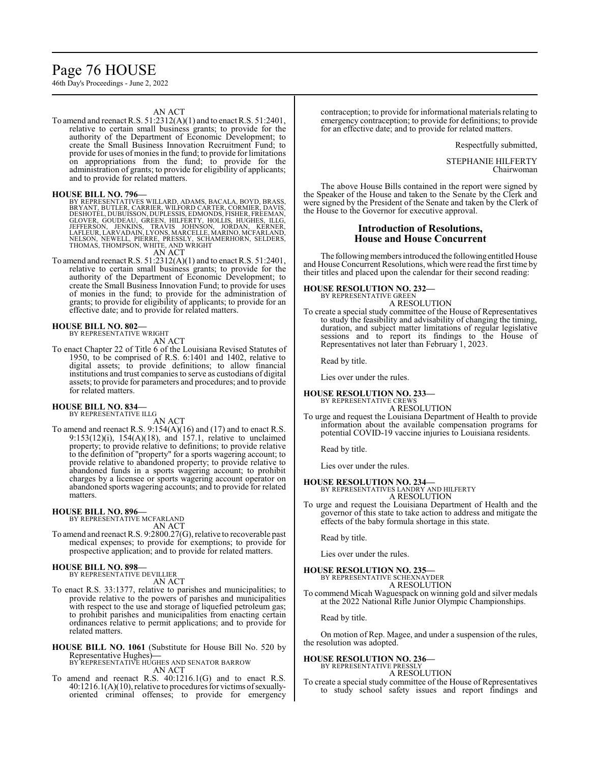AN ACT

To amend and reenact R.S. 51:2312(A)(1) and to enact R.S. 51:2401, relative to certain small business grants; to provide for the authority of the Department of Economic Development; to create the Small Business Innovation Recruitment Fund; to provide for uses of monies in the fund; to provide for limitations on appropriations from the fund; to provide for the administration of grants; to provide for eligibility of applicants; and to provide for related matters.

**HOUSE BILL NO. 796—**
BY REPRESENTATIVES WILLARD, ADAMS, BACALA, BOYD, BRASS, BRYANT, BUTLER, CARRIER, WILFORD CARTER, CORMIER, DAVIS, DESHOTEL, DUBUISSON, DUPLESSIS, EDMONDS, FISHER, FREEMAN, GLOVER, GOUDEAU, GREEN, HILFERTY, HOLLIS, HUGHES, ILLG, JEFFERSON, JENKINS, TRAVIS JOHNSON, JORDAN, KERNER, LAFLEUR, LARVADAIN, LYONS, MARCELLE, MARINO, MCFARLAND, NELSON, NEWELL, PIERRE, PRESSLY, SCHAMERHORN, SELDERS, THOMAS, THOMPSON, WHITE, AND WRIGHT

AN ACT

To amend and reenact R.S. 51:2312(A)(1) and to enact R.S. 51:2401, relative to certain small business grants; to provide for the authority of the Department of Economic Development; to create the Small Business Innovation Fund; to provide for uses of monies in the fund; to provide for the administration of grants; to provide for eligibility of applicants; to provide for an effective date; and to provide for related matters.

**HOUSE BILL NO. 802—**
BY REPRESENTATIVE WRIGHT

AN ACT

To enact Chapter 22 of Title 6 of the Louisiana Revised Statutes of 1950, to be comprised of R.S. 6:1401 and 1402, relative to digital assets; to provide definitions; to allow financial institutions and trust companies to serve as custodians of digital assets; to provide for parameters and procedures; and to provide for related matters.

**HOUSE BILL NO. 834—**
BY REPRESENTATIVE ILLG

AN ACT

To amend and reenact R.S. 9:154(A)(16) and (17) and to enact R.S. 9:153(12)(i), 154(A)(18), and 157.1, relative to unclaimed property; to provide relative to definitions; to provide relative to the definition of "property" for a sports wagering account; to provide relative to abandoned property; to provide relative to abandoned funds in a sports wagering account; to prohibit charges by a licensee or sports wagering account operator on abandoned sports wagering accounts; and to provide for related matters.

**HOUSE BILL NO. 896—**
BY REPRESENTATIVE MCFARLAND

AN ACT

To amend and reenact R.S. 9:2800.27(G), relative to recoverable past medical expenses; to provide for exemptions; to provide for prospective application; and to provide for related matters.

**HOUSE BILL NO. 898—**
BY REPRESENTATIVE DEVILLIER

AN ACT

To enact R.S. 33:1377, relative to parishes and municipalities; to provide relative to the powers of parishes and municipalities with respect to the use and storage of liquefied petroleum gas; to prohibit parishes and municipalities from enacting certain ordinances relative to permit applications; and to provide for related matters.

**HOUSE BILL NO. 1061** (Substitute for House Bill No. 520 by Representative Hughes)**—**
BY REPRESENTATIVE HUGHES AND SENATOR BARROW

AN ACT

To amend and reenact R.S. 40:1216.1(G) and to enact R.S. 40:1216.1(A)(10), relative to procedures for victims of sexually-oriented criminal offenses; to provide for emergency contraception; to provide for informational materials relating to emergency contraception; to provide for definitions; to provide for an effective date; and to provide for related matters.

Respectfully submitted,

STEPHANIE HILFERTY
Chairwoman

The above House Bills contained in the report were signed by the Speaker of the House and taken to the Senate by the Clerk and were signed by the President of the Senate and taken by the Clerk of the House to the Governor for executive approval.

## Introduction of Resolutions, House and House Concurrent

The following members introduced the following entitled House and House Concurrent Resolutions, which were read the first time by their titles and placed upon the calendar for their second reading:

**HOUSE RESOLUTION NO. 232—**
BY REPRESENTATIVE GREEN

A RESOLUTION

To create a special study committee of the House of Representatives to study the feasibility and advisability of changing the timing, duration, and subject matter limitations of regular legislative sessions and to report its findings to the House of Representatives not later than February 1, 2023.

Read by title.

Lies over under the rules.

**HOUSE RESOLUTION NO. 233—**
BY REPRESENTATIVE CREWS

A RESOLUTION

To urge and request the Louisiana Department of Health to provide information about the available compensation programs for potential COVID-19 vaccine injuries to Louisiana residents.

Read by title.

Lies over under the rules.

**HOUSE RESOLUTION NO. 234—**
BY REPRESENTATIVES LANDRY AND HILFERTY

A RESOLUTION

To urge and request the Louisiana Department of Health and the governor of this state to take action to address and mitigate the effects of the baby formula shortage in this state.

Read by title.

Lies over under the rules.

**HOUSE RESOLUTION NO. 235—**
BY REPRESENTATIVE SCHEXNAYDER

A RESOLUTION

To commend Micah Waguespack on winning gold and silver medals at the 2022 National Rifle Junior Olympic Championships.

Read by title.

On motion of Rep. Magee, and under a suspension of the rules, the resolution was adopted.

**HOUSE RESOLUTION NO. 236—**
BY REPRESENTATIVE PRESSLY

A RESOLUTION

To create a special study committee of the House of Representatives to study school safety issues and report findings and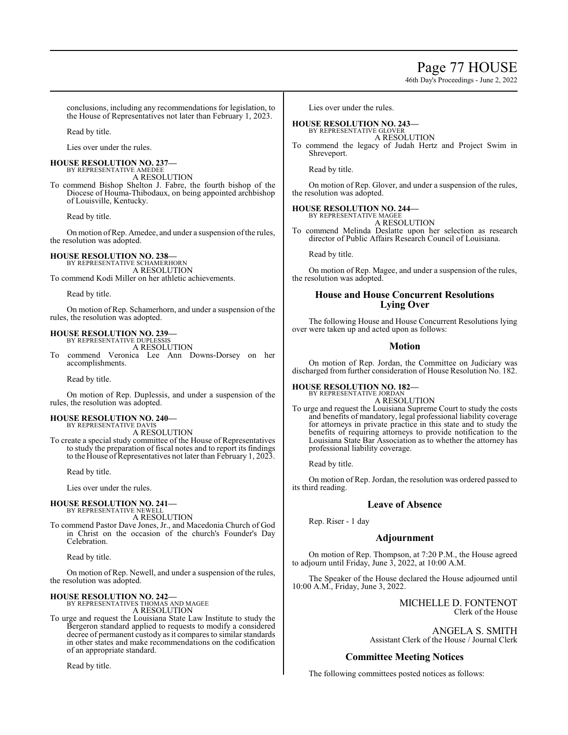conclusions, including any recommendations for legislation, to the House of Representatives not later than February 1, 2023.

Read by title.

Lies over under the rules.

**HOUSE RESOLUTION NO. 237—**
BY REPRESENTATIVE AMEDEE
A RESOLUTION

To commend Bishop Shelton J. Fabre, the fourth bishop of the Diocese of Houma-Thibodaux, on being appointed archbishop of Louisville, Kentucky.

Read by title.

On motion of Rep. Amedee, and under a suspension of the rules, the resolution was adopted.

**HOUSE RESOLUTION NO. 238—**
BY REPRESENTATIVE SCHAMERHORN
A RESOLUTION

To commend Kodi Miller on her athletic achievements.

Read by title.

On motion of Rep. Schamerhorn, and under a suspension of the rules, the resolution was adopted.

**HOUSE RESOLUTION NO. 239—**
BY REPRESENTATIVE DUPLESSIS
A RESOLUTION

To commend Veronica Lee Ann Downs-Dorsey on her accomplishments.

Read by title.

On motion of Rep. Duplessis, and under a suspension of the rules, the resolution was adopted.

**HOUSE RESOLUTION NO. 240—**
BY REPRESENTATIVE DAVIS
A RESOLUTION

To create a special study committee of the House of Representatives to study the preparation of fiscal notes and to report its findings to the House of Representatives not later than February 1, 2023.

Read by title.

Lies over under the rules.

**HOUSE RESOLUTION NO. 241—**
BY REPRESENTATIVE NEWELL
A RESOLUTION

To commend Pastor Dave Jones, Jr., and Macedonia Church of God in Christ on the occasion of the church's Founder's Day Celebration.

Read by title.

On motion of Rep. Newell, and under a suspension of the rules, the resolution was adopted.

**HOUSE RESOLUTION NO. 242—**
BY REPRESENTATIVES THOMAS AND MAGEE
A RESOLUTION

To urge and request the Louisiana State Law Institute to study the Bergeron standard applied to requests to modify a considered decree of permanent custody as it compares to similar standards in other states and make recommendations on the codification of an appropriate standard.

Read by title.

Lies over under the rules.

**HOUSE RESOLUTION NO. 243—**
BY REPRESENTATIVE GLOVER
A RESOLUTION

To commend the legacy of Judah Hertz and Project Swim in Shreveport.

Read by title.

On motion of Rep. Glover, and under a suspension of the rules, the resolution was adopted.

**HOUSE RESOLUTION NO. 244—**
BY REPRESENTATIVE MAGEE
A RESOLUTION

To commend Melinda Deslatte upon her selection as research director of Public Affairs Research Council of Louisiana.

Read by title.

On motion of Rep. Magee, and under a suspension of the rules, the resolution was adopted.

## House and House Concurrent Resolutions Lying Over

The following House and House Concurrent Resolutions lying over were taken up and acted upon as follows:

## Motion

On motion of Rep. Jordan, the Committee on Judiciary was discharged from further consideration of House Resolution No. 182.

**HOUSE RESOLUTION NO. 182—**
BY REPRESENTATIVE JORDAN
A RESOLUTION

To urge and request the Louisiana Supreme Court to study the costs and benefits of mandatory, legal professional liability coverage for attorneys in private practice in this state and to study the benefits of requiring attorneys to provide notification to the Louisiana State Bar Association as to whether the attorney has professional liability coverage.

Read by title.

On motion of Rep. Jordan, the resolution was ordered passed to its third reading.

## Leave of Absence

Rep. Riser - 1 day

## Adjournment

On motion of Rep. Thompson, at 7:20 P.M., the House agreed to adjourn until Friday, June 3, 2022, at 10:00 A.M.

The Speaker of the House declared the House adjourned until 10:00 A.M., Friday, June 3, 2022.

MICHELLE D. FONTENOT
Clerk of the House

ANGELA S. SMITH
Assistant Clerk of the House / Journal Clerk

## Committee Meeting Notices

The following committees posted notices as follows: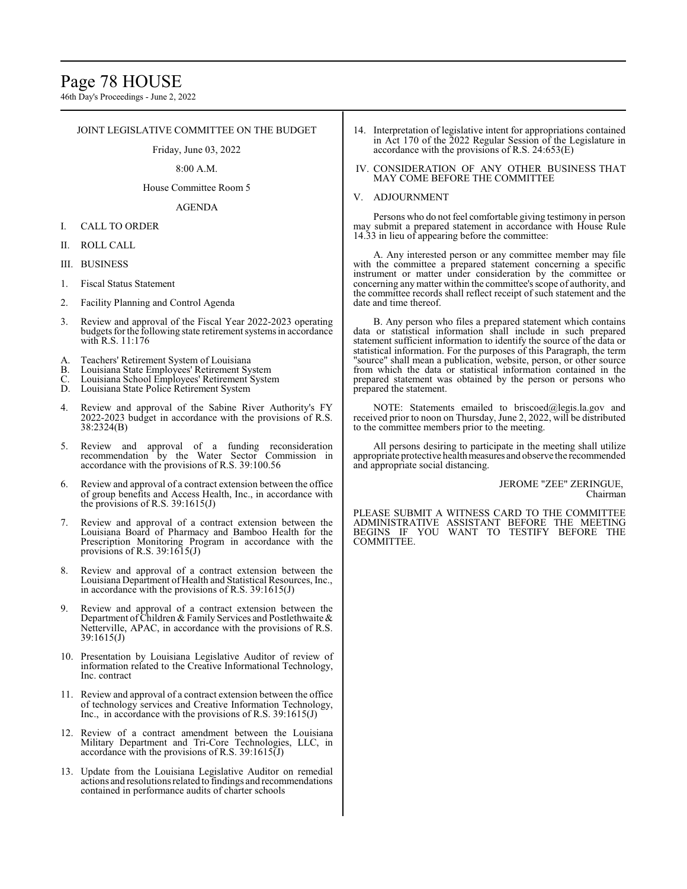JOINT LEGISLATIVE COMMITTEE ON THE BUDGET

Friday, June 03, 2022

8:00 A.M.

House Committee Room 5

AGENDA

I. CALL TO ORDER

II. ROLL CALL

III. BUSINESS

1. Fiscal Status Statement

2. Facility Planning and Control Agenda

3. Review and approval of the Fiscal Year 2022-2023 operating budgets for the following state retirement systems in accordance with R.S. 11:176

A. Teachers' Retirement System of Louisiana
B. Louisiana State Employees' Retirement System
C. Louisiana School Employees' Retirement System
D. Louisiana State Police Retirement System

4. Review and approval of the Sabine River Authority's FY 2022-2023 budget in accordance with the provisions of R.S. 38:2324(B)

5. Review and approval of a funding reconsideration recommendation by the Water Sector Commission in accordance with the provisions of R.S. 39:100.56

6. Review and approval of a contract extension between the office of group benefits and Access Health, Inc., in accordance with the provisions of R.S. 39:1615(J)

7. Review and approval of a contract extension between the Louisiana Board of Pharmacy and Bamboo Health for the Prescription Monitoring Program in accordance with the provisions of R.S. 39:1615(J)

8. Review and approval of a contract extension between the Louisiana Department of Health and Statistical Resources, Inc., in accordance with the provisions of R.S. 39:1615(J)

9. Review and approval of a contract extension between the Department of Children & Family Services and Postlethwaite & Netterville, APAC, in accordance with the provisions of R.S. 39:1615(J)

10. Presentation by Louisiana Legislative Auditor of review of information related to the Creative Informational Technology, Inc. contract

11. Review and approval of a contract extension between the office of technology services and Creative Information Technology, Inc., in accordance with the provisions of R.S. 39:1615(J)

12. Review of a contract amendment between the Louisiana Military Department and Tri-Core Technologies, LLC, in accordance with the provisions of R.S. 39:1615(J)

13. Update from the Louisiana Legislative Auditor on remedial actions and resolutions related to findings and recommendations contained in performance audits of charter schools

14. Interpretation of legislative intent for appropriations contained in Act 170 of the 2022 Regular Session of the Legislature in accordance with the provisions of R.S. 24:653(E)

IV. CONSIDERATION OF ANY OTHER BUSINESS THAT MAY COME BEFORE THE COMMITTEE

V. ADJOURNMENT

Persons who do not feel comfortable giving testimony in person may submit a prepared statement in accordance with House Rule 14.33 in lieu of appearing before the committee:

A. Any interested person or any committee member may file with the committee a prepared statement concerning a specific instrument or matter under consideration by the committee or concerning any matter within the committee's scope of authority, and the committee records shall reflect receipt of such statement and the date and time thereof.

B. Any person who files a prepared statement which contains data or statistical information shall include in such prepared statement sufficient information to identify the source of the data or statistical information. For the purposes of this Paragraph, the term "source" shall mean a publication, website, person, or other source from which the data or statistical information contained in the prepared statement was obtained by the person or persons who prepared the statement.

NOTE: Statements emailed to briscoed@legis.la.gov and received prior to noon on Thursday, June 2, 2022, will be distributed to the committee members prior to the meeting.

All persons desiring to participate in the meeting shall utilize appropriate protective health measures and observe the recommended and appropriate social distancing.

JEROME "ZEE" ZERINGUE,
Chairman

PLEASE SUBMIT A WITNESS CARD TO THE COMMITTEE ADMINISTRATIVE ASSISTANT BEFORE THE MEETING BEGINS IF YOU WANT TO TESTIFY BEFORE THE COMMITTEE.